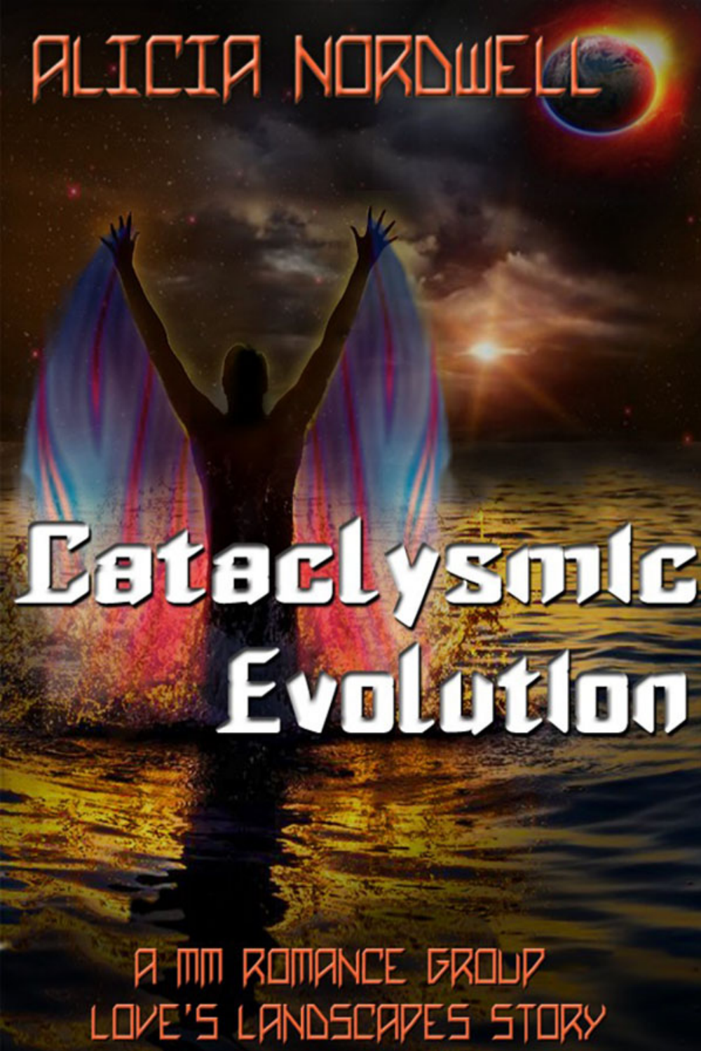ALICIA NORDWELL

# Cataclysmic Evolution

A MM ROMANCE GROUP LOVE'S LANDSCAPES STORY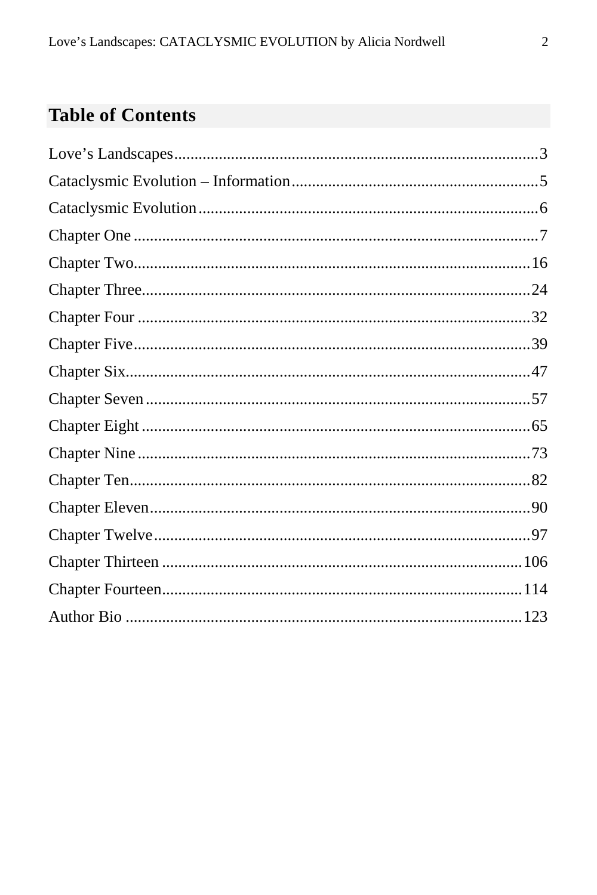## Table of Contents

Love’s Landscapes........................................................................................3
Cataclysmic Evolution – Information............................................................5
Cataclysmic Evolution...................................................................................6
Chapter One ..................................................................................................7
Chapter Two.................................................................................................16
Chapter Three...............................................................................................24
Chapter Four ................................................................................................32
Chapter Five.................................................................................................39
Chapter Six...................................................................................................47
Chapter Seven ..............................................................................................57
Chapter Eight ...............................................................................................65
Chapter Nine ................................................................................................73
Chapter Ten..................................................................................................82
Chapter Eleven.............................................................................................90
Chapter Twelve............................................................................................97
Chapter Thirteen .........................................................................................106
Chapter Fourteen.........................................................................................114
Author Bio ..................................................................................................123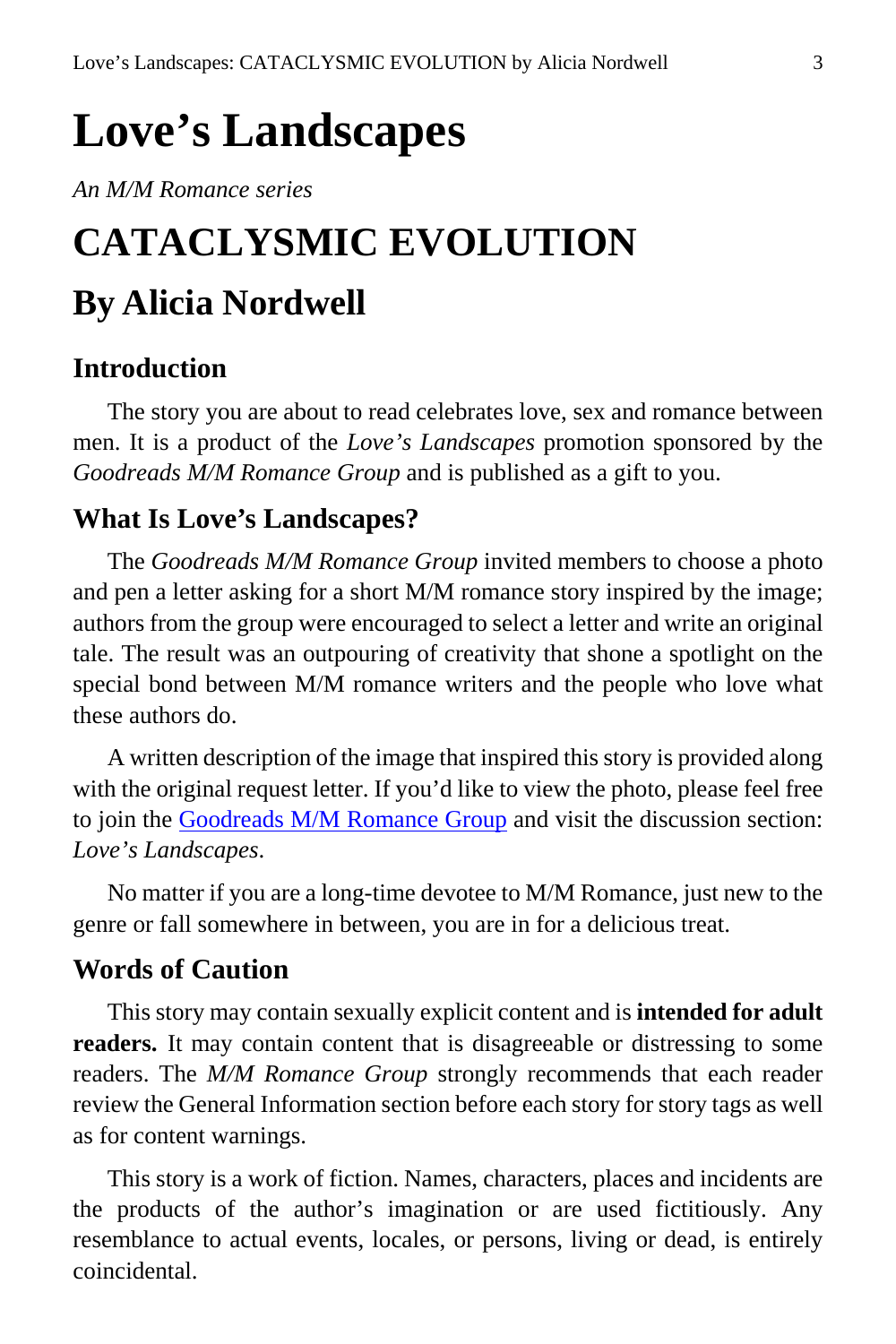# Love's Landscapes

*An M/M Romance series*

# CATACLYSMIC EVOLUTION

## By Alicia Nordwell

### Introduction

The story you are about to read celebrates love, sex and romance between men. It is a product of the *Love's Landscapes* promotion sponsored by the *Goodreads M/M Romance Group* and is published as a gift to you.

### What Is Love's Landscapes?

The *Goodreads M/M Romance Group* invited members to choose a photo and pen a letter asking for a short M/M romance story inspired by the image; authors from the group were encouraged to select a letter and write an original tale. The result was an outpouring of creativity that shone a spotlight on the special bond between M/M romance writers and the people who love what these authors do.

A written description of the image that inspired this story is provided along with the original request letter. If you'd like to view the photo, please feel free to join the Goodreads M/M Romance Group and visit the discussion section: *Love's Landscapes*.

No matter if you are a long-time devotee to M/M Romance, just new to the genre or fall somewhere in between, you are in for a delicious treat.

### Words of Caution

This story may contain sexually explicit content and is **intended for adult readers.** It may contain content that is disagreeable or distressing to some readers. The *M/M Romance Group* strongly recommends that each reader review the General Information section before each story for story tags as well as for content warnings.

This story is a work of fiction. Names, characters, places and incidents are the products of the author's imagination or are used fictitiously. Any resemblance to actual events, locales, or persons, living or dead, is entirely coincidental.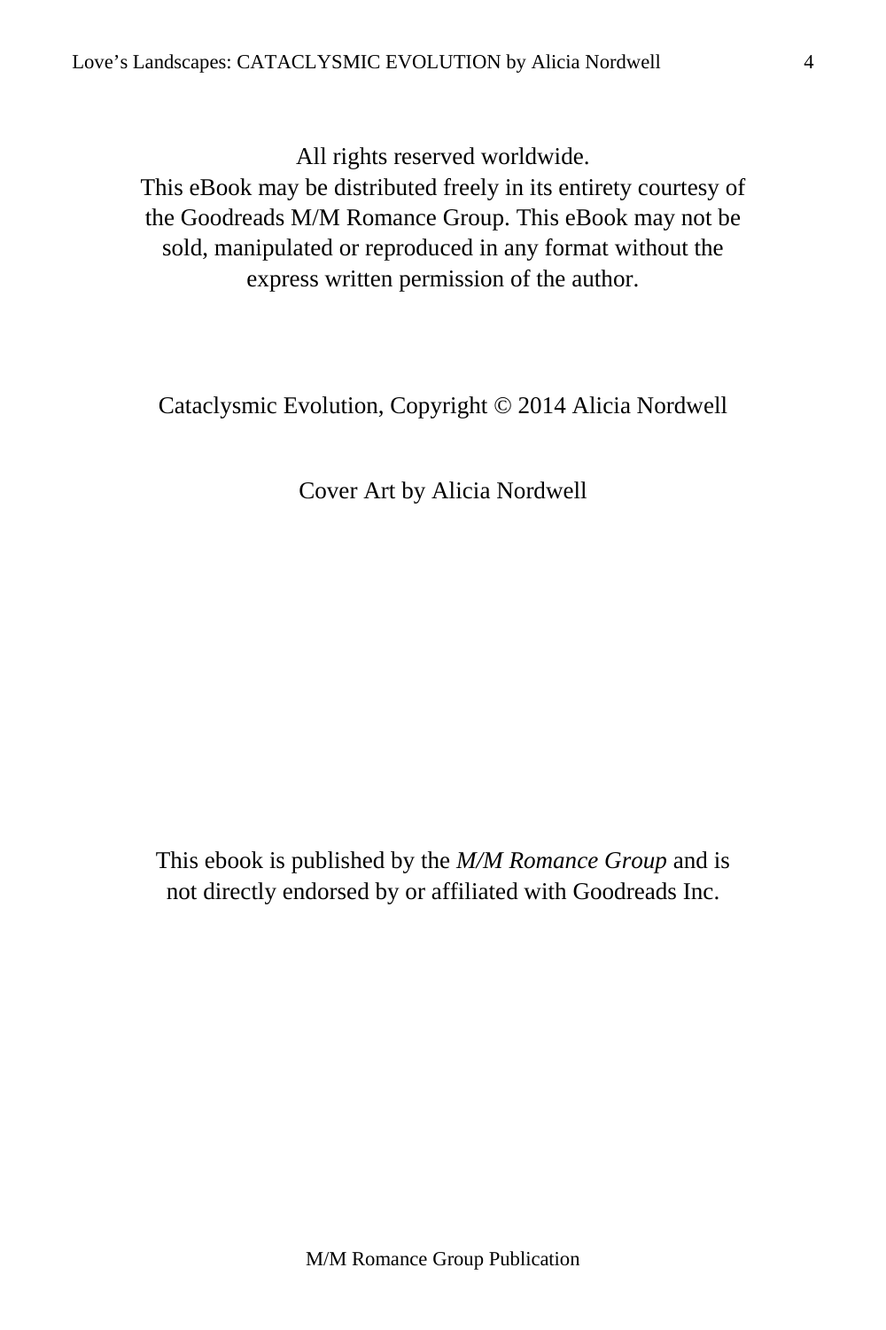All rights reserved worldwide.
This eBook may be distributed freely in its entirety courtesy of the Goodreads M/M Romance Group. This eBook may not be sold, manipulated or reproduced in any format without the express written permission of the author.

Cataclysmic Evolution, Copyright © 2014 Alicia Nordwell

Cover Art by Alicia Nordwell

This ebook is published by the *M/M Romance Group* and is not directly endorsed by or affiliated with Goodreads Inc.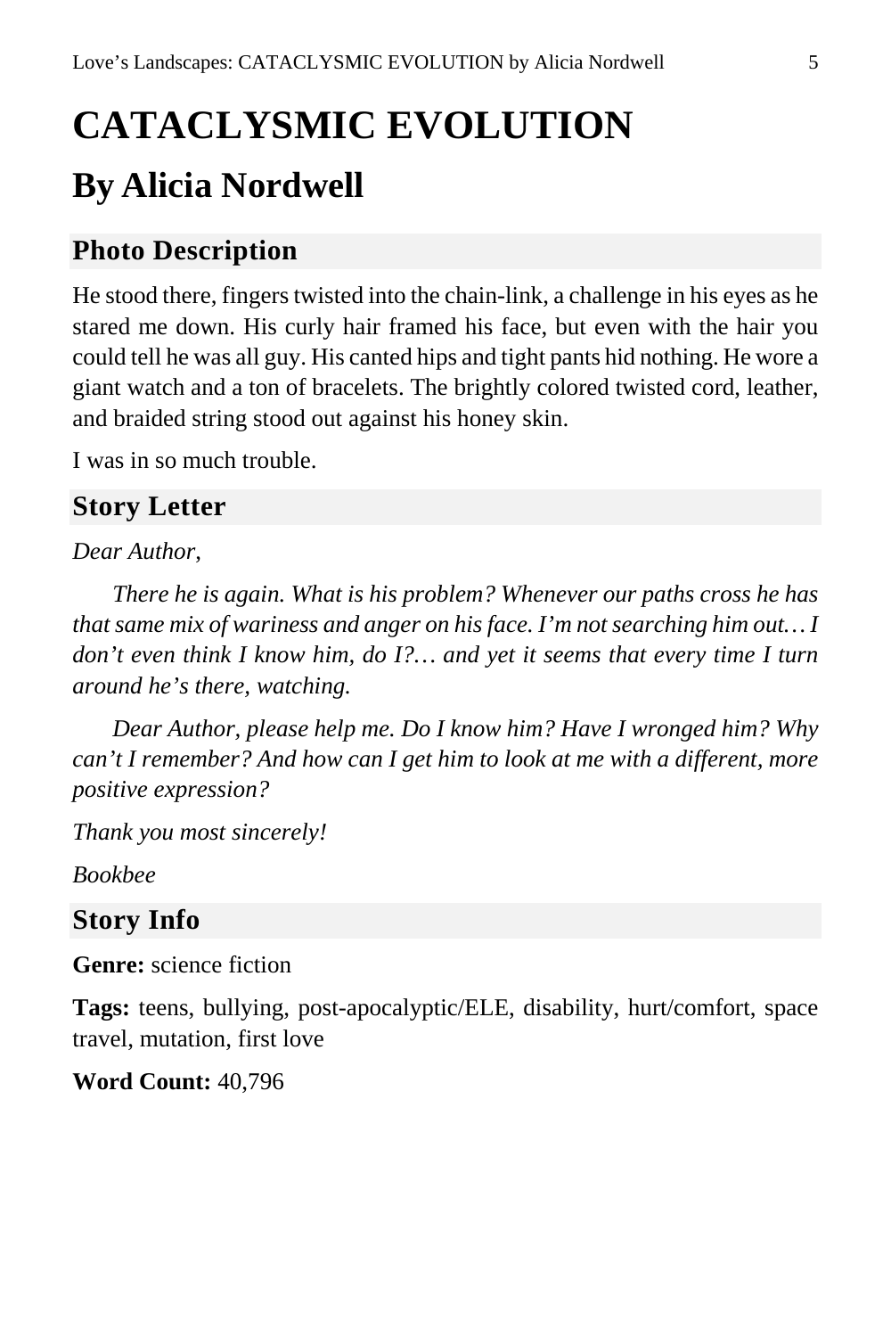# CATACLYSMIC EVOLUTION

## By Alicia Nordwell

### Photo Description

He stood there, fingers twisted into the chain-link, a challenge in his eyes as he stared me down. His curly hair framed his face, but even with the hair you could tell he was all guy. His canted hips and tight pants hid nothing. He wore a giant watch and a ton of bracelets. The brightly colored twisted cord, leather, and braided string stood out against his honey skin.

I was in so much trouble.

### Story Letter

*Dear Author,*

*There he is again. What is his problem? Whenever our paths cross he has that same mix of wariness and anger on his face. I'm not searching him out… I don't even think I know him, do I?… and yet it seems that every time I turn around he's there, watching.*

*Dear Author, please help me. Do I know him? Have I wronged him? Why can't I remember? And how can I get him to look at me with a different, more positive expression?*

*Thank you most sincerely!*

*Bookbee*

### Story Info

**Genre:** science fiction

**Tags:** teens, bullying, post-apocalyptic/ELE, disability, hurt/comfort, space travel, mutation, first love

**Word Count:** 40,796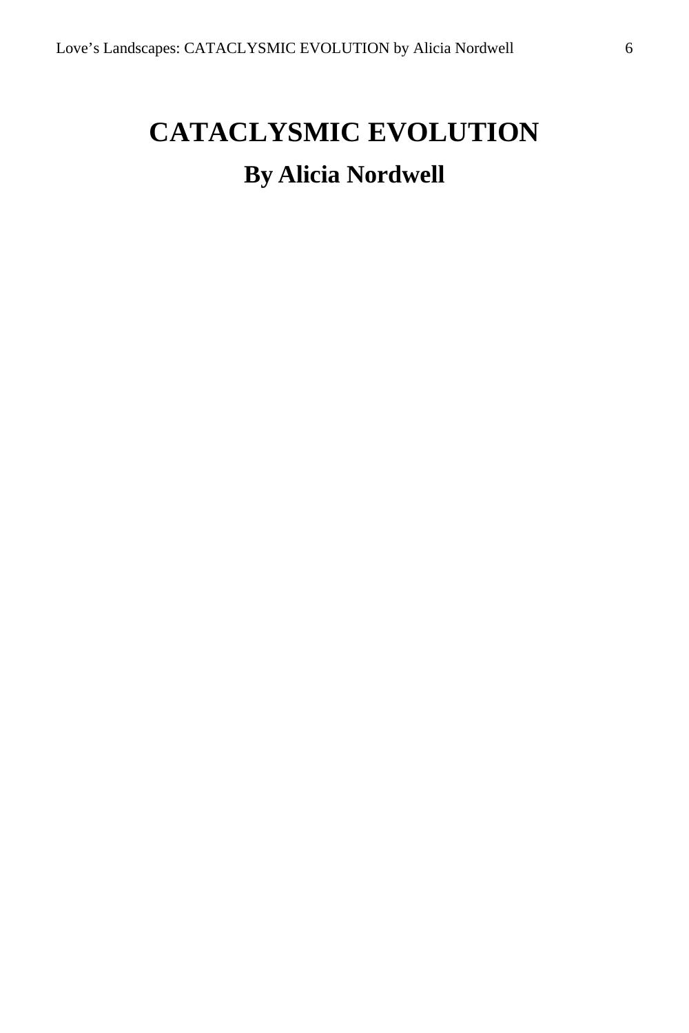# CATACLYSMIC EVOLUTION

## By Alicia Nordwell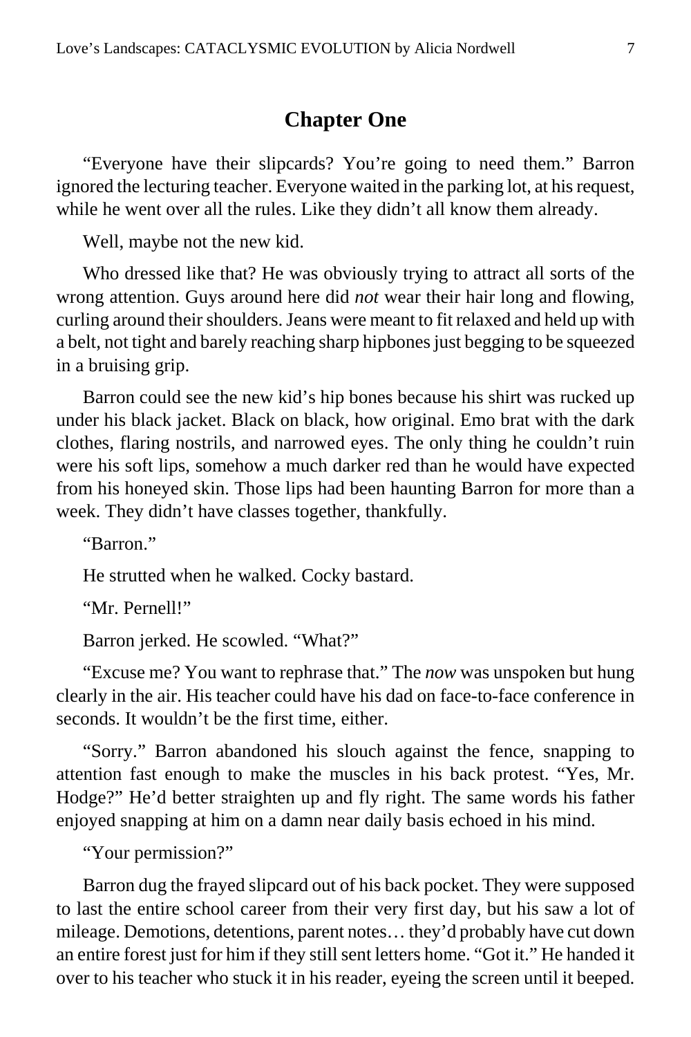## Chapter One

"Everyone have their slipcards? You're going to need them." Barron ignored the lecturing teacher. Everyone waited in the parking lot, at his request, while he went over all the rules. Like they didn't all know them already.

Well, maybe not the new kid.

Who dressed like that? He was obviously trying to attract all sorts of the wrong attention. Guys around here did *not* wear their hair long and flowing, curling around their shoulders. Jeans were meant to fit relaxed and held up with a belt, not tight and barely reaching sharp hipbones just begging to be squeezed in a bruising grip.

Barron could see the new kid's hip bones because his shirt was rucked up under his black jacket. Black on black, how original. Emo brat with the dark clothes, flaring nostrils, and narrowed eyes. The only thing he couldn't ruin were his soft lips, somehow a much darker red than he would have expected from his honeyed skin. Those lips had been haunting Barron for more than a week. They didn't have classes together, thankfully.

"Barron."

He strutted when he walked. Cocky bastard.

"Mr. Pernell!"

Barron jerked. He scowled. "What?"

"Excuse me? You want to rephrase that." The *now* was unspoken but hung clearly in the air. His teacher could have his dad on face-to-face conference in seconds. It wouldn't be the first time, either.

"Sorry." Barron abandoned his slouch against the fence, snapping to attention fast enough to make the muscles in his back protest. "Yes, Mr. Hodge?" He'd better straighten up and fly right. The same words his father enjoyed snapping at him on a damn near daily basis echoed in his mind.

"Your permission?"

Barron dug the frayed slipcard out of his back pocket. They were supposed to last the entire school career from their very first day, but his saw a lot of mileage. Demotions, detentions, parent notes… they'd probably have cut down an entire forest just for him if they still sent letters home. "Got it." He handed it over to his teacher who stuck it in his reader, eyeing the screen until it beeped.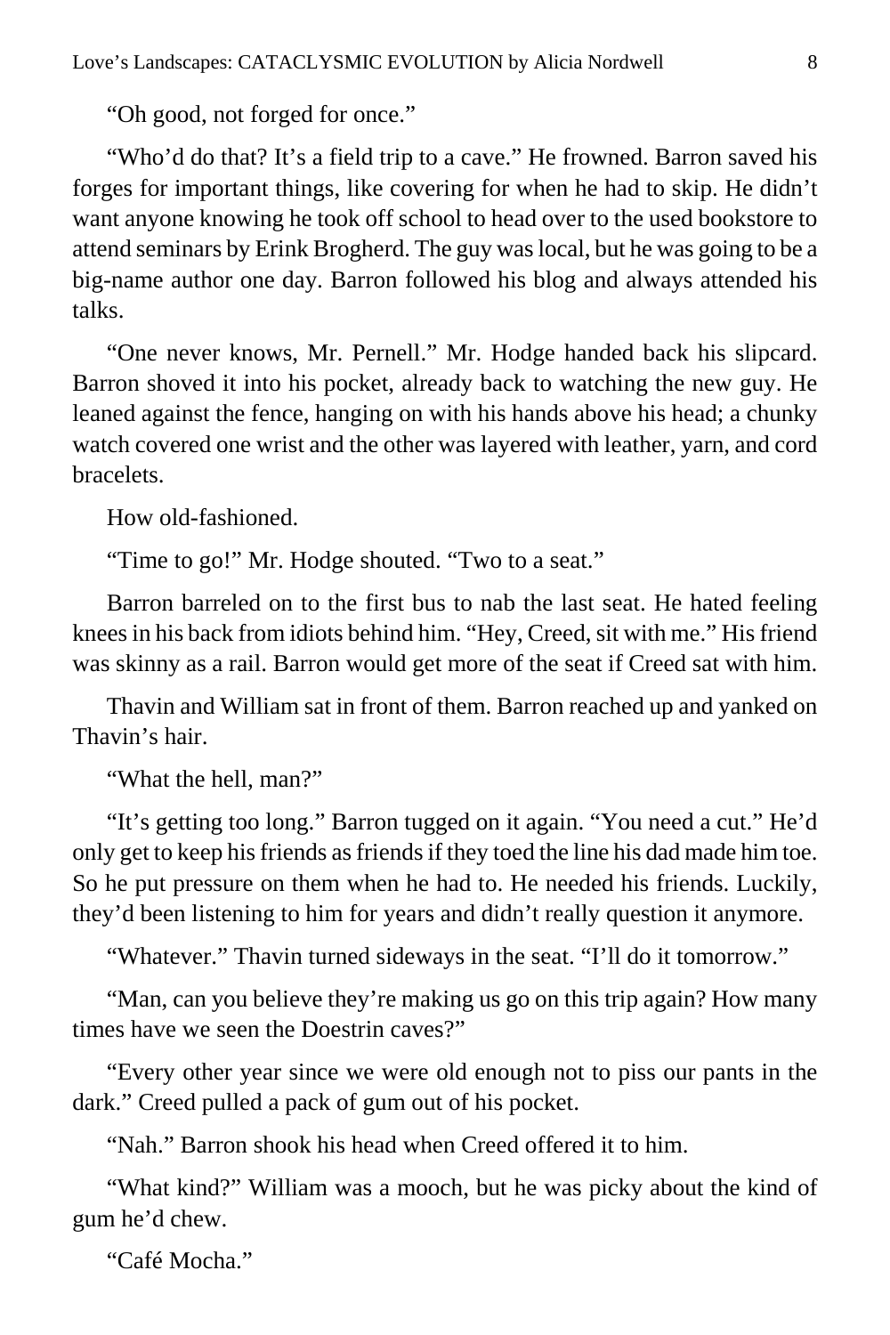"Oh good, not forged for once."

"Who'd do that? It's a field trip to a cave." He frowned. Barron saved his forges for important things, like covering for when he had to skip. He didn't want anyone knowing he took off school to head over to the used bookstore to attend seminars by Erink Brogherd. The guy was local, but he was going to be a big-name author one day. Barron followed his blog and always attended his talks.

"One never knows, Mr. Pernell." Mr. Hodge handed back his slipcard. Barron shoved it into his pocket, already back to watching the new guy. He leaned against the fence, hanging on with his hands above his head; a chunky watch covered one wrist and the other was layered with leather, yarn, and cord bracelets.

How old-fashioned.

"Time to go!" Mr. Hodge shouted. "Two to a seat."

Barron barreled on to the first bus to nab the last seat. He hated feeling knees in his back from idiots behind him. "Hey, Creed, sit with me." His friend was skinny as a rail. Barron would get more of the seat if Creed sat with him.

Thavin and William sat in front of them. Barron reached up and yanked on Thavin's hair.

"What the hell, man?"

"It's getting too long." Barron tugged on it again. "You need a cut." He'd only get to keep his friends as friends if they toed the line his dad made him toe. So he put pressure on them when he had to. He needed his friends. Luckily, they'd been listening to him for years and didn't really question it anymore.

"Whatever." Thavin turned sideways in the seat. "I'll do it tomorrow."

"Man, can you believe they're making us go on this trip again? How many times have we seen the Doestrin caves?"

"Every other year since we were old enough not to piss our pants in the dark." Creed pulled a pack of gum out of his pocket.

"Nah." Barron shook his head when Creed offered it to him.

"What kind?" William was a mooch, but he was picky about the kind of gum he'd chew.

"Café Mocha."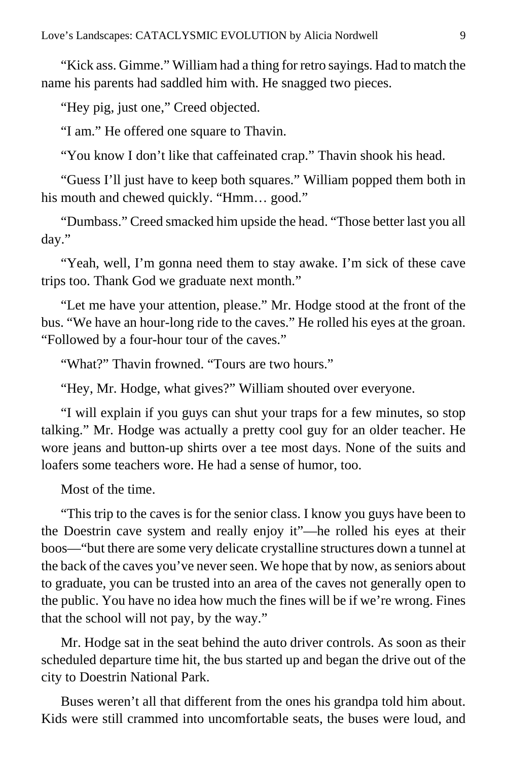"Kick ass. Gimme." William had a thing for retro sayings. Had to match the name his parents had saddled him with. He snagged two pieces.

"Hey pig, just one," Creed objected.

"I am." He offered one square to Thavin.

"You know I don't like that caffeinated crap." Thavin shook his head.

"Guess I'll just have to keep both squares." William popped them both in his mouth and chewed quickly. "Hmm… good."

"Dumbass." Creed smacked him upside the head. "Those better last you all day."

"Yeah, well, I'm gonna need them to stay awake. I'm sick of these cave trips too. Thank God we graduate next month."

"Let me have your attention, please." Mr. Hodge stood at the front of the bus. "We have an hour-long ride to the caves." He rolled his eyes at the groan. "Followed by a four-hour tour of the caves."

"What?" Thavin frowned. "Tours are two hours."

"Hey, Mr. Hodge, what gives?" William shouted over everyone.

"I will explain if you guys can shut your traps for a few minutes, so stop talking." Mr. Hodge was actually a pretty cool guy for an older teacher. He wore jeans and button-up shirts over a tee most days. None of the suits and loafers some teachers wore. He had a sense of humor, too.

Most of the time.

"This trip to the caves is for the senior class. I know you guys have been to the Doestrin cave system and really enjoy it"—he rolled his eyes at their boos—"but there are some very delicate crystalline structures down a tunnel at the back of the caves you've never seen. We hope that by now, as seniors about to graduate, you can be trusted into an area of the caves not generally open to the public. You have no idea how much the fines will be if we're wrong. Fines that the school will not pay, by the way."

Mr. Hodge sat in the seat behind the auto driver controls. As soon as their scheduled departure time hit, the bus started up and began the drive out of the city to Doestrin National Park.

Buses weren't all that different from the ones his grandpa told him about. Kids were still crammed into uncomfortable seats, the buses were loud, and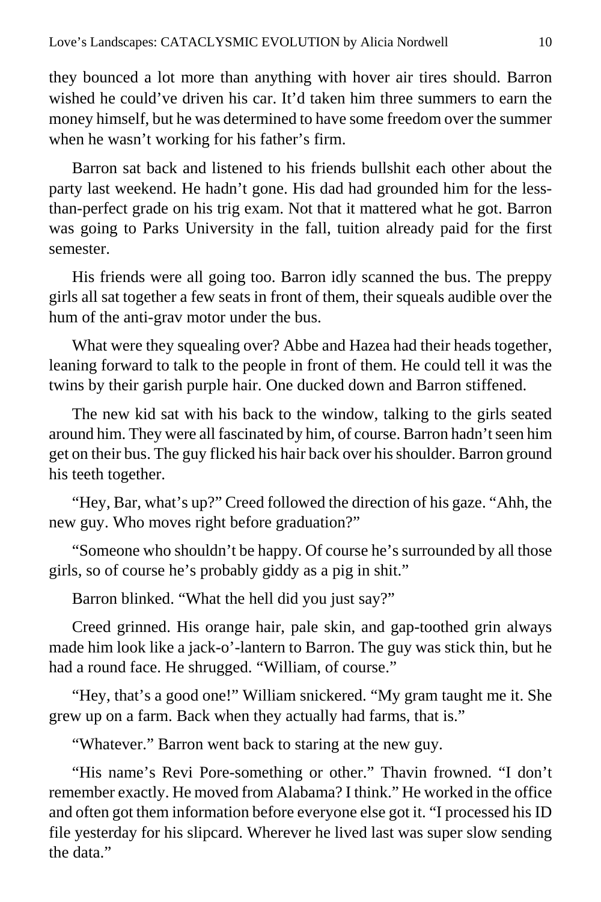they bounced a lot more than anything with hover air tires should. Barron wished he could've driven his car. It'd taken him three summers to earn the money himself, but he was determined to have some freedom over the summer when he wasn't working for his father's firm.

Barron sat back and listened to his friends bullshit each other about the party last weekend. He hadn't gone. His dad had grounded him for the less-than-perfect grade on his trig exam. Not that it mattered what he got. Barron was going to Parks University in the fall, tuition already paid for the first semester.

His friends were all going too. Barron idly scanned the bus. The preppy girls all sat together a few seats in front of them, their squeals audible over the hum of the anti-grav motor under the bus.

What were they squealing over? Abbe and Hazea had their heads together, leaning forward to talk to the people in front of them. He could tell it was the twins by their garish purple hair. One ducked down and Barron stiffened.

The new kid sat with his back to the window, talking to the girls seated around him. They were all fascinated by him, of course. Barron hadn't seen him get on their bus. The guy flicked his hair back over his shoulder. Barron ground his teeth together.

"Hey, Bar, what's up?" Creed followed the direction of his gaze. "Ahh, the new guy. Who moves right before graduation?"

"Someone who shouldn't be happy. Of course he's surrounded by all those girls, so of course he's probably giddy as a pig in shit."

Barron blinked. "What the hell did you just say?"

Creed grinned. His orange hair, pale skin, and gap-toothed grin always made him look like a jack-o'-lantern to Barron. The guy was stick thin, but he had a round face. He shrugged. "William, of course."

"Hey, that's a good one!" William snickered. "My gram taught me it. She grew up on a farm. Back when they actually had farms, that is."

"Whatever." Barron went back to staring at the new guy.

"His name's Revi Pore-something or other." Thavin frowned. "I don't remember exactly. He moved from Alabama? I think." He worked in the office and often got them information before everyone else got it. "I processed his ID file yesterday for his slipcard. Wherever he lived last was super slow sending the data."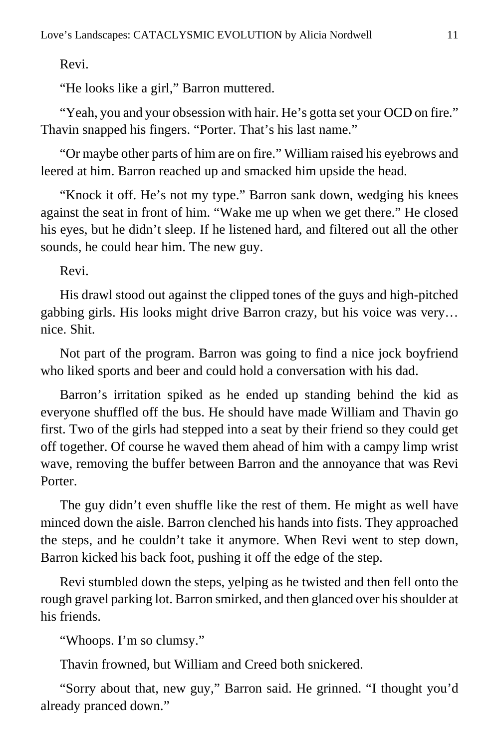Revi.

"He looks like a girl," Barron muttered.

"Yeah, you and your obsession with hair. He's gotta set your OCD on fire." Thavin snapped his fingers. "Porter. That's his last name."

"Or maybe other parts of him are on fire." William raised his eyebrows and leered at him. Barron reached up and smacked him upside the head.

"Knock it off. He's not my type." Barron sank down, wedging his knees against the seat in front of him. "Wake me up when we get there." He closed his eyes, but he didn't sleep. If he listened hard, and filtered out all the other sounds, he could hear him. The new guy.

Revi.

His drawl stood out against the clipped tones of the guys and high-pitched gabbing girls. His looks might drive Barron crazy, but his voice was very… nice. Shit.

Not part of the program. Barron was going to find a nice jock boyfriend who liked sports and beer and could hold a conversation with his dad.

Barron's irritation spiked as he ended up standing behind the kid as everyone shuffled off the bus. He should have made William and Thavin go first. Two of the girls had stepped into a seat by their friend so they could get off together. Of course he waved them ahead of him with a campy limp wrist wave, removing the buffer between Barron and the annoyance that was Revi Porter.

The guy didn't even shuffle like the rest of them. He might as well have minced down the aisle. Barron clenched his hands into fists. They approached the steps, and he couldn't take it anymore. When Revi went to step down, Barron kicked his back foot, pushing it off the edge of the step.

Revi stumbled down the steps, yelping as he twisted and then fell onto the rough gravel parking lot. Barron smirked, and then glanced over his shoulder at his friends.

"Whoops. I'm so clumsy."

Thavin frowned, but William and Creed both snickered.

"Sorry about that, new guy," Barron said. He grinned. "I thought you'd already pranced down."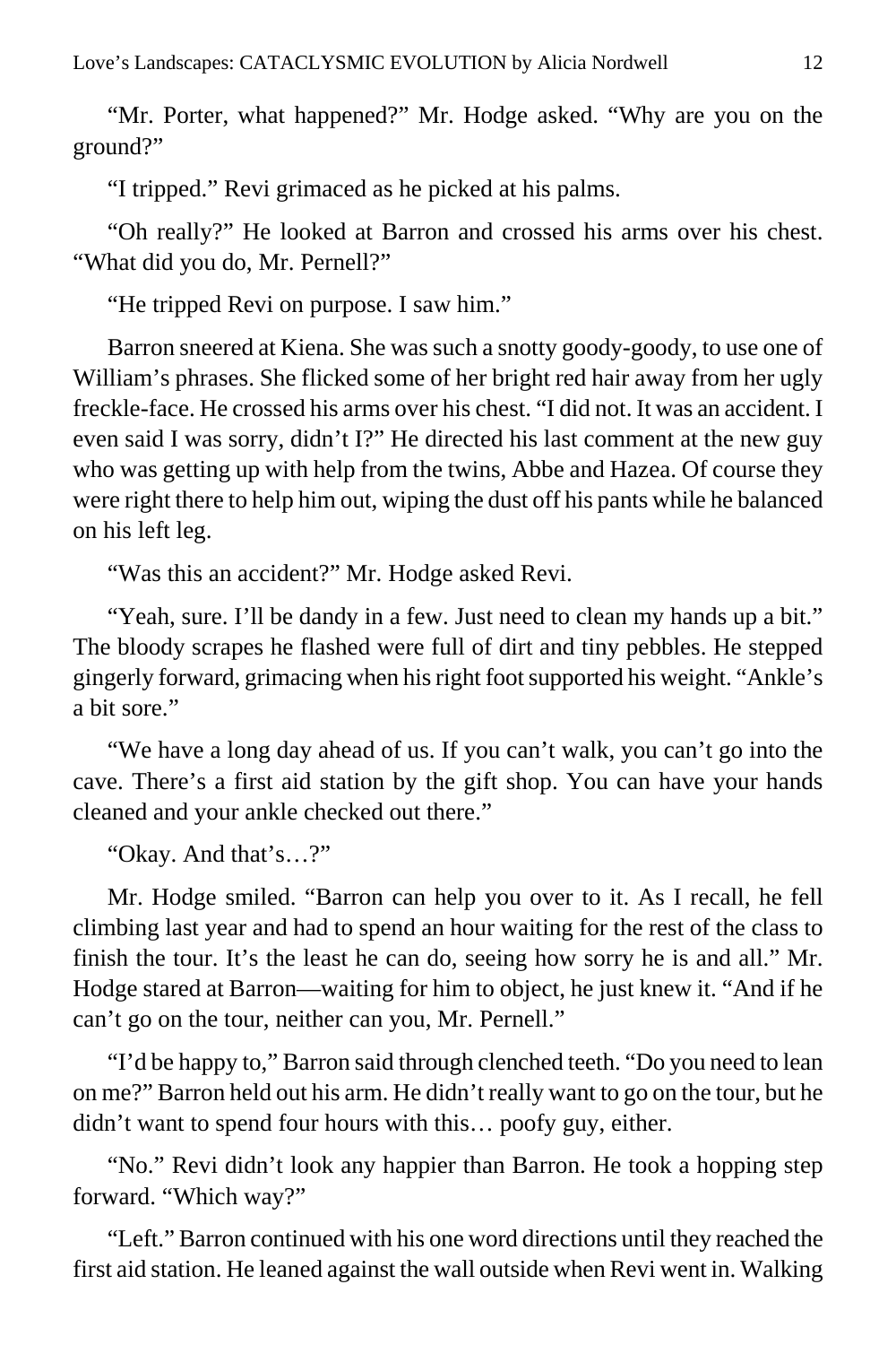"Mr. Porter, what happened?" Mr. Hodge asked. "Why are you on the ground?"

"I tripped." Revi grimaced as he picked at his palms.

"Oh really?" He looked at Barron and crossed his arms over his chest. "What did you do, Mr. Pernell?"

"He tripped Revi on purpose. I saw him."

Barron sneered at Kiena. She was such a snotty goody-goody, to use one of William's phrases. She flicked some of her bright red hair away from her ugly freckle-face. He crossed his arms over his chest. "I did not. It was an accident. I even said I was sorry, didn't I?" He directed his last comment at the new guy who was getting up with help from the twins, Abbe and Hazea. Of course they were right there to help him out, wiping the dust off his pants while he balanced on his left leg.

"Was this an accident?" Mr. Hodge asked Revi.

"Yeah, sure. I'll be dandy in a few. Just need to clean my hands up a bit." The bloody scrapes he flashed were full of dirt and tiny pebbles. He stepped gingerly forward, grimacing when his right foot supported his weight. "Ankle's a bit sore."

"We have a long day ahead of us. If you can't walk, you can't go into the cave. There's a first aid station by the gift shop. You can have your hands cleaned and your ankle checked out there."

"Okay. And that's…?"

Mr. Hodge smiled. "Barron can help you over to it. As I recall, he fell climbing last year and had to spend an hour waiting for the rest of the class to finish the tour. It's the least he can do, seeing how sorry he is and all." Mr. Hodge stared at Barron—waiting for him to object, he just knew it. "And if he can't go on the tour, neither can you, Mr. Pernell."

"I'd be happy to," Barron said through clenched teeth. "Do you need to lean on me?" Barron held out his arm. He didn't really want to go on the tour, but he didn't want to spend four hours with this… poofy guy, either.

"No." Revi didn't look any happier than Barron. He took a hopping step forward. "Which way?"

"Left." Barron continued with his one word directions until they reached the first aid station. He leaned against the wall outside when Revi went in. Walking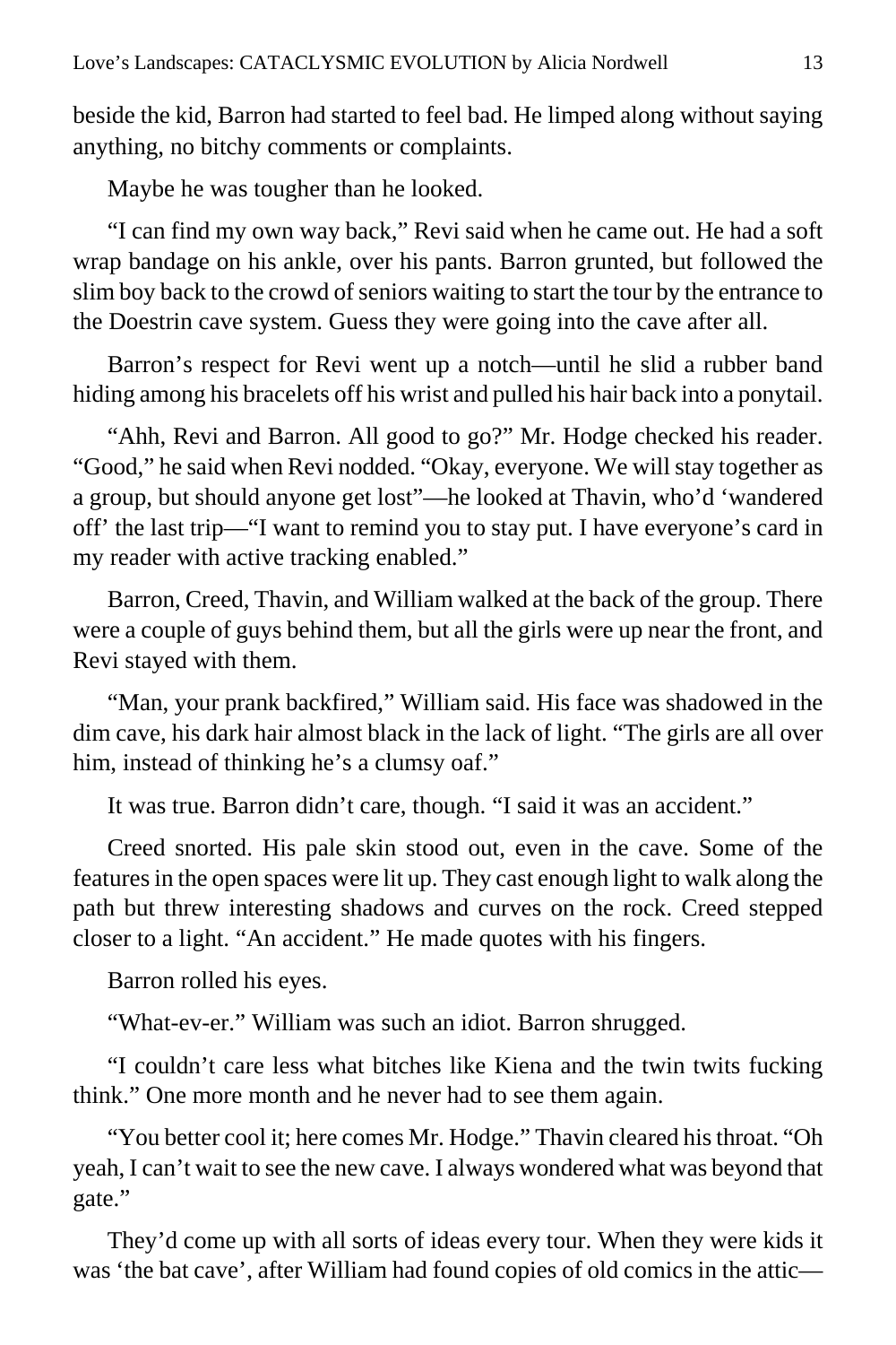beside the kid, Barron had started to feel bad. He limped along without saying anything, no bitchy comments or complaints.

Maybe he was tougher than he looked.

"I can find my own way back," Revi said when he came out. He had a soft wrap bandage on his ankle, over his pants. Barron grunted, but followed the slim boy back to the crowd of seniors waiting to start the tour by the entrance to the Doestrin cave system. Guess they were going into the cave after all.

Barron's respect for Revi went up a notch—until he slid a rubber band hiding among his bracelets off his wrist and pulled his hair back into a ponytail.

"Ahh, Revi and Barron. All good to go?" Mr. Hodge checked his reader. "Good," he said when Revi nodded. "Okay, everyone. We will stay together as a group, but should anyone get lost"—he looked at Thavin, who'd 'wandered off' the last trip—"I want to remind you to stay put. I have everyone's card in my reader with active tracking enabled."

Barron, Creed, Thavin, and William walked at the back of the group. There were a couple of guys behind them, but all the girls were up near the front, and Revi stayed with them.

"Man, your prank backfired," William said. His face was shadowed in the dim cave, his dark hair almost black in the lack of light. "The girls are all over him, instead of thinking he's a clumsy oaf."

It was true. Barron didn't care, though. "I said it was an accident."

Creed snorted. His pale skin stood out, even in the cave. Some of the features in the open spaces were lit up. They cast enough light to walk along the path but threw interesting shadows and curves on the rock. Creed stepped closer to a light. "An accident." He made quotes with his fingers.

Barron rolled his eyes.

"What-ev-er." William was such an idiot. Barron shrugged.

"I couldn't care less what bitches like Kiena and the twin twits fucking think." One more month and he never had to see them again.

"You better cool it; here comes Mr. Hodge." Thavin cleared his throat. "Oh yeah, I can't wait to see the new cave. I always wondered what was beyond that gate."

They'd come up with all sorts of ideas every tour. When they were kids it was 'the bat cave', after William had found copies of old comics in the attic—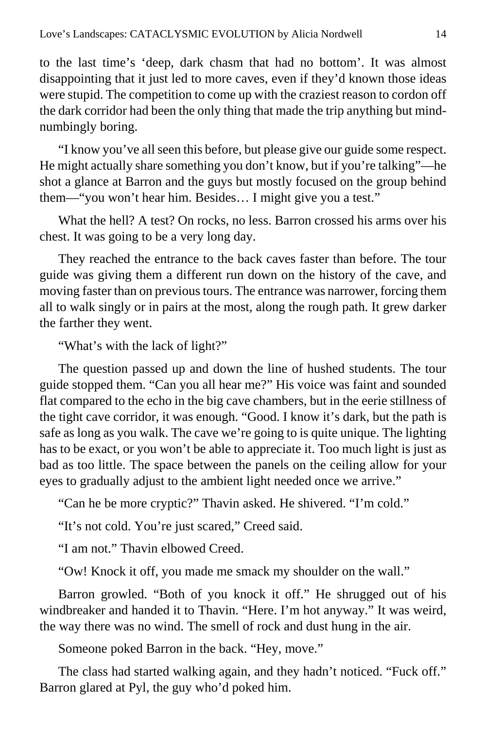to the last time's 'deep, dark chasm that had no bottom'. It was almost disappointing that it just led to more caves, even if they'd known those ideas were stupid. The competition to come up with the craziest reason to cordon off the dark corridor had been the only thing that made the trip anything but mind-numbingly boring.

"I know you've all seen this before, but please give our guide some respect. He might actually share something you don't know, but if you're talking"—he shot a glance at Barron and the guys but mostly focused on the group behind them—"you won't hear him. Besides… I might give you a test."

What the hell? A test? On rocks, no less. Barron crossed his arms over his chest. It was going to be a very long day.

They reached the entrance to the back caves faster than before. The tour guide was giving them a different run down on the history of the cave, and moving faster than on previous tours. The entrance was narrower, forcing them all to walk singly or in pairs at the most, along the rough path. It grew darker the farther they went.

"What's with the lack of light?"

The question passed up and down the line of hushed students. The tour guide stopped them. "Can you all hear me?" His voice was faint and sounded flat compared to the echo in the big cave chambers, but in the eerie stillness of the tight cave corridor, it was enough. "Good. I know it's dark, but the path is safe as long as you walk. The cave we're going to is quite unique. The lighting has to be exact, or you won't be able to appreciate it. Too much light is just as bad as too little. The space between the panels on the ceiling allow for your eyes to gradually adjust to the ambient light needed once we arrive."

"Can he be more cryptic?" Thavin asked. He shivered. "I'm cold."

"It's not cold. You're just scared," Creed said.

"I am not." Thavin elbowed Creed.

"Ow! Knock it off, you made me smack my shoulder on the wall."

Barron growled. "Both of you knock it off." He shrugged out of his windbreaker and handed it to Thavin. "Here. I'm hot anyway." It was weird, the way there was no wind. The smell of rock and dust hung in the air.

Someone poked Barron in the back. "Hey, move."

The class had started walking again, and they hadn't noticed. "Fuck off." Barron glared at Pyl, the guy who'd poked him.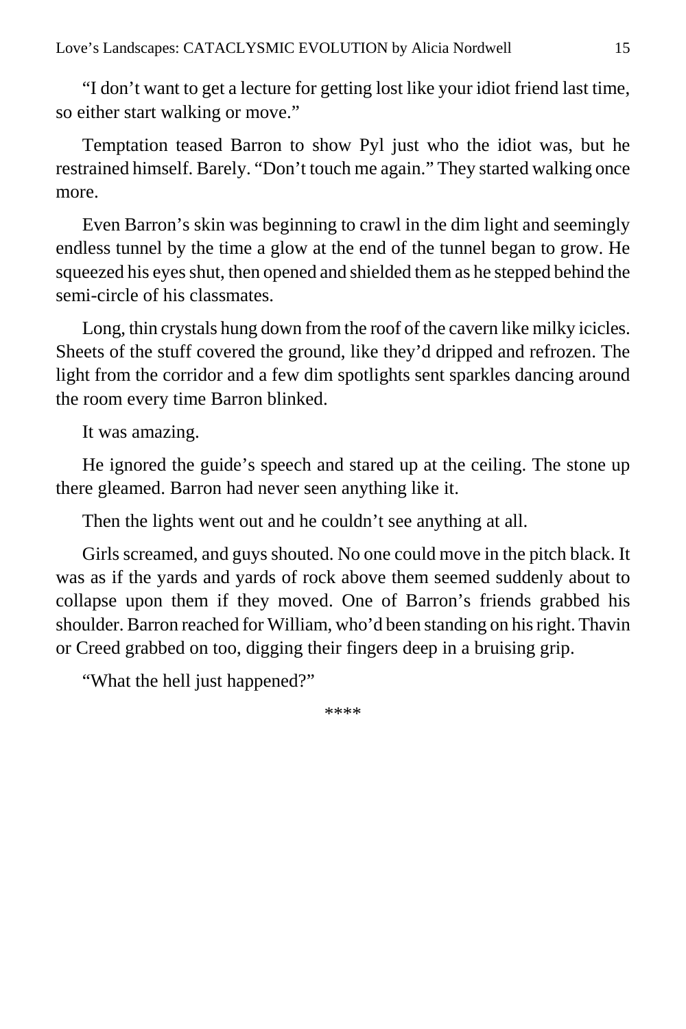"I don't want to get a lecture for getting lost like your idiot friend last time, so either start walking or move."

Temptation teased Barron to show Pyl just who the idiot was, but he restrained himself. Barely. "Don't touch me again." They started walking once more.

Even Barron's skin was beginning to crawl in the dim light and seemingly endless tunnel by the time a glow at the end of the tunnel began to grow. He squeezed his eyes shut, then opened and shielded them as he stepped behind the semi-circle of his classmates.

Long, thin crystals hung down from the roof of the cavern like milky icicles. Sheets of the stuff covered the ground, like they'd dripped and refrozen. The light from the corridor and a few dim spotlights sent sparkles dancing around the room every time Barron blinked.

It was amazing.

He ignored the guide's speech and stared up at the ceiling. The stone up there gleamed. Barron had never seen anything like it.

Then the lights went out and he couldn't see anything at all.

Girls screamed, and guys shouted. No one could move in the pitch black. It was as if the yards and yards of rock above them seemed suddenly about to collapse upon them if they moved. One of Barron's friends grabbed his shoulder. Barron reached for William, who'd been standing on his right. Thavin or Creed grabbed on too, digging their fingers deep in a bruising grip.

"What the hell just happened?"

****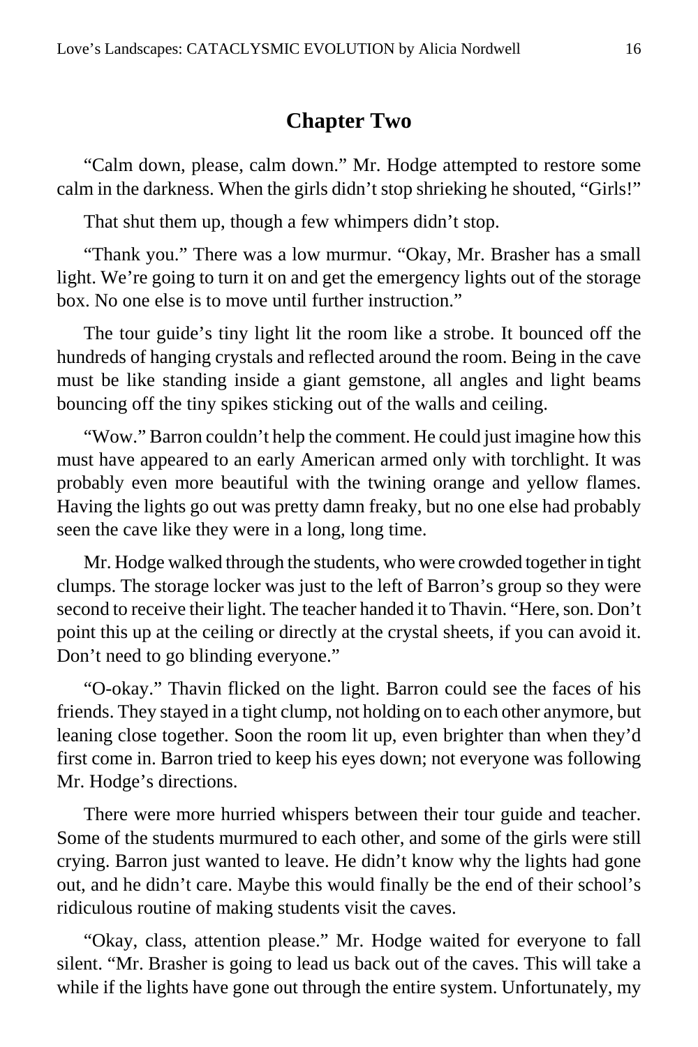## Chapter Two

"Calm down, please, calm down." Mr. Hodge attempted to restore some calm in the darkness. When the girls didn't stop shrieking he shouted, "Girls!"

That shut them up, though a few whimpers didn't stop.

"Thank you." There was a low murmur. "Okay, Mr. Brasher has a small light. We're going to turn it on and get the emergency lights out of the storage box. No one else is to move until further instruction."

The tour guide's tiny light lit the room like a strobe. It bounced off the hundreds of hanging crystals and reflected around the room. Being in the cave must be like standing inside a giant gemstone, all angles and light beams bouncing off the tiny spikes sticking out of the walls and ceiling.

"Wow." Barron couldn't help the comment. He could just imagine how this must have appeared to an early American armed only with torchlight. It was probably even more beautiful with the twining orange and yellow flames. Having the lights go out was pretty damn freaky, but no one else had probably seen the cave like they were in a long, long time.

Mr. Hodge walked through the students, who were crowded together in tight clumps. The storage locker was just to the left of Barron's group so they were second to receive their light. The teacher handed it to Thavin. "Here, son. Don't point this up at the ceiling or directly at the crystal sheets, if you can avoid it. Don't need to go blinding everyone."

"O-okay." Thavin flicked on the light. Barron could see the faces of his friends. They stayed in a tight clump, not holding on to each other anymore, but leaning close together. Soon the room lit up, even brighter than when they'd first come in. Barron tried to keep his eyes down; not everyone was following Mr. Hodge's directions.

There were more hurried whispers between their tour guide and teacher. Some of the students murmured to each other, and some of the girls were still crying. Barron just wanted to leave. He didn't know why the lights had gone out, and he didn't care. Maybe this would finally be the end of their school's ridiculous routine of making students visit the caves.

"Okay, class, attention please." Mr. Hodge waited for everyone to fall silent. "Mr. Brasher is going to lead us back out of the caves. This will take a while if the lights have gone out through the entire system. Unfortunately, my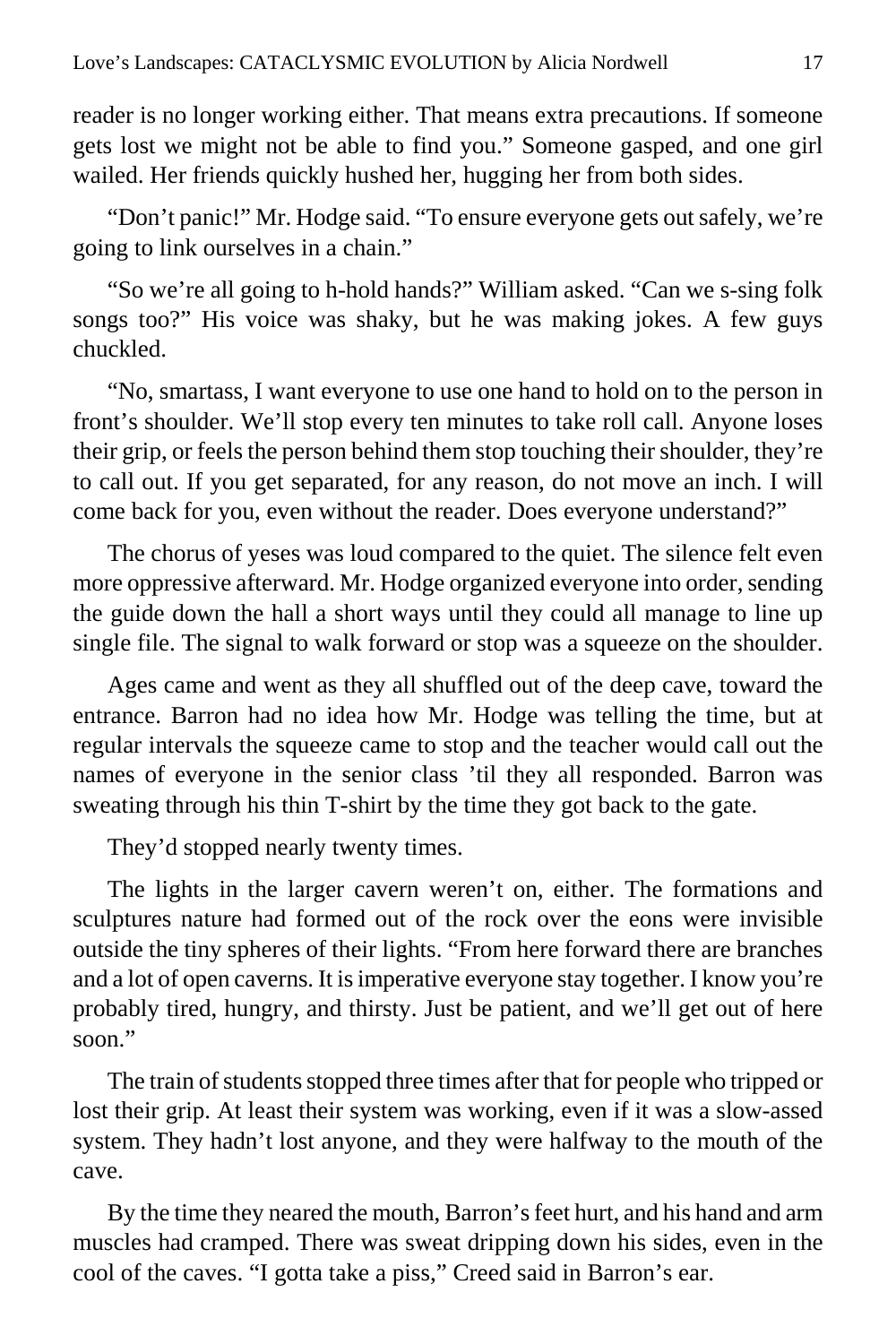reader is no longer working either. That means extra precautions. If someone gets lost we might not be able to find you." Someone gasped, and one girl wailed. Her friends quickly hushed her, hugging her from both sides.

"Don't panic!" Mr. Hodge said. "To ensure everyone gets out safely, we're going to link ourselves in a chain."

"So we're all going to h-hold hands?" William asked. "Can we s-sing folk songs too?" His voice was shaky, but he was making jokes. A few guys chuckled.

"No, smartass, I want everyone to use one hand to hold on to the person in front's shoulder. We'll stop every ten minutes to take roll call. Anyone loses their grip, or feels the person behind them stop touching their shoulder, they're to call out. If you get separated, for any reason, do not move an inch. I will come back for you, even without the reader. Does everyone understand?"

The chorus of yeses was loud compared to the quiet. The silence felt even more oppressive afterward. Mr. Hodge organized everyone into order, sending the guide down the hall a short ways until they could all manage to line up single file. The signal to walk forward or stop was a squeeze on the shoulder.

Ages came and went as they all shuffled out of the deep cave, toward the entrance. Barron had no idea how Mr. Hodge was telling the time, but at regular intervals the squeeze came to stop and the teacher would call out the names of everyone in the senior class 'til they all responded. Barron was sweating through his thin T-shirt by the time they got back to the gate.

They'd stopped nearly twenty times.

The lights in the larger cavern weren't on, either. The formations and sculptures nature had formed out of the rock over the eons were invisible outside the tiny spheres of their lights. "From here forward there are branches and a lot of open caverns. It is imperative everyone stay together. I know you're probably tired, hungry, and thirsty. Just be patient, and we'll get out of here soon."

The train of students stopped three times after that for people who tripped or lost their grip. At least their system was working, even if it was a slow-assed system. They hadn't lost anyone, and they were halfway to the mouth of the cave.

By the time they neared the mouth, Barron's feet hurt, and his hand and arm muscles had cramped. There was sweat dripping down his sides, even in the cool of the caves. "I gotta take a piss," Creed said in Barron's ear.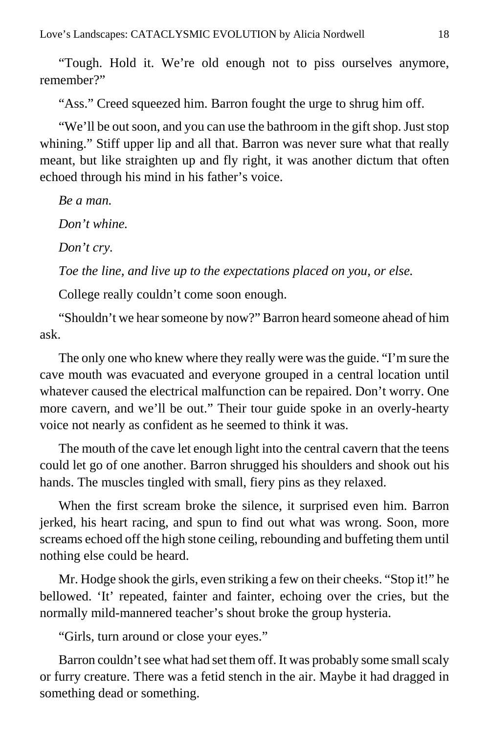"Tough. Hold it. We're old enough not to piss ourselves anymore, remember?"

"Ass." Creed squeezed him. Barron fought the urge to shrug him off.

"We'll be out soon, and you can use the bathroom in the gift shop. Just stop whining." Stiff upper lip and all that. Barron was never sure what that really meant, but like straighten up and fly right, it was another dictum that often echoed through his mind in his father's voice.

*Be a man.*

*Don't whine.*

*Don't cry.*

*Toe the line, and live up to the expectations placed on you, or else.*

College really couldn't come soon enough.

"Shouldn't we hear someone by now?" Barron heard someone ahead of him ask.

The only one who knew where they really were was the guide. "I'm sure the cave mouth was evacuated and everyone grouped in a central location until whatever caused the electrical malfunction can be repaired. Don't worry. One more cavern, and we'll be out." Their tour guide spoke in an overly-hearty voice not nearly as confident as he seemed to think it was.

The mouth of the cave let enough light into the central cavern that the teens could let go of one another. Barron shrugged his shoulders and shook out his hands. The muscles tingled with small, fiery pins as they relaxed.

When the first scream broke the silence, it surprised even him. Barron jerked, his heart racing, and spun to find out what was wrong. Soon, more screams echoed off the high stone ceiling, rebounding and buffeting them until nothing else could be heard.

Mr. Hodge shook the girls, even striking a few on their cheeks. "Stop it!" he bellowed. 'It' repeated, fainter and fainter, echoing over the cries, but the normally mild-mannered teacher's shout broke the group hysteria.

"Girls, turn around or close your eyes."

Barron couldn't see what had set them off. It was probably some small scaly or furry creature. There was a fetid stench in the air. Maybe it had dragged in something dead or something.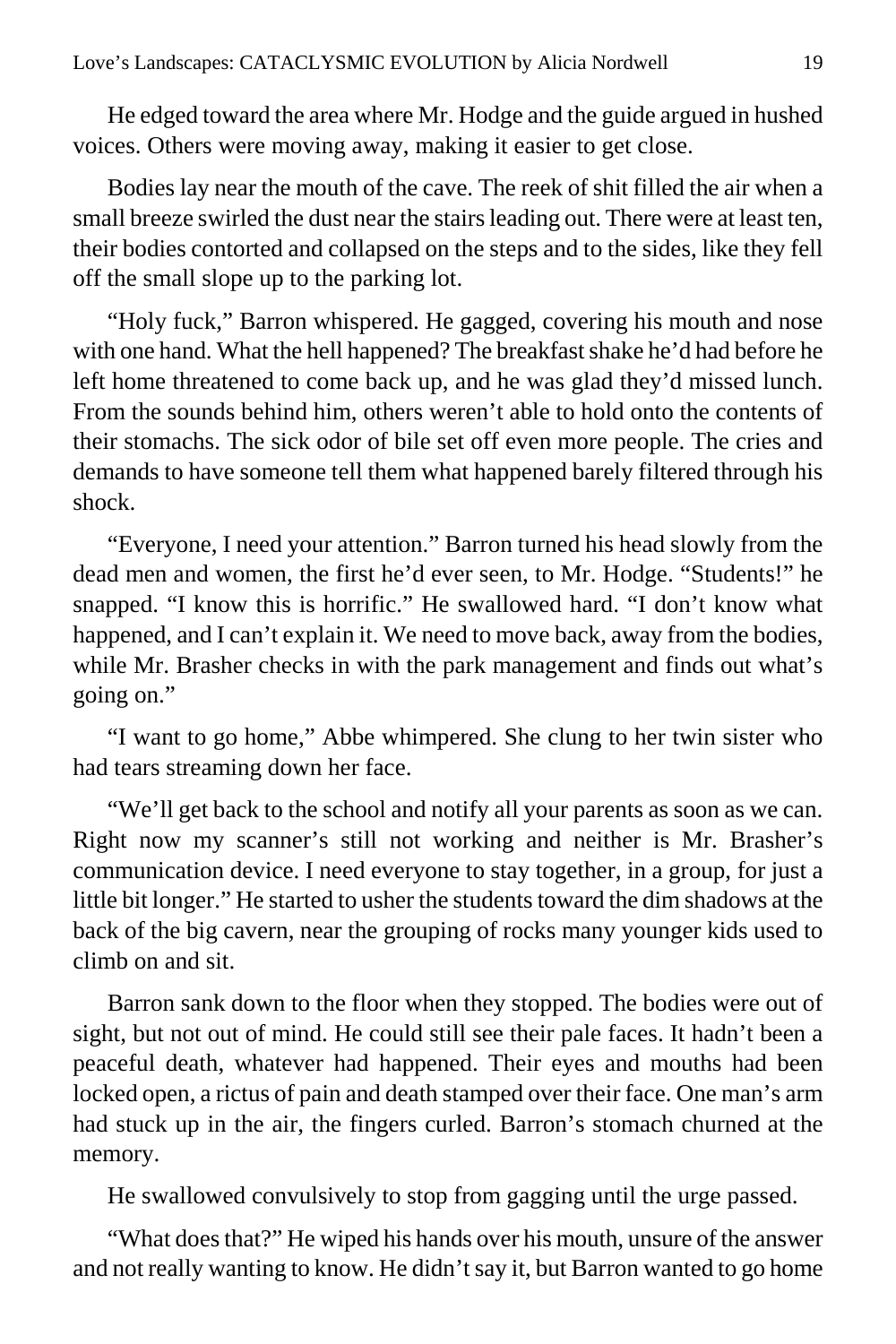He edged toward the area where Mr. Hodge and the guide argued in hushed voices. Others were moving away, making it easier to get close.

Bodies lay near the mouth of the cave. The reek of shit filled the air when a small breeze swirled the dust near the stairs leading out. There were at least ten, their bodies contorted and collapsed on the steps and to the sides, like they fell off the small slope up to the parking lot.

"Holy fuck," Barron whispered. He gagged, covering his mouth and nose with one hand. What the hell happened? The breakfast shake he'd had before he left home threatened to come back up, and he was glad they'd missed lunch. From the sounds behind him, others weren't able to hold onto the contents of their stomachs. The sick odor of bile set off even more people. The cries and demands to have someone tell them what happened barely filtered through his shock.

"Everyone, I need your attention." Barron turned his head slowly from the dead men and women, the first he'd ever seen, to Mr. Hodge. "Students!" he snapped. "I know this is horrific." He swallowed hard. "I don't know what happened, and I can't explain it. We need to move back, away from the bodies, while Mr. Brasher checks in with the park management and finds out what's going on."

"I want to go home," Abbe whimpered. She clung to her twin sister who had tears streaming down her face.

"We'll get back to the school and notify all your parents as soon as we can. Right now my scanner's still not working and neither is Mr. Brasher's communication device. I need everyone to stay together, in a group, for just a little bit longer." He started to usher the students toward the dim shadows at the back of the big cavern, near the grouping of rocks many younger kids used to climb on and sit.

Barron sank down to the floor when they stopped. The bodies were out of sight, but not out of mind. He could still see their pale faces. It hadn't been a peaceful death, whatever had happened. Their eyes and mouths had been locked open, a rictus of pain and death stamped over their face. One man's arm had stuck up in the air, the fingers curled. Barron's stomach churned at the memory.

He swallowed convulsively to stop from gagging until the urge passed.

"What does that?" He wiped his hands over his mouth, unsure of the answer and not really wanting to know. He didn't say it, but Barron wanted to go home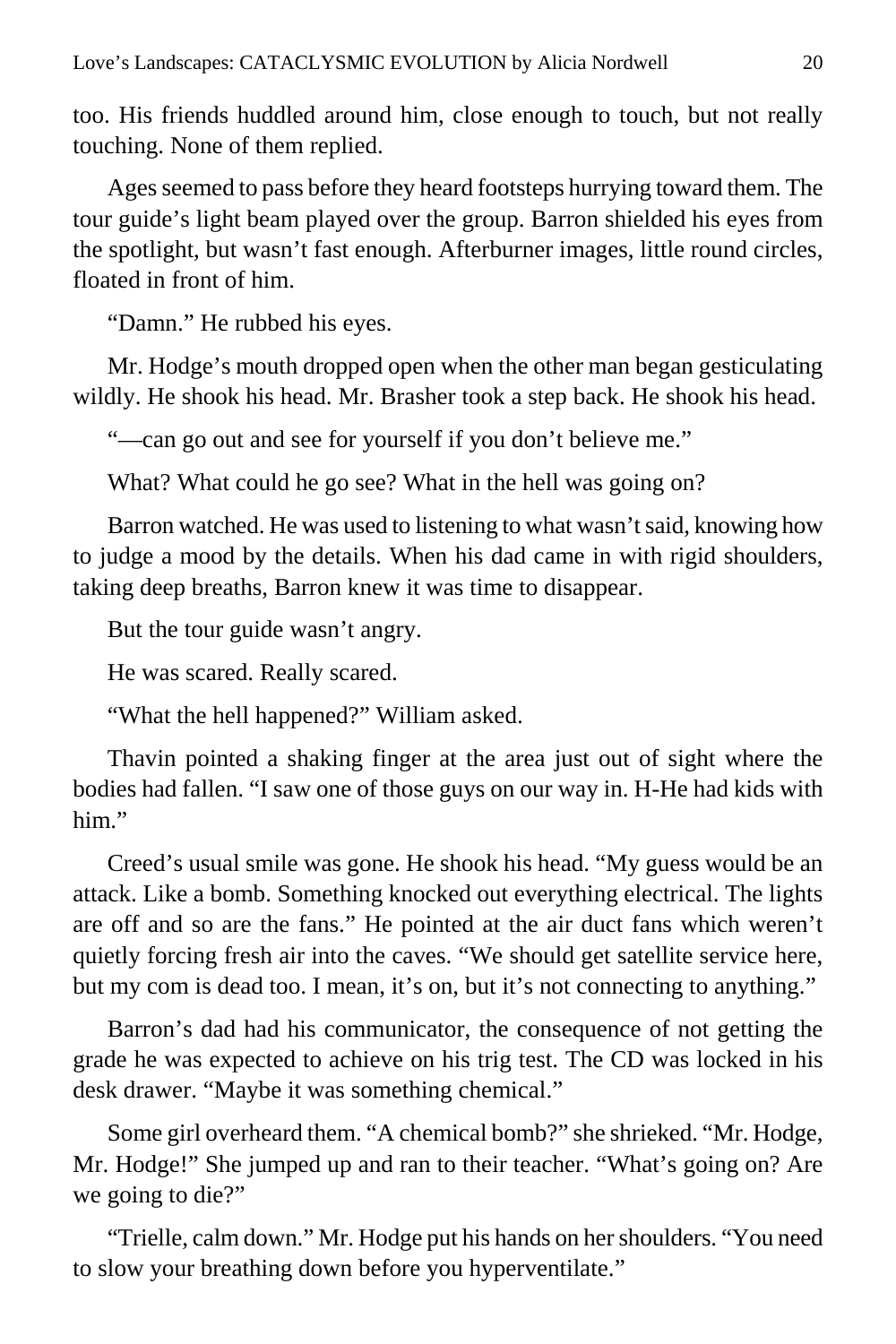too. His friends huddled around him, close enough to touch, but not really touching. None of them replied.

Ages seemed to pass before they heard footsteps hurrying toward them. The tour guide's light beam played over the group. Barron shielded his eyes from the spotlight, but wasn't fast enough. Afterburner images, little round circles, floated in front of him.

"Damn." He rubbed his eyes.

Mr. Hodge's mouth dropped open when the other man began gesticulating wildly. He shook his head. Mr. Brasher took a step back. He shook his head.

"—can go out and see for yourself if you don't believe me."

What? What could he go see? What in the hell was going on?

Barron watched. He was used to listening to what wasn't said, knowing how to judge a mood by the details. When his dad came in with rigid shoulders, taking deep breaths, Barron knew it was time to disappear.

But the tour guide wasn't angry.

He was scared. Really scared.

"What the hell happened?" William asked.

Thavin pointed a shaking finger at the area just out of sight where the bodies had fallen. "I saw one of those guys on our way in. H-He had kids with him."

Creed's usual smile was gone. He shook his head. "My guess would be an attack. Like a bomb. Something knocked out everything electrical. The lights are off and so are the fans." He pointed at the air duct fans which weren't quietly forcing fresh air into the caves. "We should get satellite service here, but my com is dead too. I mean, it's on, but it's not connecting to anything."

Barron's dad had his communicator, the consequence of not getting the grade he was expected to achieve on his trig test. The CD was locked in his desk drawer. "Maybe it was something chemical."

Some girl overheard them. "A chemical bomb?" she shrieked. "Mr. Hodge, Mr. Hodge!" She jumped up and ran to their teacher. "What's going on? Are we going to die?"

"Trielle, calm down." Mr. Hodge put his hands on her shoulders. "You need to slow your breathing down before you hyperventilate."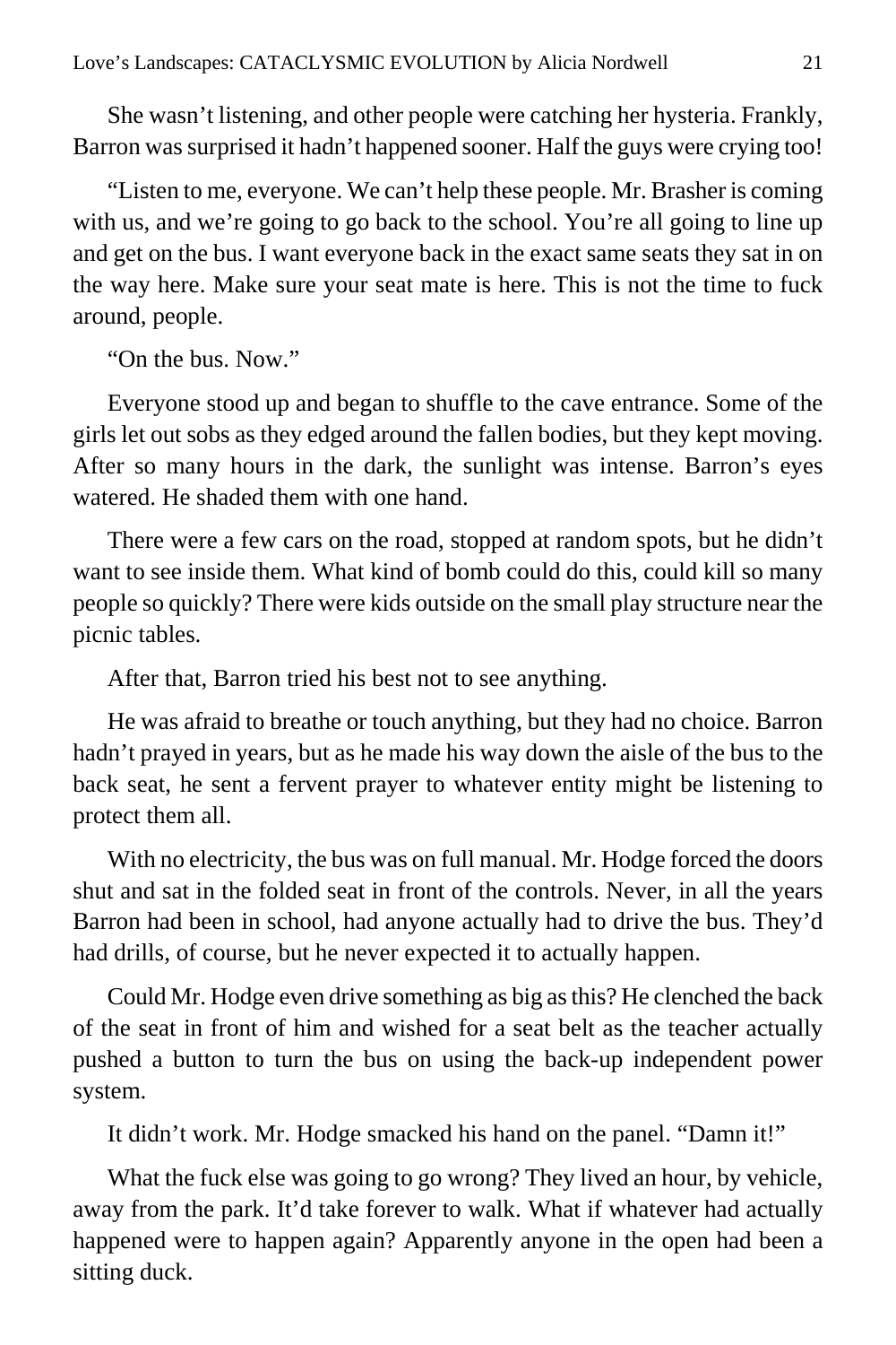She wasn't listening, and other people were catching her hysteria. Frankly, Barron was surprised it hadn't happened sooner. Half the guys were crying too!

"Listen to me, everyone. We can't help these people. Mr. Brasher is coming with us, and we're going to go back to the school. You're all going to line up and get on the bus. I want everyone back in the exact same seats they sat in on the way here. Make sure your seat mate is here. This is not the time to fuck around, people.

"On the bus. Now."

Everyone stood up and began to shuffle to the cave entrance. Some of the girls let out sobs as they edged around the fallen bodies, but they kept moving. After so many hours in the dark, the sunlight was intense. Barron's eyes watered. He shaded them with one hand.

There were a few cars on the road, stopped at random spots, but he didn't want to see inside them. What kind of bomb could do this, could kill so many people so quickly? There were kids outside on the small play structure near the picnic tables.

After that, Barron tried his best not to see anything.

He was afraid to breathe or touch anything, but they had no choice. Barron hadn't prayed in years, but as he made his way down the aisle of the bus to the back seat, he sent a fervent prayer to whatever entity might be listening to protect them all.

With no electricity, the bus was on full manual. Mr. Hodge forced the doors shut and sat in the folded seat in front of the controls. Never, in all the years Barron had been in school, had anyone actually had to drive the bus. They'd had drills, of course, but he never expected it to actually happen.

Could Mr. Hodge even drive something as big as this? He clenched the back of the seat in front of him and wished for a seat belt as the teacher actually pushed a button to turn the bus on using the back-up independent power system.

It didn't work. Mr. Hodge smacked his hand on the panel. "Damn it!"

What the fuck else was going to go wrong? They lived an hour, by vehicle, away from the park. It'd take forever to walk. What if whatever had actually happened were to happen again? Apparently anyone in the open had been a sitting duck.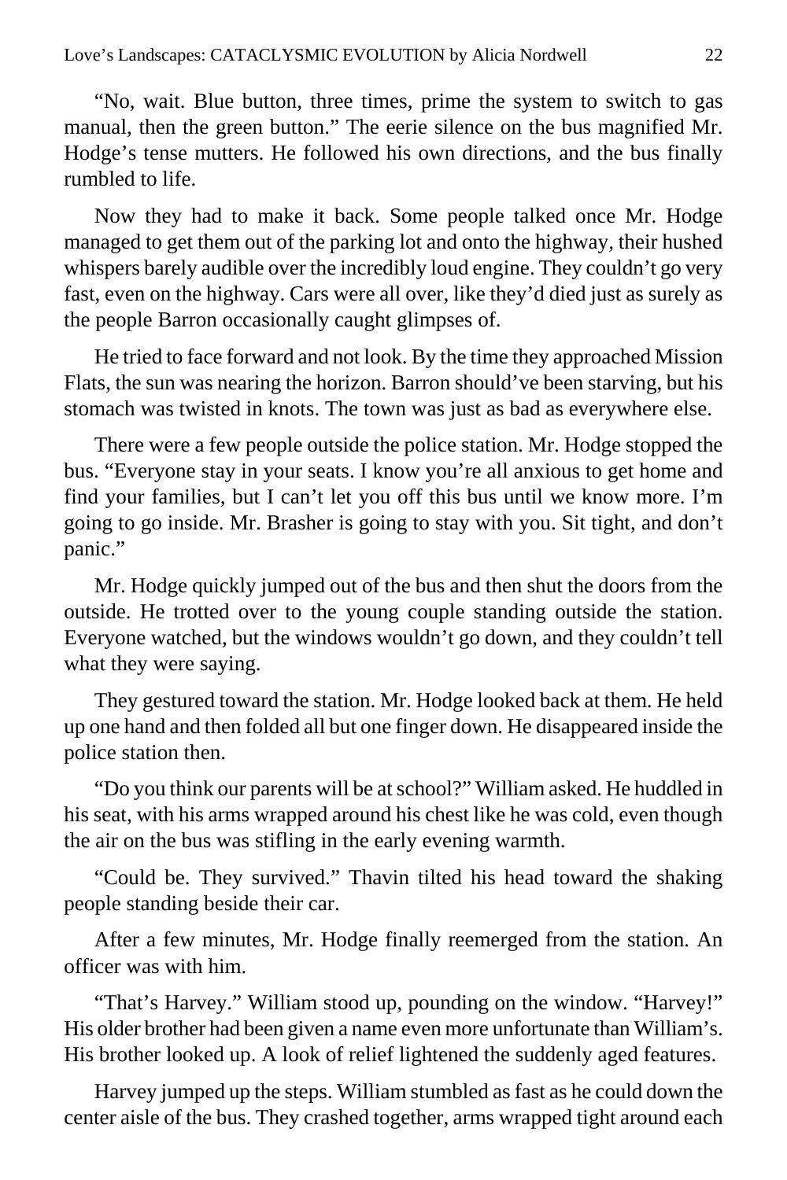"No, wait. Blue button, three times, prime the system to switch to gas manual, then the green button." The eerie silence on the bus magnified Mr. Hodge's tense mutters. He followed his own directions, and the bus finally rumbled to life.

Now they had to make it back. Some people talked once Mr. Hodge managed to get them out of the parking lot and onto the highway, their hushed whispers barely audible over the incredibly loud engine. They couldn't go very fast, even on the highway. Cars were all over, like they'd died just as surely as the people Barron occasionally caught glimpses of.

He tried to face forward and not look. By the time they approached Mission Flats, the sun was nearing the horizon. Barron should've been starving, but his stomach was twisted in knots. The town was just as bad as everywhere else.

There were a few people outside the police station. Mr. Hodge stopped the bus. "Everyone stay in your seats. I know you're all anxious to get home and find your families, but I can't let you off this bus until we know more. I'm going to go inside. Mr. Brasher is going to stay with you. Sit tight, and don't panic."

Mr. Hodge quickly jumped out of the bus and then shut the doors from the outside. He trotted over to the young couple standing outside the station. Everyone watched, but the windows wouldn't go down, and they couldn't tell what they were saying.

They gestured toward the station. Mr. Hodge looked back at them. He held up one hand and then folded all but one finger down. He disappeared inside the police station then.

"Do you think our parents will be at school?" William asked. He huddled in his seat, with his arms wrapped around his chest like he was cold, even though the air on the bus was stifling in the early evening warmth.

"Could be. They survived." Thavin tilted his head toward the shaking people standing beside their car.

After a few minutes, Mr. Hodge finally reemerged from the station. An officer was with him.

"That's Harvey." William stood up, pounding on the window. "Harvey!" His older brother had been given a name even more unfortunate than William's. His brother looked up. A look of relief lightened the suddenly aged features.

Harvey jumped up the steps. William stumbled as fast as he could down the center aisle of the bus. They crashed together, arms wrapped tight around each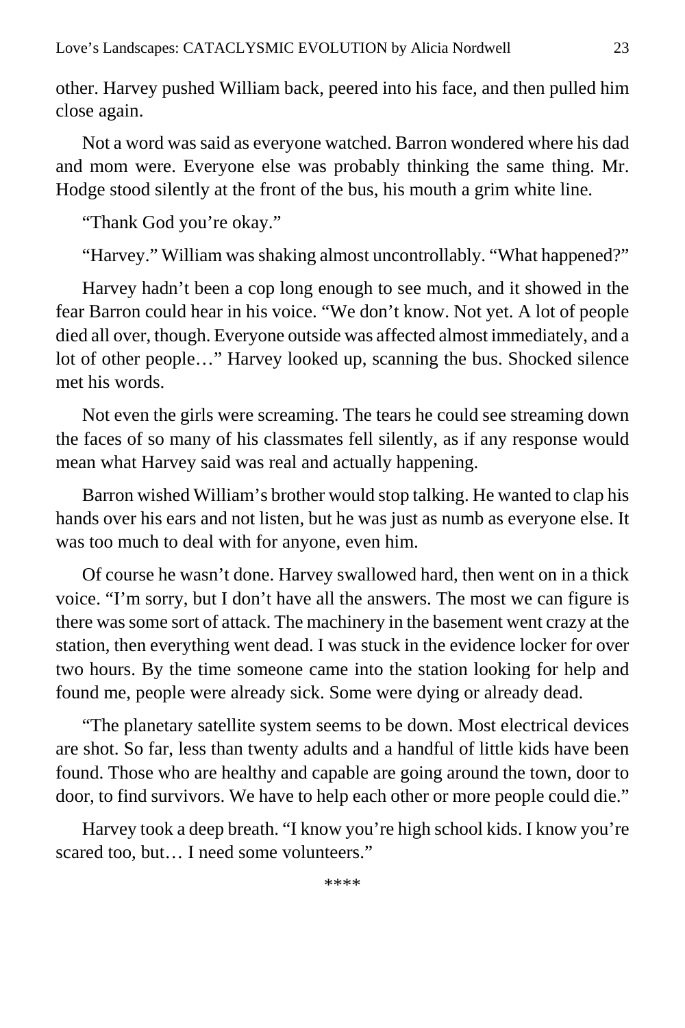other. Harvey pushed William back, peered into his face, and then pulled him close again.

Not a word was said as everyone watched. Barron wondered where his dad and mom were. Everyone else was probably thinking the same thing. Mr. Hodge stood silently at the front of the bus, his mouth a grim white line.

"Thank God you're okay."

"Harvey." William was shaking almost uncontrollably. "What happened?"

Harvey hadn't been a cop long enough to see much, and it showed in the fear Barron could hear in his voice. "We don't know. Not yet. A lot of people died all over, though. Everyone outside was affected almost immediately, and a lot of other people…" Harvey looked up, scanning the bus. Shocked silence met his words.

Not even the girls were screaming. The tears he could see streaming down the faces of so many of his classmates fell silently, as if any response would mean what Harvey said was real and actually happening.

Barron wished William's brother would stop talking. He wanted to clap his hands over his ears and not listen, but he was just as numb as everyone else. It was too much to deal with for anyone, even him.

Of course he wasn't done. Harvey swallowed hard, then went on in a thick voice. "I'm sorry, but I don't have all the answers. The most we can figure is there was some sort of attack. The machinery in the basement went crazy at the station, then everything went dead. I was stuck in the evidence locker for over two hours. By the time someone came into the station looking for help and found me, people were already sick. Some were dying or already dead.

"The planetary satellite system seems to be down. Most electrical devices are shot. So far, less than twenty adults and a handful of little kids have been found. Those who are healthy and capable are going around the town, door to door, to find survivors. We have to help each other or more people could die."

Harvey took a deep breath. "I know you're high school kids. I know you're scared too, but… I need some volunteers."

****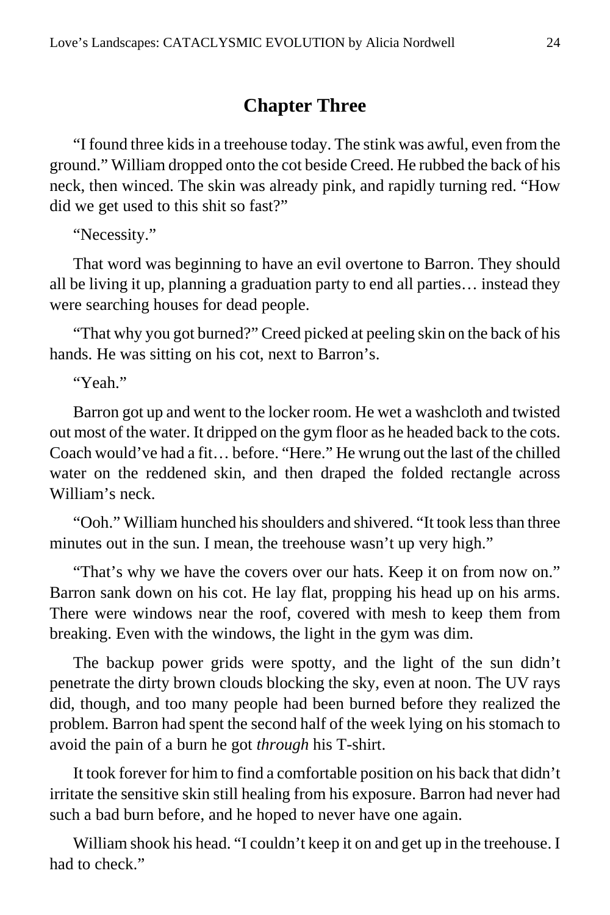## Chapter Three

"I found three kids in a treehouse today. The stink was awful, even from the ground." William dropped onto the cot beside Creed. He rubbed the back of his neck, then winced. The skin was already pink, and rapidly turning red. "How did we get used to this shit so fast?"

"Necessity."

That word was beginning to have an evil overtone to Barron. They should all be living it up, planning a graduation party to end all parties… instead they were searching houses for dead people.

"That why you got burned?" Creed picked at peeling skin on the back of his hands. He was sitting on his cot, next to Barron's.

"Yeah."

Barron got up and went to the locker room. He wet a washcloth and twisted out most of the water. It dripped on the gym floor as he headed back to the cots. Coach would've had a fit… before. "Here." He wrung out the last of the chilled water on the reddened skin, and then draped the folded rectangle across William's neck.

"Ooh." William hunched his shoulders and shivered. "It took less than three minutes out in the sun. I mean, the treehouse wasn't up very high."

"That's why we have the covers over our hats. Keep it on from now on." Barron sank down on his cot. He lay flat, propping his head up on his arms. There were windows near the roof, covered with mesh to keep them from breaking. Even with the windows, the light in the gym was dim.

The backup power grids were spotty, and the light of the sun didn't penetrate the dirty brown clouds blocking the sky, even at noon. The UV rays did, though, and too many people had been burned before they realized the problem. Barron had spent the second half of the week lying on his stomach to avoid the pain of a burn he got *through* his T-shirt.

It took forever for him to find a comfortable position on his back that didn't irritate the sensitive skin still healing from his exposure. Barron had never had such a bad burn before, and he hoped to never have one again.

William shook his head. "I couldn't keep it on and get up in the treehouse. I had to check."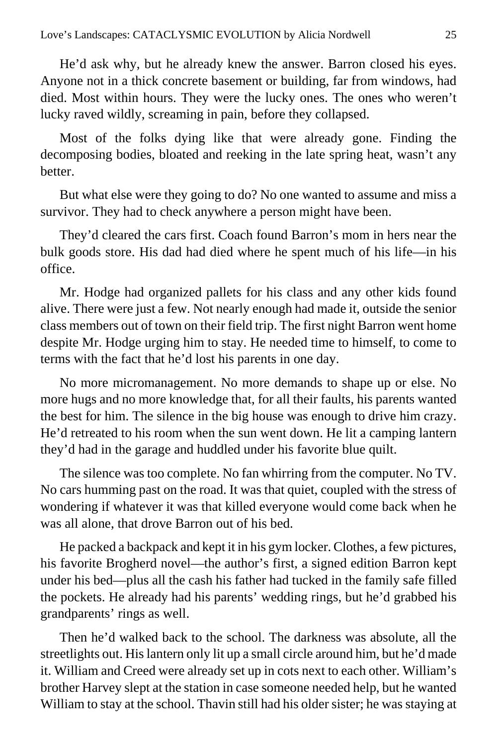He'd ask why, but he already knew the answer. Barron closed his eyes. Anyone not in a thick concrete basement or building, far from windows, had died. Most within hours. They were the lucky ones. The ones who weren't lucky raved wildly, screaming in pain, before they collapsed.

Most of the folks dying like that were already gone. Finding the decomposing bodies, bloated and reeking in the late spring heat, wasn't any better.

But what else were they going to do? No one wanted to assume and miss a survivor. They had to check anywhere a person might have been.

They'd cleared the cars first. Coach found Barron's mom in hers near the bulk goods store. His dad had died where he spent much of his life—in his office.

Mr. Hodge had organized pallets for his class and any other kids found alive. There were just a few. Not nearly enough had made it, outside the senior class members out of town on their field trip. The first night Barron went home despite Mr. Hodge urging him to stay. He needed time to himself, to come to terms with the fact that he'd lost his parents in one day.

No more micromanagement. No more demands to shape up or else. No more hugs and no more knowledge that, for all their faults, his parents wanted the best for him. The silence in the big house was enough to drive him crazy. He'd retreated to his room when the sun went down. He lit a camping lantern they'd had in the garage and huddled under his favorite blue quilt.

The silence was too complete. No fan whirring from the computer. No TV. No cars humming past on the road. It was that quiet, coupled with the stress of wondering if whatever it was that killed everyone would come back when he was all alone, that drove Barron out of his bed.

He packed a backpack and kept it in his gym locker. Clothes, a few pictures, his favorite Brogherd novel—the author's first, a signed edition Barron kept under his bed—plus all the cash his father had tucked in the family safe filled the pockets. He already had his parents' wedding rings, but he'd grabbed his grandparents' rings as well.

Then he'd walked back to the school. The darkness was absolute, all the streetlights out. His lantern only lit up a small circle around him, but he'd made it. William and Creed were already set up in cots next to each other. William's brother Harvey slept at the station in case someone needed help, but he wanted William to stay at the school. Thavin still had his older sister; he was staying at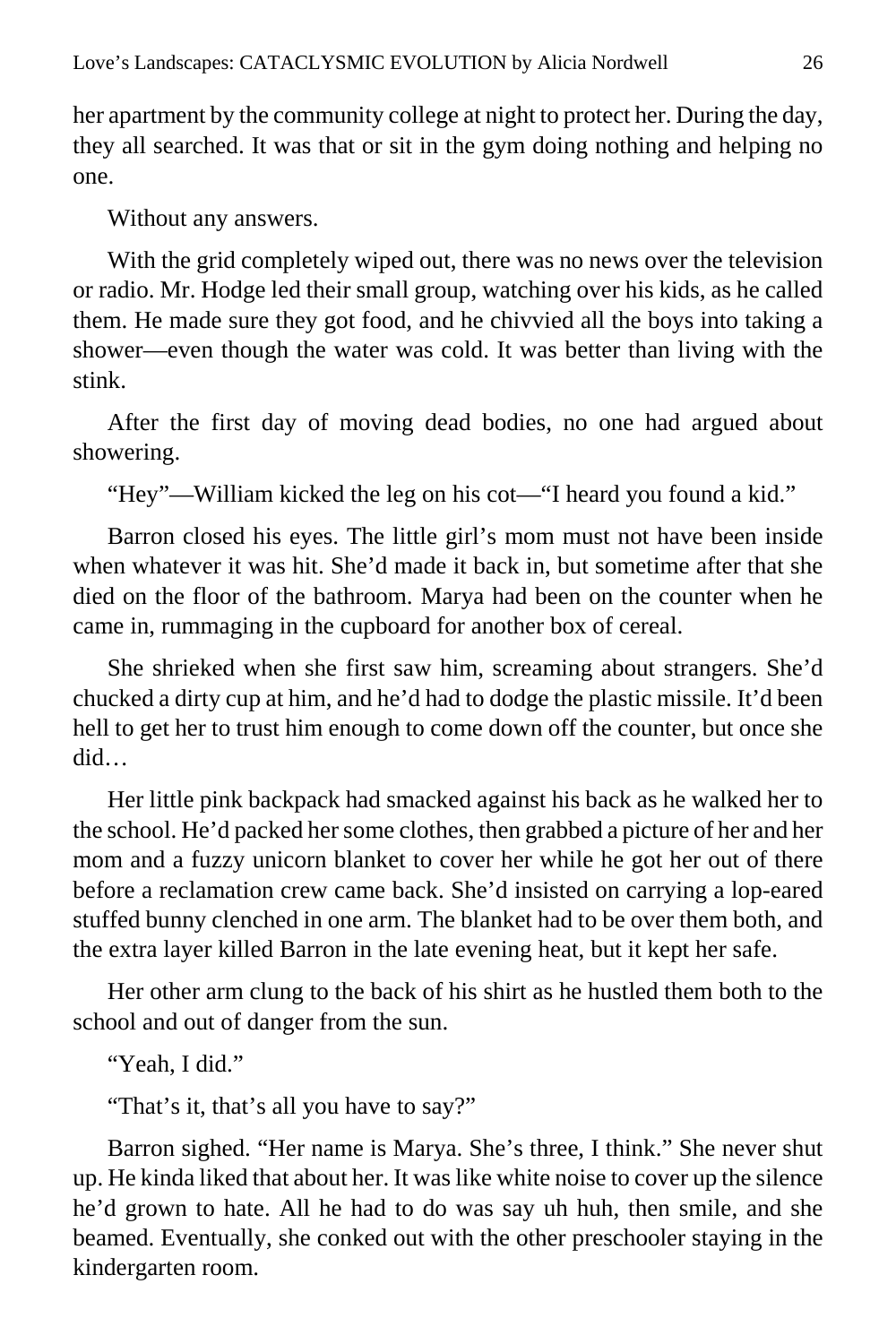her apartment by the community college at night to protect her. During the day, they all searched. It was that or sit in the gym doing nothing and helping no one.

Without any answers.

With the grid completely wiped out, there was no news over the television or radio. Mr. Hodge led their small group, watching over his kids, as he called them. He made sure they got food, and he chivvied all the boys into taking a shower—even though the water was cold. It was better than living with the stink.

After the first day of moving dead bodies, no one had argued about showering.

"Hey"—William kicked the leg on his cot—"I heard you found a kid."

Barron closed his eyes. The little girl's mom must not have been inside when whatever it was hit. She'd made it back in, but sometime after that she died on the floor of the bathroom. Marya had been on the counter when he came in, rummaging in the cupboard for another box of cereal.

She shrieked when she first saw him, screaming about strangers. She'd chucked a dirty cup at him, and he'd had to dodge the plastic missile. It'd been hell to get her to trust him enough to come down off the counter, but once she did…

Her little pink backpack had smacked against his back as he walked her to the school. He'd packed her some clothes, then grabbed a picture of her and her mom and a fuzzy unicorn blanket to cover her while he got her out of there before a reclamation crew came back. She'd insisted on carrying a lop-eared stuffed bunny clenched in one arm. The blanket had to be over them both, and the extra layer killed Barron in the late evening heat, but it kept her safe.

Her other arm clung to the back of his shirt as he hustled them both to the school and out of danger from the sun.

"Yeah, I did."

"That's it, that's all you have to say?"

Barron sighed. "Her name is Marya. She's three, I think." She never shut up. He kinda liked that about her. It was like white noise to cover up the silence he'd grown to hate. All he had to do was say uh huh, then smile, and she beamed. Eventually, she conked out with the other preschooler staying in the kindergarten room.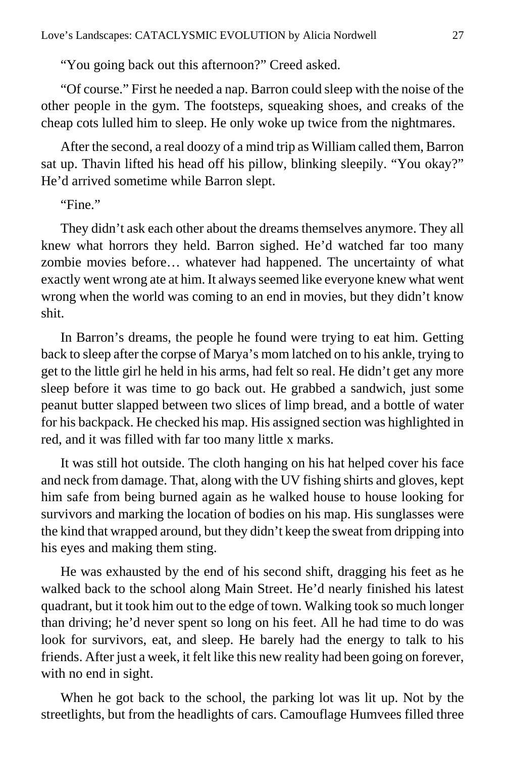"You going back out this afternoon?" Creed asked.

"Of course." First he needed a nap. Barron could sleep with the noise of the other people in the gym. The footsteps, squeaking shoes, and creaks of the cheap cots lulled him to sleep. He only woke up twice from the nightmares.

After the second, a real doozy of a mind trip as William called them, Barron sat up. Thavin lifted his head off his pillow, blinking sleepily. "You okay?" He'd arrived sometime while Barron slept.

"Fine."

They didn't ask each other about the dreams themselves anymore. They all knew what horrors they held. Barron sighed. He'd watched far too many zombie movies before… whatever had happened. The uncertainty of what exactly went wrong ate at him. It always seemed like everyone knew what went wrong when the world was coming to an end in movies, but they didn't know shit.

In Barron's dreams, the people he found were trying to eat him. Getting back to sleep after the corpse of Marya's mom latched on to his ankle, trying to get to the little girl he held in his arms, had felt so real. He didn't get any more sleep before it was time to go back out. He grabbed a sandwich, just some peanut butter slapped between two slices of limp bread, and a bottle of water for his backpack. He checked his map. His assigned section was highlighted in red, and it was filled with far too many little x marks.

It was still hot outside. The cloth hanging on his hat helped cover his face and neck from damage. That, along with the UV fishing shirts and gloves, kept him safe from being burned again as he walked house to house looking for survivors and marking the location of bodies on his map. His sunglasses were the kind that wrapped around, but they didn't keep the sweat from dripping into his eyes and making them sting.

He was exhausted by the end of his second shift, dragging his feet as he walked back to the school along Main Street. He'd nearly finished his latest quadrant, but it took him out to the edge of town. Walking took so much longer than driving; he'd never spent so long on his feet. All he had time to do was look for survivors, eat, and sleep. He barely had the energy to talk to his friends. After just a week, it felt like this new reality had been going on forever, with no end in sight.

When he got back to the school, the parking lot was lit up. Not by the streetlights, but from the headlights of cars. Camouflage Humvees filled three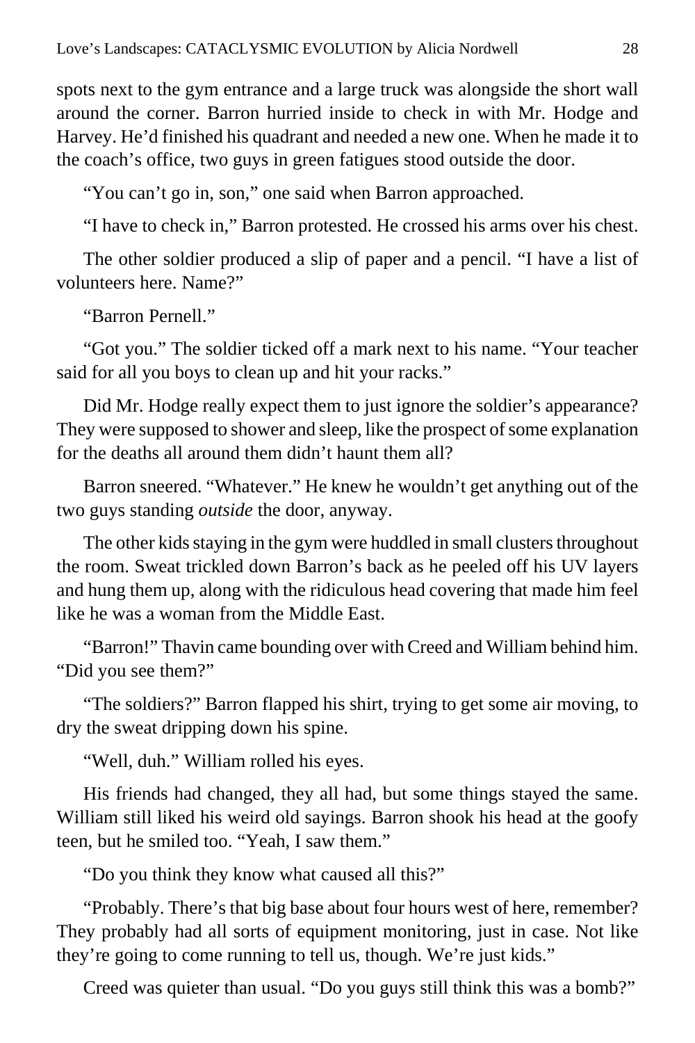spots next to the gym entrance and a large truck was alongside the short wall around the corner. Barron hurried inside to check in with Mr. Hodge and Harvey. He'd finished his quadrant and needed a new one. When he made it to the coach's office, two guys in green fatigues stood outside the door.

"You can't go in, son," one said when Barron approached.

"I have to check in," Barron protested. He crossed his arms over his chest.

The other soldier produced a slip of paper and a pencil. "I have a list of volunteers here. Name?"

"Barron Pernell."

"Got you." The soldier ticked off a mark next to his name. "Your teacher said for all you boys to clean up and hit your racks."

Did Mr. Hodge really expect them to just ignore the soldier's appearance? They were supposed to shower and sleep, like the prospect of some explanation for the deaths all around them didn't haunt them all?

Barron sneered. "Whatever." He knew he wouldn't get anything out of the two guys standing *outside* the door, anyway.

The other kids staying in the gym were huddled in small clusters throughout the room. Sweat trickled down Barron's back as he peeled off his UV layers and hung them up, along with the ridiculous head covering that made him feel like he was a woman from the Middle East.

"Barron!" Thavin came bounding over with Creed and William behind him. "Did you see them?"

"The soldiers?" Barron flapped his shirt, trying to get some air moving, to dry the sweat dripping down his spine.

"Well, duh." William rolled his eyes.

His friends had changed, they all had, but some things stayed the same. William still liked his weird old sayings. Barron shook his head at the goofy teen, but he smiled too. "Yeah, I saw them."

"Do you think they know what caused all this?"

"Probably. There's that big base about four hours west of here, remember? They probably had all sorts of equipment monitoring, just in case. Not like they're going to come running to tell us, though. We're just kids."

Creed was quieter than usual. "Do you guys still think this was a bomb?"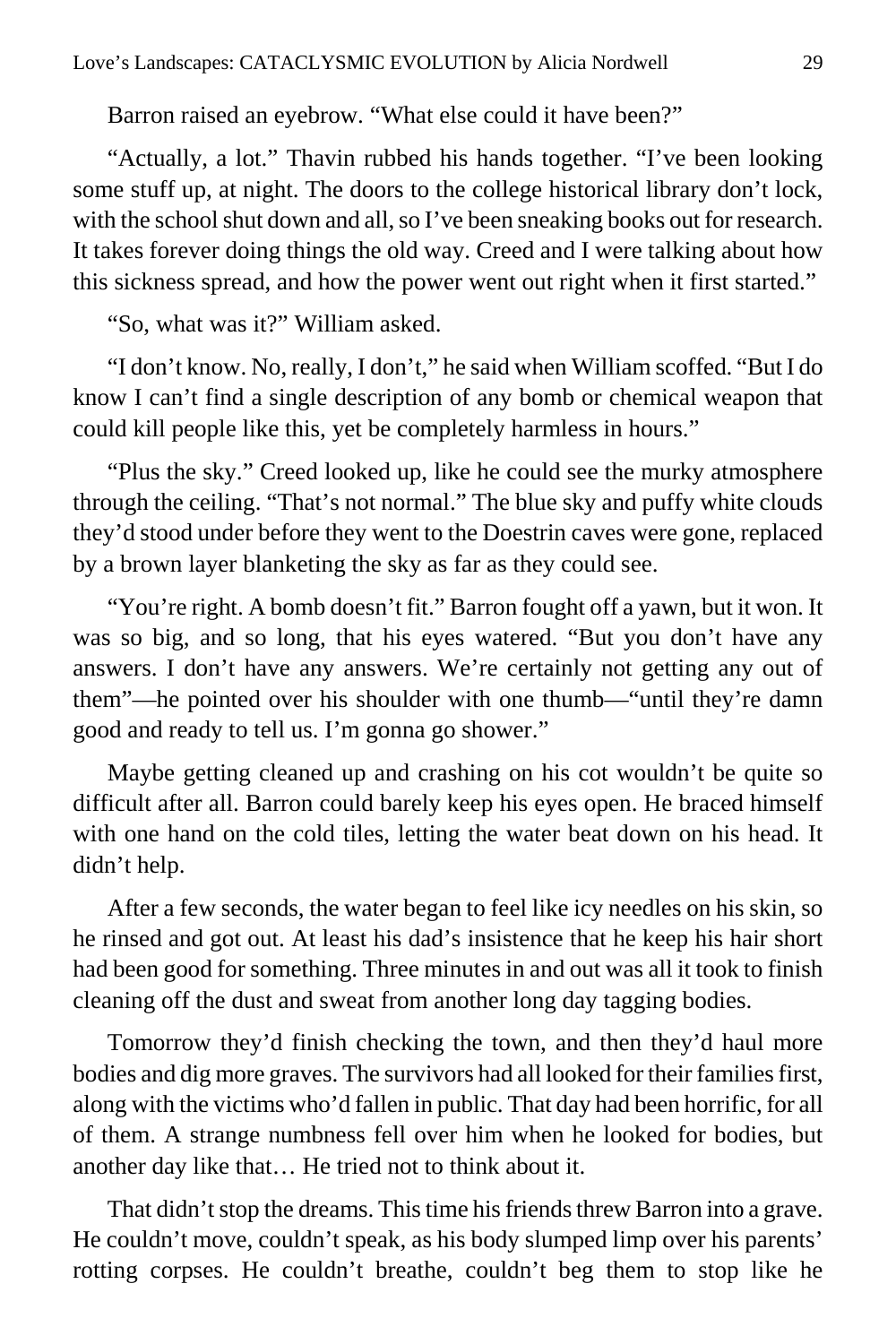Barron raised an eyebrow. “What else could it have been?”

“Actually, a lot.” Thavin rubbed his hands together. “I’ve been looking some stuff up, at night. The doors to the college historical library don’t lock, with the school shut down and all, so I’ve been sneaking books out for research. It takes forever doing things the old way. Creed and I were talking about how this sickness spread, and how the power went out right when it first started.”

“So, what was it?” William asked.

“I don’t know. No, really, I don’t,” he said when William scoffed. “But I do know I can’t find a single description of any bomb or chemical weapon that could kill people like this, yet be completely harmless in hours.”

“Plus the sky.” Creed looked up, like he could see the murky atmosphere through the ceiling. “That’s not normal.” The blue sky and puffy white clouds they’d stood under before they went to the Doestrin caves were gone, replaced by a brown layer blanketing the sky as far as they could see.

“You’re right. A bomb doesn’t fit.” Barron fought off a yawn, but it won. It was so big, and so long, that his eyes watered. “But you don’t have any answers. I don’t have any answers. We’re certainly not getting any out of them”—he pointed over his shoulder with one thumb—“until they’re damn good and ready to tell us. I’m gonna go shower.”

Maybe getting cleaned up and crashing on his cot wouldn’t be quite so difficult after all. Barron could barely keep his eyes open. He braced himself with one hand on the cold tiles, letting the water beat down on his head. It didn’t help.

After a few seconds, the water began to feel like icy needles on his skin, so he rinsed and got out. At least his dad’s insistence that he keep his hair short had been good for something. Three minutes in and out was all it took to finish cleaning off the dust and sweat from another long day tagging bodies.

Tomorrow they’d finish checking the town, and then they’d haul more bodies and dig more graves. The survivors had all looked for their families first, along with the victims who’d fallen in public. That day had been horrific, for all of them. A strange numbness fell over him when he looked for bodies, but another day like that… He tried not to think about it.

That didn’t stop the dreams. This time his friends threw Barron into a grave. He couldn’t move, couldn’t speak, as his body slumped limp over his parents’ rotting corpses. He couldn’t breathe, couldn’t beg them to stop like he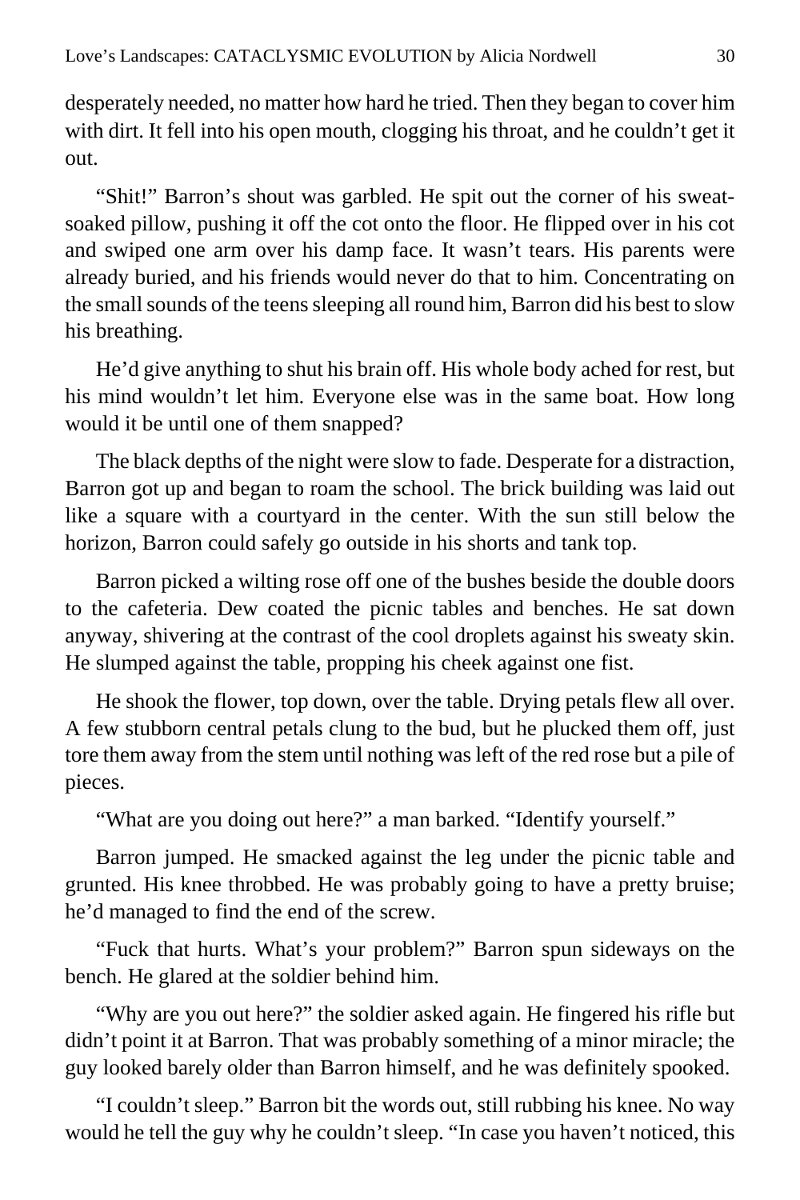desperately needed, no matter how hard he tried. Then they began to cover him with dirt. It fell into his open mouth, clogging his throat, and he couldn't get it out.

"Shit!" Barron's shout was garbled. He spit out the corner of his sweat-soaked pillow, pushing it off the cot onto the floor. He flipped over in his cot and swiped one arm over his damp face. It wasn't tears. His parents were already buried, and his friends would never do that to him. Concentrating on the small sounds of the teens sleeping all round him, Barron did his best to slow his breathing.

He'd give anything to shut his brain off. His whole body ached for rest, but his mind wouldn't let him. Everyone else was in the same boat. How long would it be until one of them snapped?

The black depths of the night were slow to fade. Desperate for a distraction, Barron got up and began to roam the school. The brick building was laid out like a square with a courtyard in the center. With the sun still below the horizon, Barron could safely go outside in his shorts and tank top.

Barron picked a wilting rose off one of the bushes beside the double doors to the cafeteria. Dew coated the picnic tables and benches. He sat down anyway, shivering at the contrast of the cool droplets against his sweaty skin. He slumped against the table, propping his cheek against one fist.

He shook the flower, top down, over the table. Drying petals flew all over. A few stubborn central petals clung to the bud, but he plucked them off, just tore them away from the stem until nothing was left of the red rose but a pile of pieces.

"What are you doing out here?" a man barked. "Identify yourself."

Barron jumped. He smacked against the leg under the picnic table and grunted. His knee throbbed. He was probably going to have a pretty bruise; he'd managed to find the end of the screw.

"Fuck that hurts. What's your problem?" Barron spun sideways on the bench. He glared at the soldier behind him.

"Why are you out here?" the soldier asked again. He fingered his rifle but didn't point it at Barron. That was probably something of a minor miracle; the guy looked barely older than Barron himself, and he was definitely spooked.

"I couldn't sleep." Barron bit the words out, still rubbing his knee. No way would he tell the guy why he couldn't sleep. "In case you haven't noticed, this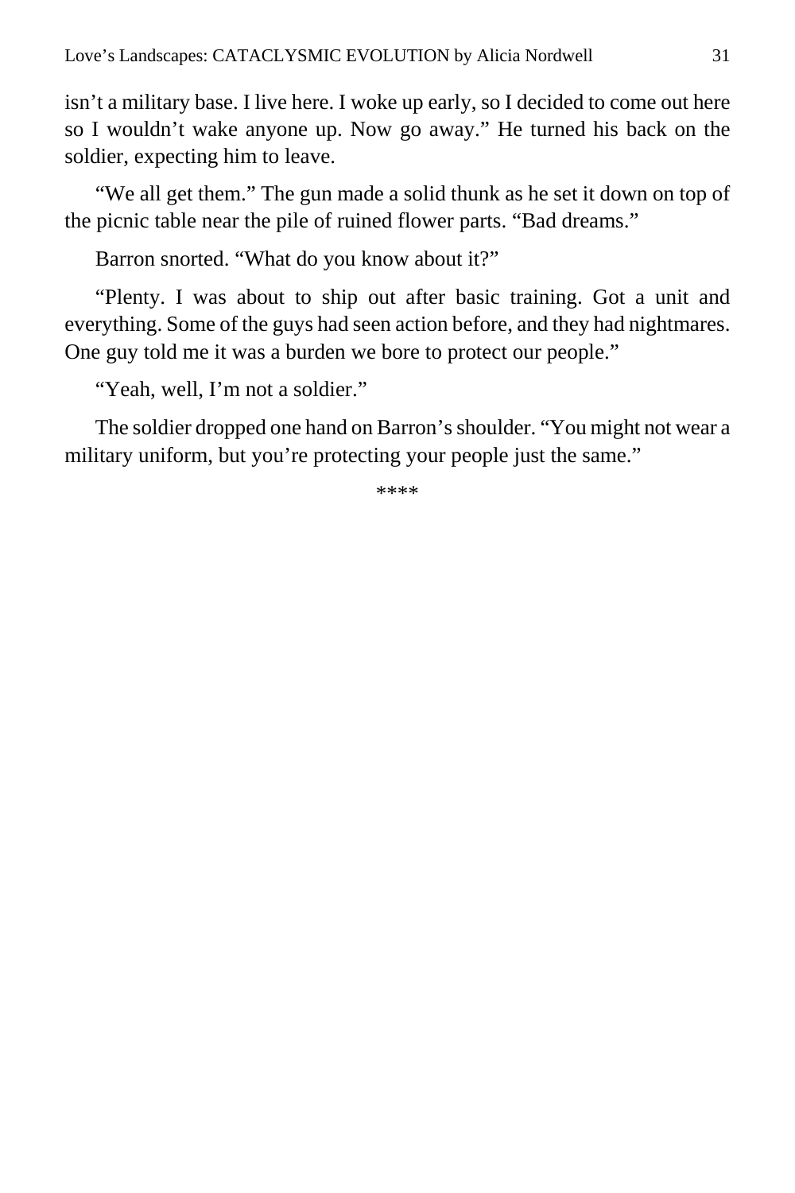isn't a military base. I live here. I woke up early, so I decided to come out here so I wouldn't wake anyone up. Now go away." He turned his back on the soldier, expecting him to leave.

"We all get them." The gun made a solid thunk as he set it down on top of the picnic table near the pile of ruined flower parts. "Bad dreams."

Barron snorted. "What do you know about it?"

"Plenty. I was about to ship out after basic training. Got a unit and everything. Some of the guys had seen action before, and they had nightmares. One guy told me it was a burden we bore to protect our people."

"Yeah, well, I'm not a soldier."

The soldier dropped one hand on Barron's shoulder. "You might not wear a military uniform, but you're protecting your people just the same."

****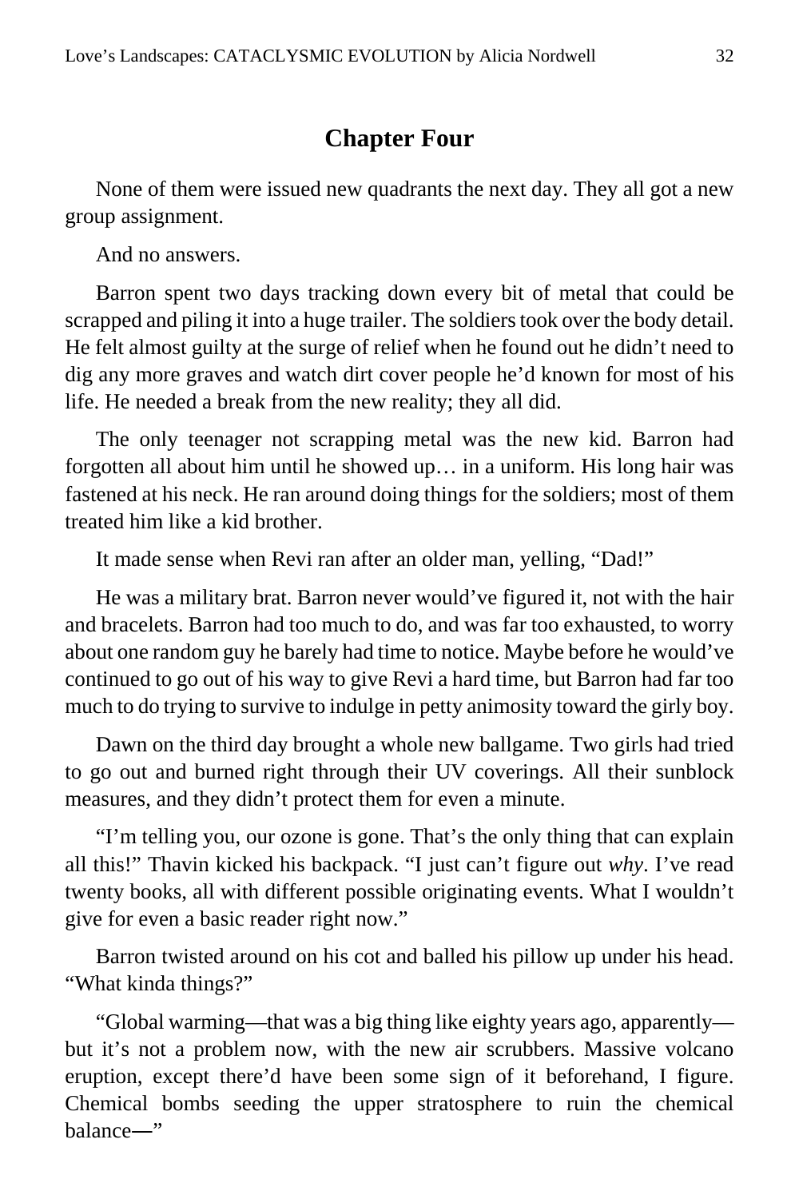## Chapter Four

None of them were issued new quadrants the next day. They all got a new group assignment.

And no answers.

Barron spent two days tracking down every bit of metal that could be scrapped and piling it into a huge trailer. The soldiers took over the body detail. He felt almost guilty at the surge of relief when he found out he didn't need to dig any more graves and watch dirt cover people he'd known for most of his life. He needed a break from the new reality; they all did.

The only teenager not scrapping metal was the new kid. Barron had forgotten all about him until he showed up… in a uniform. His long hair was fastened at his neck. He ran around doing things for the soldiers; most of them treated him like a kid brother.

It made sense when Revi ran after an older man, yelling, "Dad!"

He was a military brat. Barron never would've figured it, not with the hair and bracelets. Barron had too much to do, and was far too exhausted, to worry about one random guy he barely had time to notice. Maybe before he would've continued to go out of his way to give Revi a hard time, but Barron had far too much to do trying to survive to indulge in petty animosity toward the girly boy.

Dawn on the third day brought a whole new ballgame. Two girls had tried to go out and burned right through their UV coverings. All their sunblock measures, and they didn't protect them for even a minute.

"I'm telling you, our ozone is gone. That's the only thing that can explain all this!" Thavin kicked his backpack. "I just can't figure out *why*. I've read twenty books, all with different possible originating events. What I wouldn't give for even a basic reader right now."

Barron twisted around on his cot and balled his pillow up under his head. "What kinda things?"

"Global warming—that was a big thing like eighty years ago, apparently—but it's not a problem now, with the new air scrubbers. Massive volcano eruption, except there'd have been some sign of it beforehand, I figure. Chemical bombs seeding the upper stratosphere to ruin the chemical balance—"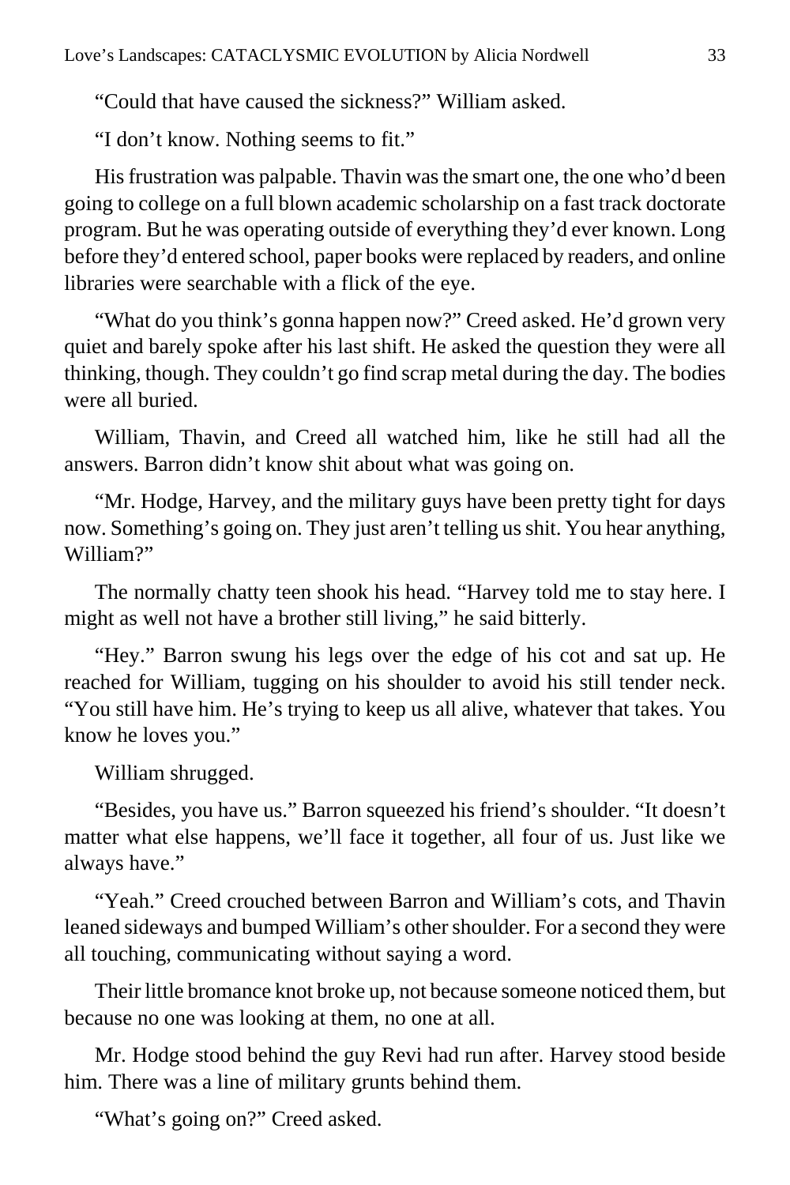"Could that have caused the sickness?" William asked.

"I don't know. Nothing seems to fit."

His frustration was palpable. Thavin was the smart one, the one who'd been going to college on a full blown academic scholarship on a fast track doctorate program. But he was operating outside of everything they'd ever known. Long before they'd entered school, paper books were replaced by readers, and online libraries were searchable with a flick of the eye.

"What do you think's gonna happen now?" Creed asked. He'd grown very quiet and barely spoke after his last shift. He asked the question they were all thinking, though. They couldn't go find scrap metal during the day. The bodies were all buried.

William, Thavin, and Creed all watched him, like he still had all the answers. Barron didn't know shit about what was going on.

"Mr. Hodge, Harvey, and the military guys have been pretty tight for days now. Something's going on. They just aren't telling us shit. You hear anything, William?"

The normally chatty teen shook his head. "Harvey told me to stay here. I might as well not have a brother still living," he said bitterly.

"Hey." Barron swung his legs over the edge of his cot and sat up. He reached for William, tugging on his shoulder to avoid his still tender neck. "You still have him. He's trying to keep us all alive, whatever that takes. You know he loves you."

William shrugged.

"Besides, you have us." Barron squeezed his friend's shoulder. "It doesn't matter what else happens, we'll face it together, all four of us. Just like we always have."

"Yeah." Creed crouched between Barron and William's cots, and Thavin leaned sideways and bumped William's other shoulder. For a second they were all touching, communicating without saying a word.

Their little bromance knot broke up, not because someone noticed them, but because no one was looking at them, no one at all.

Mr. Hodge stood behind the guy Revi had run after. Harvey stood beside him. There was a line of military grunts behind them.

"What's going on?" Creed asked.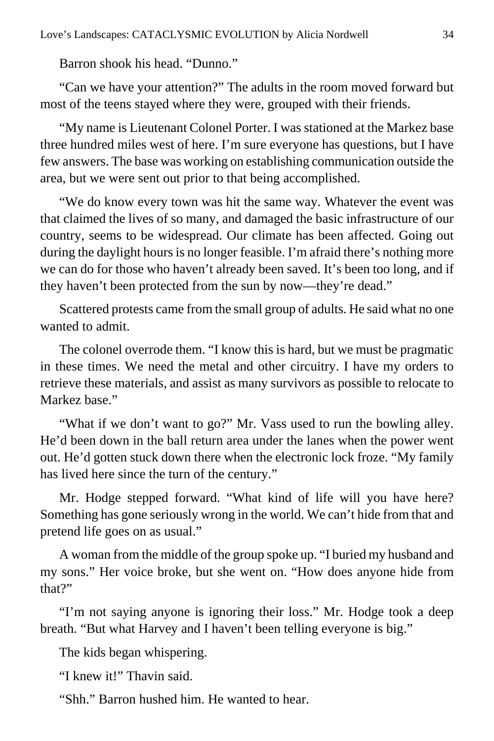Barron shook his head. “Dunno.”

“Can we have your attention?” The adults in the room moved forward but most of the teens stayed where they were, grouped with their friends.

“My name is Lieutenant Colonel Porter. I was stationed at the Markez base three hundred miles west of here. I’m sure everyone has questions, but I have few answers. The base was working on establishing communication outside the area, but we were sent out prior to that being accomplished.

“We do know every town was hit the same way. Whatever the event was that claimed the lives of so many, and damaged the basic infrastructure of our country, seems to be widespread. Our climate has been affected. Going out during the daylight hours is no longer feasible. I’m afraid there’s nothing more we can do for those who haven’t already been saved. It’s been too long, and if they haven’t been protected from the sun by now—they’re dead.”

Scattered protests came from the small group of adults. He said what no one wanted to admit.

The colonel overrode them. “I know this is hard, but we must be pragmatic in these times. We need the metal and other circuitry. I have my orders to retrieve these materials, and assist as many survivors as possible to relocate to Markez base.”

“What if we don’t want to go?” Mr. Vass used to run the bowling alley. He’d been down in the ball return area under the lanes when the power went out. He’d gotten stuck down there when the electronic lock froze. “My family has lived here since the turn of the century.”

Mr. Hodge stepped forward. “What kind of life will you have here? Something has gone seriously wrong in the world. We can’t hide from that and pretend life goes on as usual.”

A woman from the middle of the group spoke up. “I buried my husband and my sons.” Her voice broke, but she went on. “How does anyone hide from that?”

“I’m not saying anyone is ignoring their loss.” Mr. Hodge took a deep breath. “But what Harvey and I haven’t been telling everyone is big.”

The kids began whispering.

“I knew it!” Thavin said.

“Shh.” Barron hushed him. He wanted to hear.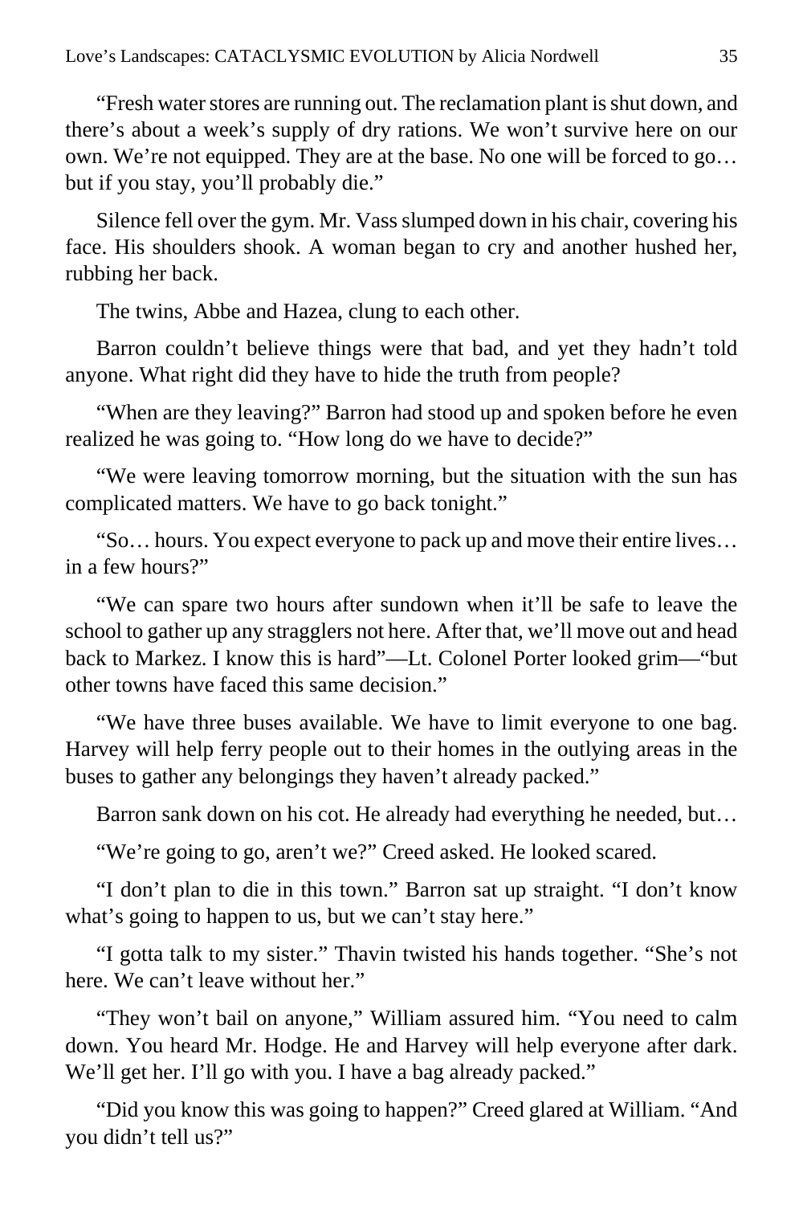"Fresh water stores are running out. The reclamation plant is shut down, and there's about a week's supply of dry rations. We won't survive here on our own. We're not equipped. They are at the base. No one will be forced to go… but if you stay, you'll probably die."

Silence fell over the gym. Mr. Vass slumped down in his chair, covering his face. His shoulders shook. A woman began to cry and another hushed her, rubbing her back.

The twins, Abbe and Hazea, clung to each other.

Barron couldn't believe things were that bad, and yet they hadn't told anyone. What right did they have to hide the truth from people?

"When are they leaving?" Barron had stood up and spoken before he even realized he was going to. "How long do we have to decide?"

"We were leaving tomorrow morning, but the situation with the sun has complicated matters. We have to go back tonight."

"So… hours. You expect everyone to pack up and move their entire lives… in a few hours?"

"We can spare two hours after sundown when it'll be safe to leave the school to gather up any stragglers not here. After that, we'll move out and head back to Markez. I know this is hard"—Lt. Colonel Porter looked grim—"but other towns have faced this same decision."

"We have three buses available. We have to limit everyone to one bag. Harvey will help ferry people out to their homes in the outlying areas in the buses to gather any belongings they haven't already packed."

Barron sank down on his cot. He already had everything he needed, but…

"We're going to go, aren't we?" Creed asked. He looked scared.

"I don't plan to die in this town." Barron sat up straight. "I don't know what's going to happen to us, but we can't stay here."

"I gotta talk to my sister." Thavin twisted his hands together. "She's not here. We can't leave without her."

"They won't bail on anyone," William assured him. "You need to calm down. You heard Mr. Hodge. He and Harvey will help everyone after dark. We'll get her. I'll go with you. I have a bag already packed."

"Did you know this was going to happen?" Creed glared at William. "And you didn't tell us?"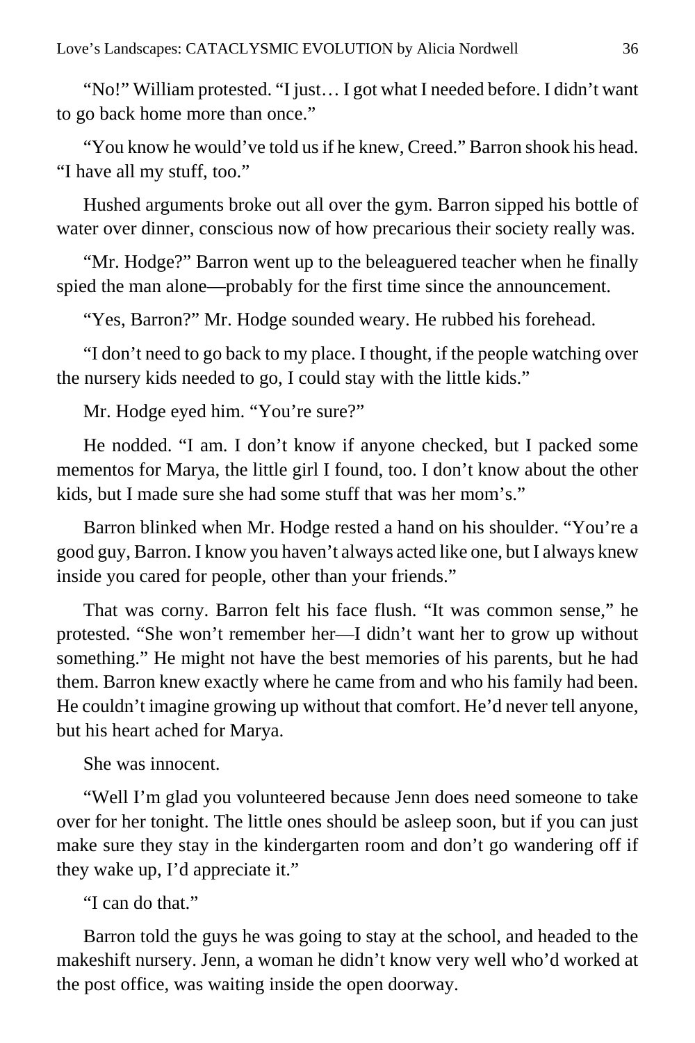"No!" William protested. "I just… I got what I needed before. I didn't want to go back home more than once."

"You know he would've told us if he knew, Creed." Barron shook his head. "I have all my stuff, too."

Hushed arguments broke out all over the gym. Barron sipped his bottle of water over dinner, conscious now of how precarious their society really was.

"Mr. Hodge?" Barron went up to the beleaguered teacher when he finally spied the man alone—probably for the first time since the announcement.

"Yes, Barron?" Mr. Hodge sounded weary. He rubbed his forehead.

"I don't need to go back to my place. I thought, if the people watching over the nursery kids needed to go, I could stay with the little kids."

Mr. Hodge eyed him. "You're sure?"

He nodded. "I am. I don't know if anyone checked, but I packed some mementos for Marya, the little girl I found, too. I don't know about the other kids, but I made sure she had some stuff that was her mom's."

Barron blinked when Mr. Hodge rested a hand on his shoulder. "You're a good guy, Barron. I know you haven't always acted like one, but I always knew inside you cared for people, other than your friends."

That was corny. Barron felt his face flush. "It was common sense," he protested. "She won't remember her—I didn't want her to grow up without something." He might not have the best memories of his parents, but he had them. Barron knew exactly where he came from and who his family had been. He couldn't imagine growing up without that comfort. He'd never tell anyone, but his heart ached for Marya.

She was innocent.

"Well I'm glad you volunteered because Jenn does need someone to take over for her tonight. The little ones should be asleep soon, but if you can just make sure they stay in the kindergarten room and don't go wandering off if they wake up, I'd appreciate it."

"I can do that."

Barron told the guys he was going to stay at the school, and headed to the makeshift nursery. Jenn, a woman he didn't know very well who'd worked at the post office, was waiting inside the open doorway.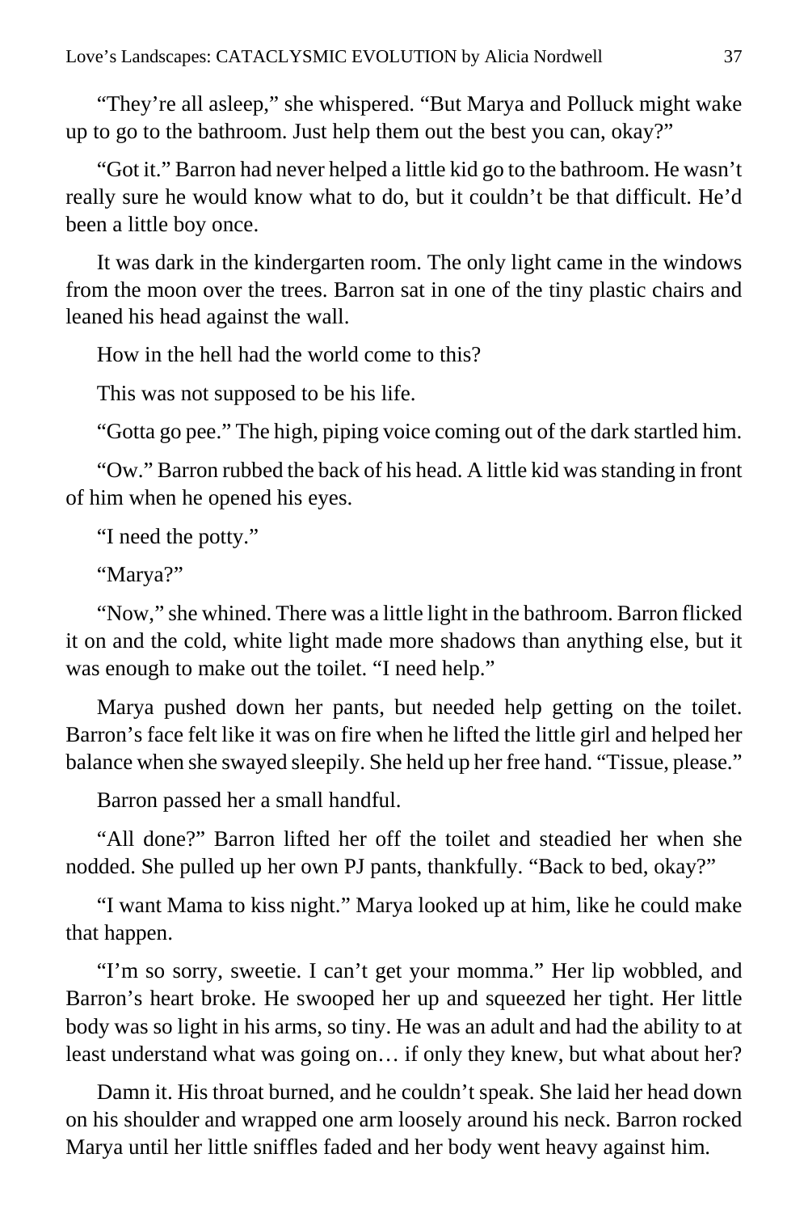"They're all asleep," she whispered. "But Marya and Polluck might wake up to go to the bathroom. Just help them out the best you can, okay?"

"Got it." Barron had never helped a little kid go to the bathroom. He wasn't really sure he would know what to do, but it couldn't be that difficult. He'd been a little boy once.

It was dark in the kindergarten room. The only light came in the windows from the moon over the trees. Barron sat in one of the tiny plastic chairs and leaned his head against the wall.

How in the hell had the world come to this?

This was not supposed to be his life.

"Gotta go pee." The high, piping voice coming out of the dark startled him.

"Ow." Barron rubbed the back of his head. A little kid was standing in front of him when he opened his eyes.

"I need the potty."

"Marya?"

"Now," she whined. There was a little light in the bathroom. Barron flicked it on and the cold, white light made more shadows than anything else, but it was enough to make out the toilet. "I need help."

Marya pushed down her pants, but needed help getting on the toilet. Barron's face felt like it was on fire when he lifted the little girl and helped her balance when she swayed sleepily. She held up her free hand. "Tissue, please."

Barron passed her a small handful.

"All done?" Barron lifted her off the toilet and steadied her when she nodded. She pulled up her own PJ pants, thankfully. "Back to bed, okay?"

"I want Mama to kiss night." Marya looked up at him, like he could make that happen.

"I'm so sorry, sweetie. I can't get your momma." Her lip wobbled, and Barron's heart broke. He swooped her up and squeezed her tight. Her little body was so light in his arms, so tiny. He was an adult and had the ability to at least understand what was going on… if only they knew, but what about her?

Damn it. His throat burned, and he couldn't speak. She laid her head down on his shoulder and wrapped one arm loosely around his neck. Barron rocked Marya until her little sniffles faded and her body went heavy against him.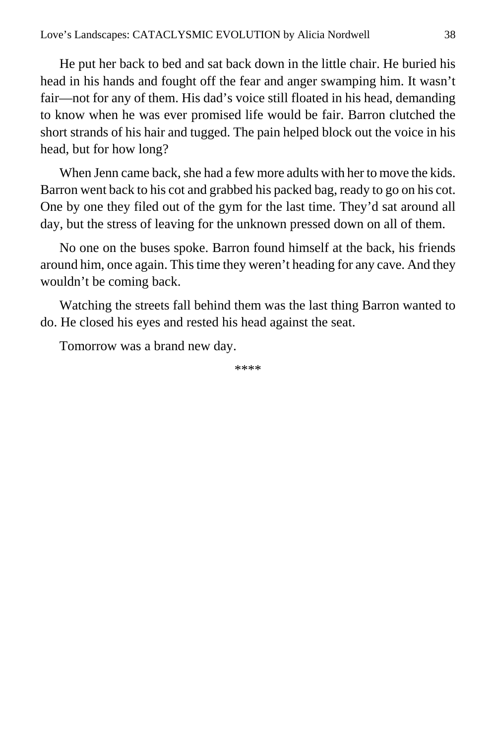He put her back to bed and sat back down in the little chair. He buried his head in his hands and fought off the fear and anger swamping him. It wasn't fair—not for any of them. His dad's voice still floated in his head, demanding to know when he was ever promised life would be fair. Barron clutched the short strands of his hair and tugged. The pain helped block out the voice in his head, but for how long?

When Jenn came back, she had a few more adults with her to move the kids. Barron went back to his cot and grabbed his packed bag, ready to go on his cot. One by one they filed out of the gym for the last time. They'd sat around all day, but the stress of leaving for the unknown pressed down on all of them.

No one on the buses spoke. Barron found himself at the back, his friends around him, once again. This time they weren't heading for any cave. And they wouldn't be coming back.

Watching the streets fall behind them was the last thing Barron wanted to do. He closed his eyes and rested his head against the seat.

Tomorrow was a brand new day.

****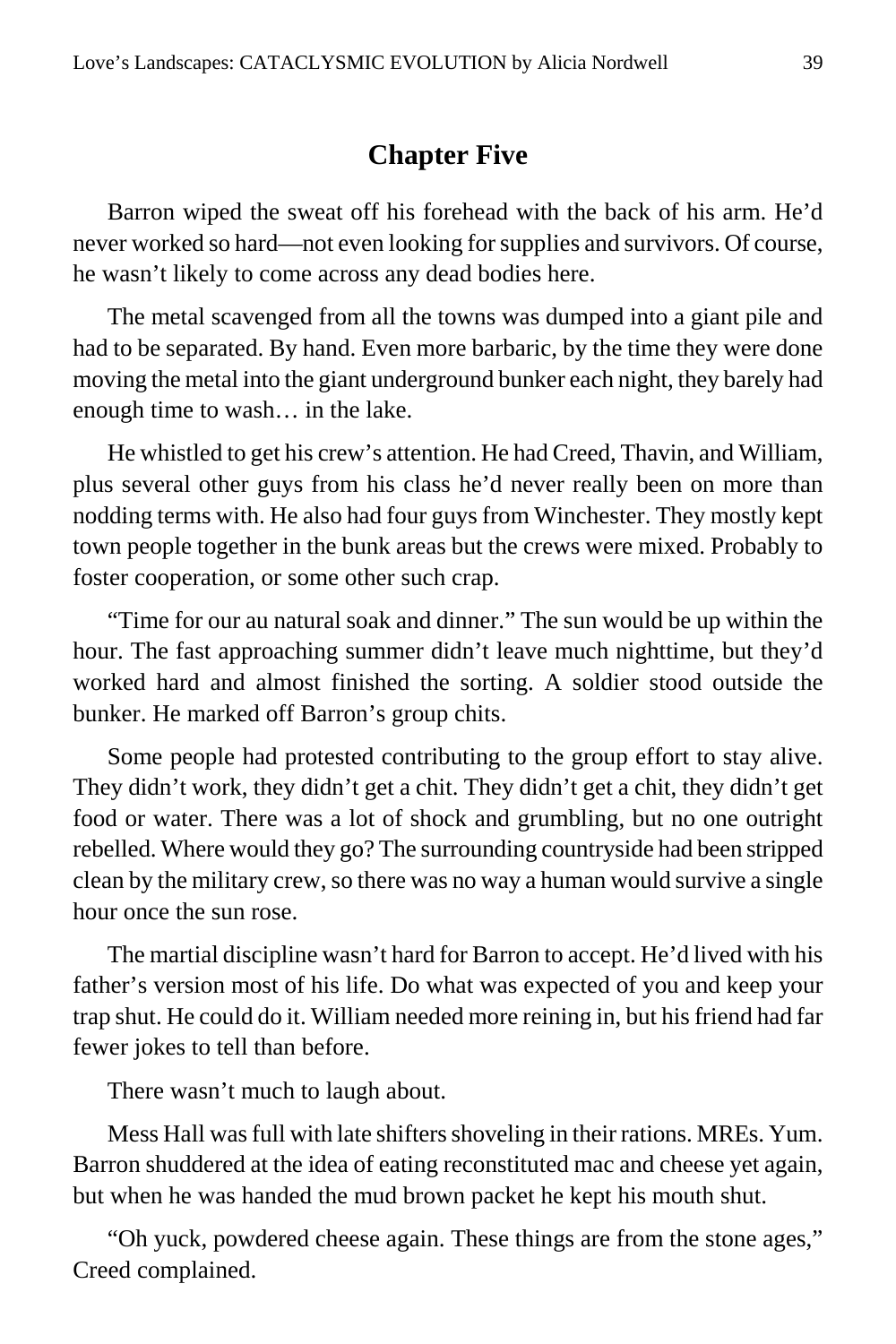## Chapter Five

Barron wiped the sweat off his forehead with the back of his arm. He'd never worked so hard—not even looking for supplies and survivors. Of course, he wasn't likely to come across any dead bodies here.

The metal scavenged from all the towns was dumped into a giant pile and had to be separated. By hand. Even more barbaric, by the time they were done moving the metal into the giant underground bunker each night, they barely had enough time to wash… in the lake.

He whistled to get his crew's attention. He had Creed, Thavin, and William, plus several other guys from his class he'd never really been on more than nodding terms with. He also had four guys from Winchester. They mostly kept town people together in the bunk areas but the crews were mixed. Probably to foster cooperation, or some other such crap.

"Time for our au natural soak and dinner." The sun would be up within the hour. The fast approaching summer didn't leave much nighttime, but they'd worked hard and almost finished the sorting. A soldier stood outside the bunker. He marked off Barron's group chits.

Some people had protested contributing to the group effort to stay alive. They didn't work, they didn't get a chit. They didn't get a chit, they didn't get food or water. There was a lot of shock and grumbling, but no one outright rebelled. Where would they go? The surrounding countryside had been stripped clean by the military crew, so there was no way a human would survive a single hour once the sun rose.

The martial discipline wasn't hard for Barron to accept. He'd lived with his father's version most of his life. Do what was expected of you and keep your trap shut. He could do it. William needed more reining in, but his friend had far fewer jokes to tell than before.

There wasn't much to laugh about.

Mess Hall was full with late shifters shoveling in their rations. MREs. Yum. Barron shuddered at the idea of eating reconstituted mac and cheese yet again, but when he was handed the mud brown packet he kept his mouth shut.

"Oh yuck, powdered cheese again. These things are from the stone ages," Creed complained.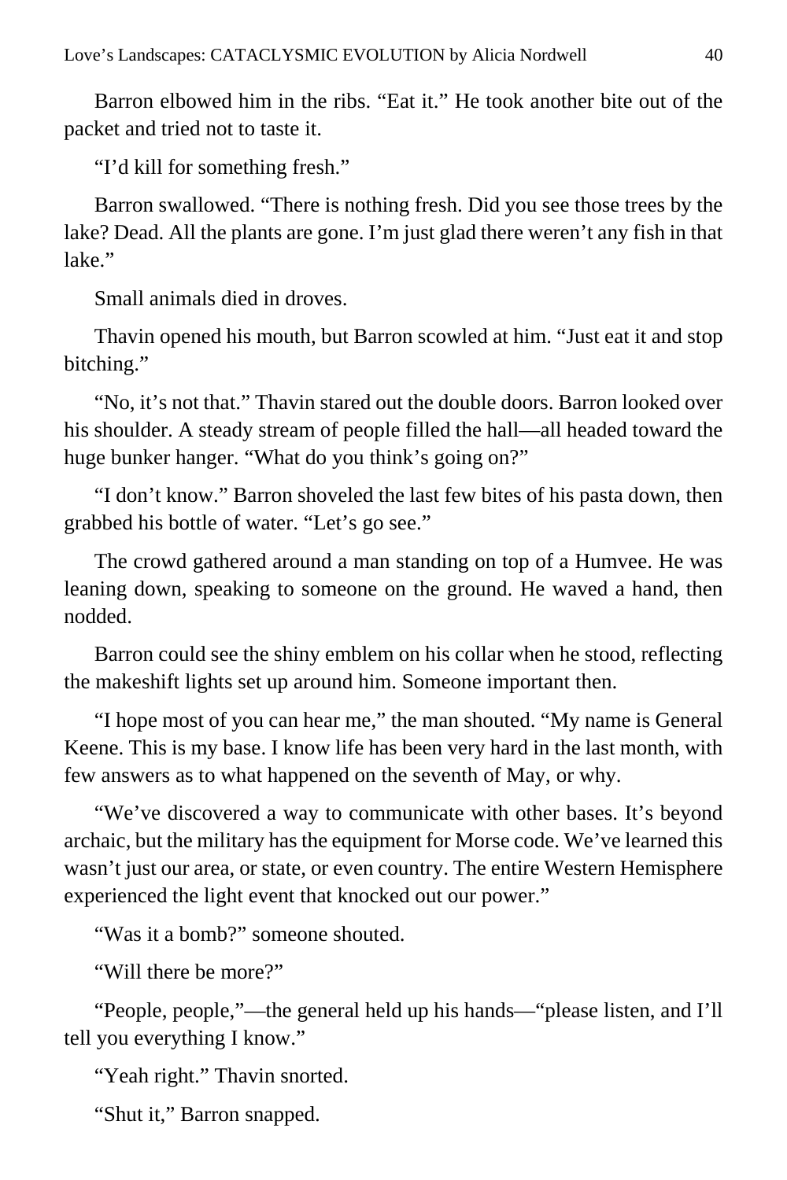Barron elbowed him in the ribs. “Eat it.” He took another bite out of the packet and tried not to taste it.

“I’d kill for something fresh.”

Barron swallowed. “There is nothing fresh. Did you see those trees by the lake? Dead. All the plants are gone. I’m just glad there weren’t any fish in that lake.”

Small animals died in droves.

Thavin opened his mouth, but Barron scowled at him. “Just eat it and stop bitching.”

“No, it’s not that.” Thavin stared out the double doors. Barron looked over his shoulder. A steady stream of people filled the hall—all headed toward the huge bunker hanger. “What do you think’s going on?”

“I don’t know.” Barron shoveled the last few bites of his pasta down, then grabbed his bottle of water. “Let’s go see.”

The crowd gathered around a man standing on top of a Humvee. He was leaning down, speaking to someone on the ground. He waved a hand, then nodded.

Barron could see the shiny emblem on his collar when he stood, reflecting the makeshift lights set up around him. Someone important then.

“I hope most of you can hear me,” the man shouted. “My name is General Keene. This is my base. I know life has been very hard in the last month, with few answers as to what happened on the seventh of May, or why.

“We’ve discovered a way to communicate with other bases. It’s beyond archaic, but the military has the equipment for Morse code. We’ve learned this wasn’t just our area, or state, or even country. The entire Western Hemisphere experienced the light event that knocked out our power.”

“Was it a bomb?” someone shouted.

“Will there be more?”

“People, people,”—the general held up his hands—“please listen, and I’ll tell you everything I know.”

“Yeah right.” Thavin snorted.

“Shut it,” Barron snapped.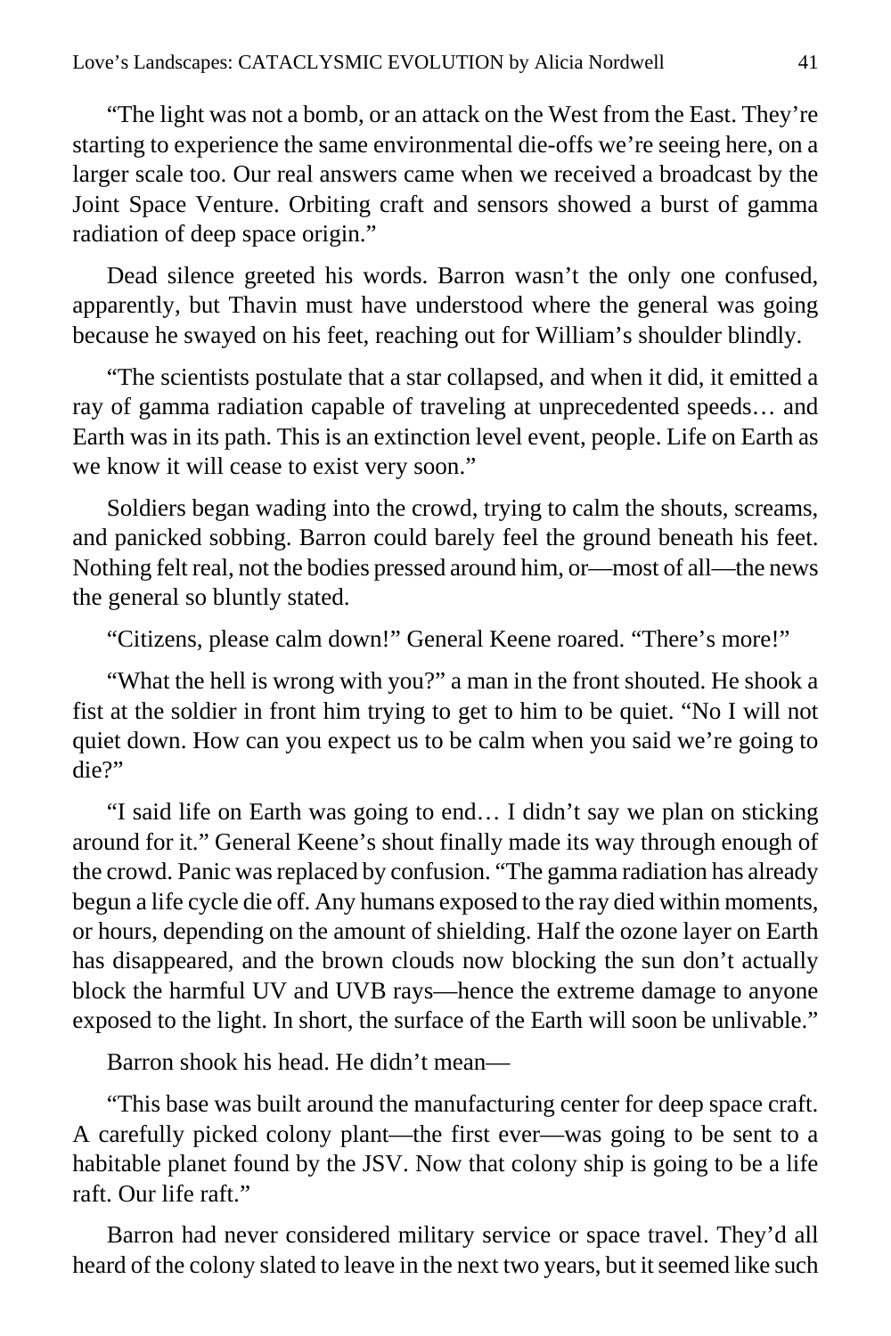"The light was not a bomb, or an attack on the West from the East. They're starting to experience the same environmental die-offs we're seeing here, on a larger scale too. Our real answers came when we received a broadcast by the Joint Space Venture. Orbiting craft and sensors showed a burst of gamma radiation of deep space origin."

Dead silence greeted his words. Barron wasn't the only one confused, apparently, but Thavin must have understood where the general was going because he swayed on his feet, reaching out for William's shoulder blindly.

"The scientists postulate that a star collapsed, and when it did, it emitted a ray of gamma radiation capable of traveling at unprecedented speeds… and Earth was in its path. This is an extinction level event, people. Life on Earth as we know it will cease to exist very soon."

Soldiers began wading into the crowd, trying to calm the shouts, screams, and panicked sobbing. Barron could barely feel the ground beneath his feet. Nothing felt real, not the bodies pressed around him, or—most of all—the news the general so bluntly stated.

"Citizens, please calm down!" General Keene roared. "There's more!"

"What the hell is wrong with you?" a man in the front shouted. He shook a fist at the soldier in front him trying to get to him to be quiet. "No I will not quiet down. How can you expect us to be calm when you said we're going to die?"

"I said life on Earth was going to end… I didn't say we plan on sticking around for it." General Keene's shout finally made its way through enough of the crowd. Panic was replaced by confusion. "The gamma radiation has already begun a life cycle die off. Any humans exposed to the ray died within moments, or hours, depending on the amount of shielding. Half the ozone layer on Earth has disappeared, and the brown clouds now blocking the sun don't actually block the harmful UV and UVB rays—hence the extreme damage to anyone exposed to the light. In short, the surface of the Earth will soon be unlivable."

Barron shook his head. He didn't mean—

"This base was built around the manufacturing center for deep space craft. A carefully picked colony plant—the first ever—was going to be sent to a habitable planet found by the JSV. Now that colony ship is going to be a life raft. Our life raft."

Barron had never considered military service or space travel. They'd all heard of the colony slated to leave in the next two years, but it seemed like such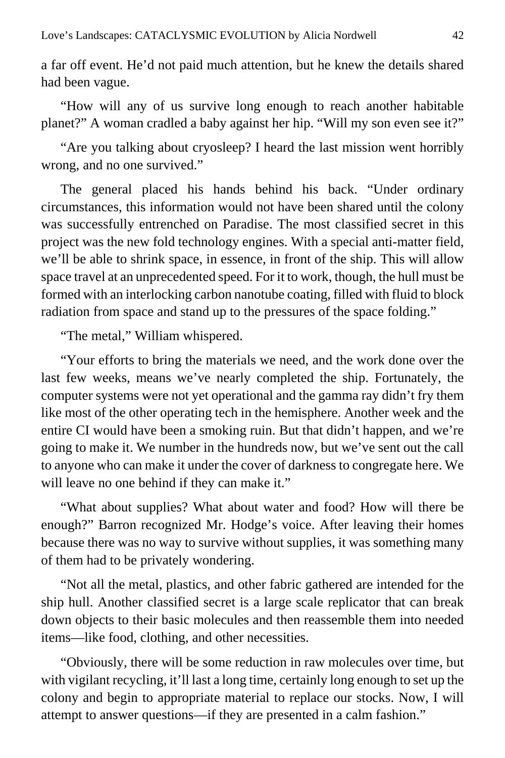a far off event. He'd not paid much attention, but he knew the details shared had been vague.

"How will any of us survive long enough to reach another habitable planet?" A woman cradled a baby against her hip. "Will my son even see it?"

"Are you talking about cryosleep? I heard the last mission went horribly wrong, and no one survived."

The general placed his hands behind his back. "Under ordinary circumstances, this information would not have been shared until the colony was successfully entrenched on Paradise. The most classified secret in this project was the new fold technology engines. With a special anti-matter field, we'll be able to shrink space, in essence, in front of the ship. This will allow space travel at an unprecedented speed. For it to work, though, the hull must be formed with an interlocking carbon nanotube coating, filled with fluid to block radiation from space and stand up to the pressures of the space folding."

"The metal," William whispered.

"Your efforts to bring the materials we need, and the work done over the last few weeks, means we've nearly completed the ship. Fortunately, the computer systems were not yet operational and the gamma ray didn't fry them like most of the other operating tech in the hemisphere. Another week and the entire CI would have been a smoking ruin. But that didn't happen, and we're going to make it. We number in the hundreds now, but we've sent out the call to anyone who can make it under the cover of darkness to congregate here. We will leave no one behind if they can make it."

"What about supplies? What about water and food? How will there be enough?" Barron recognized Mr. Hodge's voice. After leaving their homes because there was no way to survive without supplies, it was something many of them had to be privately wondering.

"Not all the metal, plastics, and other fabric gathered are intended for the ship hull. Another classified secret is a large scale replicator that can break down objects to their basic molecules and then reassemble them into needed items—like food, clothing, and other necessities.

"Obviously, there will be some reduction in raw molecules over time, but with vigilant recycling, it'll last a long time, certainly long enough to set up the colony and begin to appropriate material to replace our stocks. Now, I will attempt to answer questions—if they are presented in a calm fashion."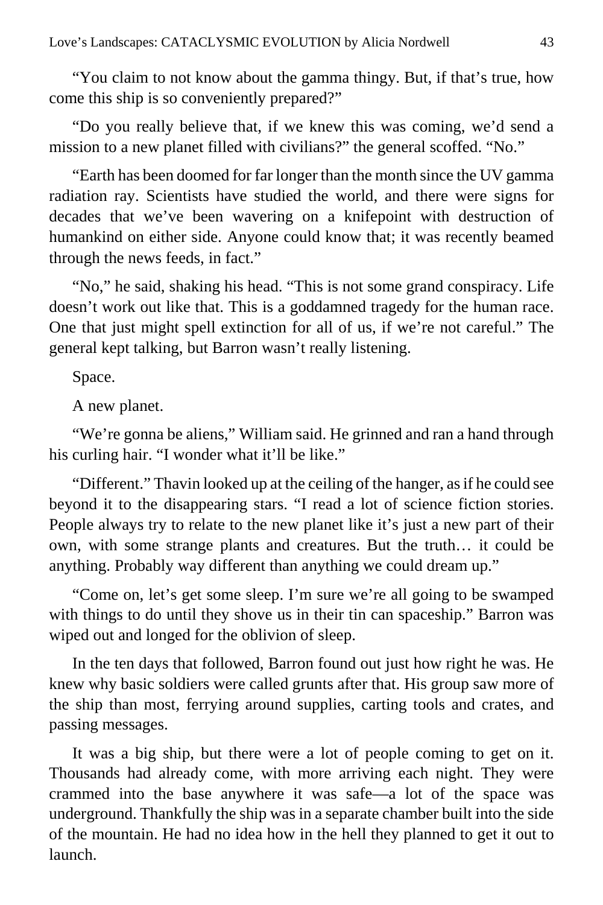"You claim to not know about the gamma thingy. But, if that's true, how come this ship is so conveniently prepared?"

"Do you really believe that, if we knew this was coming, we'd send a mission to a new planet filled with civilians?" the general scoffed. "No."

"Earth has been doomed for far longer than the month since the UV gamma radiation ray. Scientists have studied the world, and there were signs for decades that we've been wavering on a knifepoint with destruction of humankind on either side. Anyone could know that; it was recently beamed through the news feeds, in fact."

"No," he said, shaking his head. "This is not some grand conspiracy. Life doesn't work out like that. This is a goddamned tragedy for the human race. One that just might spell extinction for all of us, if we're not careful." The general kept talking, but Barron wasn't really listening.

Space.

A new planet.

"We're gonna be aliens," William said. He grinned and ran a hand through his curling hair. "I wonder what it'll be like."

"Different." Thavin looked up at the ceiling of the hanger, as if he could see beyond it to the disappearing stars. "I read a lot of science fiction stories. People always try to relate to the new planet like it's just a new part of their own, with some strange plants and creatures. But the truth… it could be anything. Probably way different than anything we could dream up."

"Come on, let's get some sleep. I'm sure we're all going to be swamped with things to do until they shove us in their tin can spaceship." Barron was wiped out and longed for the oblivion of sleep.

In the ten days that followed, Barron found out just how right he was. He knew why basic soldiers were called grunts after that. His group saw more of the ship than most, ferrying around supplies, carting tools and crates, and passing messages.

It was a big ship, but there were a lot of people coming to get on it. Thousands had already come, with more arriving each night. They were crammed into the base anywhere it was safe—a lot of the space was underground. Thankfully the ship was in a separate chamber built into the side of the mountain. He had no idea how in the hell they planned to get it out to launch.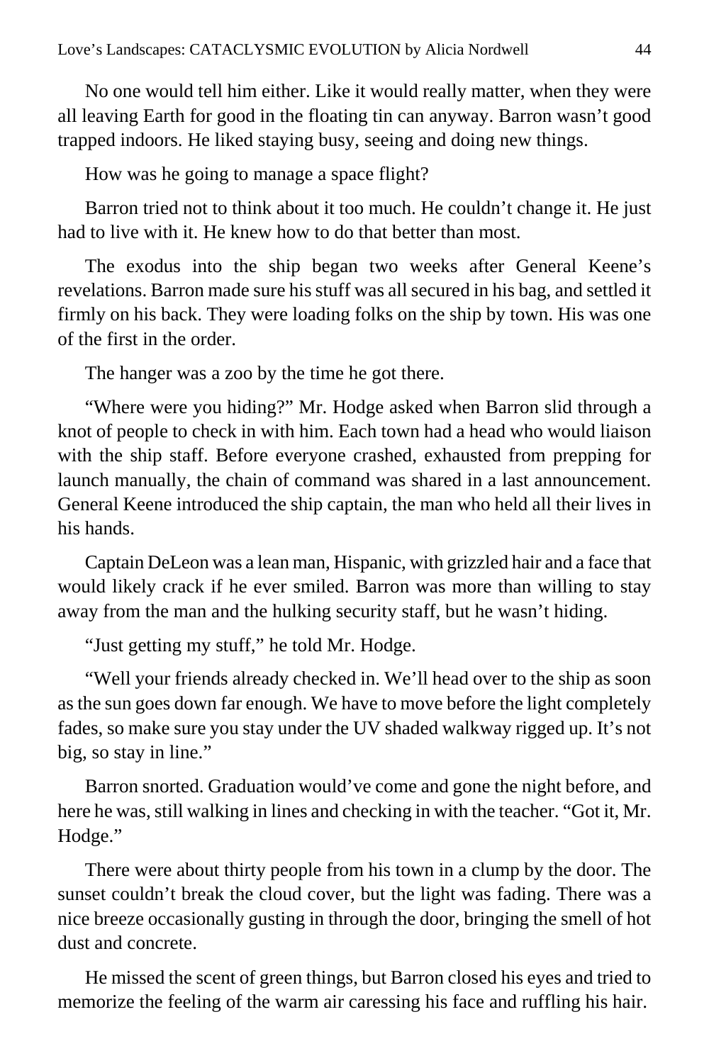No one would tell him either. Like it would really matter, when they were all leaving Earth for good in the floating tin can anyway. Barron wasn't good trapped indoors. He liked staying busy, seeing and doing new things.

How was he going to manage a space flight?

Barron tried not to think about it too much. He couldn't change it. He just had to live with it. He knew how to do that better than most.

The exodus into the ship began two weeks after General Keene's revelations. Barron made sure his stuff was all secured in his bag, and settled it firmly on his back. They were loading folks on the ship by town. His was one of the first in the order.

The hanger was a zoo by the time he got there.

"Where were you hiding?" Mr. Hodge asked when Barron slid through a knot of people to check in with him. Each town had a head who would liaison with the ship staff. Before everyone crashed, exhausted from prepping for launch manually, the chain of command was shared in a last announcement. General Keene introduced the ship captain, the man who held all their lives in his hands.

Captain DeLeon was a lean man, Hispanic, with grizzled hair and a face that would likely crack if he ever smiled. Barron was more than willing to stay away from the man and the hulking security staff, but he wasn't hiding.

"Just getting my stuff," he told Mr. Hodge.

"Well your friends already checked in. We'll head over to the ship as soon as the sun goes down far enough. We have to move before the light completely fades, so make sure you stay under the UV shaded walkway rigged up. It's not big, so stay in line."

Barron snorted. Graduation would've come and gone the night before, and here he was, still walking in lines and checking in with the teacher. "Got it, Mr. Hodge."

There were about thirty people from his town in a clump by the door. The sunset couldn't break the cloud cover, but the light was fading. There was a nice breeze occasionally gusting in through the door, bringing the smell of hot dust and concrete.

He missed the scent of green things, but Barron closed his eyes and tried to memorize the feeling of the warm air caressing his face and ruffling his hair.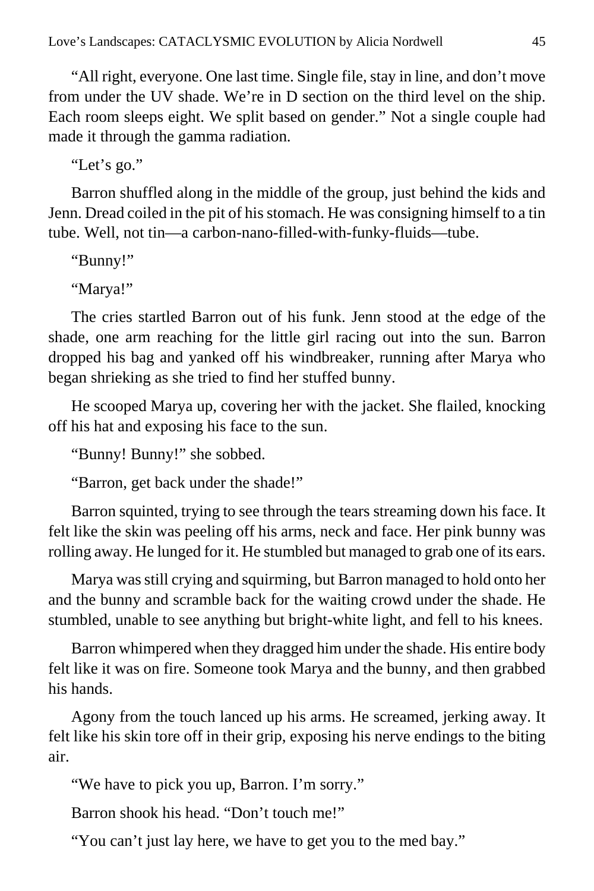"All right, everyone. One last time. Single file, stay in line, and don't move from under the UV shade. We're in D section on the third level on the ship. Each room sleeps eight. We split based on gender." Not a single couple had made it through the gamma radiation.

"Let's go."

Barron shuffled along in the middle of the group, just behind the kids and Jenn. Dread coiled in the pit of his stomach. He was consigning himself to a tin tube. Well, not tin—a carbon-nano-filled-with-funky-fluids—tube.

"Bunny!"

"Marya!"

The cries startled Barron out of his funk. Jenn stood at the edge of the shade, one arm reaching for the little girl racing out into the sun. Barron dropped his bag and yanked off his windbreaker, running after Marya who began shrieking as she tried to find her stuffed bunny.

He scooped Marya up, covering her with the jacket. She flailed, knocking off his hat and exposing his face to the sun.

"Bunny! Bunny!" she sobbed.

"Barron, get back under the shade!"

Barron squinted, trying to see through the tears streaming down his face. It felt like the skin was peeling off his arms, neck and face. Her pink bunny was rolling away. He lunged for it. He stumbled but managed to grab one of its ears.

Marya was still crying and squirming, but Barron managed to hold onto her and the bunny and scramble back for the waiting crowd under the shade. He stumbled, unable to see anything but bright-white light, and fell to his knees.

Barron whimpered when they dragged him under the shade. His entire body felt like it was on fire. Someone took Marya and the bunny, and then grabbed his hands.

Agony from the touch lanced up his arms. He screamed, jerking away. It felt like his skin tore off in their grip, exposing his nerve endings to the biting air.

"We have to pick you up, Barron. I'm sorry."

Barron shook his head. "Don't touch me!"

"You can't just lay here, we have to get you to the med bay."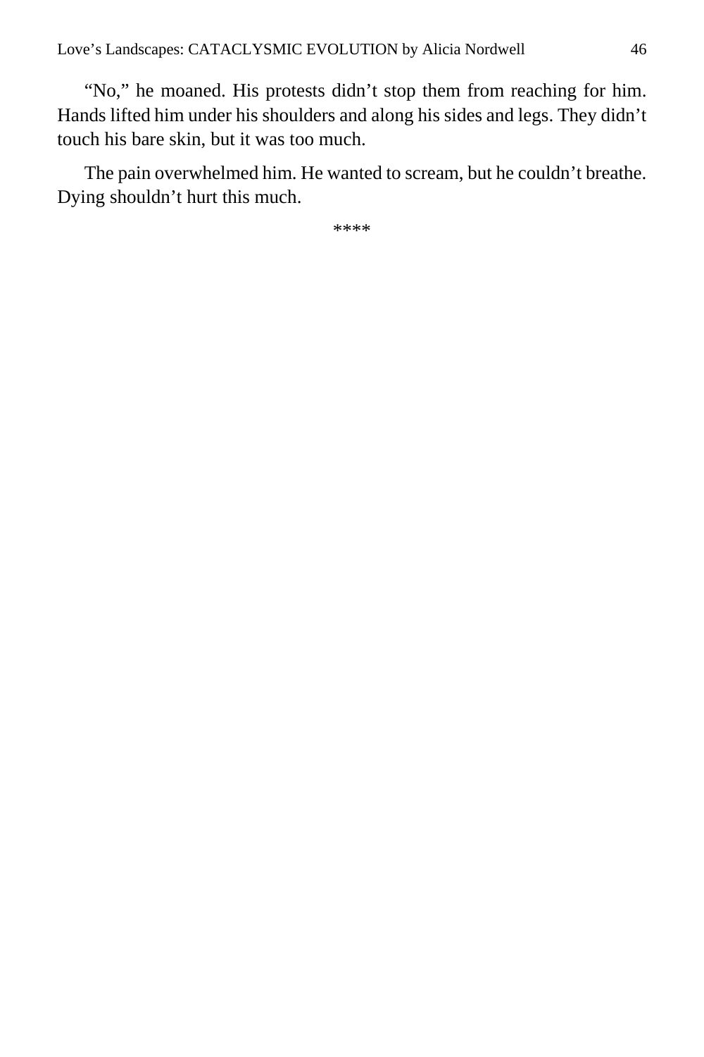"No," he moaned. His protests didn't stop them from reaching for him. Hands lifted him under his shoulders and along his sides and legs. They didn't touch his bare skin, but it was too much.

The pain overwhelmed him. He wanted to scream, but he couldn't breathe. Dying shouldn't hurt this much.

****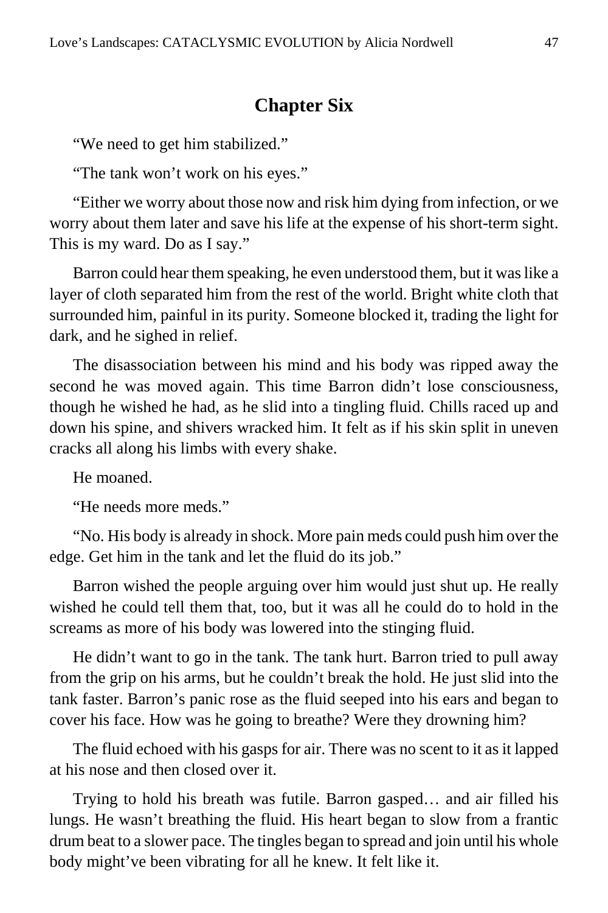## Chapter Six

"We need to get him stabilized."

"The tank won't work on his eyes."

"Either we worry about those now and risk him dying from infection, or we worry about them later and save his life at the expense of his short-term sight. This is my ward. Do as I say."

Barron could hear them speaking, he even understood them, but it was like a layer of cloth separated him from the rest of the world. Bright white cloth that surrounded him, painful in its purity. Someone blocked it, trading the light for dark, and he sighed in relief.

The disassociation between his mind and his body was ripped away the second he was moved again. This time Barron didn't lose consciousness, though he wished he had, as he slid into a tingling fluid. Chills raced up and down his spine, and shivers wracked him. It felt as if his skin split in uneven cracks all along his limbs with every shake.

He moaned.

"He needs more meds."

"No. His body is already in shock. More pain meds could push him over the edge. Get him in the tank and let the fluid do its job."

Barron wished the people arguing over him would just shut up. He really wished he could tell them that, too, but it was all he could do to hold in the screams as more of his body was lowered into the stinging fluid.

He didn't want to go in the tank. The tank hurt. Barron tried to pull away from the grip on his arms, but he couldn't break the hold. He just slid into the tank faster. Barron's panic rose as the fluid seeped into his ears and began to cover his face. How was he going to breathe? Were they drowning him?

The fluid echoed with his gasps for air. There was no scent to it as it lapped at his nose and then closed over it.

Trying to hold his breath was futile. Barron gasped… and air filled his lungs. He wasn't breathing the fluid. His heart began to slow from a frantic drum beat to a slower pace. The tingles began to spread and join until his whole body might've been vibrating for all he knew. It felt like it.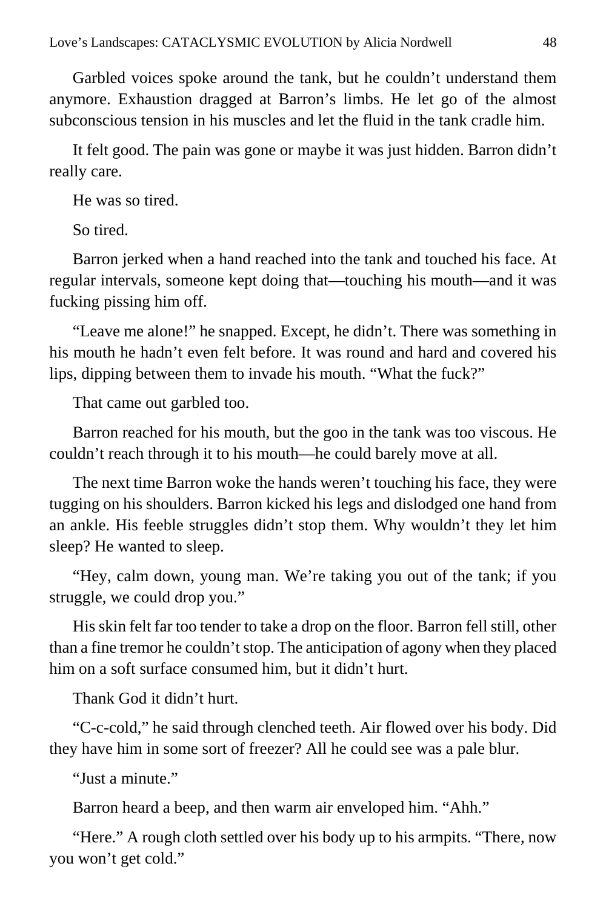Garbled voices spoke around the tank, but he couldn't understand them anymore. Exhaustion dragged at Barron's limbs. He let go of the almost subconscious tension in his muscles and let the fluid in the tank cradle him.

It felt good. The pain was gone or maybe it was just hidden. Barron didn't really care.

He was so tired.

So tired.

Barron jerked when a hand reached into the tank and touched his face. At regular intervals, someone kept doing that—touching his mouth—and it was fucking pissing him off.

"Leave me alone!" he snapped. Except, he didn't. There was something in his mouth he hadn't even felt before. It was round and hard and covered his lips, dipping between them to invade his mouth. "What the fuck?"

That came out garbled too.

Barron reached for his mouth, but the goo in the tank was too viscous. He couldn't reach through it to his mouth—he could barely move at all.

The next time Barron woke the hands weren't touching his face, they were tugging on his shoulders. Barron kicked his legs and dislodged one hand from an ankle. His feeble struggles didn't stop them. Why wouldn't they let him sleep? He wanted to sleep.

"Hey, calm down, young man. We're taking you out of the tank; if you struggle, we could drop you."

His skin felt far too tender to take a drop on the floor. Barron fell still, other than a fine tremor he couldn't stop. The anticipation of agony when they placed him on a soft surface consumed him, but it didn't hurt.

Thank God it didn't hurt.

"C-c-cold," he said through clenched teeth. Air flowed over his body. Did they have him in some sort of freezer? All he could see was a pale blur.

"Just a minute."

Barron heard a beep, and then warm air enveloped him. "Ahh."

"Here." A rough cloth settled over his body up to his armpits. "There, now you won't get cold."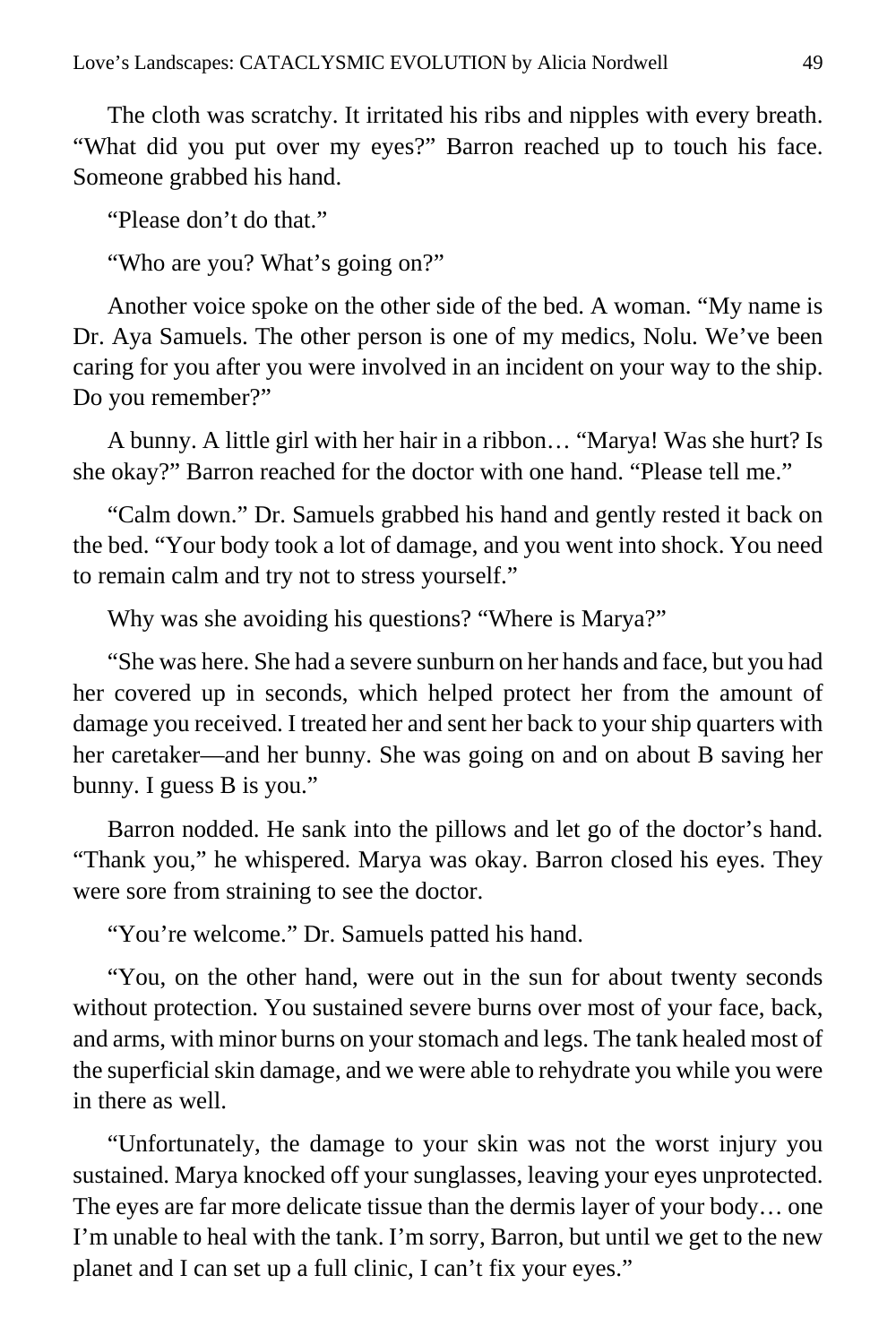The cloth was scratchy. It irritated his ribs and nipples with every breath. "What did you put over my eyes?" Barron reached up to touch his face. Someone grabbed his hand.

"Please don't do that."

"Who are you? What's going on?"

Another voice spoke on the other side of the bed. A woman. "My name is Dr. Aya Samuels. The other person is one of my medics, Nolu. We've been caring for you after you were involved in an incident on your way to the ship. Do you remember?"

A bunny. A little girl with her hair in a ribbon… "Marya! Was she hurt? Is she okay?" Barron reached for the doctor with one hand. "Please tell me."

"Calm down." Dr. Samuels grabbed his hand and gently rested it back on the bed. "Your body took a lot of damage, and you went into shock. You need to remain calm and try not to stress yourself."

Why was she avoiding his questions? "Where is Marya?"

"She was here. She had a severe sunburn on her hands and face, but you had her covered up in seconds, which helped protect her from the amount of damage you received. I treated her and sent her back to your ship quarters with her caretaker—and her bunny. She was going on and on about B saving her bunny. I guess B is you."

Barron nodded. He sank into the pillows and let go of the doctor's hand. "Thank you," he whispered. Marya was okay. Barron closed his eyes. They were sore from straining to see the doctor.

"You're welcome." Dr. Samuels patted his hand.

"You, on the other hand, were out in the sun for about twenty seconds without protection. You sustained severe burns over most of your face, back, and arms, with minor burns on your stomach and legs. The tank healed most of the superficial skin damage, and we were able to rehydrate you while you were in there as well.

"Unfortunately, the damage to your skin was not the worst injury you sustained. Marya knocked off your sunglasses, leaving your eyes unprotected. The eyes are far more delicate tissue than the dermis layer of your body… one I'm unable to heal with the tank. I'm sorry, Barron, but until we get to the new planet and I can set up a full clinic, I can't fix your eyes."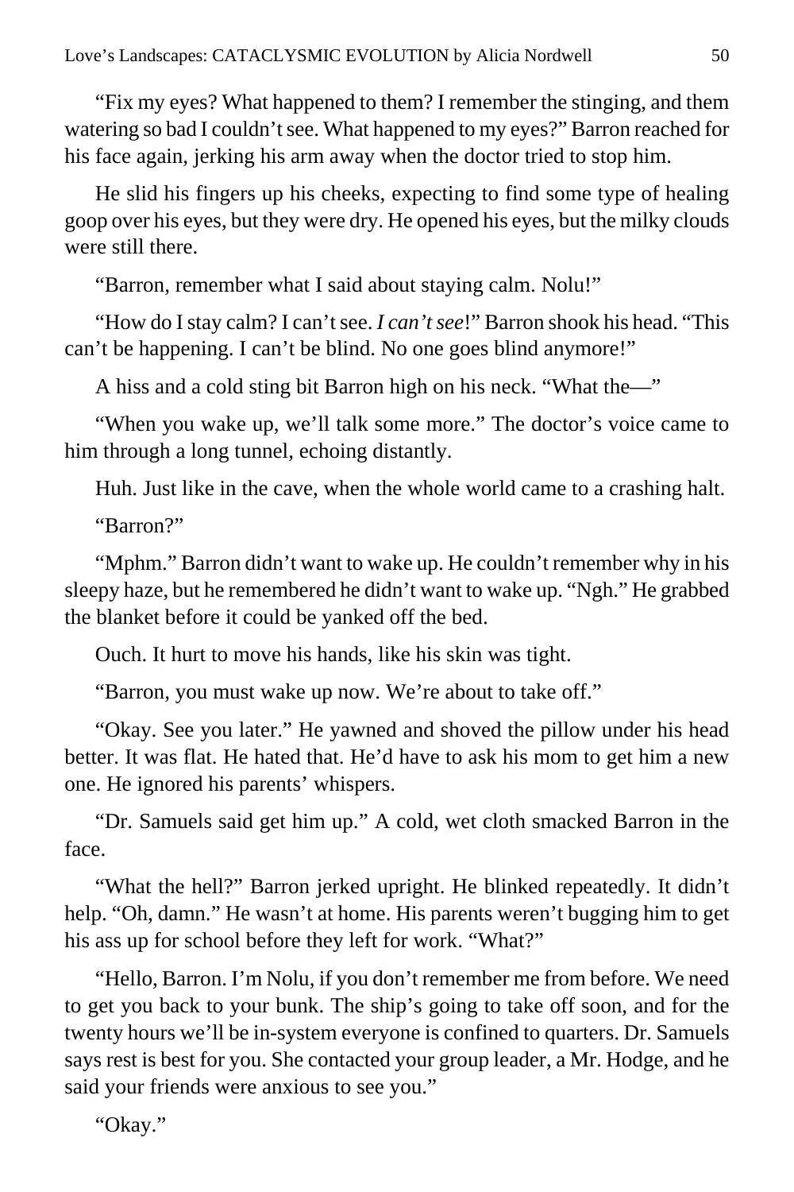"Fix my eyes? What happened to them? I remember the stinging, and them watering so bad I couldn't see. What happened to my eyes?" Barron reached for his face again, jerking his arm away when the doctor tried to stop him.

He slid his fingers up his cheeks, expecting to find some type of healing goop over his eyes, but they were dry. He opened his eyes, but the milky clouds were still there.

"Barron, remember what I said about staying calm. Nolu!"

"How do I stay calm? I can't see. *I can't see*!" Barron shook his head. "This can't be happening. I can't be blind. No one goes blind anymore!"

A hiss and a cold sting bit Barron high on his neck. "What the—"

"When you wake up, we'll talk some more." The doctor's voice came to him through a long tunnel, echoing distantly.

Huh. Just like in the cave, when the whole world came to a crashing halt.

"Barron?"

"Mphm." Barron didn't want to wake up. He couldn't remember why in his sleepy haze, but he remembered he didn't want to wake up. "Ngh." He grabbed the blanket before it could be yanked off the bed.

Ouch. It hurt to move his hands, like his skin was tight.

"Barron, you must wake up now. We're about to take off."

"Okay. See you later." He yawned and shoved the pillow under his head better. It was flat. He hated that. He'd have to ask his mom to get him a new one. He ignored his parents' whispers.

"Dr. Samuels said get him up." A cold, wet cloth smacked Barron in the face.

"What the hell?" Barron jerked upright. He blinked repeatedly. It didn't help. "Oh, damn." He wasn't at home. His parents weren't bugging him to get his ass up for school before they left for work. "What?"

"Hello, Barron. I'm Nolu, if you don't remember me from before. We need to get you back to your bunk. The ship's going to take off soon, and for the twenty hours we'll be in-system everyone is confined to quarters. Dr. Samuels says rest is best for you. She contacted your group leader, a Mr. Hodge, and he said your friends were anxious to see you."

"Okay."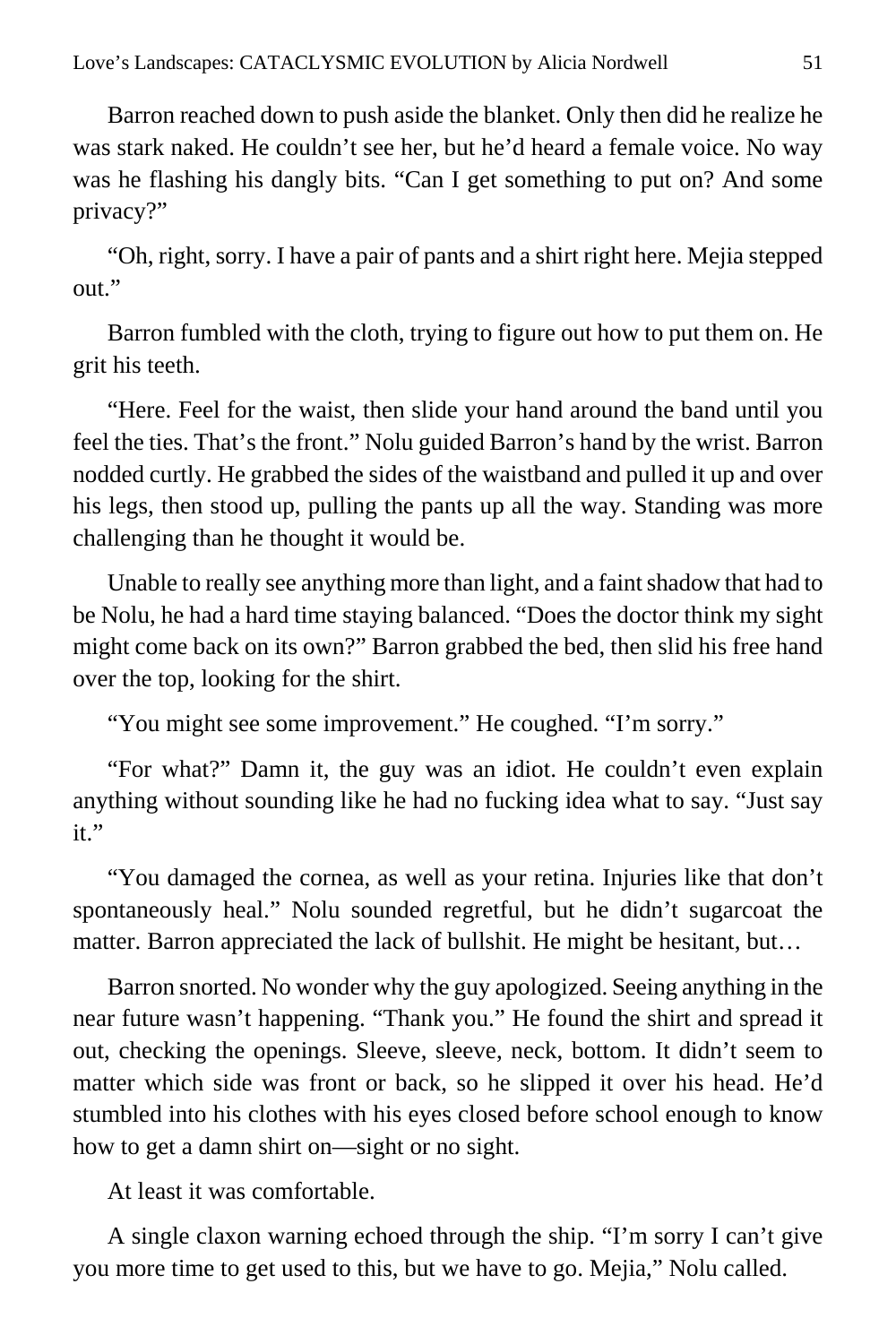Barron reached down to push aside the blanket. Only then did he realize he was stark naked. He couldn't see her, but he'd heard a female voice. No way was he flashing his dangly bits. "Can I get something to put on? And some privacy?"

"Oh, right, sorry. I have a pair of pants and a shirt right here. Mejia stepped out."

Barron fumbled with the cloth, trying to figure out how to put them on. He grit his teeth.

"Here. Feel for the waist, then slide your hand around the band until you feel the ties. That's the front." Nolu guided Barron's hand by the wrist. Barron nodded curtly. He grabbed the sides of the waistband and pulled it up and over his legs, then stood up, pulling the pants up all the way. Standing was more challenging than he thought it would be.

Unable to really see anything more than light, and a faint shadow that had to be Nolu, he had a hard time staying balanced. "Does the doctor think my sight might come back on its own?" Barron grabbed the bed, then slid his free hand over the top, looking for the shirt.

"You might see some improvement." He coughed. "I'm sorry."

"For what?" Damn it, the guy was an idiot. He couldn't even explain anything without sounding like he had no fucking idea what to say. "Just say it."

"You damaged the cornea, as well as your retina. Injuries like that don't spontaneously heal." Nolu sounded regretful, but he didn't sugarcoat the matter. Barron appreciated the lack of bullshit. He might be hesitant, but…

Barron snorted. No wonder why the guy apologized. Seeing anything in the near future wasn't happening. "Thank you." He found the shirt and spread it out, checking the openings. Sleeve, sleeve, neck, bottom. It didn't seem to matter which side was front or back, so he slipped it over his head. He'd stumbled into his clothes with his eyes closed before school enough to know how to get a damn shirt on—sight or no sight.

At least it was comfortable.

A single claxon warning echoed through the ship. "I'm sorry I can't give you more time to get used to this, but we have to go. Mejia," Nolu called.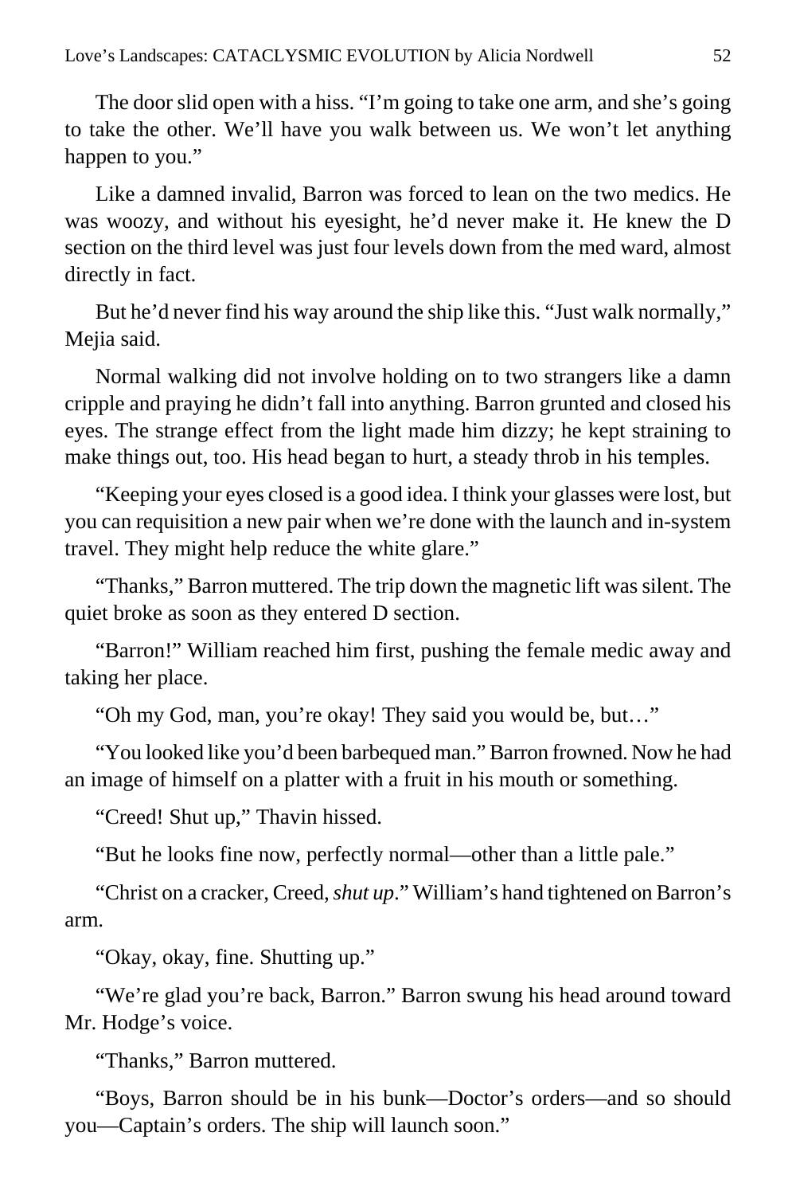The door slid open with a hiss. "I'm going to take one arm, and she's going to take the other. We'll have you walk between us. We won't let anything happen to you."

Like a damned invalid, Barron was forced to lean on the two medics. He was woozy, and without his eyesight, he'd never make it. He knew the D section on the third level was just four levels down from the med ward, almost directly in fact.

But he'd never find his way around the ship like this. "Just walk normally," Mejia said.

Normal walking did not involve holding on to two strangers like a damn cripple and praying he didn't fall into anything. Barron grunted and closed his eyes. The strange effect from the light made him dizzy; he kept straining to make things out, too. His head began to hurt, a steady throb in his temples.

"Keeping your eyes closed is a good idea. I think your glasses were lost, but you can requisition a new pair when we're done with the launch and in-system travel. They might help reduce the white glare."

"Thanks," Barron muttered. The trip down the magnetic lift was silent. The quiet broke as soon as they entered D section.

"Barron!" William reached him first, pushing the female medic away and taking her place.

"Oh my God, man, you're okay! They said you would be, but…"

"You looked like you'd been barbequed man." Barron frowned. Now he had an image of himself on a platter with a fruit in his mouth or something.

"Creed! Shut up," Thavin hissed.

"But he looks fine now, perfectly normal—other than a little pale."

"Christ on a cracker, Creed, *shut up*." William's hand tightened on Barron's arm.

"Okay, okay, fine. Shutting up."

"We're glad you're back, Barron." Barron swung his head around toward Mr. Hodge's voice.

"Thanks," Barron muttered.

"Boys, Barron should be in his bunk—Doctor's orders—and so should you—Captain's orders. The ship will launch soon."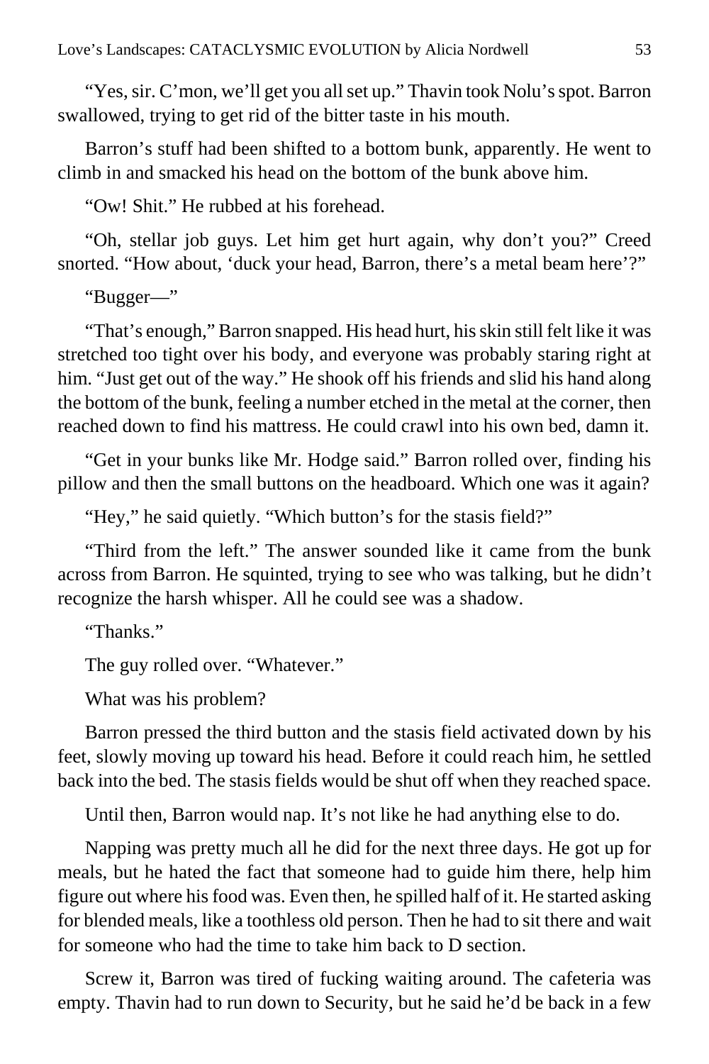"Yes, sir. C'mon, we'll get you all set up." Thavin took Nolu's spot. Barron swallowed, trying to get rid of the bitter taste in his mouth.

Barron's stuff had been shifted to a bottom bunk, apparently. He went to climb in and smacked his head on the bottom of the bunk above him.

"Ow! Shit." He rubbed at his forehead.

"Oh, stellar job guys. Let him get hurt again, why don't you?" Creed snorted. "How about, 'duck your head, Barron, there's a metal beam here'?"

"Bugger—"

"That's enough," Barron snapped. His head hurt, his skin still felt like it was stretched too tight over his body, and everyone was probably staring right at him. "Just get out of the way." He shook off his friends and slid his hand along the bottom of the bunk, feeling a number etched in the metal at the corner, then reached down to find his mattress. He could crawl into his own bed, damn it.

"Get in your bunks like Mr. Hodge said." Barron rolled over, finding his pillow and then the small buttons on the headboard. Which one was it again?

"Hey," he said quietly. "Which button's for the stasis field?"

"Third from the left." The answer sounded like it came from the bunk across from Barron. He squinted, trying to see who was talking, but he didn't recognize the harsh whisper. All he could see was a shadow.

"Thanks."

The guy rolled over. "Whatever."

What was his problem?

Barron pressed the third button and the stasis field activated down by his feet, slowly moving up toward his head. Before it could reach him, he settled back into the bed. The stasis fields would be shut off when they reached space.

Until then, Barron would nap. It's not like he had anything else to do.

Napping was pretty much all he did for the next three days. He got up for meals, but he hated the fact that someone had to guide him there, help him figure out where his food was. Even then, he spilled half of it. He started asking for blended meals, like a toothless old person. Then he had to sit there and wait for someone who had the time to take him back to D section.

Screw it, Barron was tired of fucking waiting around. The cafeteria was empty. Thavin had to run down to Security, but he said he'd be back in a few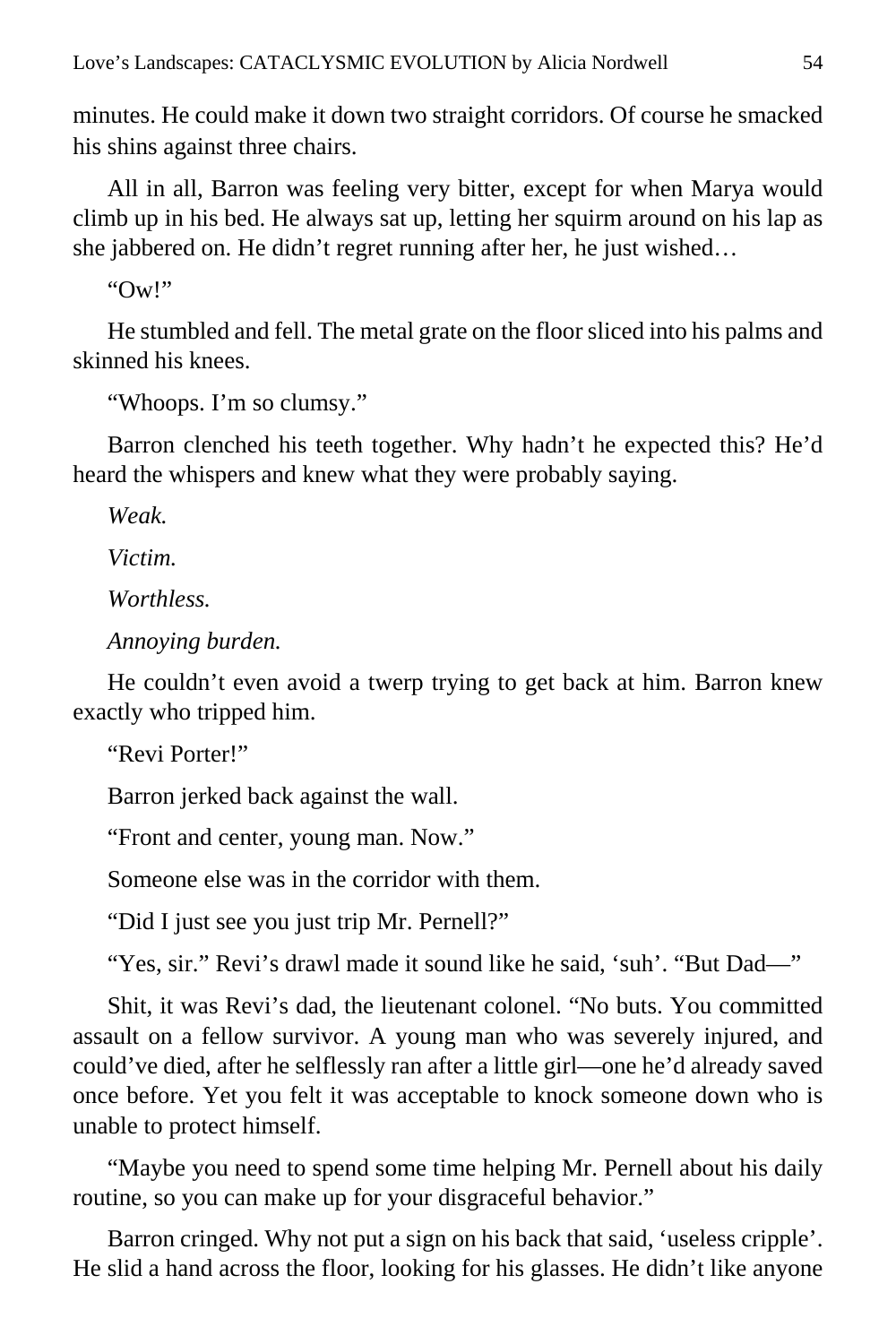minutes. He could make it down two straight corridors. Of course he smacked his shins against three chairs.

All in all, Barron was feeling very bitter, except for when Marya would climb up in his bed. He always sat up, letting her squirm around on his lap as she jabbered on. He didn't regret running after her, he just wished…

"Ow!"

He stumbled and fell. The metal grate on the floor sliced into his palms and skinned his knees.

"Whoops. I'm so clumsy."

Barron clenched his teeth together. Why hadn't he expected this? He'd heard the whispers and knew what they were probably saying.

*Weak.*

*Victim.*

*Worthless.*

*Annoying burden.*

He couldn't even avoid a twerp trying to get back at him. Barron knew exactly who tripped him.

"Revi Porter!"

Barron jerked back against the wall.

"Front and center, young man. Now."

Someone else was in the corridor with them.

"Did I just see you just trip Mr. Pernell?"

"Yes, sir." Revi's drawl made it sound like he said, 'suh'. "But Dad—"

Shit, it was Revi's dad, the lieutenant colonel. "No buts. You committed assault on a fellow survivor. A young man who was severely injured, and could've died, after he selflessly ran after a little girl—one he'd already saved once before. Yet you felt it was acceptable to knock someone down who is unable to protect himself.

"Maybe you need to spend some time helping Mr. Pernell about his daily routine, so you can make up for your disgraceful behavior."

Barron cringed. Why not put a sign on his back that said, 'useless cripple'. He slid a hand across the floor, looking for his glasses. He didn't like anyone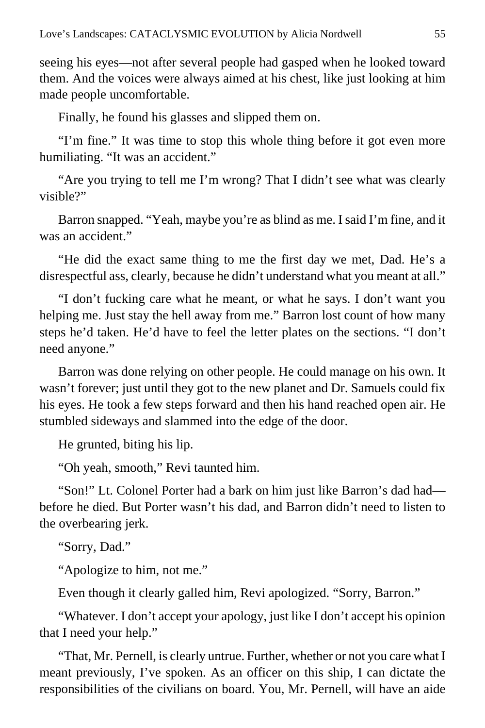seeing his eyes—not after several people had gasped when he looked toward them. And the voices were always aimed at his chest, like just looking at him made people uncomfortable.

Finally, he found his glasses and slipped them on.

"I'm fine." It was time to stop this whole thing before it got even more humiliating. "It was an accident."

"Are you trying to tell me I'm wrong? That I didn't see what was clearly visible?"

Barron snapped. "Yeah, maybe you're as blind as me. I said I'm fine, and it was an accident."

"He did the exact same thing to me the first day we met, Dad. He's a disrespectful ass, clearly, because he didn't understand what you meant at all."

"I don't fucking care what he meant, or what he says. I don't want you helping me. Just stay the hell away from me." Barron lost count of how many steps he'd taken. He'd have to feel the letter plates on the sections. "I don't need anyone."

Barron was done relying on other people. He could manage on his own. It wasn't forever; just until they got to the new planet and Dr. Samuels could fix his eyes. He took a few steps forward and then his hand reached open air. He stumbled sideways and slammed into the edge of the door.

He grunted, biting his lip.

"Oh yeah, smooth," Revi taunted him.

"Son!" Lt. Colonel Porter had a bark on him just like Barron's dad had—before he died. But Porter wasn't his dad, and Barron didn't need to listen to the overbearing jerk.

"Sorry, Dad."

"Apologize to him, not me."

Even though it clearly galled him, Revi apologized. "Sorry, Barron."

"Whatever. I don't accept your apology, just like I don't accept his opinion that I need your help."

"That, Mr. Pernell, is clearly untrue. Further, whether or not you care what I meant previously, I've spoken. As an officer on this ship, I can dictate the responsibilities of the civilians on board. You, Mr. Pernell, will have an aide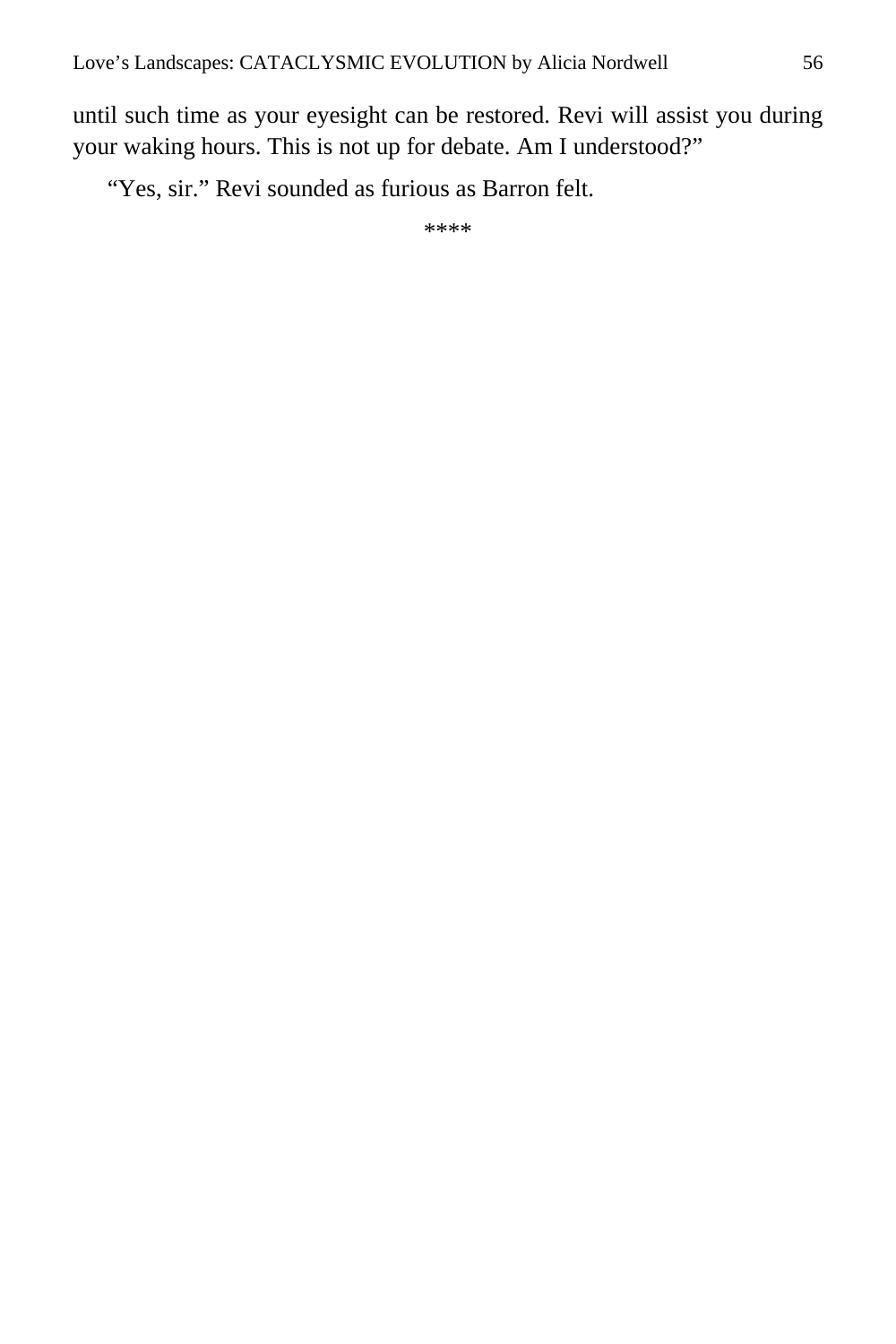until such time as your eyesight can be restored. Revi will assist you during your waking hours. This is not up for debate. Am I understood?"

"Yes, sir." Revi sounded as furious as Barron felt.

****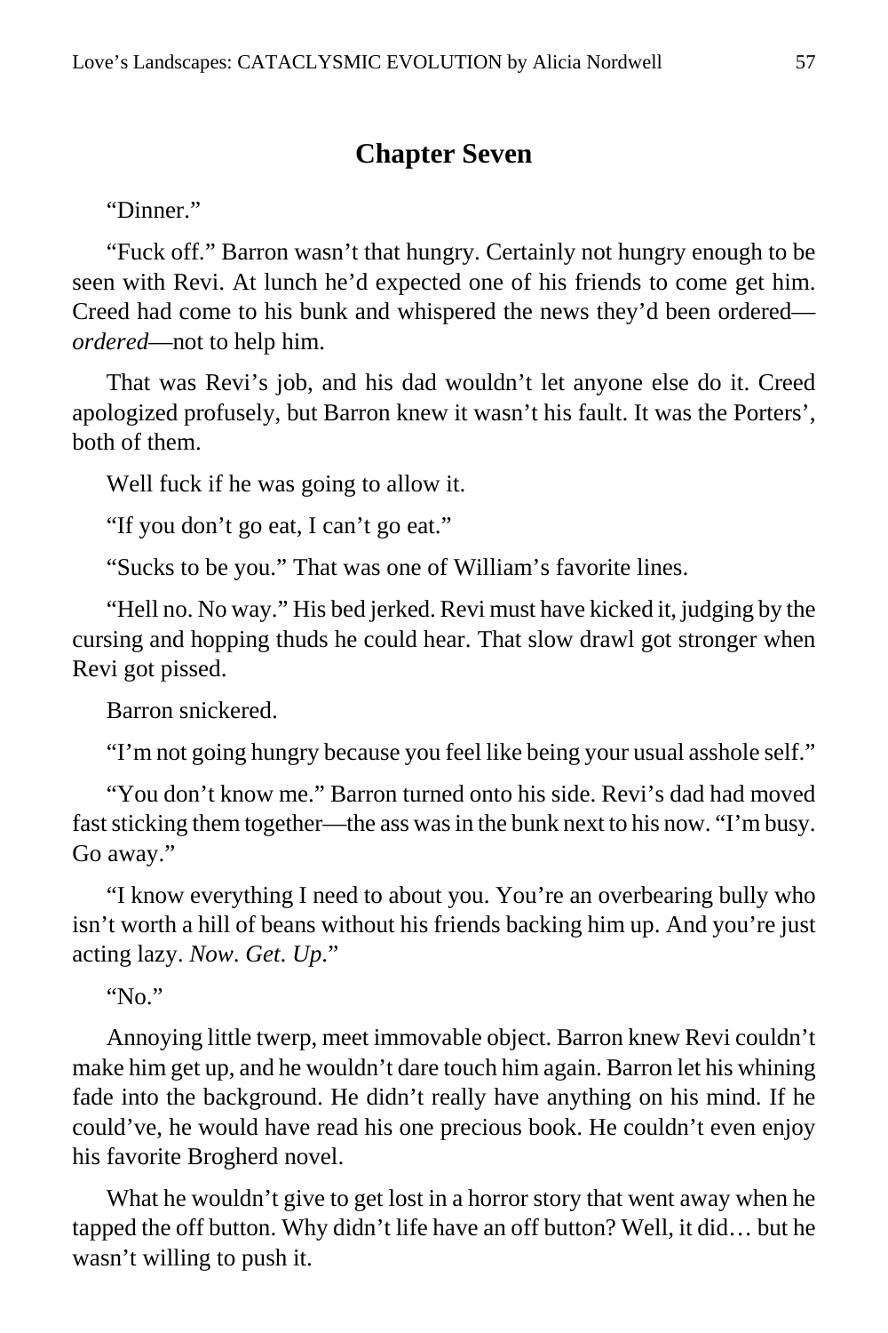## Chapter Seven

"Dinner."

"Fuck off." Barron wasn't that hungry. Certainly not hungry enough to be seen with Revi. At lunch he'd expected one of his friends to come get him. Creed had come to his bunk and whispered the news they'd been ordered—*ordered*—not to help him.

That was Revi's job, and his dad wouldn't let anyone else do it. Creed apologized profusely, but Barron knew it wasn't his fault. It was the Porters', both of them.

Well fuck if he was going to allow it.

"If you don't go eat, I can't go eat."

"Sucks to be you." That was one of William's favorite lines.

"Hell no. No way." His bed jerked. Revi must have kicked it, judging by the cursing and hopping thuds he could hear. That slow drawl got stronger when Revi got pissed.

Barron snickered.

"I'm not going hungry because you feel like being your usual asshole self."

"You don't know me." Barron turned onto his side. Revi's dad had moved fast sticking them together—the ass was in the bunk next to his now. "I'm busy. Go away."

"I know everything I need to about you. You're an overbearing bully who isn't worth a hill of beans without his friends backing him up. And you're just acting lazy. *Now. Get. Up*."

"No."

Annoying little twerp, meet immovable object. Barron knew Revi couldn't make him get up, and he wouldn't dare touch him again. Barron let his whining fade into the background. He didn't really have anything on his mind. If he could've, he would have read his one precious book. He couldn't even enjoy his favorite Brogherd novel.

What he wouldn't give to get lost in a horror story that went away when he tapped the off button. Why didn't life have an off button? Well, it did… but he wasn't willing to push it.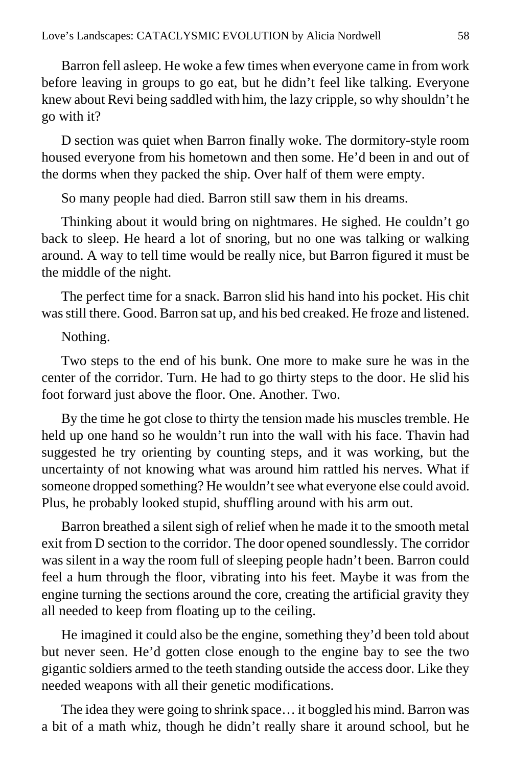Barron fell asleep. He woke a few times when everyone came in from work before leaving in groups to go eat, but he didn't feel like talking. Everyone knew about Revi being saddled with him, the lazy cripple, so why shouldn't he go with it?

D section was quiet when Barron finally woke. The dormitory-style room housed everyone from his hometown and then some. He'd been in and out of the dorms when they packed the ship. Over half of them were empty.

So many people had died. Barron still saw them in his dreams.

Thinking about it would bring on nightmares. He sighed. He couldn't go back to sleep. He heard a lot of snoring, but no one was talking or walking around. A way to tell time would be really nice, but Barron figured it must be the middle of the night.

The perfect time for a snack. Barron slid his hand into his pocket. His chit was still there. Good. Barron sat up, and his bed creaked. He froze and listened.

Nothing.

Two steps to the end of his bunk. One more to make sure he was in the center of the corridor. Turn. He had to go thirty steps to the door. He slid his foot forward just above the floor. One. Another. Two.

By the time he got close to thirty the tension made his muscles tremble. He held up one hand so he wouldn't run into the wall with his face. Thavin had suggested he try orienting by counting steps, and it was working, but the uncertainty of not knowing what was around him rattled his nerves. What if someone dropped something? He wouldn't see what everyone else could avoid. Plus, he probably looked stupid, shuffling around with his arm out.

Barron breathed a silent sigh of relief when he made it to the smooth metal exit from D section to the corridor. The door opened soundlessly. The corridor was silent in a way the room full of sleeping people hadn't been. Barron could feel a hum through the floor, vibrating into his feet. Maybe it was from the engine turning the sections around the core, creating the artificial gravity they all needed to keep from floating up to the ceiling.

He imagined it could also be the engine, something they'd been told about but never seen. He'd gotten close enough to the engine bay to see the two gigantic soldiers armed to the teeth standing outside the access door. Like they needed weapons with all their genetic modifications.

The idea they were going to shrink space… it boggled his mind. Barron was a bit of a math whiz, though he didn't really share it around school, but he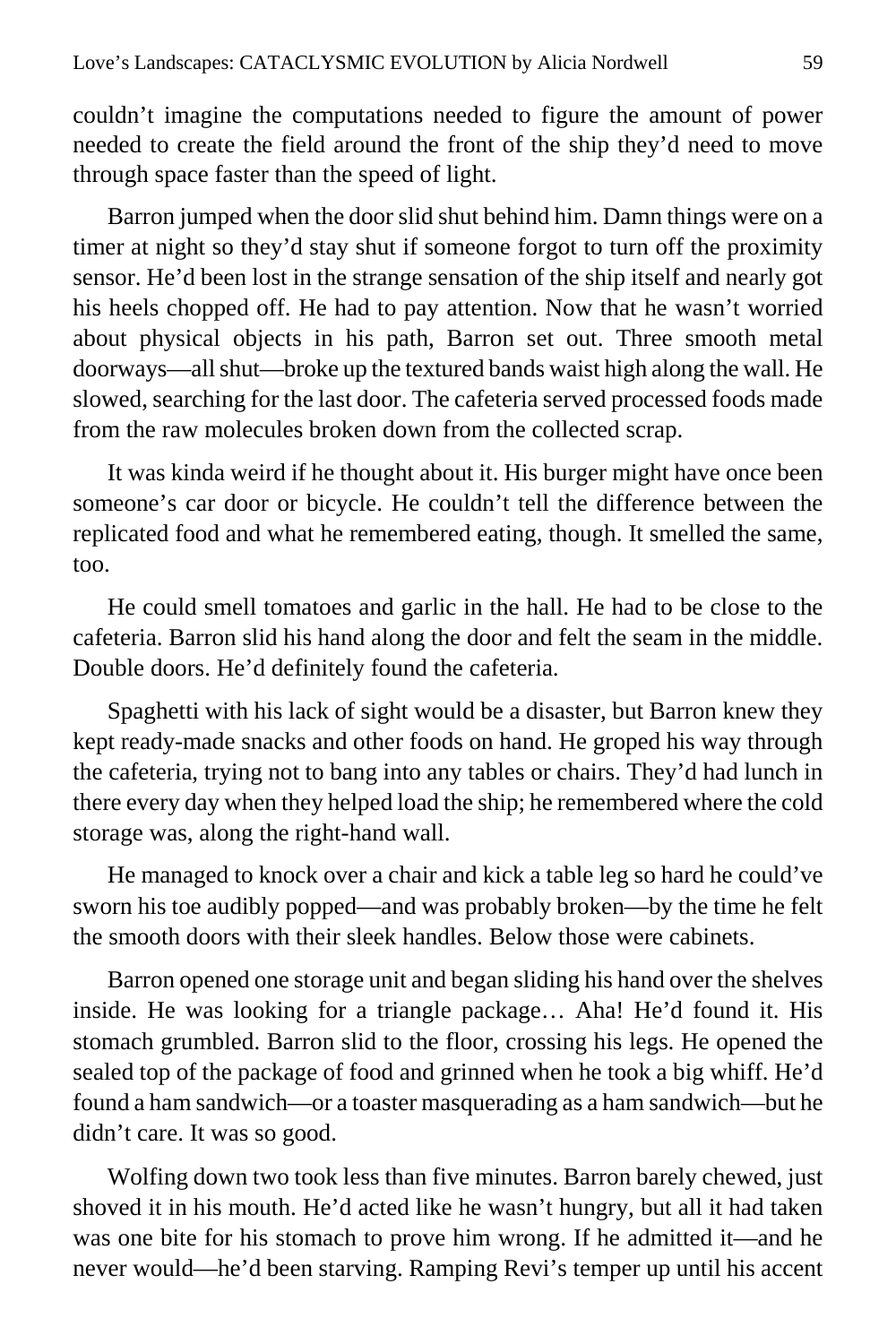couldn't imagine the computations needed to figure the amount of power needed to create the field around the front of the ship they'd need to move through space faster than the speed of light.

Barron jumped when the door slid shut behind him. Damn things were on a timer at night so they'd stay shut if someone forgot to turn off the proximity sensor. He'd been lost in the strange sensation of the ship itself and nearly got his heels chopped off. He had to pay attention. Now that he wasn't worried about physical objects in his path, Barron set out. Three smooth metal doorways—all shut—broke up the textured bands waist high along the wall. He slowed, searching for the last door. The cafeteria served processed foods made from the raw molecules broken down from the collected scrap.

It was kinda weird if he thought about it. His burger might have once been someone's car door or bicycle. He couldn't tell the difference between the replicated food and what he remembered eating, though. It smelled the same, too.

He could smell tomatoes and garlic in the hall. He had to be close to the cafeteria. Barron slid his hand along the door and felt the seam in the middle. Double doors. He'd definitely found the cafeteria.

Spaghetti with his lack of sight would be a disaster, but Barron knew they kept ready-made snacks and other foods on hand. He groped his way through the cafeteria, trying not to bang into any tables or chairs. They'd had lunch in there every day when they helped load the ship; he remembered where the cold storage was, along the right-hand wall.

He managed to knock over a chair and kick a table leg so hard he could've sworn his toe audibly popped—and was probably broken—by the time he felt the smooth doors with their sleek handles. Below those were cabinets.

Barron opened one storage unit and began sliding his hand over the shelves inside. He was looking for a triangle package… Aha! He'd found it. His stomach grumbled. Barron slid to the floor, crossing his legs. He opened the sealed top of the package of food and grinned when he took a big whiff. He'd found a ham sandwich—or a toaster masquerading as a ham sandwich—but he didn't care. It was so good.

Wolfing down two took less than five minutes. Barron barely chewed, just shoved it in his mouth. He'd acted like he wasn't hungry, but all it had taken was one bite for his stomach to prove him wrong. If he admitted it—and he never would—he'd been starving. Ramping Revi's temper up until his accent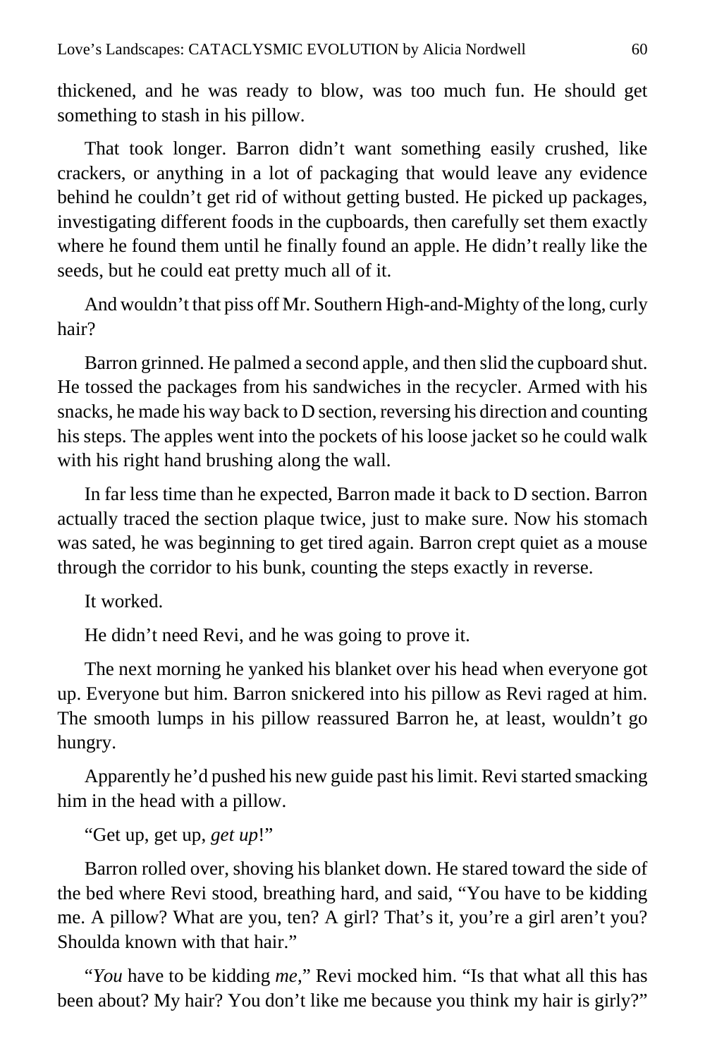thickened, and he was ready to blow, was too much fun. He should get something to stash in his pillow.

That took longer. Barron didn't want something easily crushed, like crackers, or anything in a lot of packaging that would leave any evidence behind he couldn't get rid of without getting busted. He picked up packages, investigating different foods in the cupboards, then carefully set them exactly where he found them until he finally found an apple. He didn't really like the seeds, but he could eat pretty much all of it.

And wouldn't that piss off Mr. Southern High-and-Mighty of the long, curly hair?

Barron grinned. He palmed a second apple, and then slid the cupboard shut. He tossed the packages from his sandwiches in the recycler. Armed with his snacks, he made his way back to D section, reversing his direction and counting his steps. The apples went into the pockets of his loose jacket so he could walk with his right hand brushing along the wall.

In far less time than he expected, Barron made it back to D section. Barron actually traced the section plaque twice, just to make sure. Now his stomach was sated, he was beginning to get tired again. Barron crept quiet as a mouse through the corridor to his bunk, counting the steps exactly in reverse.

It worked.

He didn't need Revi, and he was going to prove it.

The next morning he yanked his blanket over his head when everyone got up. Everyone but him. Barron snickered into his pillow as Revi raged at him. The smooth lumps in his pillow reassured Barron he, at least, wouldn't go hungry.

Apparently he'd pushed his new guide past his limit. Revi started smacking him in the head with a pillow.

"Get up, get up, *get up*!"

Barron rolled over, shoving his blanket down. He stared toward the side of the bed where Revi stood, breathing hard, and said, "You have to be kidding me. A pillow? What are you, ten? A girl? That's it, you're a girl aren't you? Shoulda known with that hair."

"*You* have to be kidding *me*," Revi mocked him. "Is that what all this has been about? My hair? You don't like me because you think my hair is girly?"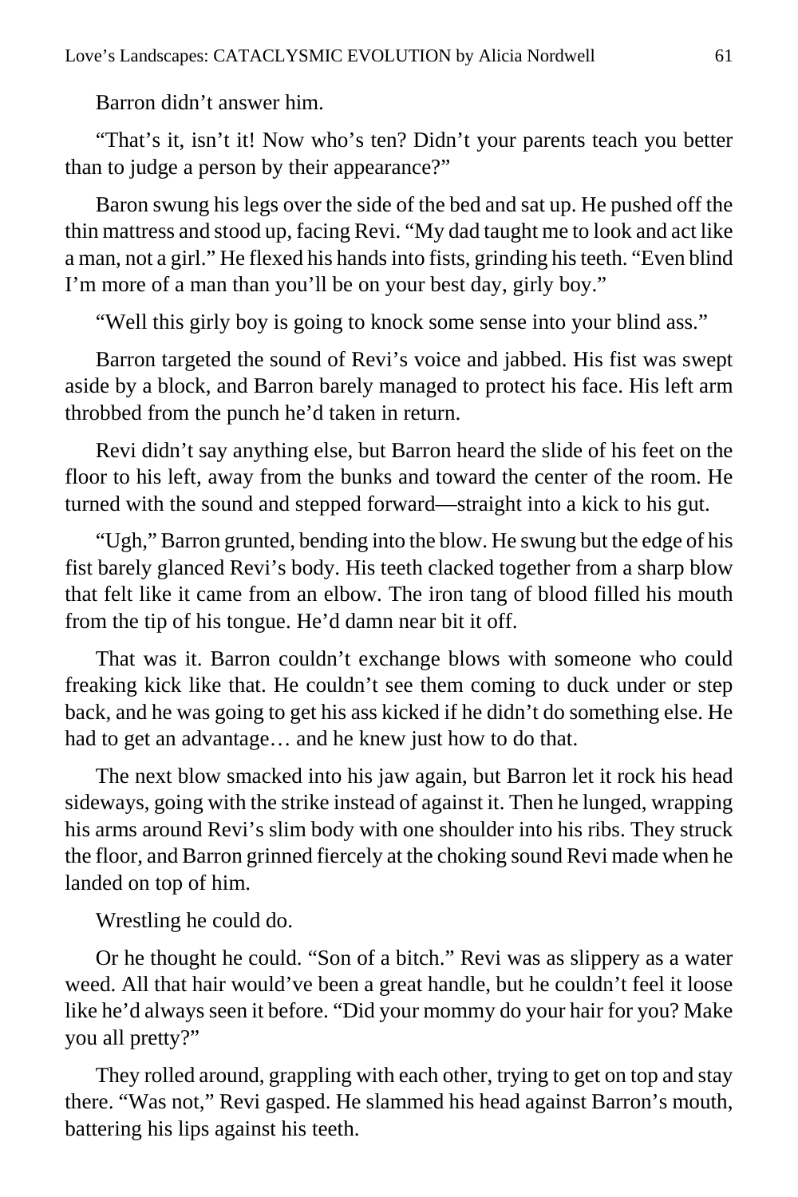Barron didn't answer him.

"That's it, isn't it! Now who's ten? Didn't your parents teach you better than to judge a person by their appearance?"

Baron swung his legs over the side of the bed and sat up. He pushed off the thin mattress and stood up, facing Revi. "My dad taught me to look and act like a man, not a girl." He flexed his hands into fists, grinding his teeth. "Even blind I'm more of a man than you'll be on your best day, girly boy."

"Well this girly boy is going to knock some sense into your blind ass."

Barron targeted the sound of Revi's voice and jabbed. His fist was swept aside by a block, and Barron barely managed to protect his face. His left arm throbbed from the punch he'd taken in return.

Revi didn't say anything else, but Barron heard the slide of his feet on the floor to his left, away from the bunks and toward the center of the room. He turned with the sound and stepped forward—straight into a kick to his gut.

"Ugh," Barron grunted, bending into the blow. He swung but the edge of his fist barely glanced Revi's body. His teeth clacked together from a sharp blow that felt like it came from an elbow. The iron tang of blood filled his mouth from the tip of his tongue. He'd damn near bit it off.

That was it. Barron couldn't exchange blows with someone who could freaking kick like that. He couldn't see them coming to duck under or step back, and he was going to get his ass kicked if he didn't do something else. He had to get an advantage… and he knew just how to do that.

The next blow smacked into his jaw again, but Barron let it rock his head sideways, going with the strike instead of against it. Then he lunged, wrapping his arms around Revi's slim body with one shoulder into his ribs. They struck the floor, and Barron grinned fiercely at the choking sound Revi made when he landed on top of him.

Wrestling he could do.

Or he thought he could. "Son of a bitch." Revi was as slippery as a water weed. All that hair would've been a great handle, but he couldn't feel it loose like he'd always seen it before. "Did your mommy do your hair for you? Make you all pretty?"

They rolled around, grappling with each other, trying to get on top and stay there. "Was not," Revi gasped. He slammed his head against Barron's mouth, battering his lips against his teeth.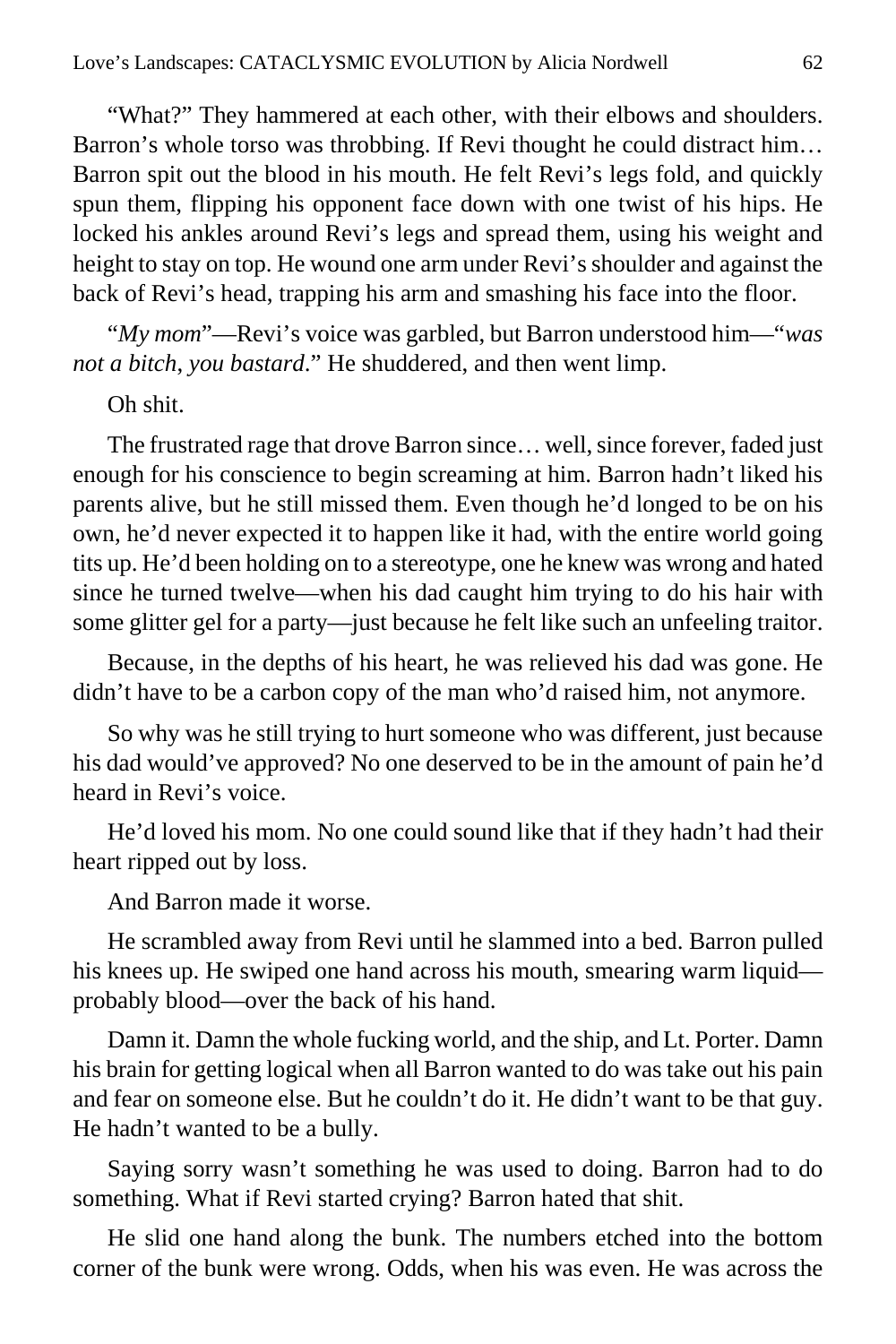"What?" They hammered at each other, with their elbows and shoulders. Barron's whole torso was throbbing. If Revi thought he could distract him… Barron spit out the blood in his mouth. He felt Revi's legs fold, and quickly spun them, flipping his opponent face down with one twist of his hips. He locked his ankles around Revi's legs and spread them, using his weight and height to stay on top. He wound one arm under Revi's shoulder and against the back of Revi's head, trapping his arm and smashing his face into the floor.

"*My mom*"—Revi's voice was garbled, but Barron understood him—"*was not a bitch, you bastard*." He shuddered, and then went limp.

Oh shit.

The frustrated rage that drove Barron since… well, since forever, faded just enough for his conscience to begin screaming at him. Barron hadn't liked his parents alive, but he still missed them. Even though he'd longed to be on his own, he'd never expected it to happen like it had, with the entire world going tits up. He'd been holding on to a stereotype, one he knew was wrong and hated since he turned twelve—when his dad caught him trying to do his hair with some glitter gel for a party—just because he felt like such an unfeeling traitor.

Because, in the depths of his heart, he was relieved his dad was gone. He didn't have to be a carbon copy of the man who'd raised him, not anymore.

So why was he still trying to hurt someone who was different, just because his dad would've approved? No one deserved to be in the amount of pain he'd heard in Revi's voice.

He'd loved his mom. No one could sound like that if they hadn't had their heart ripped out by loss.

And Barron made it worse.

He scrambled away from Revi until he slammed into a bed. Barron pulled his knees up. He swiped one hand across his mouth, smearing warm liquid—probably blood—over the back of his hand.

Damn it. Damn the whole fucking world, and the ship, and Lt. Porter. Damn his brain for getting logical when all Barron wanted to do was take out his pain and fear on someone else. But he couldn't do it. He didn't want to be that guy. He hadn't wanted to be a bully.

Saying sorry wasn't something he was used to doing. Barron had to do something. What if Revi started crying? Barron hated that shit.

He slid one hand along the bunk. The numbers etched into the bottom corner of the bunk were wrong. Odds, when his was even. He was across the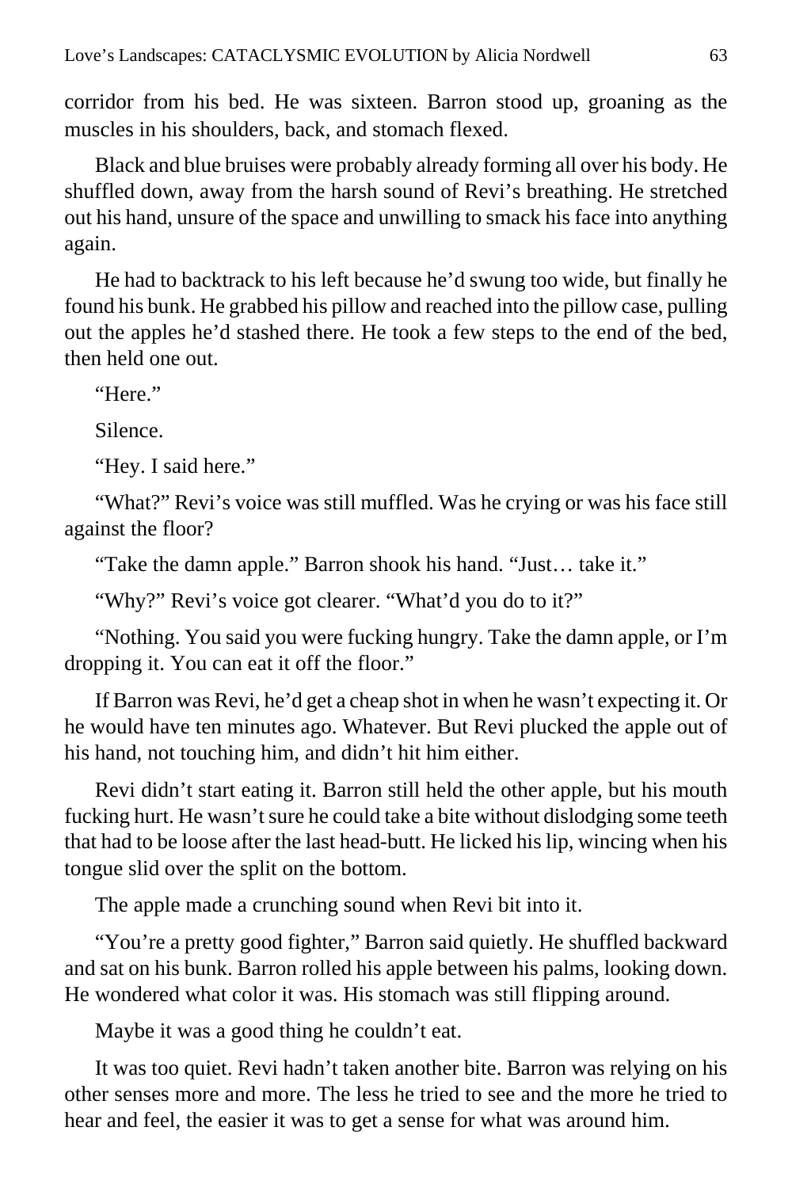corridor from his bed. He was sixteen. Barron stood up, groaning as the muscles in his shoulders, back, and stomach flexed.

Black and blue bruises were probably already forming all over his body. He shuffled down, away from the harsh sound of Revi's breathing. He stretched out his hand, unsure of the space and unwilling to smack his face into anything again.

He had to backtrack to his left because he'd swung too wide, but finally he found his bunk. He grabbed his pillow and reached into the pillow case, pulling out the apples he'd stashed there. He took a few steps to the end of the bed, then held one out.

"Here."

Silence.

"Hey. I said here."

"What?" Revi's voice was still muffled. Was he crying or was his face still against the floor?

"Take the damn apple." Barron shook his hand. "Just… take it."

"Why?" Revi's voice got clearer. "What'd you do to it?"

"Nothing. You said you were fucking hungry. Take the damn apple, or I'm dropping it. You can eat it off the floor."

If Barron was Revi, he'd get a cheap shot in when he wasn't expecting it. Or he would have ten minutes ago. Whatever. But Revi plucked the apple out of his hand, not touching him, and didn't hit him either.

Revi didn't start eating it. Barron still held the other apple, but his mouth fucking hurt. He wasn't sure he could take a bite without dislodging some teeth that had to be loose after the last head-butt. He licked his lip, wincing when his tongue slid over the split on the bottom.

The apple made a crunching sound when Revi bit into it.

"You're a pretty good fighter," Barron said quietly. He shuffled backward and sat on his bunk. Barron rolled his apple between his palms, looking down. He wondered what color it was. His stomach was still flipping around.

Maybe it was a good thing he couldn't eat.

It was too quiet. Revi hadn't taken another bite. Barron was relying on his other senses more and more. The less he tried to see and the more he tried to hear and feel, the easier it was to get a sense for what was around him.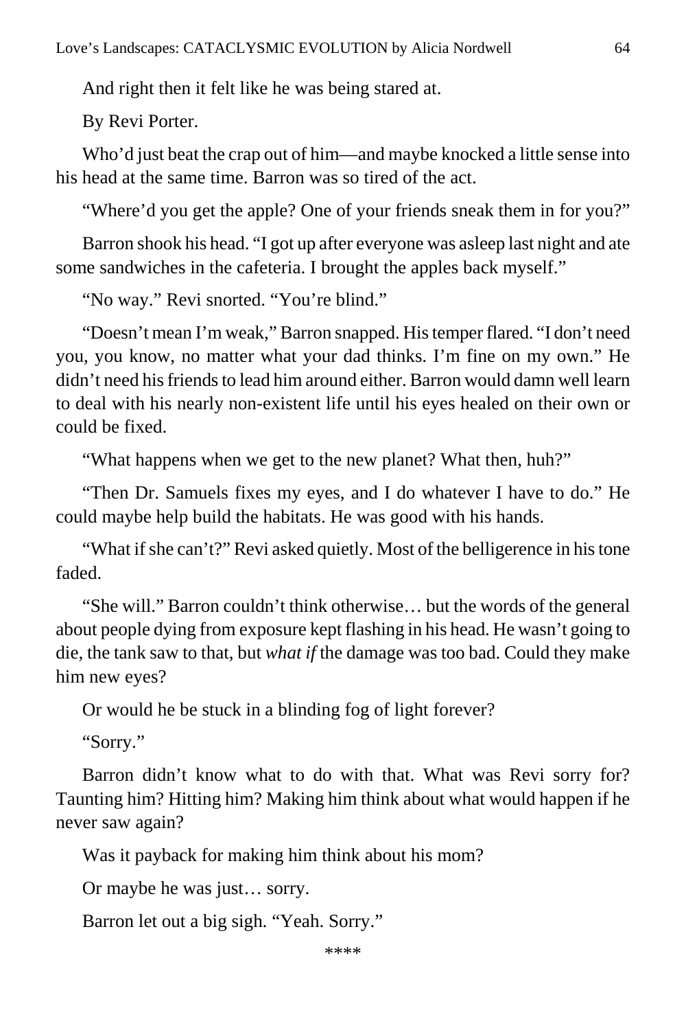And right then it felt like he was being stared at.

By Revi Porter.

Who'd just beat the crap out of him—and maybe knocked a little sense into his head at the same time. Barron was so tired of the act.

"Where'd you get the apple? One of your friends sneak them in for you?"

Barron shook his head. "I got up after everyone was asleep last night and ate some sandwiches in the cafeteria. I brought the apples back myself."

"No way." Revi snorted. "You're blind."

"Doesn't mean I'm weak," Barron snapped. His temper flared. "I don't need you, you know, no matter what your dad thinks. I'm fine on my own." He didn't need his friends to lead him around either. Barron would damn well learn to deal with his nearly non-existent life until his eyes healed on their own or could be fixed.

"What happens when we get to the new planet? What then, huh?"

"Then Dr. Samuels fixes my eyes, and I do whatever I have to do." He could maybe help build the habitats. He was good with his hands.

"What if she can't?" Revi asked quietly. Most of the belligerence in his tone faded.

"She will." Barron couldn't think otherwise… but the words of the general about people dying from exposure kept flashing in his head. He wasn't going to die, the tank saw to that, but *what if* the damage was too bad. Could they make him new eyes?

Or would he be stuck in a blinding fog of light forever?

"Sorry."

Barron didn't know what to do with that. What was Revi sorry for? Taunting him? Hitting him? Making him think about what would happen if he never saw again?

Was it payback for making him think about his mom?

Or maybe he was just… sorry.

Barron let out a big sigh. "Yeah. Sorry."

\*\*\*\*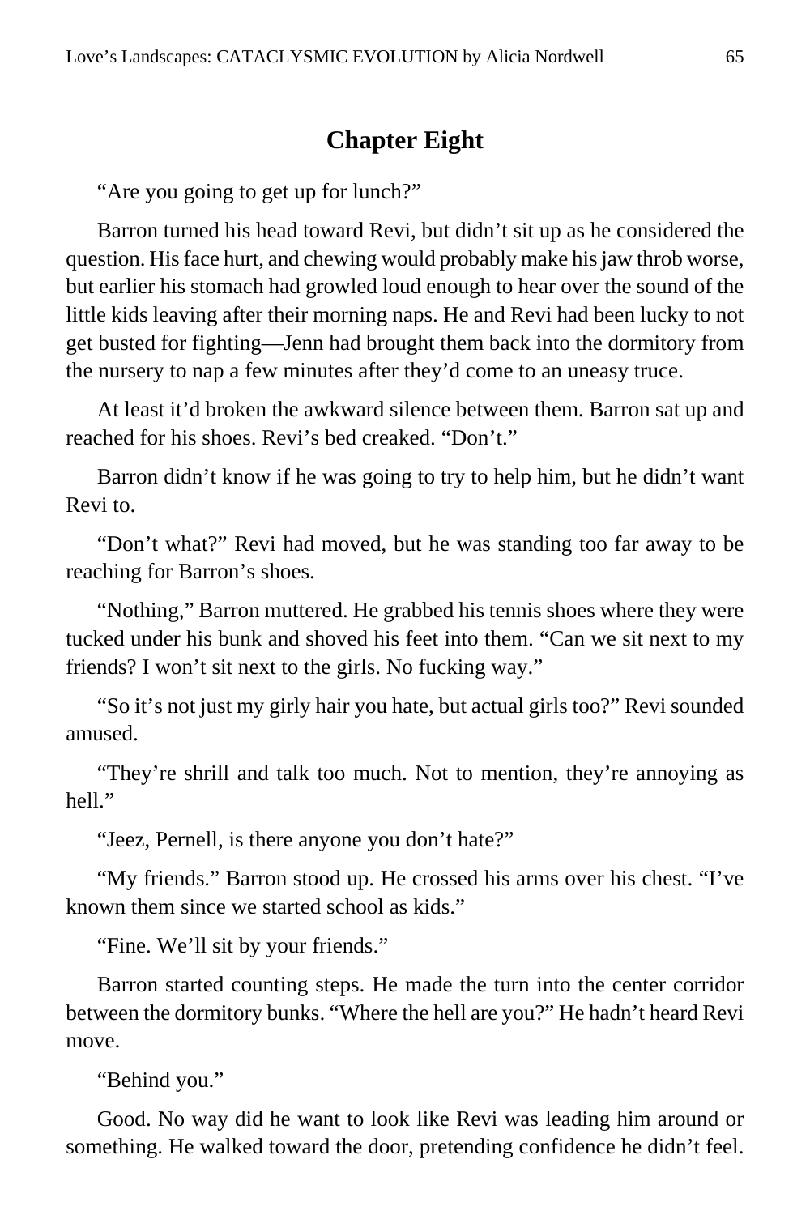## Chapter Eight

"Are you going to get up for lunch?"

Barron turned his head toward Revi, but didn't sit up as he considered the question. His face hurt, and chewing would probably make his jaw throb worse, but earlier his stomach had growled loud enough to hear over the sound of the little kids leaving after their morning naps. He and Revi had been lucky to not get busted for fighting—Jenn had brought them back into the dormitory from the nursery to nap a few minutes after they'd come to an uneasy truce.

At least it'd broken the awkward silence between them. Barron sat up and reached for his shoes. Revi's bed creaked. "Don't."

Barron didn't know if he was going to try to help him, but he didn't want Revi to.

"Don't what?" Revi had moved, but he was standing too far away to be reaching for Barron's shoes.

"Nothing," Barron muttered. He grabbed his tennis shoes where they were tucked under his bunk and shoved his feet into them. "Can we sit next to my friends? I won't sit next to the girls. No fucking way."

"So it's not just my girly hair you hate, but actual girls too?" Revi sounded amused.

"They're shrill and talk too much. Not to mention, they're annoying as hell."

"Jeez, Pernell, is there anyone you don't hate?"

"My friends." Barron stood up. He crossed his arms over his chest. "I've known them since we started school as kids."

"Fine. We'll sit by your friends."

Barron started counting steps. He made the turn into the center corridor between the dormitory bunks. "Where the hell are you?" He hadn't heard Revi move.

"Behind you."

Good. No way did he want to look like Revi was leading him around or something. He walked toward the door, pretending confidence he didn't feel.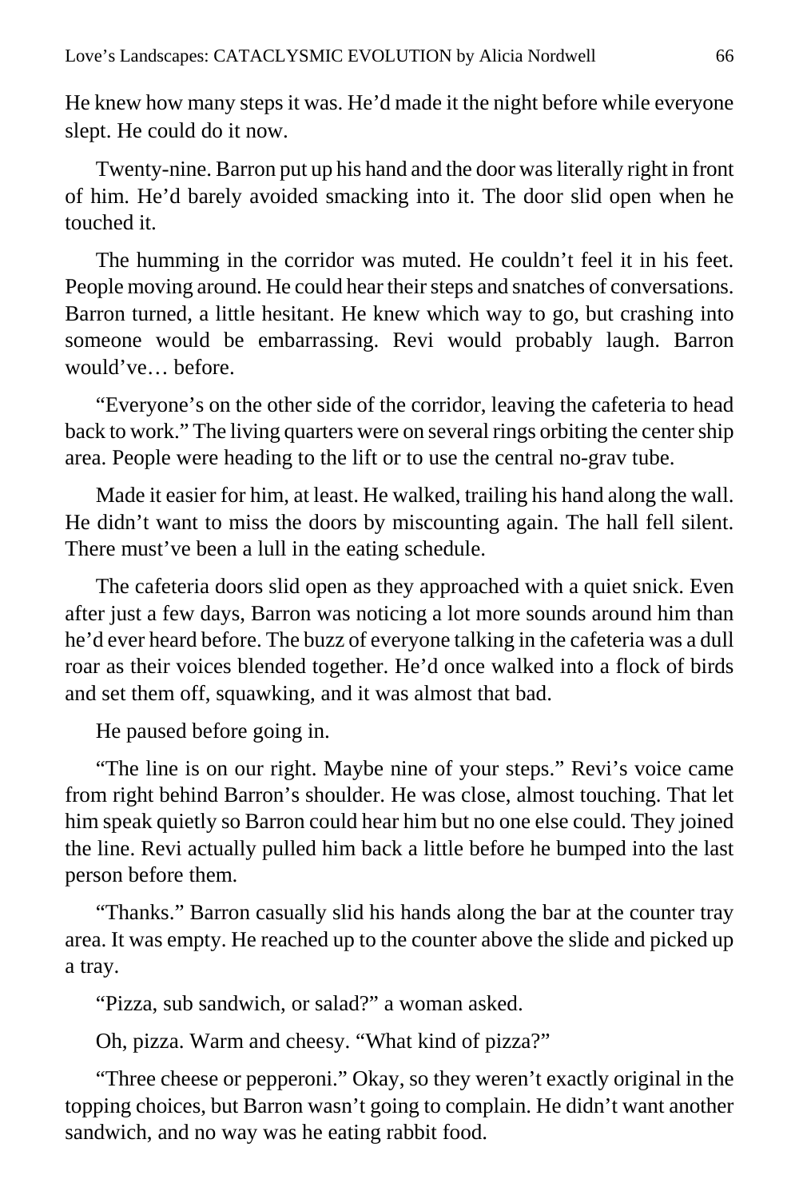He knew how many steps it was. He'd made it the night before while everyone slept. He could do it now.

Twenty-nine. Barron put up his hand and the door was literally right in front of him. He'd barely avoided smacking into it. The door slid open when he touched it.

The humming in the corridor was muted. He couldn't feel it in his feet. People moving around. He could hear their steps and snatches of conversations. Barron turned, a little hesitant. He knew which way to go, but crashing into someone would be embarrassing. Revi would probably laugh. Barron would've… before.

"Everyone's on the other side of the corridor, leaving the cafeteria to head back to work." The living quarters were on several rings orbiting the center ship area. People were heading to the lift or to use the central no-grav tube.

Made it easier for him, at least. He walked, trailing his hand along the wall. He didn't want to miss the doors by miscounting again. The hall fell silent. There must've been a lull in the eating schedule.

The cafeteria doors slid open as they approached with a quiet snick. Even after just a few days, Barron was noticing a lot more sounds around him than he'd ever heard before. The buzz of everyone talking in the cafeteria was a dull roar as their voices blended together. He'd once walked into a flock of birds and set them off, squawking, and it was almost that bad.

He paused before going in.

"The line is on our right. Maybe nine of your steps." Revi's voice came from right behind Barron's shoulder. He was close, almost touching. That let him speak quietly so Barron could hear him but no one else could. They joined the line. Revi actually pulled him back a little before he bumped into the last person before them.

"Thanks." Barron casually slid his hands along the bar at the counter tray area. It was empty. He reached up to the counter above the slide and picked up a tray.

"Pizza, sub sandwich, or salad?" a woman asked.

Oh, pizza. Warm and cheesy. "What kind of pizza?"

"Three cheese or pepperoni." Okay, so they weren't exactly original in the topping choices, but Barron wasn't going to complain. He didn't want another sandwich, and no way was he eating rabbit food.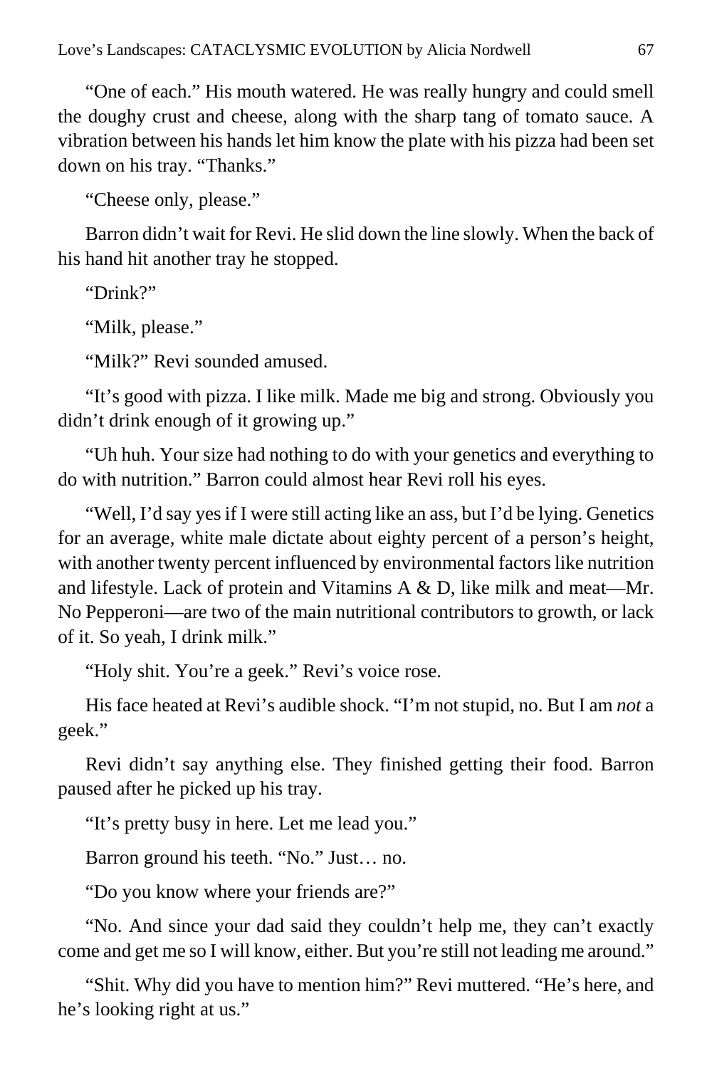"One of each." His mouth watered. He was really hungry and could smell the doughy crust and cheese, along with the sharp tang of tomato sauce. A vibration between his hands let him know the plate with his pizza had been set down on his tray. "Thanks."

"Cheese only, please."

Barron didn't wait for Revi. He slid down the line slowly. When the back of his hand hit another tray he stopped.

"Drink?"

"Milk, please."

"Milk?" Revi sounded amused.

"It's good with pizza. I like milk. Made me big and strong. Obviously you didn't drink enough of it growing up."

"Uh huh. Your size had nothing to do with your genetics and everything to do with nutrition." Barron could almost hear Revi roll his eyes.

"Well, I'd say yes if I were still acting like an ass, but I'd be lying. Genetics for an average, white male dictate about eighty percent of a person's height, with another twenty percent influenced by environmental factors like nutrition and lifestyle. Lack of protein and Vitamins A & D, like milk and meat—Mr. No Pepperoni—are two of the main nutritional contributors to growth, or lack of it. So yeah, I drink milk."

"Holy shit. You're a geek." Revi's voice rose.

His face heated at Revi's audible shock. "I'm not stupid, no. But I am *not* a geek."

Revi didn't say anything else. They finished getting their food. Barron paused after he picked up his tray.

"It's pretty busy in here. Let me lead you."

Barron ground his teeth. "No." Just… no.

"Do you know where your friends are?"

"No. And since your dad said they couldn't help me, they can't exactly come and get me so I will know, either. But you're still not leading me around."

"Shit. Why did you have to mention him?" Revi muttered. "He's here, and he's looking right at us."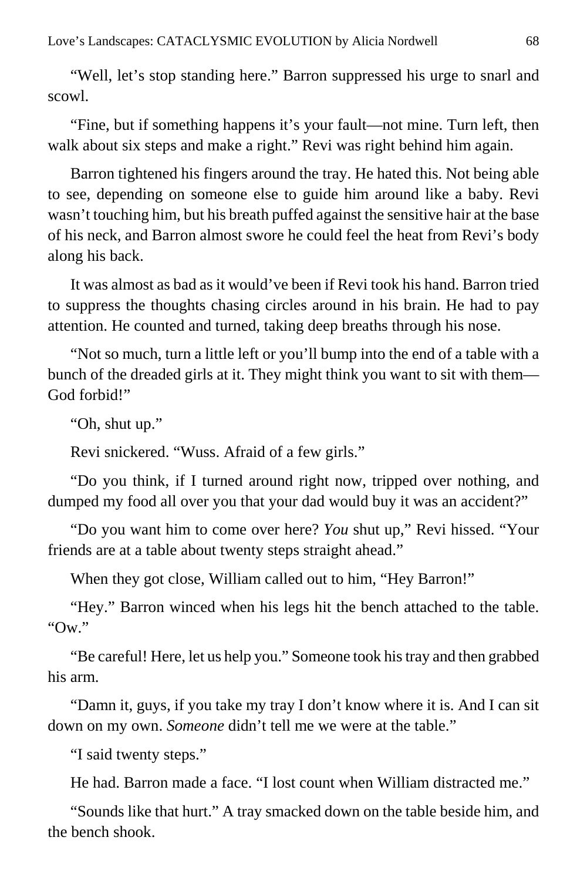"Well, let's stop standing here." Barron suppressed his urge to snarl and scowl.

"Fine, but if something happens it's your fault—not mine. Turn left, then walk about six steps and make a right." Revi was right behind him again.

Barron tightened his fingers around the tray. He hated this. Not being able to see, depending on someone else to guide him around like a baby. Revi wasn't touching him, but his breath puffed against the sensitive hair at the base of his neck, and Barron almost swore he could feel the heat from Revi's body along his back.

It was almost as bad as it would've been if Revi took his hand. Barron tried to suppress the thoughts chasing circles around in his brain. He had to pay attention. He counted and turned, taking deep breaths through his nose.

"Not so much, turn a little left or you'll bump into the end of a table with a bunch of the dreaded girls at it. They might think you want to sit with them—God forbid!"

"Oh, shut up."

Revi snickered. "Wuss. Afraid of a few girls."

"Do you think, if I turned around right now, tripped over nothing, and dumped my food all over you that your dad would buy it was an accident?"

"Do you want him to come over here? *You* shut up," Revi hissed. "Your friends are at a table about twenty steps straight ahead."

When they got close, William called out to him, "Hey Barron!"

"Hey." Barron winced when his legs hit the bench attached to the table. "Ow."

"Be careful! Here, let us help you." Someone took his tray and then grabbed his arm.

"Damn it, guys, if you take my tray I don't know where it is. And I can sit down on my own. *Someone* didn't tell me we were at the table."

"I said twenty steps."

He had. Barron made a face. "I lost count when William distracted me."

"Sounds like that hurt." A tray smacked down on the table beside him, and the bench shook.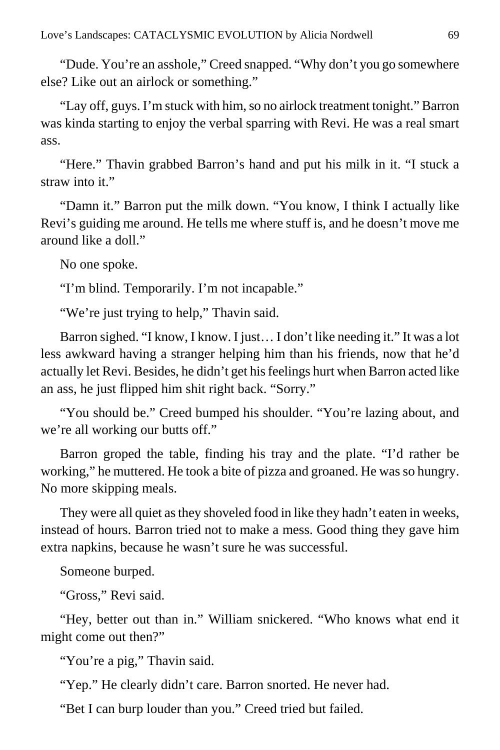"Dude. You're an asshole," Creed snapped. "Why don't you go somewhere else? Like out an airlock or something."

"Lay off, guys. I'm stuck with him, so no airlock treatment tonight." Barron was kinda starting to enjoy the verbal sparring with Revi. He was a real smart ass.

"Here." Thavin grabbed Barron's hand and put his milk in it. "I stuck a straw into it."

"Damn it." Barron put the milk down. "You know, I think I actually like Revi's guiding me around. He tells me where stuff is, and he doesn't move me around like a doll."

No one spoke.

"I'm blind. Temporarily. I'm not incapable."

"We're just trying to help," Thavin said.

Barron sighed. "I know, I know. I just… I don't like needing it." It was a lot less awkward having a stranger helping him than his friends, now that he'd actually let Revi. Besides, he didn't get his feelings hurt when Barron acted like an ass, he just flipped him shit right back. "Sorry."

"You should be." Creed bumped his shoulder. "You're lazing about, and we're all working our butts off."

Barron groped the table, finding his tray and the plate. "I'd rather be working," he muttered. He took a bite of pizza and groaned. He was so hungry. No more skipping meals.

They were all quiet as they shoveled food in like they hadn't eaten in weeks, instead of hours. Barron tried not to make a mess. Good thing they gave him extra napkins, because he wasn't sure he was successful.

Someone burped.

"Gross," Revi said.

"Hey, better out than in." William snickered. "Who knows what end it might come out then?"

"You're a pig," Thavin said.

"Yep." He clearly didn't care. Barron snorted. He never had.

"Bet I can burp louder than you." Creed tried but failed.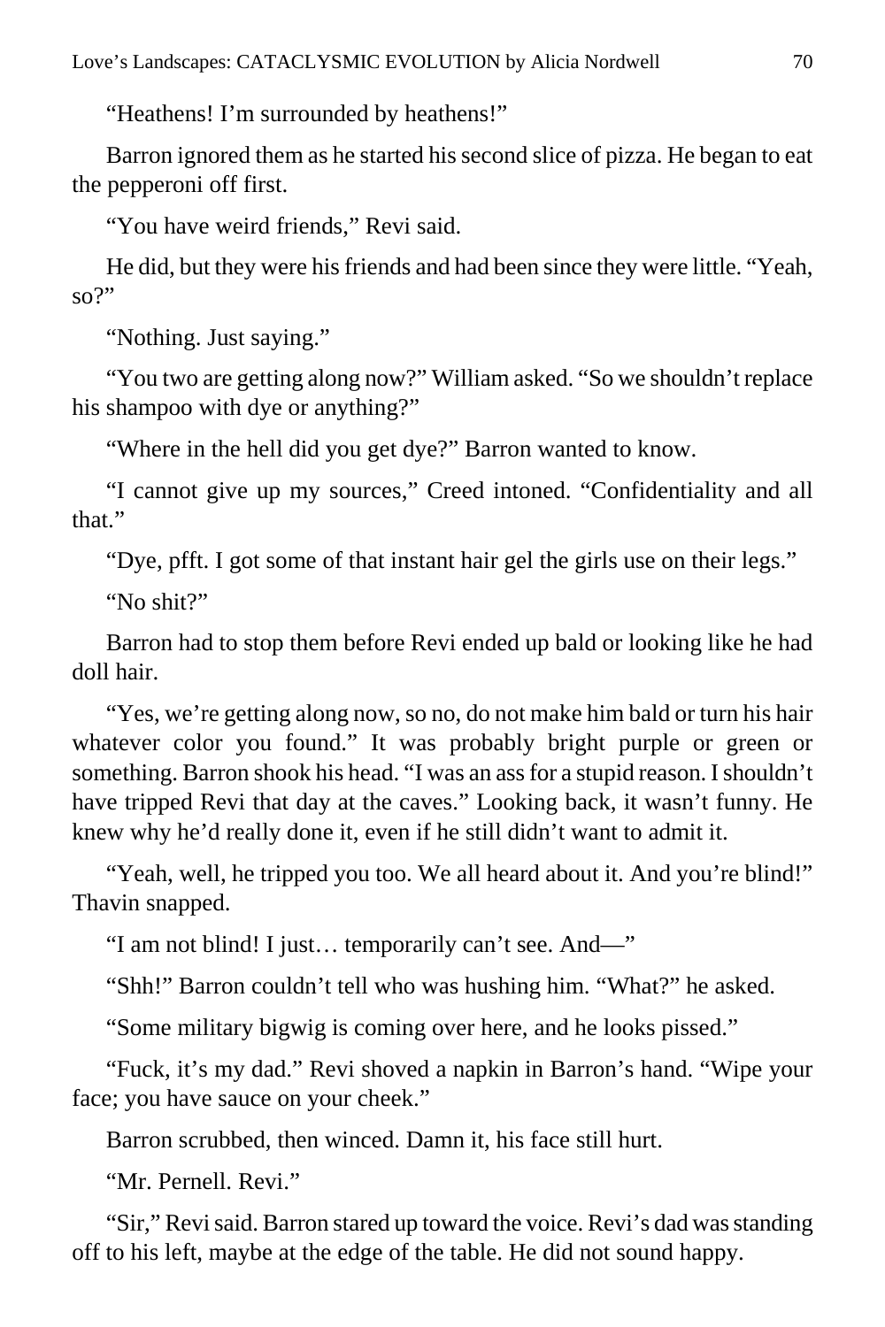"Heathens! I'm surrounded by heathens!"

Barron ignored them as he started his second slice of pizza. He began to eat the pepperoni off first.

"You have weird friends," Revi said.

He did, but they were his friends and had been since they were little. "Yeah, so?"

"Nothing. Just saying."

"You two are getting along now?" William asked. "So we shouldn't replace his shampoo with dye or anything?"

"Where in the hell did you get dye?" Barron wanted to know.

"I cannot give up my sources," Creed intoned. "Confidentiality and all that."

"Dye, pfft. I got some of that instant hair gel the girls use on their legs."

"No shit?"

Barron had to stop them before Revi ended up bald or looking like he had doll hair.

"Yes, we're getting along now, so no, do not make him bald or turn his hair whatever color you found." It was probably bright purple or green or something. Barron shook his head. "I was an ass for a stupid reason. I shouldn't have tripped Revi that day at the caves." Looking back, it wasn't funny. He knew why he'd really done it, even if he still didn't want to admit it.

"Yeah, well, he tripped you too. We all heard about it. And you're blind!" Thavin snapped.

"I am not blind! I just… temporarily can't see. And—"

"Shh!" Barron couldn't tell who was hushing him. "What?" he asked.

"Some military bigwig is coming over here, and he looks pissed."

"Fuck, it's my dad." Revi shoved a napkin in Barron's hand. "Wipe your face; you have sauce on your cheek."

Barron scrubbed, then winced. Damn it, his face still hurt.

"Mr. Pernell. Revi."

"Sir," Revi said. Barron stared up toward the voice. Revi's dad was standing off to his left, maybe at the edge of the table. He did not sound happy.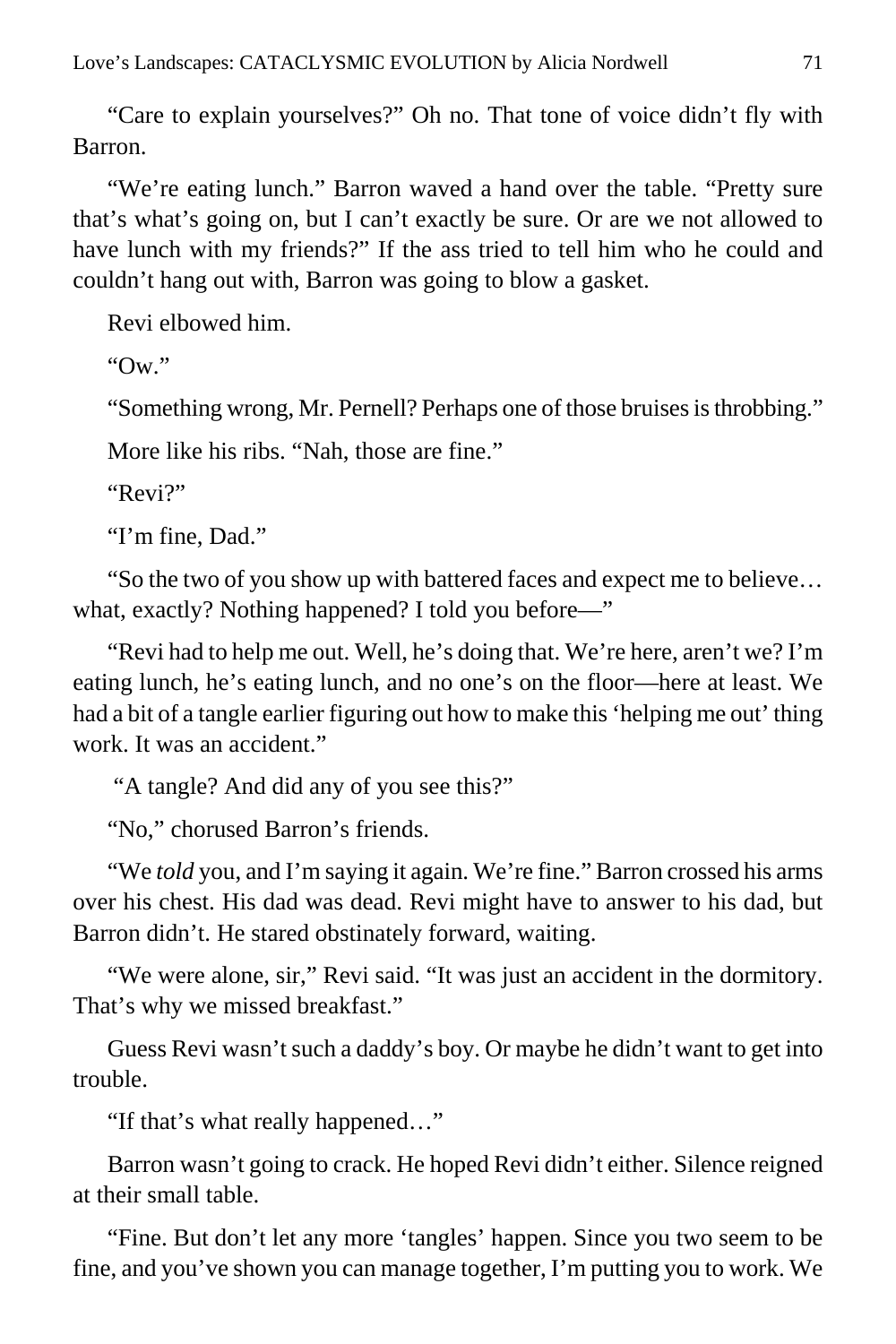"Care to explain yourselves?" Oh no. That tone of voice didn't fly with Barron.

"We're eating lunch." Barron waved a hand over the table. "Pretty sure that's what's going on, but I can't exactly be sure. Or are we not allowed to have lunch with my friends?" If the ass tried to tell him who he could and couldn't hang out with, Barron was going to blow a gasket.

Revi elbowed him.

"Ow."

"Something wrong, Mr. Pernell? Perhaps one of those bruises is throbbing."

More like his ribs. "Nah, those are fine."

"Revi?"

"I'm fine, Dad."

"So the two of you show up with battered faces and expect me to believe… what, exactly? Nothing happened? I told you before—"

"Revi had to help me out. Well, he's doing that. We're here, aren't we? I'm eating lunch, he's eating lunch, and no one's on the floor—here at least. We had a bit of a tangle earlier figuring out how to make this 'helping me out' thing work. It was an accident."

"A tangle? And did any of you see this?"

"No," chorused Barron's friends.

"We *told* you, and I'm saying it again. We're fine." Barron crossed his arms over his chest. His dad was dead. Revi might have to answer to his dad, but Barron didn't. He stared obstinately forward, waiting.

"We were alone, sir," Revi said. "It was just an accident in the dormitory. That's why we missed breakfast."

Guess Revi wasn't such a daddy's boy. Or maybe he didn't want to get into trouble.

"If that's what really happened…"

Barron wasn't going to crack. He hoped Revi didn't either. Silence reigned at their small table.

"Fine. But don't let any more 'tangles' happen. Since you two seem to be fine, and you've shown you can manage together, I'm putting you to work. We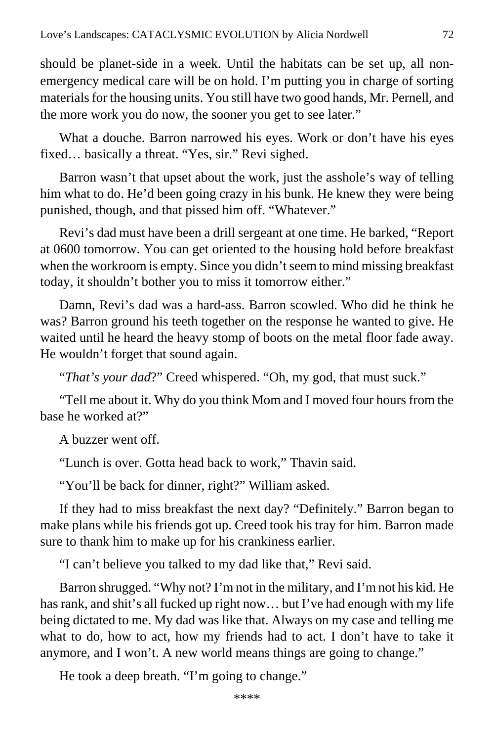should be planet-side in a week. Until the habitats can be set up, all non-emergency medical care will be on hold. I'm putting you in charge of sorting materials for the housing units. You still have two good hands, Mr. Pernell, and the more work you do now, the sooner you get to see later."

What a douche. Barron narrowed his eyes. Work or don't have his eyes fixed… basically a threat. "Yes, sir." Revi sighed.

Barron wasn't that upset about the work, just the asshole's way of telling him what to do. He'd been going crazy in his bunk. He knew they were being punished, though, and that pissed him off. "Whatever."

Revi's dad must have been a drill sergeant at one time. He barked, "Report at 0600 tomorrow. You can get oriented to the housing hold before breakfast when the workroom is empty. Since you didn't seem to mind missing breakfast today, it shouldn't bother you to miss it tomorrow either."

Damn, Revi's dad was a hard-ass. Barron scowled. Who did he think he was? Barron ground his teeth together on the response he wanted to give. He waited until he heard the heavy stomp of boots on the metal floor fade away. He wouldn't forget that sound again.

"*That's your dad*?" Creed whispered. "Oh, my god, that must suck."

"Tell me about it. Why do you think Mom and I moved four hours from the base he worked at?"

A buzzer went off.

"Lunch is over. Gotta head back to work," Thavin said.

"You'll be back for dinner, right?" William asked.

If they had to miss breakfast the next day? "Definitely." Barron began to make plans while his friends got up. Creed took his tray for him. Barron made sure to thank him to make up for his crankiness earlier.

"I can't believe you talked to my dad like that," Revi said.

Barron shrugged. "Why not? I'm not in the military, and I'm not his kid. He has rank, and shit's all fucked up right now… but I've had enough with my life being dictated to me. My dad was like that. Always on my case and telling me what to do, how to act, how my friends had to act. I don't have to take it anymore, and I won't. A new world means things are going to change."

He took a deep breath. "I'm going to change."

****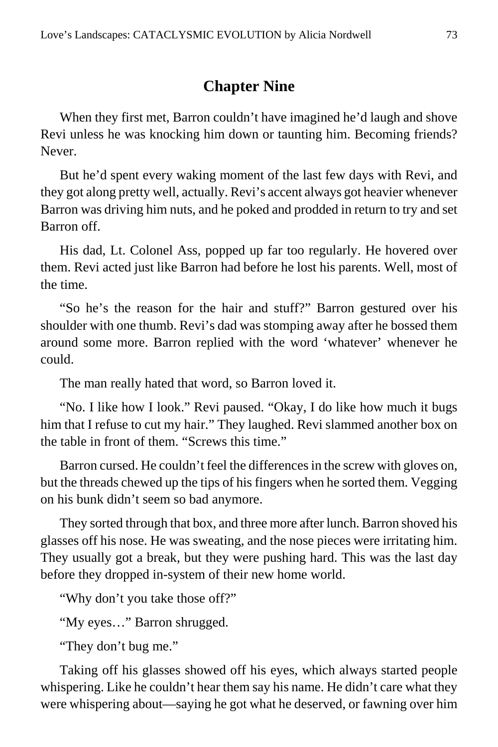## Chapter Nine

When they first met, Barron couldn't have imagined he'd laugh and shove Revi unless he was knocking him down or taunting him. Becoming friends? Never.

But he'd spent every waking moment of the last few days with Revi, and they got along pretty well, actually. Revi's accent always got heavier whenever Barron was driving him nuts, and he poked and prodded in return to try and set Barron off.

His dad, Lt. Colonel Ass, popped up far too regularly. He hovered over them. Revi acted just like Barron had before he lost his parents. Well, most of the time.

"So he's the reason for the hair and stuff?" Barron gestured over his shoulder with one thumb. Revi's dad was stomping away after he bossed them around some more. Barron replied with the word 'whatever' whenever he could.

The man really hated that word, so Barron loved it.

"No. I like how I look." Revi paused. "Okay, I do like how much it bugs him that I refuse to cut my hair." They laughed. Revi slammed another box on the table in front of them. "Screws this time."

Barron cursed. He couldn't feel the differences in the screw with gloves on, but the threads chewed up the tips of his fingers when he sorted them. Vegging on his bunk didn't seem so bad anymore.

They sorted through that box, and three more after lunch. Barron shoved his glasses off his nose. He was sweating, and the nose pieces were irritating him. They usually got a break, but they were pushing hard. This was the last day before they dropped in-system of their new home world.

"Why don't you take those off?"

"My eyes…" Barron shrugged.

"They don't bug me."

Taking off his glasses showed off his eyes, which always started people whispering. Like he couldn't hear them say his name. He didn't care what they were whispering about—saying he got what he deserved, or fawning over him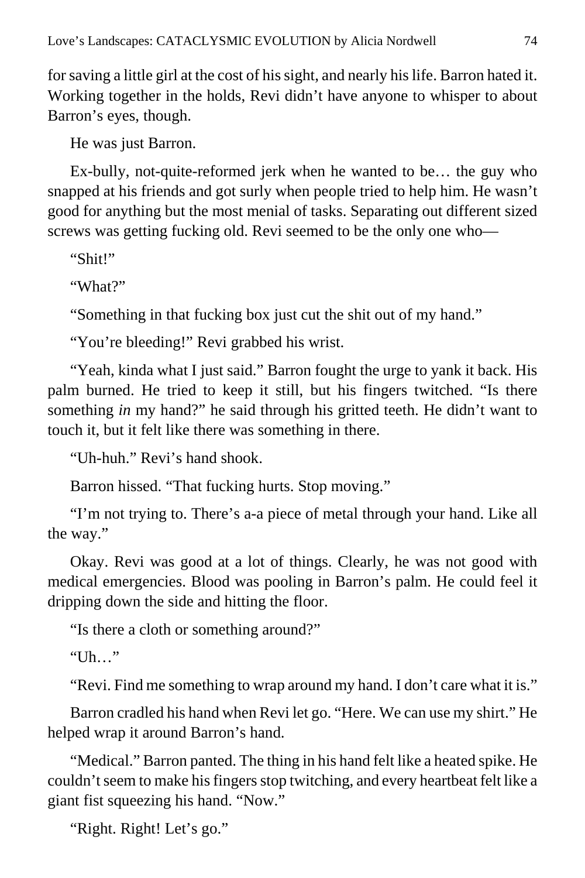for saving a little girl at the cost of his sight, and nearly his life. Barron hated it. Working together in the holds, Revi didn't have anyone to whisper to about Barron's eyes, though.

He was just Barron.

Ex-bully, not-quite-reformed jerk when he wanted to be… the guy who snapped at his friends and got surly when people tried to help him. He wasn't good for anything but the most menial of tasks. Separating out different sized screws was getting fucking old. Revi seemed to be the only one who—

"Shit!"

"What?"

"Something in that fucking box just cut the shit out of my hand."

"You're bleeding!" Revi grabbed his wrist.

"Yeah, kinda what I just said." Barron fought the urge to yank it back. His palm burned. He tried to keep it still, but his fingers twitched. "Is there something *in* my hand?" he said through his gritted teeth. He didn't want to touch it, but it felt like there was something in there.

"Uh-huh." Revi's hand shook.

Barron hissed. "That fucking hurts. Stop moving."

"I'm not trying to. There's a-a piece of metal through your hand. Like all the way."

Okay. Revi was good at a lot of things. Clearly, he was not good with medical emergencies. Blood was pooling in Barron's palm. He could feel it dripping down the side and hitting the floor.

"Is there a cloth or something around?"

"Uh…"

"Revi. Find me something to wrap around my hand. I don't care what it is."

Barron cradled his hand when Revi let go. "Here. We can use my shirt." He helped wrap it around Barron's hand.

"Medical." Barron panted. The thing in his hand felt like a heated spike. He couldn't seem to make his fingers stop twitching, and every heartbeat felt like a giant fist squeezing his hand. "Now."

"Right. Right! Let's go."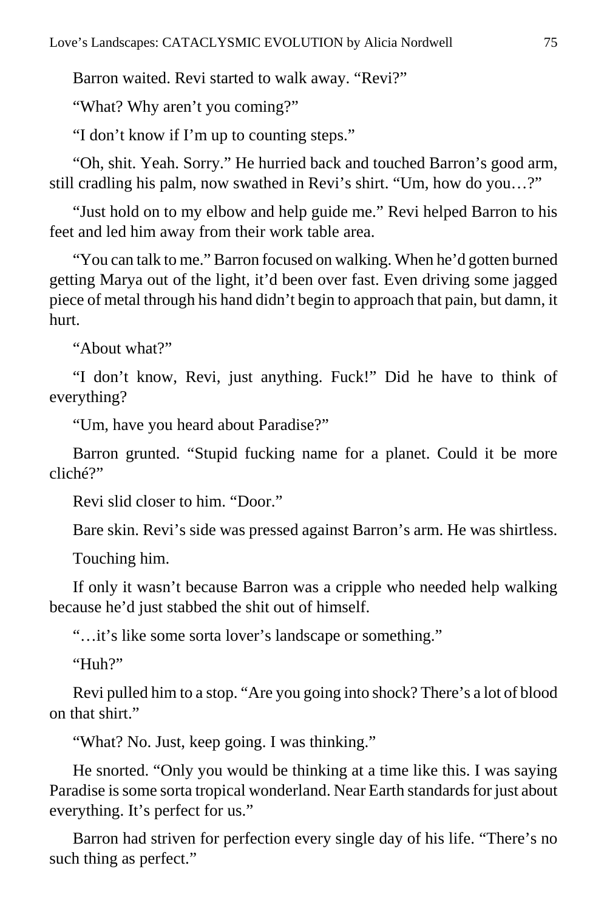Barron waited. Revi started to walk away. “Revi?”

“What? Why aren’t you coming?”

“I don’t know if I’m up to counting steps.”

“Oh, shit. Yeah. Sorry.” He hurried back and touched Barron’s good arm, still cradling his palm, now swathed in Revi’s shirt. “Um, how do you…?”

“Just hold on to my elbow and help guide me.” Revi helped Barron to his feet and led him away from their work table area.

“You can talk to me.” Barron focused on walking. When he’d gotten burned getting Marya out of the light, it’d been over fast. Even driving some jagged piece of metal through his hand didn’t begin to approach that pain, but damn, it hurt.

“About what?”

“I don’t know, Revi, just anything. Fuck!” Did he have to think of everything?

“Um, have you heard about Paradise?”

Barron grunted. “Stupid fucking name for a planet. Could it be more cliché?”

Revi slid closer to him. “Door.”

Bare skin. Revi’s side was pressed against Barron’s arm. He was shirtless.

Touching him.

If only it wasn’t because Barron was a cripple who needed help walking because he’d just stabbed the shit out of himself.

“…it’s like some sorta lover’s landscape or something.”

“Huh?”

Revi pulled him to a stop. “Are you going into shock? There’s a lot of blood on that shirt.”

“What? No. Just, keep going. I was thinking.”

He snorted. “Only you would be thinking at a time like this. I was saying Paradise is some sorta tropical wonderland. Near Earth standards for just about everything. It’s perfect for us.”

Barron had striven for perfection every single day of his life. “There’s no such thing as perfect.”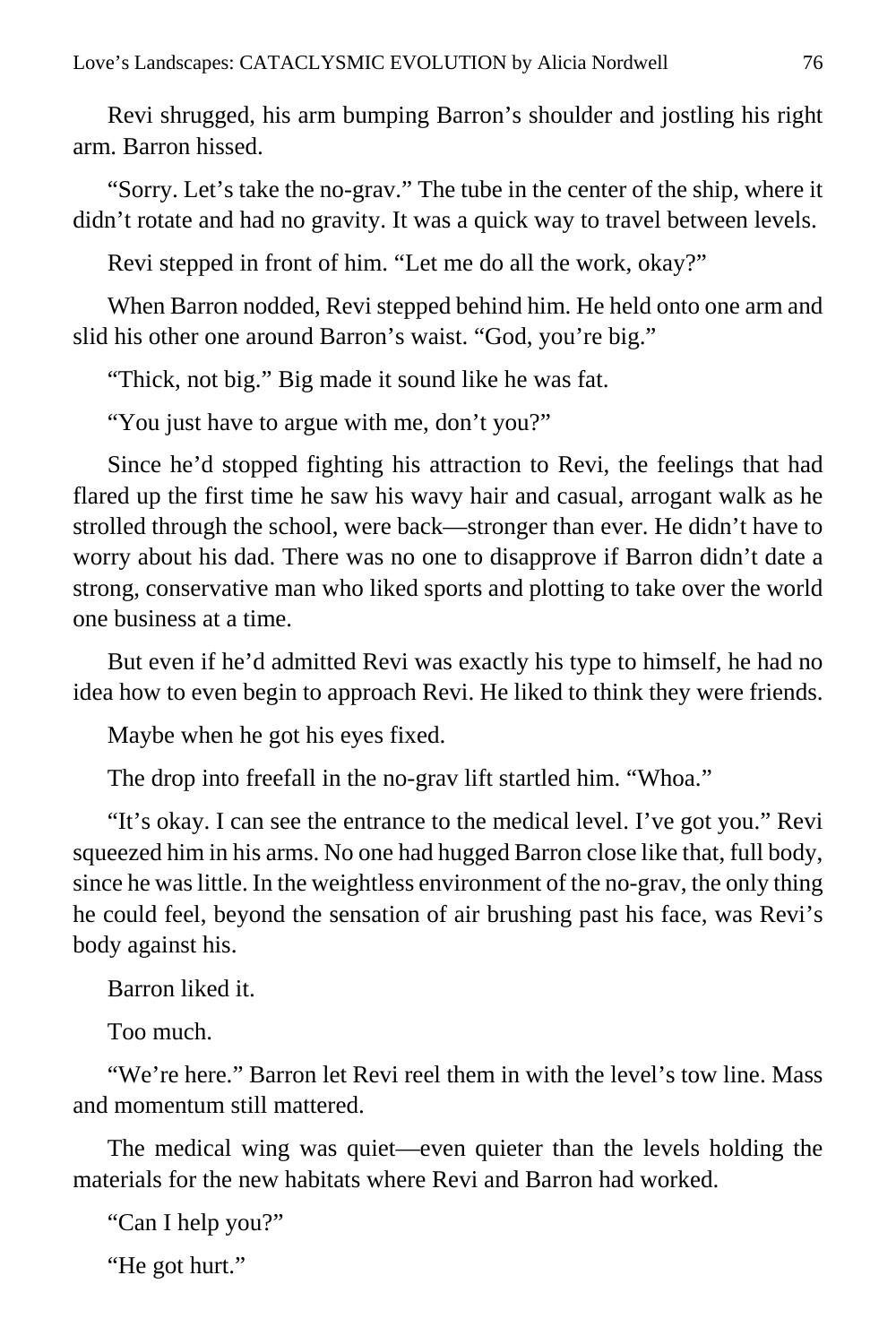Revi shrugged, his arm bumping Barron's shoulder and jostling his right arm. Barron hissed.

"Sorry. Let's take the no-grav." The tube in the center of the ship, where it didn't rotate and had no gravity. It was a quick way to travel between levels.

Revi stepped in front of him. "Let me do all the work, okay?"

When Barron nodded, Revi stepped behind him. He held onto one arm and slid his other one around Barron's waist. "God, you're big."

"Thick, not big." Big made it sound like he was fat.

"You just have to argue with me, don't you?"

Since he'd stopped fighting his attraction to Revi, the feelings that had flared up the first time he saw his wavy hair and casual, arrogant walk as he strolled through the school, were back—stronger than ever. He didn't have to worry about his dad. There was no one to disapprove if Barron didn't date a strong, conservative man who liked sports and plotting to take over the world one business at a time.

But even if he'd admitted Revi was exactly his type to himself, he had no idea how to even begin to approach Revi. He liked to think they were friends.

Maybe when he got his eyes fixed.

The drop into freefall in the no-grav lift startled him. "Whoa."

"It's okay. I can see the entrance to the medical level. I've got you." Revi squeezed him in his arms. No one had hugged Barron close like that, full body, since he was little. In the weightless environment of the no-grav, the only thing he could feel, beyond the sensation of air brushing past his face, was Revi's body against his.

Barron liked it.

Too much.

"We're here." Barron let Revi reel them in with the level's tow line. Mass and momentum still mattered.

The medical wing was quiet—even quieter than the levels holding the materials for the new habitats where Revi and Barron had worked.

"Can I help you?"

"He got hurt."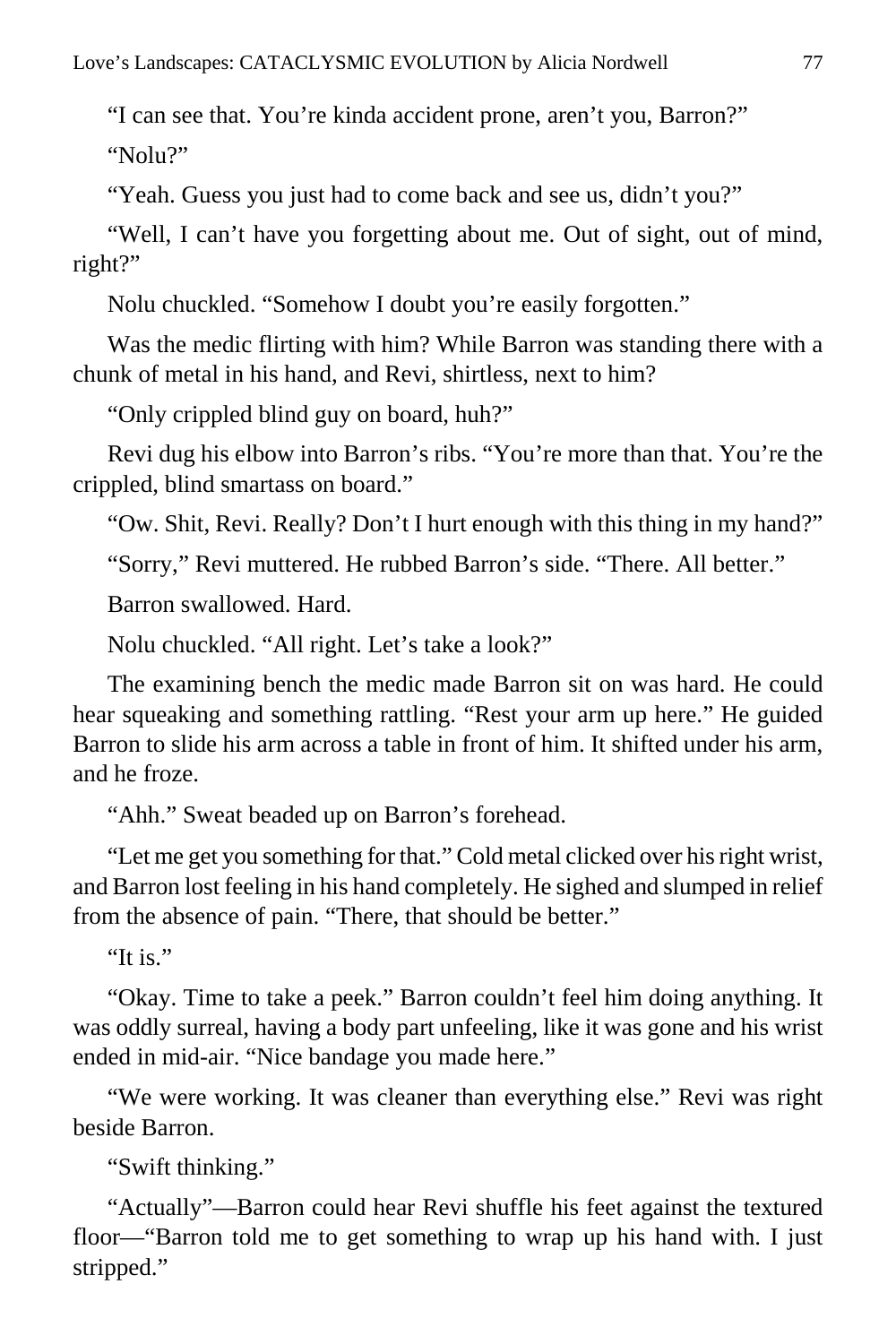"I can see that. You're kinda accident prone, aren't you, Barron?"

"Nolu?"

"Yeah. Guess you just had to come back and see us, didn't you?"

"Well, I can't have you forgetting about me. Out of sight, out of mind, right?"

Nolu chuckled. "Somehow I doubt you're easily forgotten."

Was the medic flirting with him? While Barron was standing there with a chunk of metal in his hand, and Revi, shirtless, next to him?

"Only crippled blind guy on board, huh?"

Revi dug his elbow into Barron's ribs. "You're more than that. You're the crippled, blind smartass on board."

"Ow. Shit, Revi. Really? Don't I hurt enough with this thing in my hand?"

"Sorry," Revi muttered. He rubbed Barron's side. "There. All better."

Barron swallowed. Hard.

Nolu chuckled. "All right. Let's take a look?"

The examining bench the medic made Barron sit on was hard. He could hear squeaking and something rattling. "Rest your arm up here." He guided Barron to slide his arm across a table in front of him. It shifted under his arm, and he froze.

"Ahh." Sweat beaded up on Barron's forehead.

"Let me get you something for that." Cold metal clicked over his right wrist, and Barron lost feeling in his hand completely. He sighed and slumped in relief from the absence of pain. "There, that should be better."

"It is."

"Okay. Time to take a peek." Barron couldn't feel him doing anything. It was oddly surreal, having a body part unfeeling, like it was gone and his wrist ended in mid-air. "Nice bandage you made here."

"We were working. It was cleaner than everything else." Revi was right beside Barron.

"Swift thinking."

"Actually"—Barron could hear Revi shuffle his feet against the textured floor—"Barron told me to get something to wrap up his hand with. I just stripped."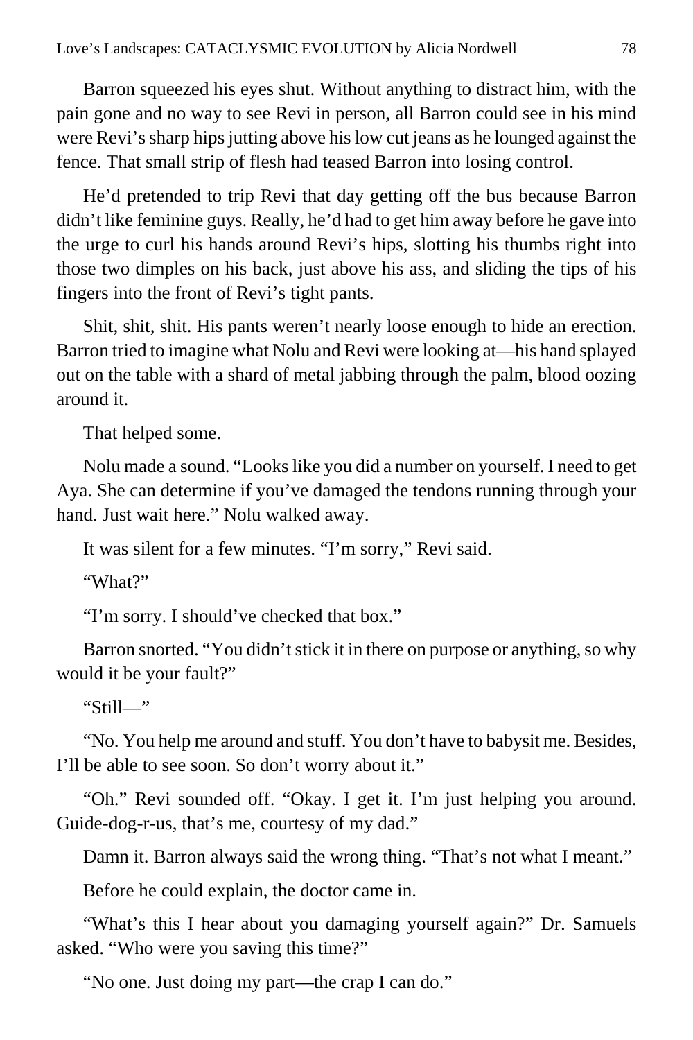Barron squeezed his eyes shut. Without anything to distract him, with the pain gone and no way to see Revi in person, all Barron could see in his mind were Revi's sharp hips jutting above his low cut jeans as he lounged against the fence. That small strip of flesh had teased Barron into losing control.

He'd pretended to trip Revi that day getting off the bus because Barron didn't like feminine guys. Really, he'd had to get him away before he gave into the urge to curl his hands around Revi's hips, slotting his thumbs right into those two dimples on his back, just above his ass, and sliding the tips of his fingers into the front of Revi's tight pants.

Shit, shit, shit. His pants weren't nearly loose enough to hide an erection. Barron tried to imagine what Nolu and Revi were looking at—his hand splayed out on the table with a shard of metal jabbing through the palm, blood oozing around it.

That helped some.

Nolu made a sound. "Looks like you did a number on yourself. I need to get Aya. She can determine if you've damaged the tendons running through your hand. Just wait here." Nolu walked away.

It was silent for a few minutes. "I'm sorry," Revi said.

"What?"

"I'm sorry. I should've checked that box."

Barron snorted. "You didn't stick it in there on purpose or anything, so why would it be your fault?"

"Still—"

"No. You help me around and stuff. You don't have to babysit me. Besides, I'll be able to see soon. So don't worry about it."

"Oh." Revi sounded off. "Okay. I get it. I'm just helping you around. Guide-dog-r-us, that's me, courtesy of my dad."

Damn it. Barron always said the wrong thing. "That's not what I meant."

Before he could explain, the doctor came in.

"What's this I hear about you damaging yourself again?" Dr. Samuels asked. "Who were you saving this time?"

"No one. Just doing my part—the crap I can do."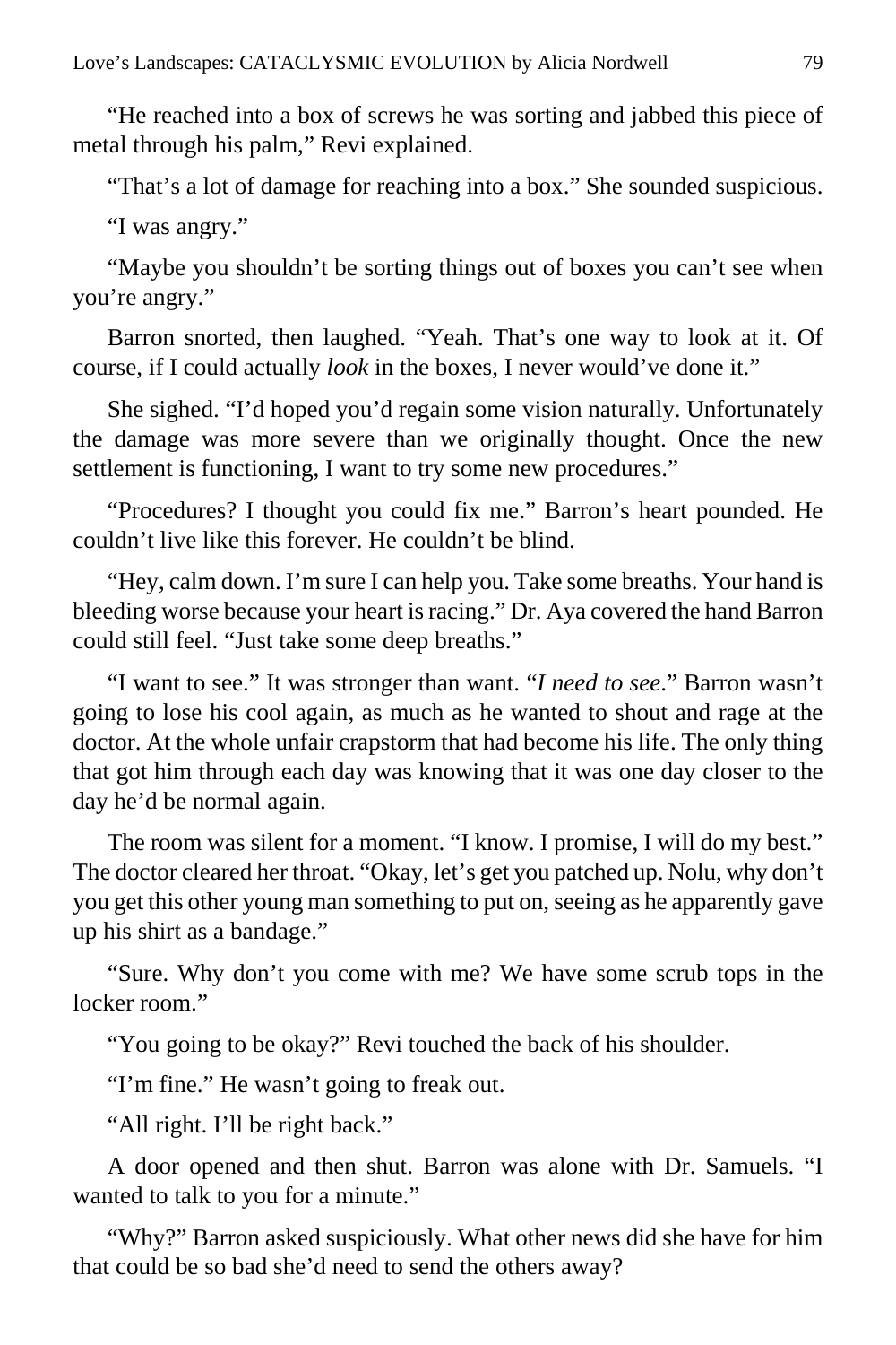"He reached into a box of screws he was sorting and jabbed this piece of metal through his palm," Revi explained.

"That's a lot of damage for reaching into a box." She sounded suspicious.

"I was angry."

"Maybe you shouldn't be sorting things out of boxes you can't see when you're angry."

Barron snorted, then laughed. "Yeah. That's one way to look at it. Of course, if I could actually *look* in the boxes, I never would've done it."

She sighed. "I'd hoped you'd regain some vision naturally. Unfortunately the damage was more severe than we originally thought. Once the new settlement is functioning, I want to try some new procedures."

"Procedures? I thought you could fix me." Barron's heart pounded. He couldn't live like this forever. He couldn't be blind.

"Hey, calm down. I'm sure I can help you. Take some breaths. Your hand is bleeding worse because your heart is racing." Dr. Aya covered the hand Barron could still feel. "Just take some deep breaths."

"I want to see." It was stronger than want. "*I need to see*." Barron wasn't going to lose his cool again, as much as he wanted to shout and rage at the doctor. At the whole unfair crapstorm that had become his life. The only thing that got him through each day was knowing that it was one day closer to the day he'd be normal again.

The room was silent for a moment. "I know. I promise, I will do my best." The doctor cleared her throat. "Okay, let's get you patched up. Nolu, why don't you get this other young man something to put on, seeing as he apparently gave up his shirt as a bandage."

"Sure. Why don't you come with me? We have some scrub tops in the locker room."

"You going to be okay?" Revi touched the back of his shoulder.

"I'm fine." He wasn't going to freak out.

"All right. I'll be right back."

A door opened and then shut. Barron was alone with Dr. Samuels. "I wanted to talk to you for a minute."

"Why?" Barron asked suspiciously. What other news did she have for him that could be so bad she'd need to send the others away?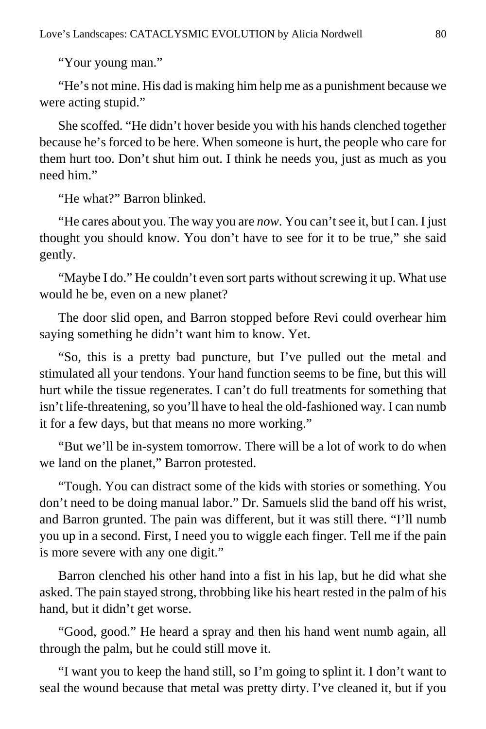"Your young man."

"He's not mine. His dad is making him help me as a punishment because we were acting stupid."

She scoffed. "He didn't hover beside you with his hands clenched together because he's forced to be here. When someone is hurt, the people who care for them hurt too. Don't shut him out. I think he needs you, just as much as you need him."

"He what?" Barron blinked.

"He cares about you. The way you are *now*. You can't see it, but I can. I just thought you should know. You don't have to see for it to be true," she said gently.

"Maybe I do." He couldn't even sort parts without screwing it up. What use would he be, even on a new planet?

The door slid open, and Barron stopped before Revi could overhear him saying something he didn't want him to know. Yet.

"So, this is a pretty bad puncture, but I've pulled out the metal and stimulated all your tendons. Your hand function seems to be fine, but this will hurt while the tissue regenerates. I can't do full treatments for something that isn't life-threatening, so you'll have to heal the old-fashioned way. I can numb it for a few days, but that means no more working."

"But we'll be in-system tomorrow. There will be a lot of work to do when we land on the planet," Barron protested.

"Tough. You can distract some of the kids with stories or something. You don't need to be doing manual labor." Dr. Samuels slid the band off his wrist, and Barron grunted. The pain was different, but it was still there. "I'll numb you up in a second. First, I need you to wiggle each finger. Tell me if the pain is more severe with any one digit."

Barron clenched his other hand into a fist in his lap, but he did what she asked. The pain stayed strong, throbbing like his heart rested in the palm of his hand, but it didn't get worse.

"Good, good." He heard a spray and then his hand went numb again, all through the palm, but he could still move it.

"I want you to keep the hand still, so I'm going to splint it. I don't want to seal the wound because that metal was pretty dirty. I've cleaned it, but if you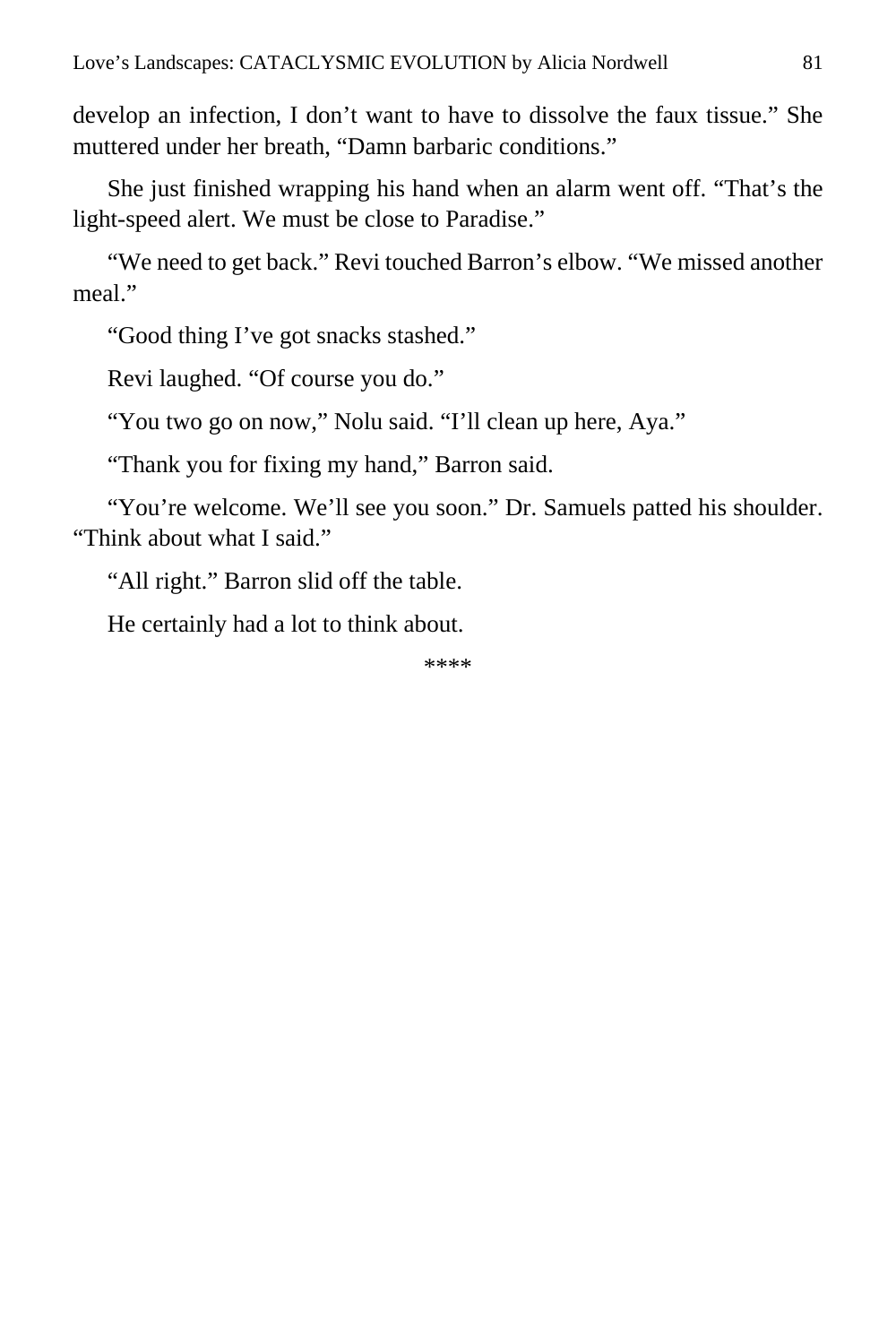develop an infection, I don't want to have to dissolve the faux tissue." She muttered under her breath, "Damn barbaric conditions."

She just finished wrapping his hand when an alarm went off. "That's the light-speed alert. We must be close to Paradise."

"We need to get back." Revi touched Barron's elbow. "We missed another meal."

"Good thing I've got snacks stashed."

Revi laughed. "Of course you do."

"You two go on now," Nolu said. "I'll clean up here, Aya."

"Thank you for fixing my hand," Barron said.

"You're welcome. We'll see you soon." Dr. Samuels patted his shoulder. "Think about what I said."

"All right." Barron slid off the table.

He certainly had a lot to think about.

****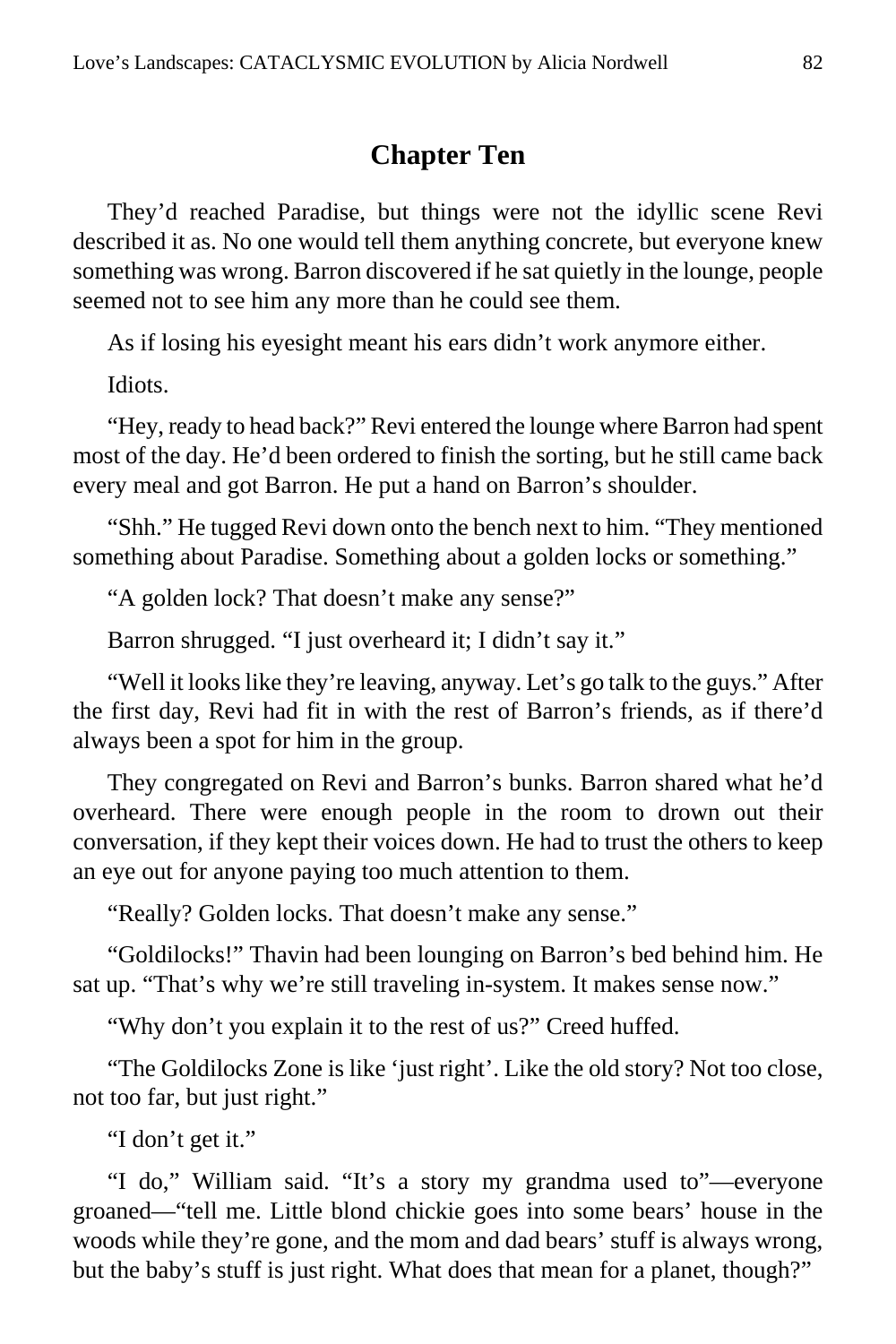## Chapter Ten

They'd reached Paradise, but things were not the idyllic scene Revi described it as. No one would tell them anything concrete, but everyone knew something was wrong. Barron discovered if he sat quietly in the lounge, people seemed not to see him any more than he could see them.

As if losing his eyesight meant his ears didn't work anymore either.

Idiots.

"Hey, ready to head back?" Revi entered the lounge where Barron had spent most of the day. He'd been ordered to finish the sorting, but he still came back every meal and got Barron. He put a hand on Barron's shoulder.

"Shh." He tugged Revi down onto the bench next to him. "They mentioned something about Paradise. Something about a golden locks or something."

"A golden lock? That doesn't make any sense?"

Barron shrugged. "I just overheard it; I didn't say it."

"Well it looks like they're leaving, anyway. Let's go talk to the guys." After the first day, Revi had fit in with the rest of Barron's friends, as if there'd always been a spot for him in the group.

They congregated on Revi and Barron's bunks. Barron shared what he'd overheard. There were enough people in the room to drown out their conversation, if they kept their voices down. He had to trust the others to keep an eye out for anyone paying too much attention to them.

"Really? Golden locks. That doesn't make any sense."

"Goldilocks!" Thavin had been lounging on Barron's bed behind him. He sat up. "That's why we're still traveling in-system. It makes sense now."

"Why don't you explain it to the rest of us?" Creed huffed.

"The Goldilocks Zone is like 'just right'. Like the old story? Not too close, not too far, but just right."

"I don't get it."

"I do," William said. "It's a story my grandma used to"—everyone groaned—"tell me. Little blond chickie goes into some bears' house in the woods while they're gone, and the mom and dad bears' stuff is always wrong, but the baby's stuff is just right. What does that mean for a planet, though?"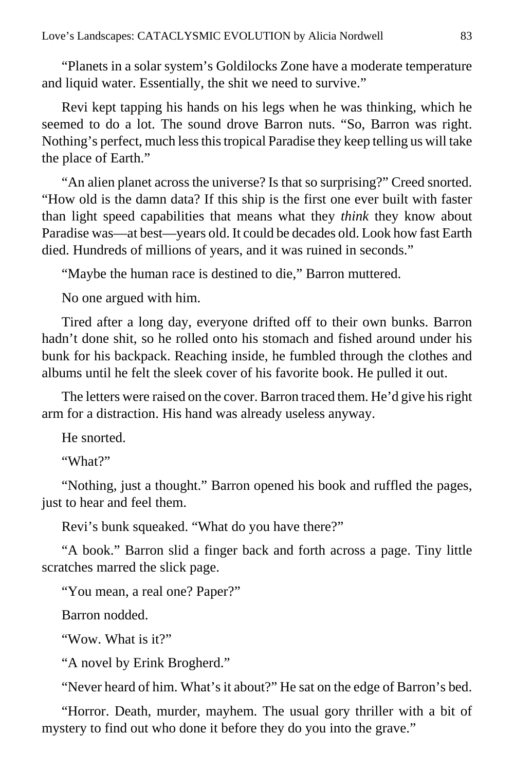"Planets in a solar system's Goldilocks Zone have a moderate temperature and liquid water. Essentially, the shit we need to survive."

Revi kept tapping his hands on his legs when he was thinking, which he seemed to do a lot. The sound drove Barron nuts. "So, Barron was right. Nothing's perfect, much less this tropical Paradise they keep telling us will take the place of Earth."

"An alien planet across the universe? Is that so surprising?" Creed snorted. "How old is the damn data? If this ship is the first one ever built with faster than light speed capabilities that means what they *think* they know about Paradise was—at best—years old. It could be decades old. Look how fast Earth died. Hundreds of millions of years, and it was ruined in seconds."

"Maybe the human race is destined to die," Barron muttered.

No one argued with him.

Tired after a long day, everyone drifted off to their own bunks. Barron hadn't done shit, so he rolled onto his stomach and fished around under his bunk for his backpack. Reaching inside, he fumbled through the clothes and albums until he felt the sleek cover of his favorite book. He pulled it out.

The letters were raised on the cover. Barron traced them. He'd give his right arm for a distraction. His hand was already useless anyway.

He snorted.

"What?"

"Nothing, just a thought." Barron opened his book and ruffled the pages, just to hear and feel them.

Revi's bunk squeaked. "What do you have there?"

"A book." Barron slid a finger back and forth across a page. Tiny little scratches marred the slick page.

"You mean, a real one? Paper?"

Barron nodded.

"Wow. What is it?"

"A novel by Erink Brogherd."

"Never heard of him. What's it about?" He sat on the edge of Barron's bed.

"Horror. Death, murder, mayhem. The usual gory thriller with a bit of mystery to find out who done it before they do you into the grave."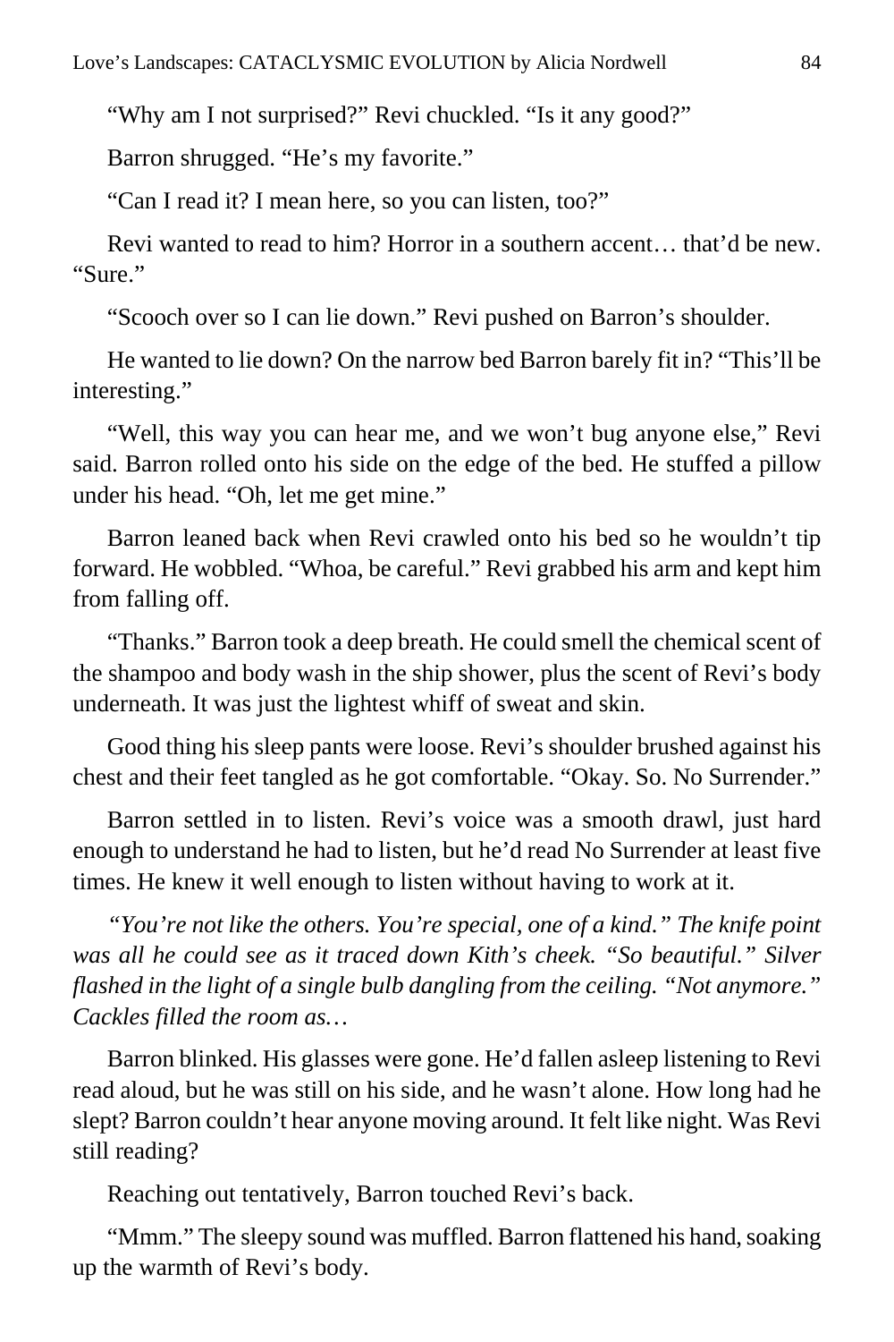"Why am I not surprised?" Revi chuckled. "Is it any good?"

Barron shrugged. "He's my favorite."

"Can I read it? I mean here, so you can listen, too?"

Revi wanted to read to him? Horror in a southern accent… that'd be new. "Sure."

"Scooch over so I can lie down." Revi pushed on Barron's shoulder.

He wanted to lie down? On the narrow bed Barron barely fit in? "This'll be interesting."

"Well, this way you can hear me, and we won't bug anyone else," Revi said. Barron rolled onto his side on the edge of the bed. He stuffed a pillow under his head. "Oh, let me get mine."

Barron leaned back when Revi crawled onto his bed so he wouldn't tip forward. He wobbled. "Whoa, be careful." Revi grabbed his arm and kept him from falling off.

"Thanks." Barron took a deep breath. He could smell the chemical scent of the shampoo and body wash in the ship shower, plus the scent of Revi's body underneath. It was just the lightest whiff of sweat and skin.

Good thing his sleep pants were loose. Revi's shoulder brushed against his chest and their feet tangled as he got comfortable. "Okay. So. No Surrender."

Barron settled in to listen. Revi's voice was a smooth drawl, just hard enough to understand he had to listen, but he'd read No Surrender at least five times. He knew it well enough to listen without having to work at it.

*"You're not like the others. You're special, one of a kind." The knife point was all he could see as it traced down Kith's cheek. "So beautiful." Silver flashed in the light of a single bulb dangling from the ceiling. "Not anymore." Cackles filled the room as…*

Barron blinked. His glasses were gone. He'd fallen asleep listening to Revi read aloud, but he was still on his side, and he wasn't alone. How long had he slept? Barron couldn't hear anyone moving around. It felt like night. Was Revi still reading?

Reaching out tentatively, Barron touched Revi's back.

"Mmm." The sleepy sound was muffled. Barron flattened his hand, soaking up the warmth of Revi's body.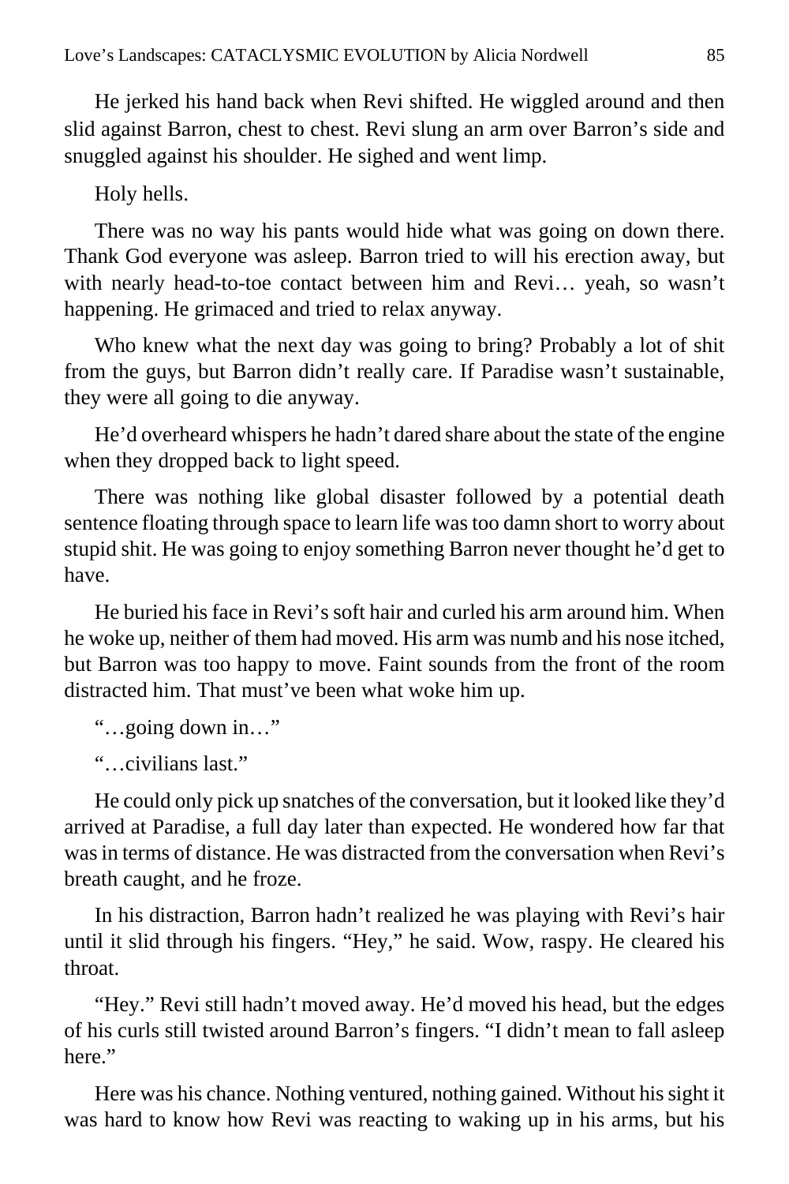He jerked his hand back when Revi shifted. He wiggled around and then slid against Barron, chest to chest. Revi slung an arm over Barron's side and snuggled against his shoulder. He sighed and went limp.

Holy hells.

There was no way his pants would hide what was going on down there. Thank God everyone was asleep. Barron tried to will his erection away, but with nearly head-to-toe contact between him and Revi… yeah, so wasn't happening. He grimaced and tried to relax anyway.

Who knew what the next day was going to bring? Probably a lot of shit from the guys, but Barron didn't really care. If Paradise wasn't sustainable, they were all going to die anyway.

He'd overheard whispers he hadn't dared share about the state of the engine when they dropped back to light speed.

There was nothing like global disaster followed by a potential death sentence floating through space to learn life was too damn short to worry about stupid shit. He was going to enjoy something Barron never thought he'd get to have.

He buried his face in Revi's soft hair and curled his arm around him. When he woke up, neither of them had moved. His arm was numb and his nose itched, but Barron was too happy to move. Faint sounds from the front of the room distracted him. That must've been what woke him up.

"…going down in…"

"…civilians last."

He could only pick up snatches of the conversation, but it looked like they'd arrived at Paradise, a full day later than expected. He wondered how far that was in terms of distance. He was distracted from the conversation when Revi's breath caught, and he froze.

In his distraction, Barron hadn't realized he was playing with Revi's hair until it slid through his fingers. "Hey," he said. Wow, raspy. He cleared his throat.

"Hey." Revi still hadn't moved away. He'd moved his head, but the edges of his curls still twisted around Barron's fingers. "I didn't mean to fall asleep here."

Here was his chance. Nothing ventured, nothing gained. Without his sight it was hard to know how Revi was reacting to waking up in his arms, but his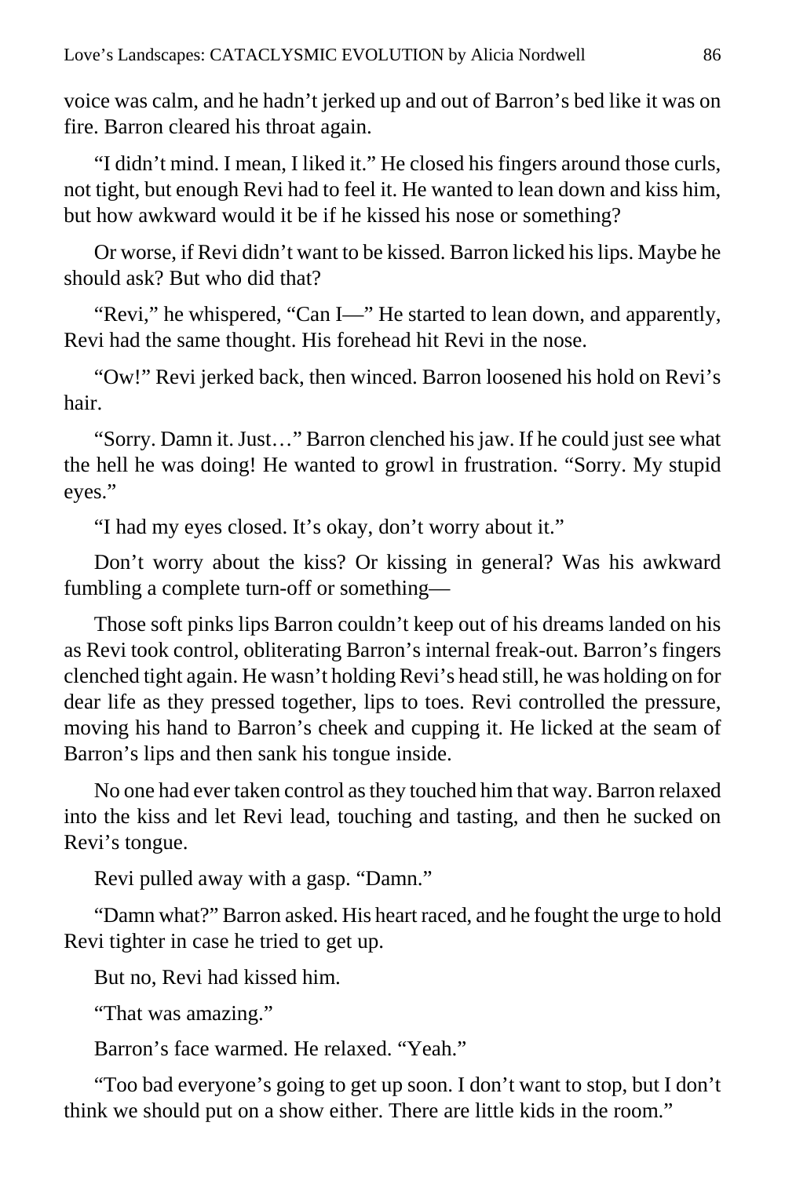voice was calm, and he hadn't jerked up and out of Barron's bed like it was on fire. Barron cleared his throat again.

"I didn't mind. I mean, I liked it." He closed his fingers around those curls, not tight, but enough Revi had to feel it. He wanted to lean down and kiss him, but how awkward would it be if he kissed his nose or something?

Or worse, if Revi didn't want to be kissed. Barron licked his lips. Maybe he should ask? But who did that?

"Revi," he whispered, "Can I—" He started to lean down, and apparently, Revi had the same thought. His forehead hit Revi in the nose.

"Ow!" Revi jerked back, then winced. Barron loosened his hold on Revi's hair.

"Sorry. Damn it. Just…" Barron clenched his jaw. If he could just see what the hell he was doing! He wanted to growl in frustration. "Sorry. My stupid eyes."

"I had my eyes closed. It's okay, don't worry about it."

Don't worry about the kiss? Or kissing in general? Was his awkward fumbling a complete turn-off or something—

Those soft pinks lips Barron couldn't keep out of his dreams landed on his as Revi took control, obliterating Barron's internal freak-out. Barron's fingers clenched tight again. He wasn't holding Revi's head still, he was holding on for dear life as they pressed together, lips to toes. Revi controlled the pressure, moving his hand to Barron's cheek and cupping it. He licked at the seam of Barron's lips and then sank his tongue inside.

No one had ever taken control as they touched him that way. Barron relaxed into the kiss and let Revi lead, touching and tasting, and then he sucked on Revi's tongue.

Revi pulled away with a gasp. "Damn."

"Damn what?" Barron asked. His heart raced, and he fought the urge to hold Revi tighter in case he tried to get up.

But no, Revi had kissed him.

"That was amazing."

Barron's face warmed. He relaxed. "Yeah."

"Too bad everyone's going to get up soon. I don't want to stop, but I don't think we should put on a show either. There are little kids in the room."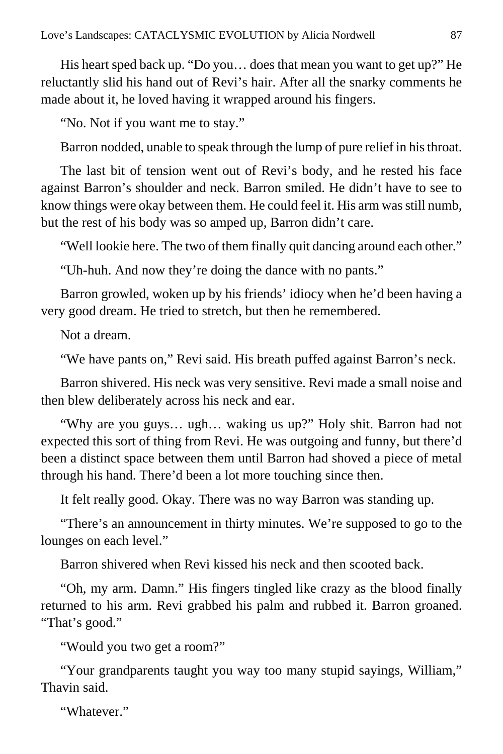His heart sped back up. "Do you… does that mean you want to get up?" He reluctantly slid his hand out of Revi's hair. After all the snarky comments he made about it, he loved having it wrapped around his fingers.

"No. Not if you want me to stay."

Barron nodded, unable to speak through the lump of pure relief in his throat.

The last bit of tension went out of Revi's body, and he rested his face against Barron's shoulder and neck. Barron smiled. He didn't have to see to know things were okay between them. He could feel it. His arm was still numb, but the rest of his body was so amped up, Barron didn't care.

"Well lookie here. The two of them finally quit dancing around each other."

"Uh-huh. And now they're doing the dance with no pants."

Barron growled, woken up by his friends' idiocy when he'd been having a very good dream. He tried to stretch, but then he remembered.

Not a dream.

"We have pants on," Revi said. His breath puffed against Barron's neck.

Barron shivered. His neck was very sensitive. Revi made a small noise and then blew deliberately across his neck and ear.

"Why are you guys… ugh… waking us up?" Holy shit. Barron had not expected this sort of thing from Revi. He was outgoing and funny, but there'd been a distinct space between them until Barron had shoved a piece of metal through his hand. There'd been a lot more touching since then.

It felt really good. Okay. There was no way Barron was standing up.

"There's an announcement in thirty minutes. We're supposed to go to the lounges on each level."

Barron shivered when Revi kissed his neck and then scooted back.

"Oh, my arm. Damn." His fingers tingled like crazy as the blood finally returned to his arm. Revi grabbed his palm and rubbed it. Barron groaned. "That's good."

"Would you two get a room?"

"Your grandparents taught you way too many stupid sayings, William," Thavin said.

"Whatever."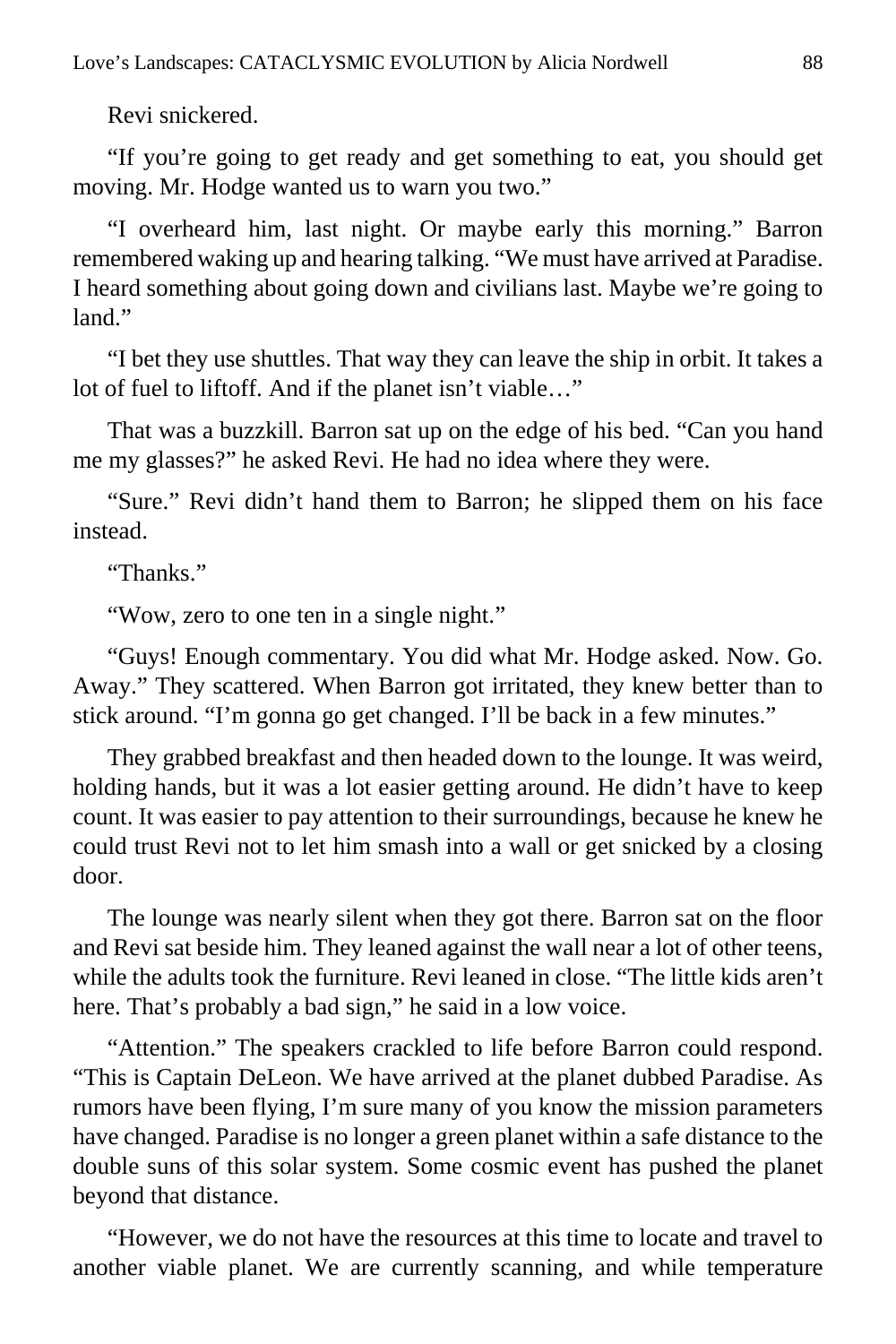Revi snickered.

"If you're going to get ready and get something to eat, you should get moving. Mr. Hodge wanted us to warn you two."

"I overheard him, last night. Or maybe early this morning." Barron remembered waking up and hearing talking. "We must have arrived at Paradise. I heard something about going down and civilians last. Maybe we're going to land."

"I bet they use shuttles. That way they can leave the ship in orbit. It takes a lot of fuel to liftoff. And if the planet isn't viable…"

That was a buzzkill. Barron sat up on the edge of his bed. "Can you hand me my glasses?" he asked Revi. He had no idea where they were.

"Sure." Revi didn't hand them to Barron; he slipped them on his face instead.

"Thanks."

"Wow, zero to one ten in a single night."

"Guys! Enough commentary. You did what Mr. Hodge asked. Now. Go. Away." They scattered. When Barron got irritated, they knew better than to stick around. "I'm gonna go get changed. I'll be back in a few minutes."

They grabbed breakfast and then headed down to the lounge. It was weird, holding hands, but it was a lot easier getting around. He didn't have to keep count. It was easier to pay attention to their surroundings, because he knew he could trust Revi not to let him smash into a wall or get snicked by a closing door.

The lounge was nearly silent when they got there. Barron sat on the floor and Revi sat beside him. They leaned against the wall near a lot of other teens, while the adults took the furniture. Revi leaned in close. "The little kids aren't here. That's probably a bad sign," he said in a low voice.

"Attention." The speakers crackled to life before Barron could respond. "This is Captain DeLeon. We have arrived at the planet dubbed Paradise. As rumors have been flying, I'm sure many of you know the mission parameters have changed. Paradise is no longer a green planet within a safe distance to the double suns of this solar system. Some cosmic event has pushed the planet beyond that distance.

"However, we do not have the resources at this time to locate and travel to another viable planet. We are currently scanning, and while temperature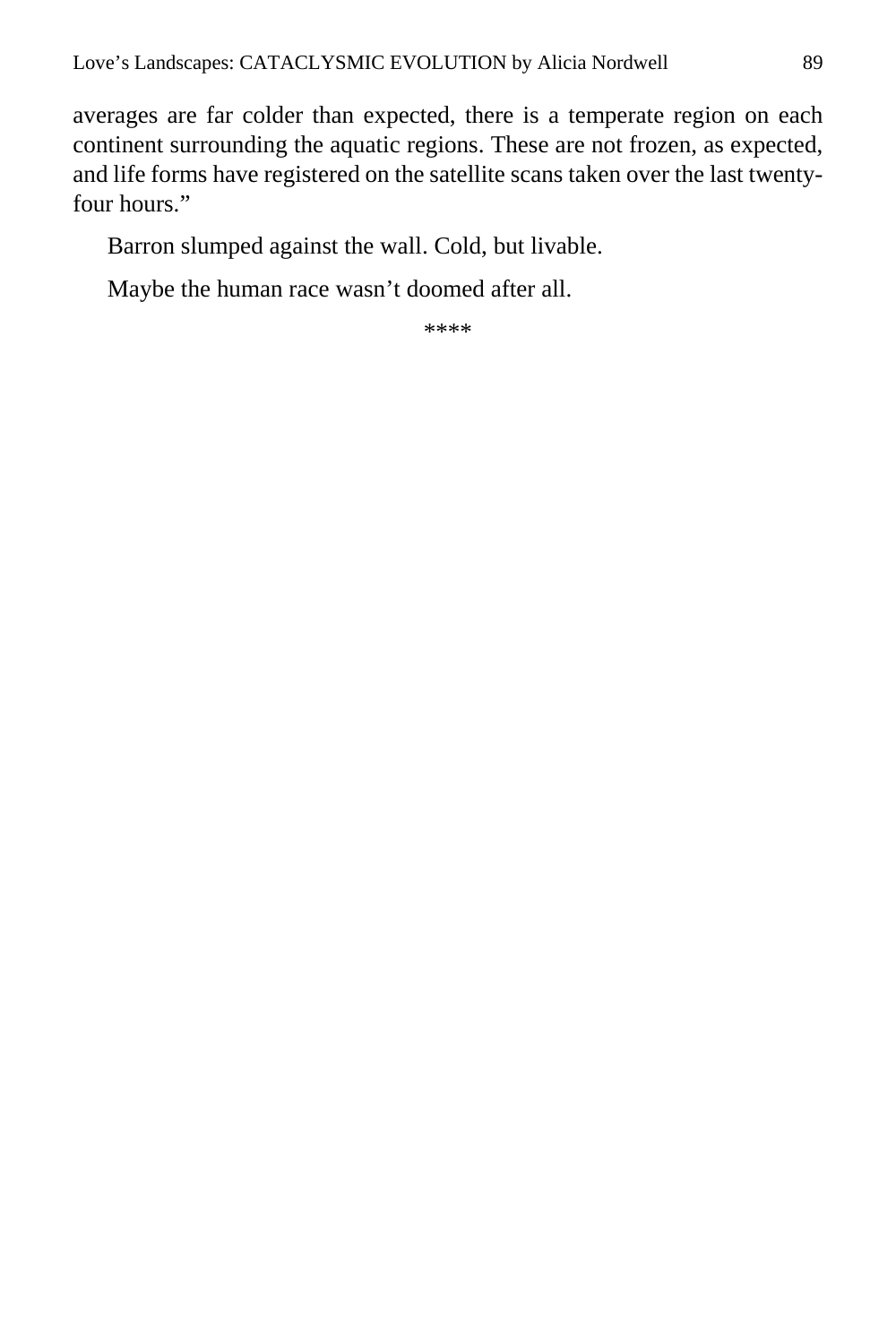averages are far colder than expected, there is a temperate region on each continent surrounding the aquatic regions. These are not frozen, as expected, and life forms have registered on the satellite scans taken over the last twenty-four hours."

Barron slumped against the wall. Cold, but livable.

Maybe the human race wasn't doomed after all.

****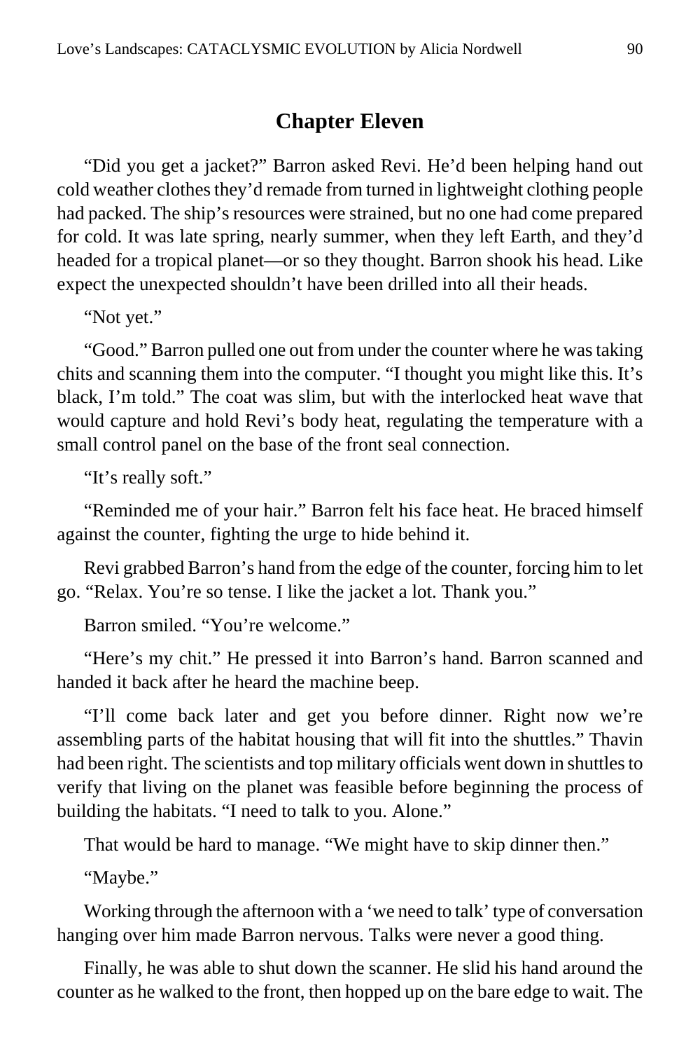## Chapter Eleven

"Did you get a jacket?" Barron asked Revi. He'd been helping hand out cold weather clothes they'd remade from turned in lightweight clothing people had packed. The ship's resources were strained, but no one had come prepared for cold. It was late spring, nearly summer, when they left Earth, and they'd headed for a tropical planet—or so they thought. Barron shook his head. Like expect the unexpected shouldn't have been drilled into all their heads.

"Not yet."

"Good." Barron pulled one out from under the counter where he was taking chits and scanning them into the computer. "I thought you might like this. It's black, I'm told." The coat was slim, but with the interlocked heat wave that would capture and hold Revi's body heat, regulating the temperature with a small control panel on the base of the front seal connection.

"It's really soft."

"Reminded me of your hair." Barron felt his face heat. He braced himself against the counter, fighting the urge to hide behind it.

Revi grabbed Barron's hand from the edge of the counter, forcing him to let go. "Relax. You're so tense. I like the jacket a lot. Thank you."

Barron smiled. "You're welcome."

"Here's my chit." He pressed it into Barron's hand. Barron scanned and handed it back after he heard the machine beep.

"I'll come back later and get you before dinner. Right now we're assembling parts of the habitat housing that will fit into the shuttles." Thavin had been right. The scientists and top military officials went down in shuttles to verify that living on the planet was feasible before beginning the process of building the habitats. "I need to talk to you. Alone."

That would be hard to manage. "We might have to skip dinner then."

"Maybe."

Working through the afternoon with a 'we need to talk' type of conversation hanging over him made Barron nervous. Talks were never a good thing.

Finally, he was able to shut down the scanner. He slid his hand around the counter as he walked to the front, then hopped up on the bare edge to wait. The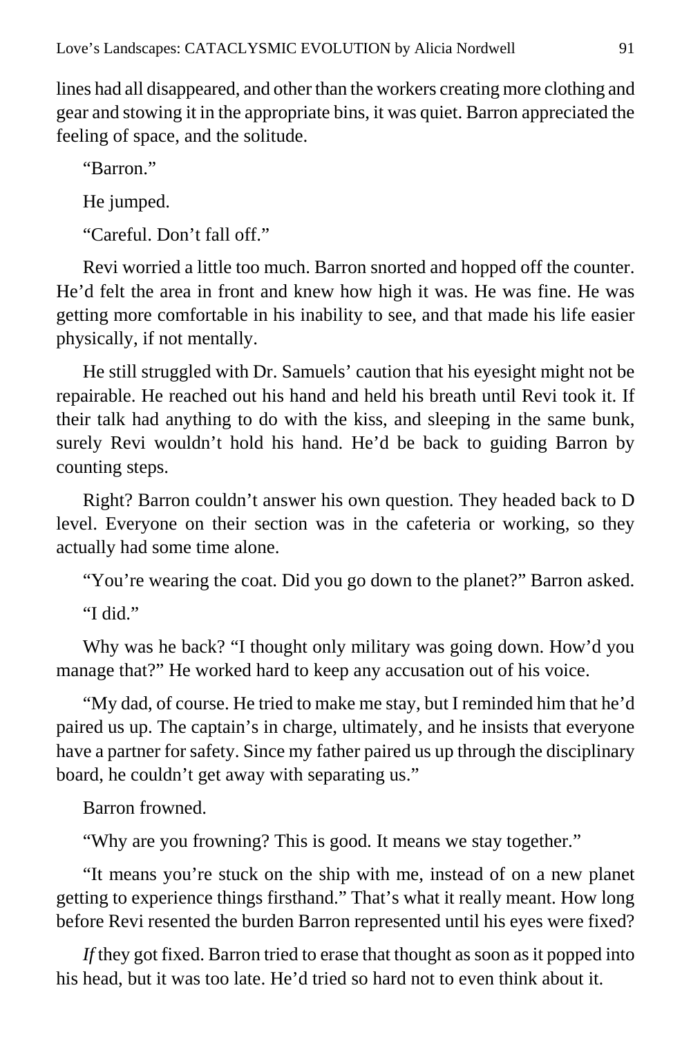lines had all disappeared, and other than the workers creating more clothing and gear and stowing it in the appropriate bins, it was quiet. Barron appreciated the feeling of space, and the solitude.

"Barron."

He jumped.

"Careful. Don't fall off."

Revi worried a little too much. Barron snorted and hopped off the counter. He'd felt the area in front and knew how high it was. He was fine. He was getting more comfortable in his inability to see, and that made his life easier physically, if not mentally.

He still struggled with Dr. Samuels' caution that his eyesight might not be repairable. He reached out his hand and held his breath until Revi took it. If their talk had anything to do with the kiss, and sleeping in the same bunk, surely Revi wouldn't hold his hand. He'd be back to guiding Barron by counting steps.

Right? Barron couldn't answer his own question. They headed back to D level. Everyone on their section was in the cafeteria or working, so they actually had some time alone.

"You're wearing the coat. Did you go down to the planet?" Barron asked.

"I did."

Why was he back? "I thought only military was going down. How'd you manage that?" He worked hard to keep any accusation out of his voice.

"My dad, of course. He tried to make me stay, but I reminded him that he'd paired us up. The captain's in charge, ultimately, and he insists that everyone have a partner for safety. Since my father paired us up through the disciplinary board, he couldn't get away with separating us."

Barron frowned.

"Why are you frowning? This is good. It means we stay together."

"It means you're stuck on the ship with me, instead of on a new planet getting to experience things firsthand." That's what it really meant. How long before Revi resented the burden Barron represented until his eyes were fixed?

*If* they got fixed. Barron tried to erase that thought as soon as it popped into his head, but it was too late. He'd tried so hard not to even think about it.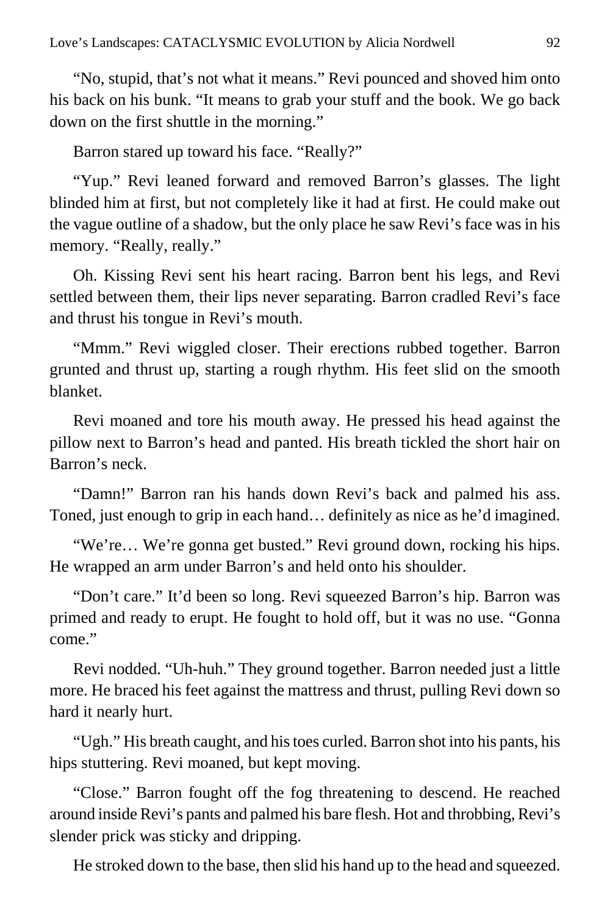"No, stupid, that's not what it means." Revi pounced and shoved him onto his back on his bunk. "It means to grab your stuff and the book. We go back down on the first shuttle in the morning."

Barron stared up toward his face. "Really?"

"Yup." Revi leaned forward and removed Barron's glasses. The light blinded him at first, but not completely like it had at first. He could make out the vague outline of a shadow, but the only place he saw Revi's face was in his memory. "Really, really."

Oh. Kissing Revi sent his heart racing. Barron bent his legs, and Revi settled between them, their lips never separating. Barron cradled Revi's face and thrust his tongue in Revi's mouth.

"Mmm." Revi wiggled closer. Their erections rubbed together. Barron grunted and thrust up, starting a rough rhythm. His feet slid on the smooth blanket.

Revi moaned and tore his mouth away. He pressed his head against the pillow next to Barron's head and panted. His breath tickled the short hair on Barron's neck.

"Damn!" Barron ran his hands down Revi's back and palmed his ass. Toned, just enough to grip in each hand… definitely as nice as he'd imagined.

"We're… We're gonna get busted." Revi ground down, rocking his hips. He wrapped an arm under Barron's and held onto his shoulder.

"Don't care." It'd been so long. Revi squeezed Barron's hip. Barron was primed and ready to erupt. He fought to hold off, but it was no use. "Gonna come."

Revi nodded. "Uh-huh." They ground together. Barron needed just a little more. He braced his feet against the mattress and thrust, pulling Revi down so hard it nearly hurt.

"Ugh." His breath caught, and his toes curled. Barron shot into his pants, his hips stuttering. Revi moaned, but kept moving.

"Close." Barron fought off the fog threatening to descend. He reached around inside Revi's pants and palmed his bare flesh. Hot and throbbing, Revi's slender prick was sticky and dripping.

He stroked down to the base, then slid his hand up to the head and squeezed.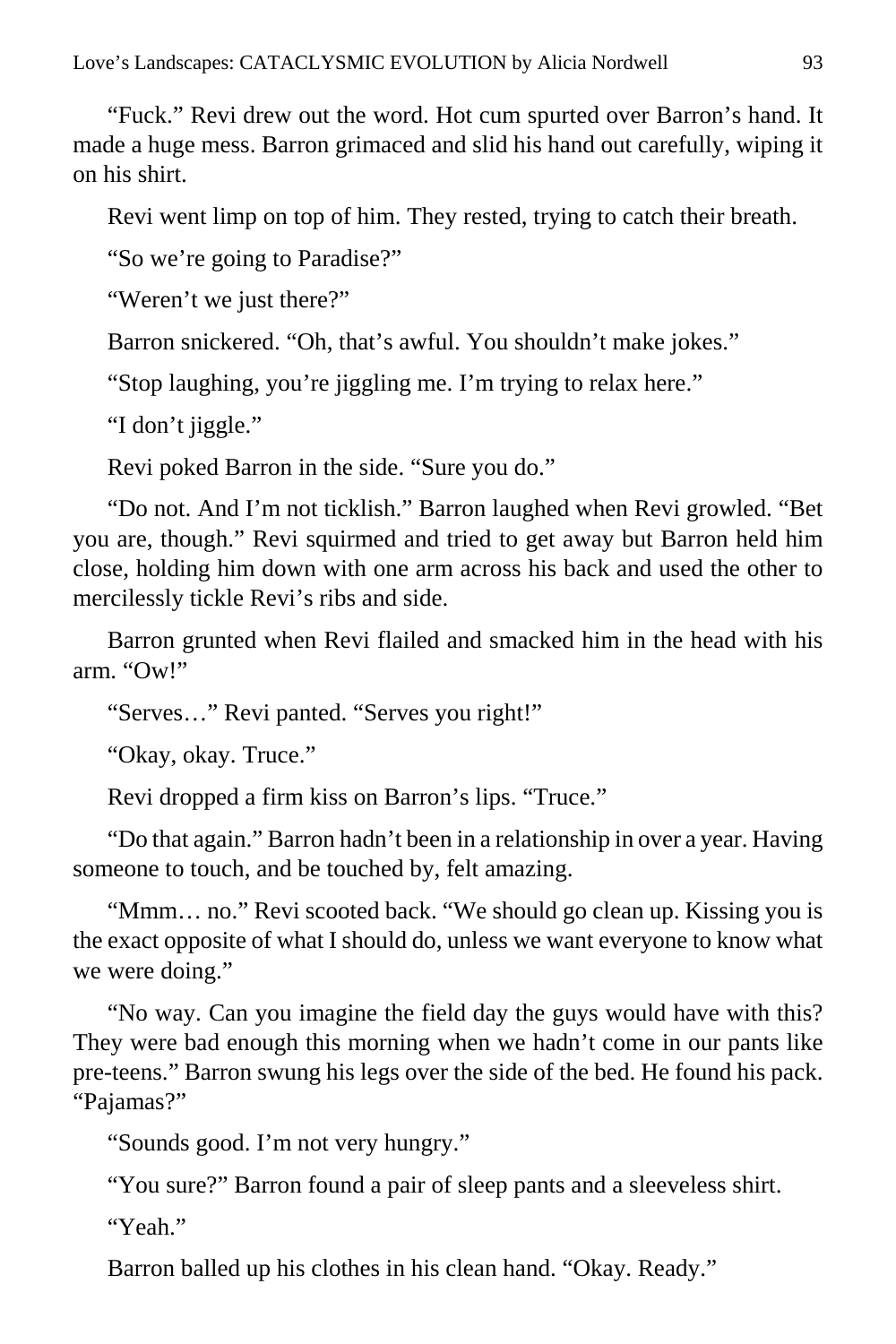"Fuck." Revi drew out the word. Hot cum spurted over Barron's hand. It made a huge mess. Barron grimaced and slid his hand out carefully, wiping it on his shirt.

Revi went limp on top of him. They rested, trying to catch their breath.

"So we're going to Paradise?"

"Weren't we just there?"

Barron snickered. "Oh, that's awful. You shouldn't make jokes."

"Stop laughing, you're jiggling me. I'm trying to relax here."

"I don't jiggle."

Revi poked Barron in the side. "Sure you do."

"Do not. And I'm not ticklish." Barron laughed when Revi growled. "Bet you are, though." Revi squirmed and tried to get away but Barron held him close, holding him down with one arm across his back and used the other to mercilessly tickle Revi's ribs and side.

Barron grunted when Revi flailed and smacked him in the head with his arm. "Ow!"

"Serves…" Revi panted. "Serves you right!"

"Okay, okay. Truce."

Revi dropped a firm kiss on Barron's lips. "Truce."

"Do that again." Barron hadn't been in a relationship in over a year. Having someone to touch, and be touched by, felt amazing.

"Mmm… no." Revi scooted back. "We should go clean up. Kissing you is the exact opposite of what I should do, unless we want everyone to know what we were doing."

"No way. Can you imagine the field day the guys would have with this? They were bad enough this morning when we hadn't come in our pants like pre-teens." Barron swung his legs over the side of the bed. He found his pack. "Pajamas?"

"Sounds good. I'm not very hungry."

"You sure?" Barron found a pair of sleep pants and a sleeveless shirt.

"Yeah."

Barron balled up his clothes in his clean hand. "Okay. Ready."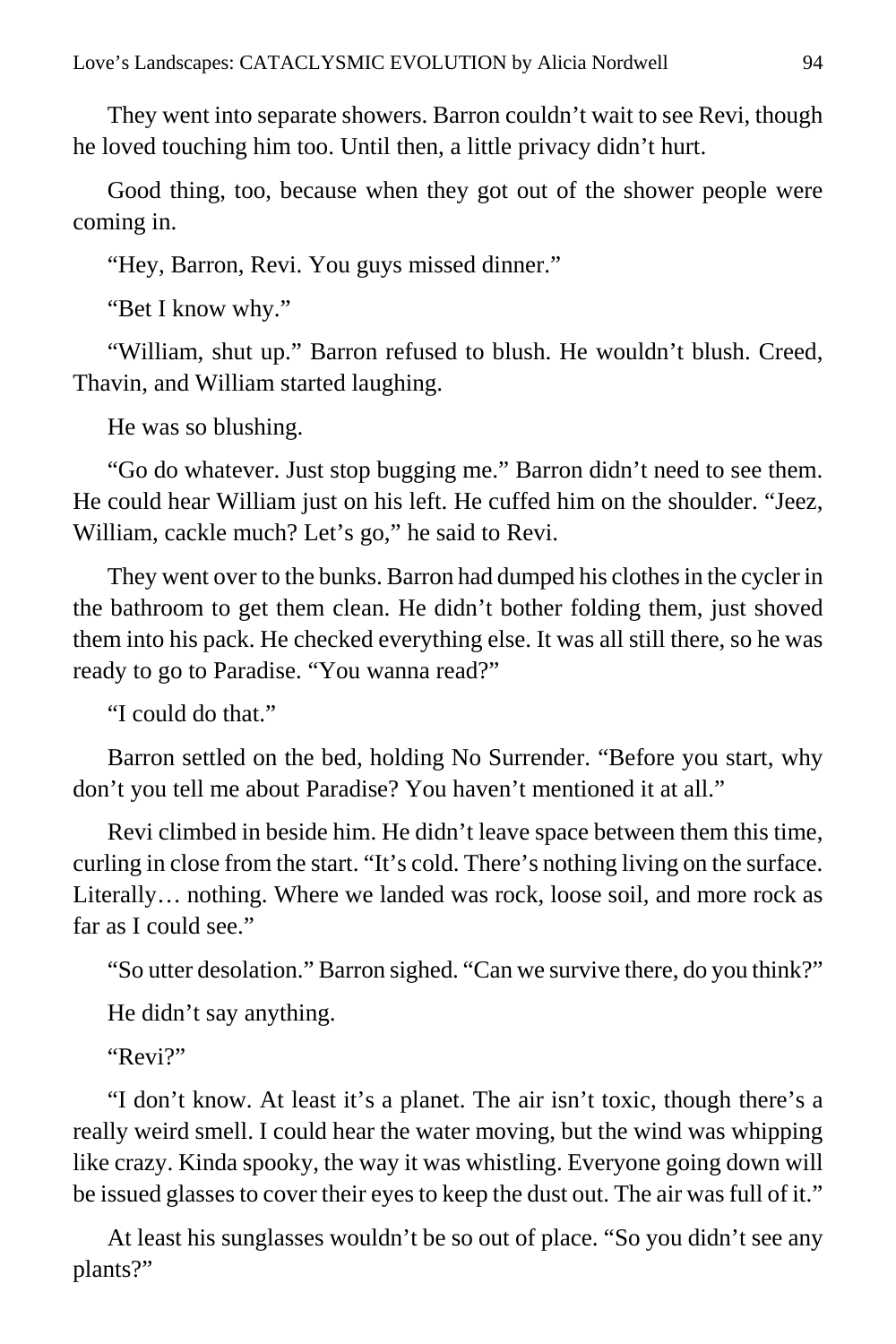They went into separate showers. Barron couldn't wait to see Revi, though he loved touching him too. Until then, a little privacy didn't hurt.

Good thing, too, because when they got out of the shower people were coming in.

"Hey, Barron, Revi. You guys missed dinner."

"Bet I know why."

"William, shut up." Barron refused to blush. He wouldn't blush. Creed, Thavin, and William started laughing.

He was so blushing.

"Go do whatever. Just stop bugging me." Barron didn't need to see them. He could hear William just on his left. He cuffed him on the shoulder. "Jeez, William, cackle much? Let's go," he said to Revi.

They went over to the bunks. Barron had dumped his clothes in the cycler in the bathroom to get them clean. He didn't bother folding them, just shoved them into his pack. He checked everything else. It was all still there, so he was ready to go to Paradise. "You wanna read?"

"I could do that."

Barron settled on the bed, holding No Surrender. "Before you start, why don't you tell me about Paradise? You haven't mentioned it at all."

Revi climbed in beside him. He didn't leave space between them this time, curling in close from the start. "It's cold. There's nothing living on the surface. Literally… nothing. Where we landed was rock, loose soil, and more rock as far as I could see."

"So utter desolation." Barron sighed. "Can we survive there, do you think?"

He didn't say anything.

"Revi?"

"I don't know. At least it's a planet. The air isn't toxic, though there's a really weird smell. I could hear the water moving, but the wind was whipping like crazy. Kinda spooky, the way it was whistling. Everyone going down will be issued glasses to cover their eyes to keep the dust out. The air was full of it."

At least his sunglasses wouldn't be so out of place. "So you didn't see any plants?"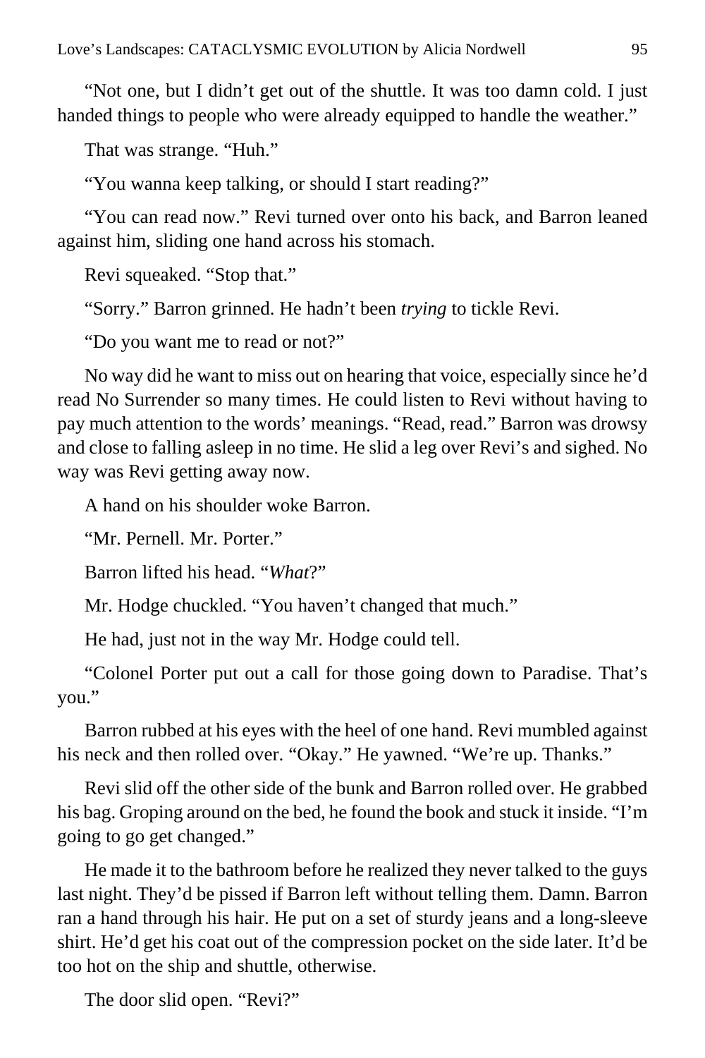"Not one, but I didn't get out of the shuttle. It was too damn cold. I just handed things to people who were already equipped to handle the weather."

That was strange. "Huh."

"You wanna keep talking, or should I start reading?"

"You can read now." Revi turned over onto his back, and Barron leaned against him, sliding one hand across his stomach.

Revi squeaked. "Stop that."

"Sorry." Barron grinned. He hadn't been *trying* to tickle Revi.

"Do you want me to read or not?"

No way did he want to miss out on hearing that voice, especially since he'd read No Surrender so many times. He could listen to Revi without having to pay much attention to the words' meanings. "Read, read." Barron was drowsy and close to falling asleep in no time. He slid a leg over Revi's and sighed. No way was Revi getting away now.

A hand on his shoulder woke Barron.

"Mr. Pernell. Mr. Porter."

Barron lifted his head. "*What*?"

Mr. Hodge chuckled. "You haven't changed that much."

He had, just not in the way Mr. Hodge could tell.

"Colonel Porter put out a call for those going down to Paradise. That's you."

Barron rubbed at his eyes with the heel of one hand. Revi mumbled against his neck and then rolled over. "Okay." He yawned. "We're up. Thanks."

Revi slid off the other side of the bunk and Barron rolled over. He grabbed his bag. Groping around on the bed, he found the book and stuck it inside. "I'm going to go get changed."

He made it to the bathroom before he realized they never talked to the guys last night. They'd be pissed if Barron left without telling them. Damn. Barron ran a hand through his hair. He put on a set of sturdy jeans and a long-sleeve shirt. He'd get his coat out of the compression pocket on the side later. It'd be too hot on the ship and shuttle, otherwise.

The door slid open. "Revi?"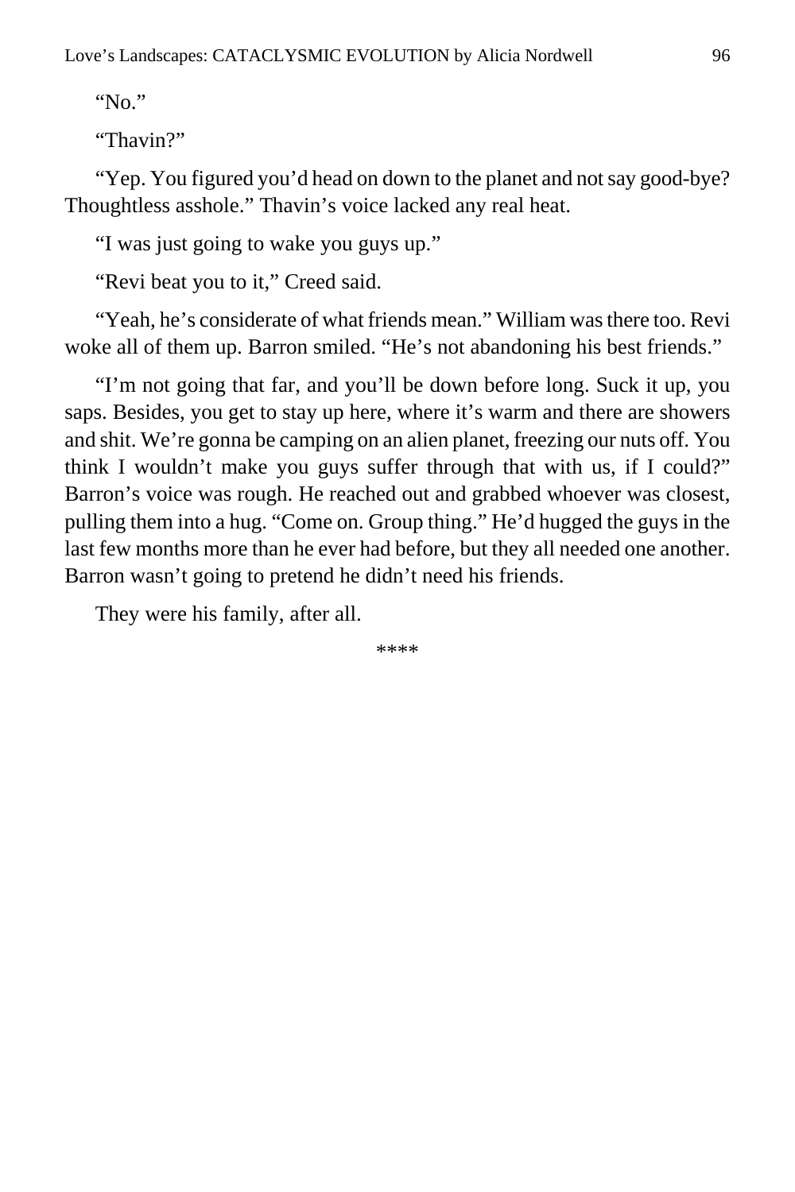"No."

"Thavin?"

"Yep. You figured you'd head on down to the planet and not say good-bye? Thoughtless asshole." Thavin's voice lacked any real heat.

"I was just going to wake you guys up."

"Revi beat you to it," Creed said.

"Yeah, he's considerate of what friends mean." William was there too. Revi woke all of them up. Barron smiled. "He's not abandoning his best friends."

"I'm not going that far, and you'll be down before long. Suck it up, you saps. Besides, you get to stay up here, where it's warm and there are showers and shit. We're gonna be camping on an alien planet, freezing our nuts off. You think I wouldn't make you guys suffer through that with us, if I could?" Barron's voice was rough. He reached out and grabbed whoever was closest, pulling them into a hug. "Come on. Group thing." He'd hugged the guys in the last few months more than he ever had before, but they all needed one another. Barron wasn't going to pretend he didn't need his friends.

They were his family, after all.

****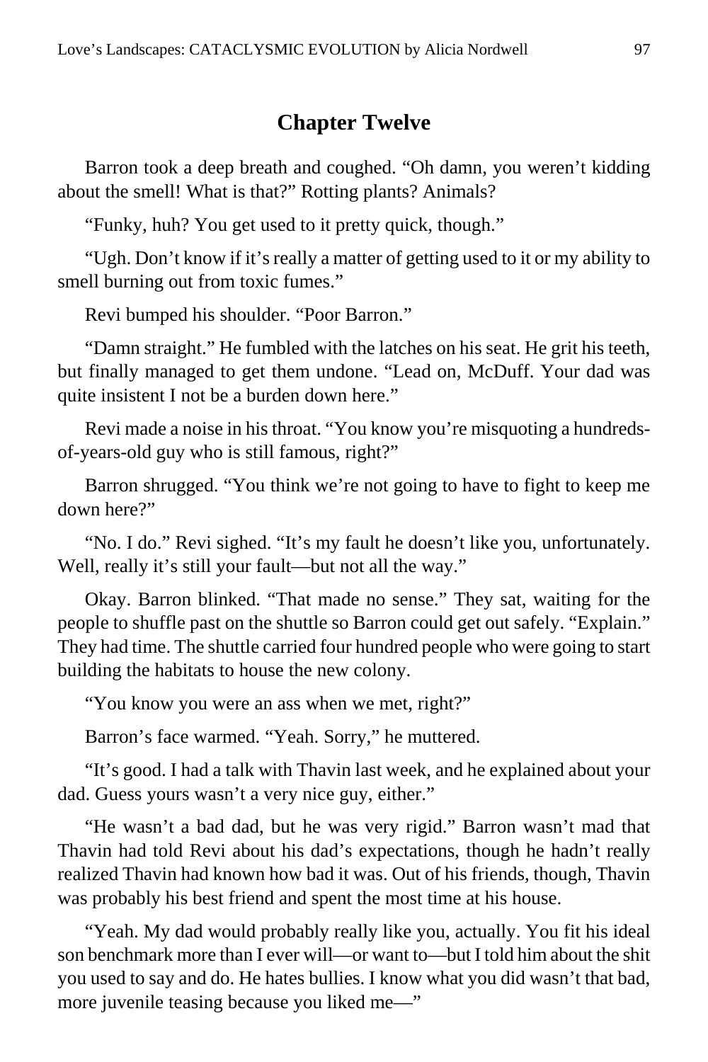## Chapter Twelve

Barron took a deep breath and coughed. “Oh damn, you weren’t kidding about the smell! What is that?” Rotting plants? Animals?

“Funky, huh? You get used to it pretty quick, though.”

“Ugh. Don’t know if it’s really a matter of getting used to it or my ability to smell burning out from toxic fumes.”

Revi bumped his shoulder. “Poor Barron.”

“Damn straight.” He fumbled with the latches on his seat. He grit his teeth, but finally managed to get them undone. “Lead on, McDuff. Your dad was quite insistent I not be a burden down here.”

Revi made a noise in his throat. “You know you’re misquoting a hundreds-of-years-old guy who is still famous, right?”

Barron shrugged. “You think we’re not going to have to fight to keep me down here?”

“No. I do.” Revi sighed. “It’s my fault he doesn’t like you, unfortunately. Well, really it’s still your fault—but not all the way.”

Okay. Barron blinked. “That made no sense.” They sat, waiting for the people to shuffle past on the shuttle so Barron could get out safely. “Explain.” They had time. The shuttle carried four hundred people who were going to start building the habitats to house the new colony.

“You know you were an ass when we met, right?”

Barron’s face warmed. “Yeah. Sorry,” he muttered.

“It’s good. I had a talk with Thavin last week, and he explained about your dad. Guess yours wasn’t a very nice guy, either.”

“He wasn’t a bad dad, but he was very rigid.” Barron wasn’t mad that Thavin had told Revi about his dad’s expectations, though he hadn’t really realized Thavin had known how bad it was. Out of his friends, though, Thavin was probably his best friend and spent the most time at his house.

“Yeah. My dad would probably really like you, actually. You fit his ideal son benchmark more than I ever will—or want to—but I told him about the shit you used to say and do. He hates bullies. I know what you did wasn’t that bad, more juvenile teasing because you liked me—”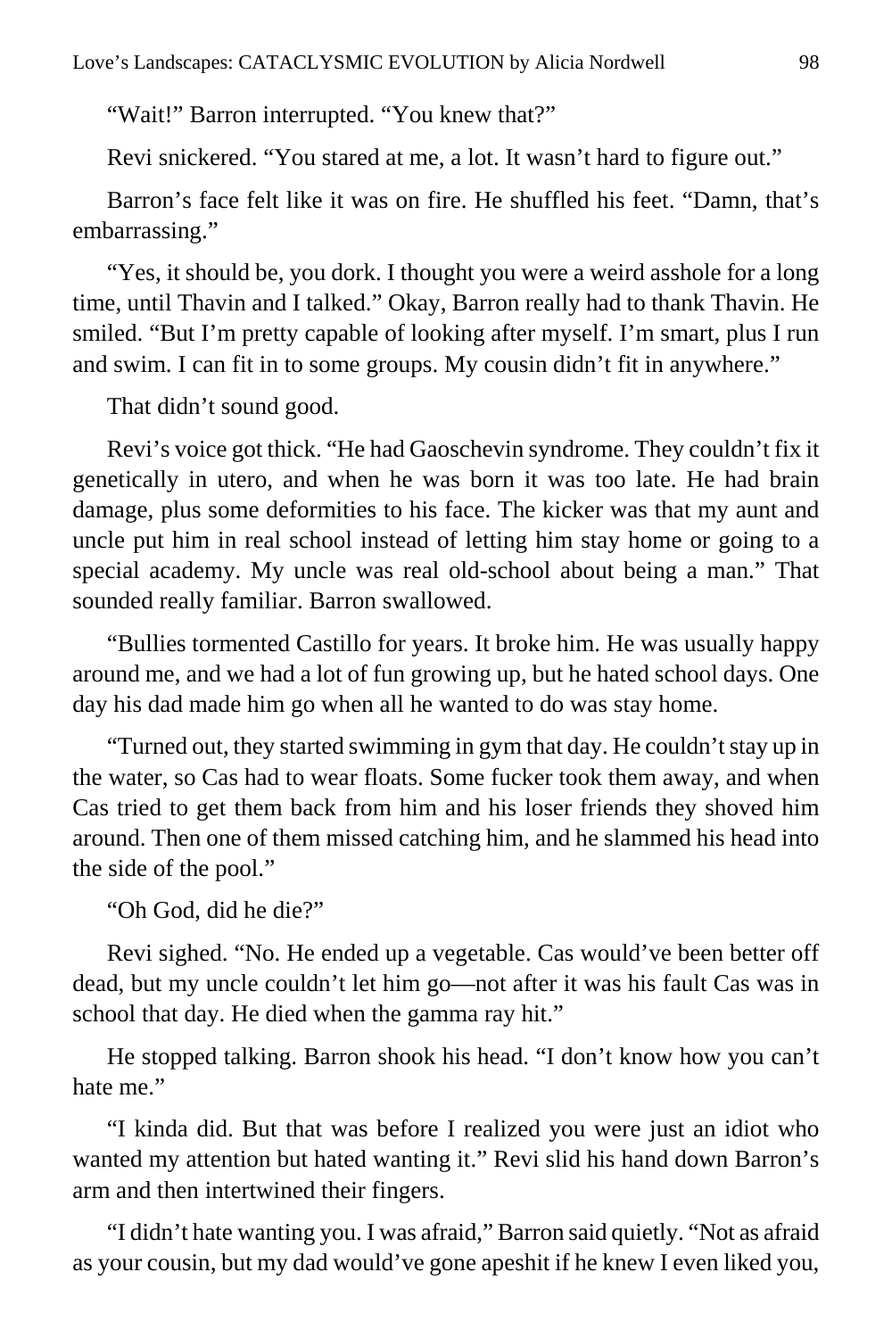"Wait!" Barron interrupted. "You knew that?"

Revi snickered. "You stared at me, a lot. It wasn't hard to figure out."

Barron's face felt like it was on fire. He shuffled his feet. "Damn, that's embarrassing."

"Yes, it should be, you dork. I thought you were a weird asshole for a long time, until Thavin and I talked." Okay, Barron really had to thank Thavin. He smiled. "But I'm pretty capable of looking after myself. I'm smart, plus I run and swim. I can fit in to some groups. My cousin didn't fit in anywhere."

That didn't sound good.

Revi's voice got thick. "He had Gaoschevin syndrome. They couldn't fix it genetically in utero, and when he was born it was too late. He had brain damage, plus some deformities to his face. The kicker was that my aunt and uncle put him in real school instead of letting him stay home or going to a special academy. My uncle was real old-school about being a man." That sounded really familiar. Barron swallowed.

"Bullies tormented Castillo for years. It broke him. He was usually happy around me, and we had a lot of fun growing up, but he hated school days. One day his dad made him go when all he wanted to do was stay home.

"Turned out, they started swimming in gym that day. He couldn't stay up in the water, so Cas had to wear floats. Some fucker took them away, and when Cas tried to get them back from him and his loser friends they shoved him around. Then one of them missed catching him, and he slammed his head into the side of the pool."

"Oh God, did he die?"

Revi sighed. "No. He ended up a vegetable. Cas would've been better off dead, but my uncle couldn't let him go—not after it was his fault Cas was in school that day. He died when the gamma ray hit."

He stopped talking. Barron shook his head. "I don't know how you can't hate me."

"I kinda did. But that was before I realized you were just an idiot who wanted my attention but hated wanting it." Revi slid his hand down Barron's arm and then intertwined their fingers.

"I didn't hate wanting you. I was afraid," Barron said quietly. "Not as afraid as your cousin, but my dad would've gone apeshit if he knew I even liked you,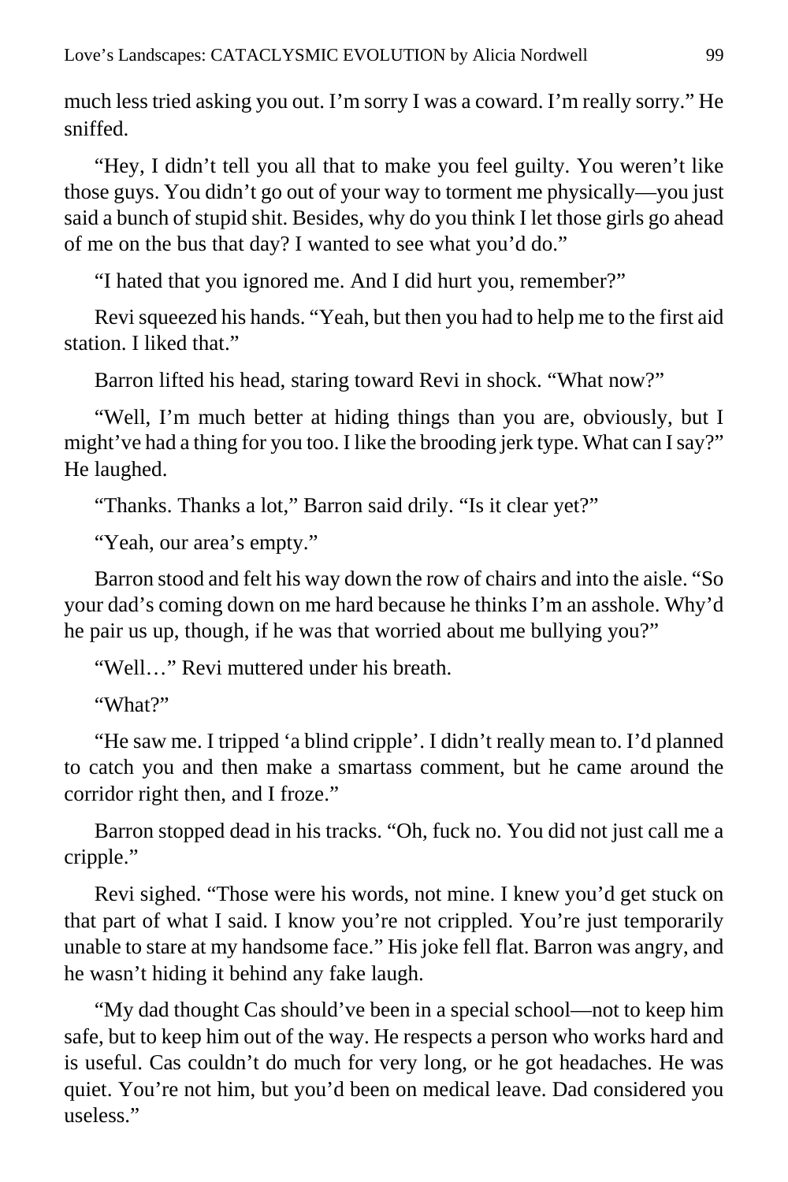much less tried asking you out. I'm sorry I was a coward. I'm really sorry." He sniffed.

"Hey, I didn't tell you all that to make you feel guilty. You weren't like those guys. You didn't go out of your way to torment me physically—you just said a bunch of stupid shit. Besides, why do you think I let those girls go ahead of me on the bus that day? I wanted to see what you'd do."

"I hated that you ignored me. And I did hurt you, remember?"

Revi squeezed his hands. "Yeah, but then you had to help me to the first aid station. I liked that."

Barron lifted his head, staring toward Revi in shock. "What now?"

"Well, I'm much better at hiding things than you are, obviously, but I might've had a thing for you too. I like the brooding jerk type. What can I say?" He laughed.

"Thanks. Thanks a lot," Barron said drily. "Is it clear yet?"

"Yeah, our area's empty."

Barron stood and felt his way down the row of chairs and into the aisle. "So your dad's coming down on me hard because he thinks I'm an asshole. Why'd he pair us up, though, if he was that worried about me bullying you?"

"Well…" Revi muttered under his breath.

"What?"

"He saw me. I tripped 'a blind cripple'. I didn't really mean to. I'd planned to catch you and then make a smartass comment, but he came around the corridor right then, and I froze."

Barron stopped dead in his tracks. "Oh, fuck no. You did not just call me a cripple."

Revi sighed. "Those were his words, not mine. I knew you'd get stuck on that part of what I said. I know you're not crippled. You're just temporarily unable to stare at my handsome face." His joke fell flat. Barron was angry, and he wasn't hiding it behind any fake laugh.

"My dad thought Cas should've been in a special school—not to keep him safe, but to keep him out of the way. He respects a person who works hard and is useful. Cas couldn't do much for very long, or he got headaches. He was quiet. You're not him, but you'd been on medical leave. Dad considered you useless."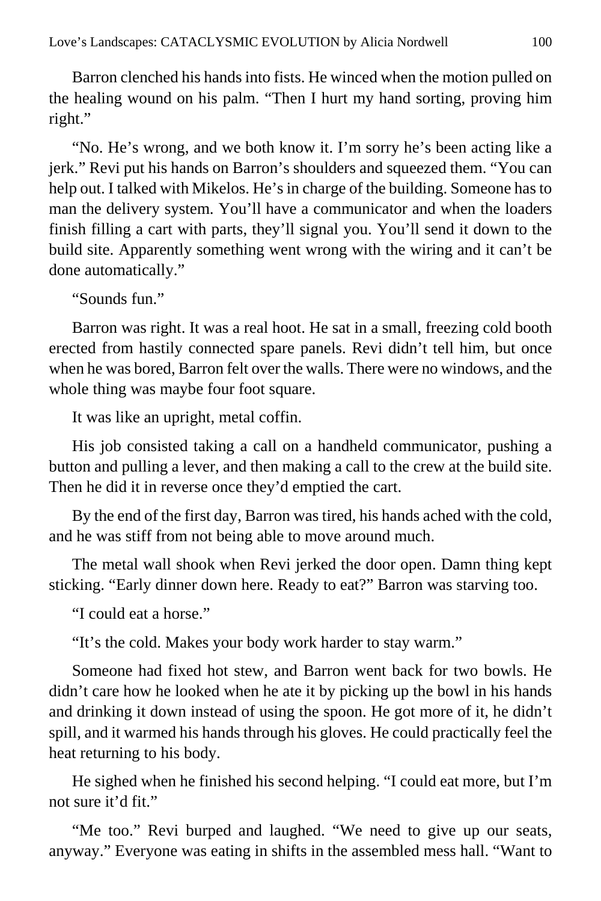Barron clenched his hands into fists. He winced when the motion pulled on the healing wound on his palm. "Then I hurt my hand sorting, proving him right."

"No. He's wrong, and we both know it. I'm sorry he's been acting like a jerk." Revi put his hands on Barron's shoulders and squeezed them. "You can help out. I talked with Mikelos. He's in charge of the building. Someone has to man the delivery system. You'll have a communicator and when the loaders finish filling a cart with parts, they'll signal you. You'll send it down to the build site. Apparently something went wrong with the wiring and it can't be done automatically."

"Sounds fun."

Barron was right. It was a real hoot. He sat in a small, freezing cold booth erected from hastily connected spare panels. Revi didn't tell him, but once when he was bored, Barron felt over the walls. There were no windows, and the whole thing was maybe four foot square.

It was like an upright, metal coffin.

His job consisted taking a call on a handheld communicator, pushing a button and pulling a lever, and then making a call to the crew at the build site. Then he did it in reverse once they'd emptied the cart.

By the end of the first day, Barron was tired, his hands ached with the cold, and he was stiff from not being able to move around much.

The metal wall shook when Revi jerked the door open. Damn thing kept sticking. "Early dinner down here. Ready to eat?" Barron was starving too.

"I could eat a horse."

"It's the cold. Makes your body work harder to stay warm."

Someone had fixed hot stew, and Barron went back for two bowls. He didn't care how he looked when he ate it by picking up the bowl in his hands and drinking it down instead of using the spoon. He got more of it, he didn't spill, and it warmed his hands through his gloves. He could practically feel the heat returning to his body.

He sighed when he finished his second helping. "I could eat more, but I'm not sure it'd fit."

"Me too." Revi burped and laughed. "We need to give up our seats, anyway." Everyone was eating in shifts in the assembled mess hall. "Want to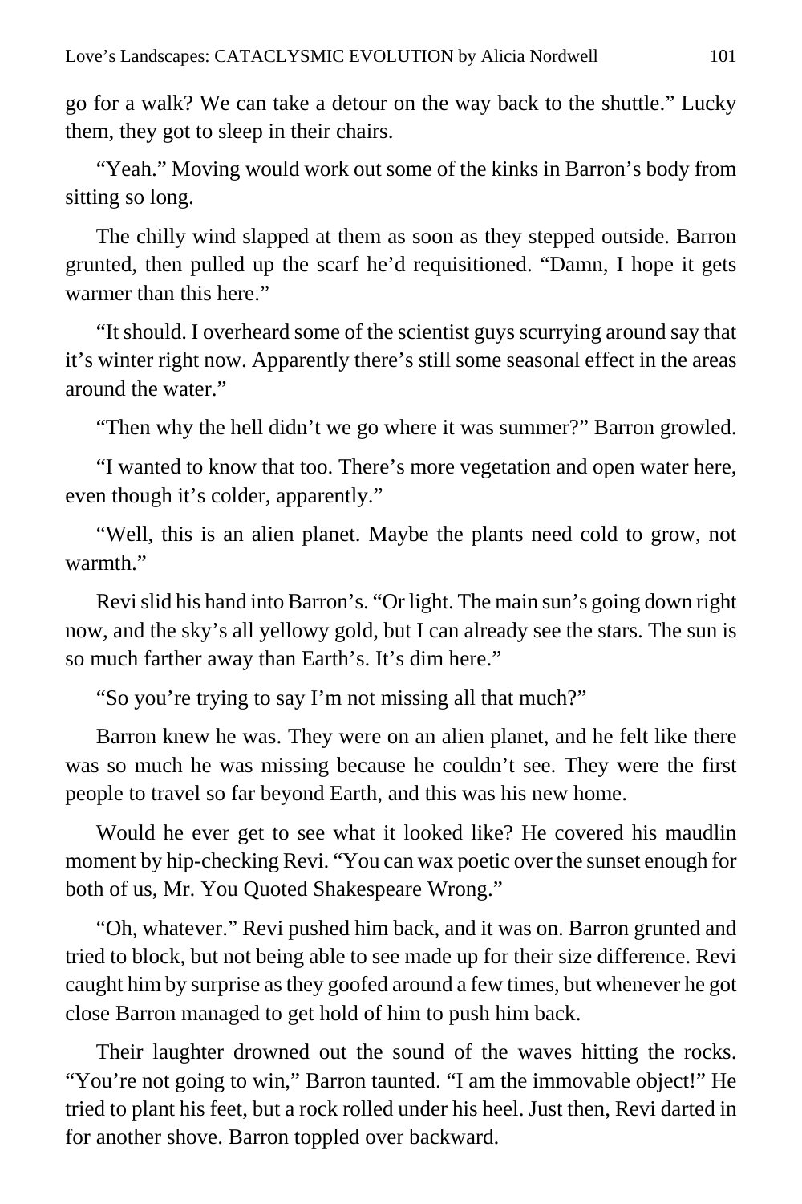go for a walk? We can take a detour on the way back to the shuttle." Lucky them, they got to sleep in their chairs.

"Yeah." Moving would work out some of the kinks in Barron's body from sitting so long.

The chilly wind slapped at them as soon as they stepped outside. Barron grunted, then pulled up the scarf he'd requisitioned. "Damn, I hope it gets warmer than this here."

"It should. I overheard some of the scientist guys scurrying around say that it's winter right now. Apparently there's still some seasonal effect in the areas around the water."

"Then why the hell didn't we go where it was summer?" Barron growled.

"I wanted to know that too. There's more vegetation and open water here, even though it's colder, apparently."

"Well, this is an alien planet. Maybe the plants need cold to grow, not warmth."

Revi slid his hand into Barron's. "Or light. The main sun's going down right now, and the sky's all yellowy gold, but I can already see the stars. The sun is so much farther away than Earth's. It's dim here."

"So you're trying to say I'm not missing all that much?"

Barron knew he was. They were on an alien planet, and he felt like there was so much he was missing because he couldn't see. They were the first people to travel so far beyond Earth, and this was his new home.

Would he ever get to see what it looked like? He covered his maudlin moment by hip-checking Revi. "You can wax poetic over the sunset enough for both of us, Mr. You Quoted Shakespeare Wrong."

"Oh, whatever." Revi pushed him back, and it was on. Barron grunted and tried to block, but not being able to see made up for their size difference. Revi caught him by surprise as they goofed around a few times, but whenever he got close Barron managed to get hold of him to push him back.

Their laughter drowned out the sound of the waves hitting the rocks. "You're not going to win," Barron taunted. "I am the immovable object!" He tried to plant his feet, but a rock rolled under his heel. Just then, Revi darted in for another shove. Barron toppled over backward.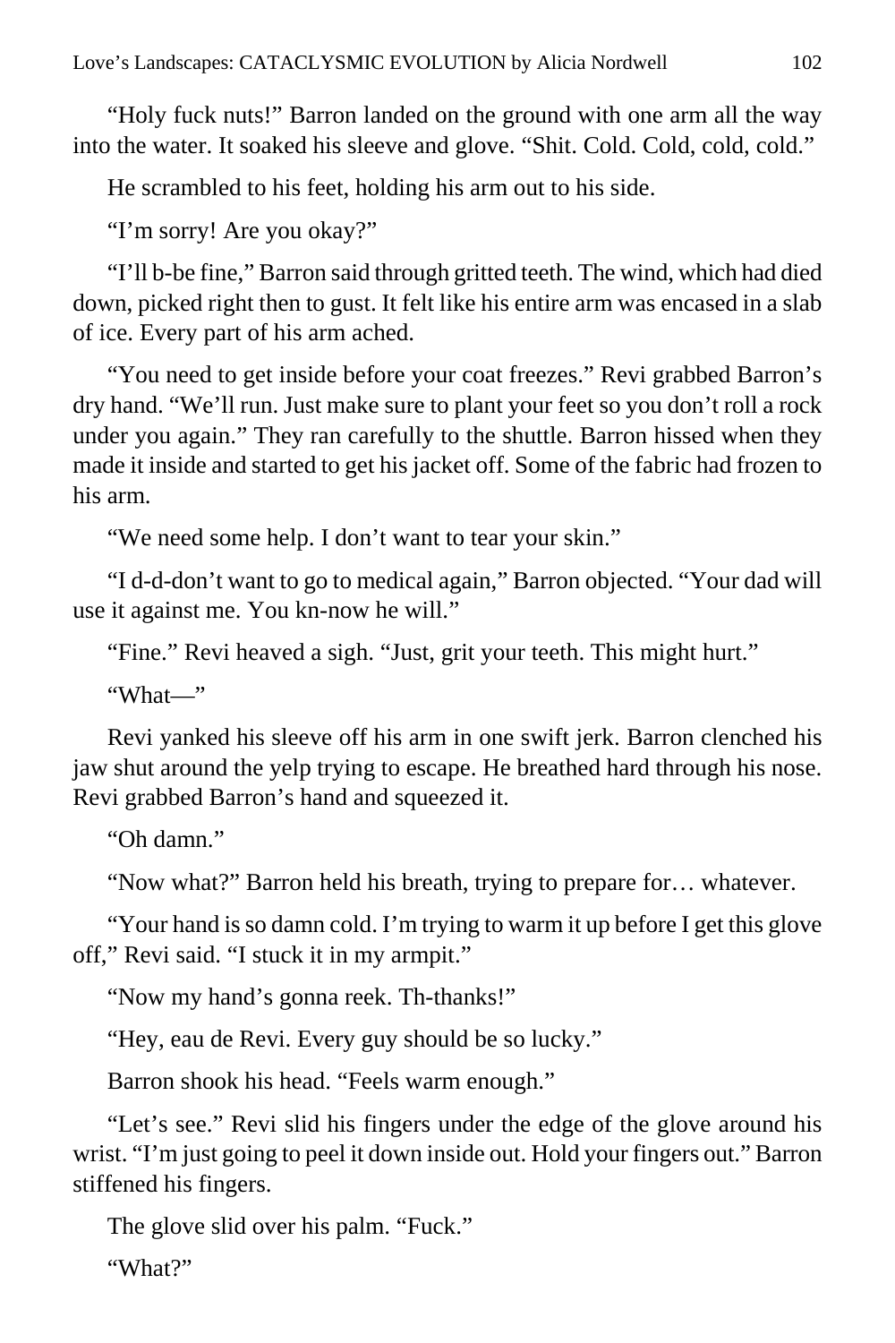"Holy fuck nuts!" Barron landed on the ground with one arm all the way into the water. It soaked his sleeve and glove. "Shit. Cold. Cold, cold, cold."

He scrambled to his feet, holding his arm out to his side.

"I'm sorry! Are you okay?"

"I'll b-be fine," Barron said through gritted teeth. The wind, which had died down, picked right then to gust. It felt like his entire arm was encased in a slab of ice. Every part of his arm ached.

"You need to get inside before your coat freezes." Revi grabbed Barron's dry hand. "We'll run. Just make sure to plant your feet so you don't roll a rock under you again." They ran carefully to the shuttle. Barron hissed when they made it inside and started to get his jacket off. Some of the fabric had frozen to his arm.

"We need some help. I don't want to tear your skin."

"I d-d-don't want to go to medical again," Barron objected. "Your dad will use it against me. You kn-now he will."

"Fine." Revi heaved a sigh. "Just, grit your teeth. This might hurt."

"What—"

Revi yanked his sleeve off his arm in one swift jerk. Barron clenched his jaw shut around the yelp trying to escape. He breathed hard through his nose. Revi grabbed Barron's hand and squeezed it.

"Oh damn."

"Now what?" Barron held his breath, trying to prepare for… whatever.

"Your hand is so damn cold. I'm trying to warm it up before I get this glove off," Revi said. "I stuck it in my armpit."

"Now my hand's gonna reek. Th-thanks!"

"Hey, eau de Revi. Every guy should be so lucky."

Barron shook his head. "Feels warm enough."

"Let's see." Revi slid his fingers under the edge of the glove around his wrist. "I'm just going to peel it down inside out. Hold your fingers out." Barron stiffened his fingers.

The glove slid over his palm. "Fuck."

"What?"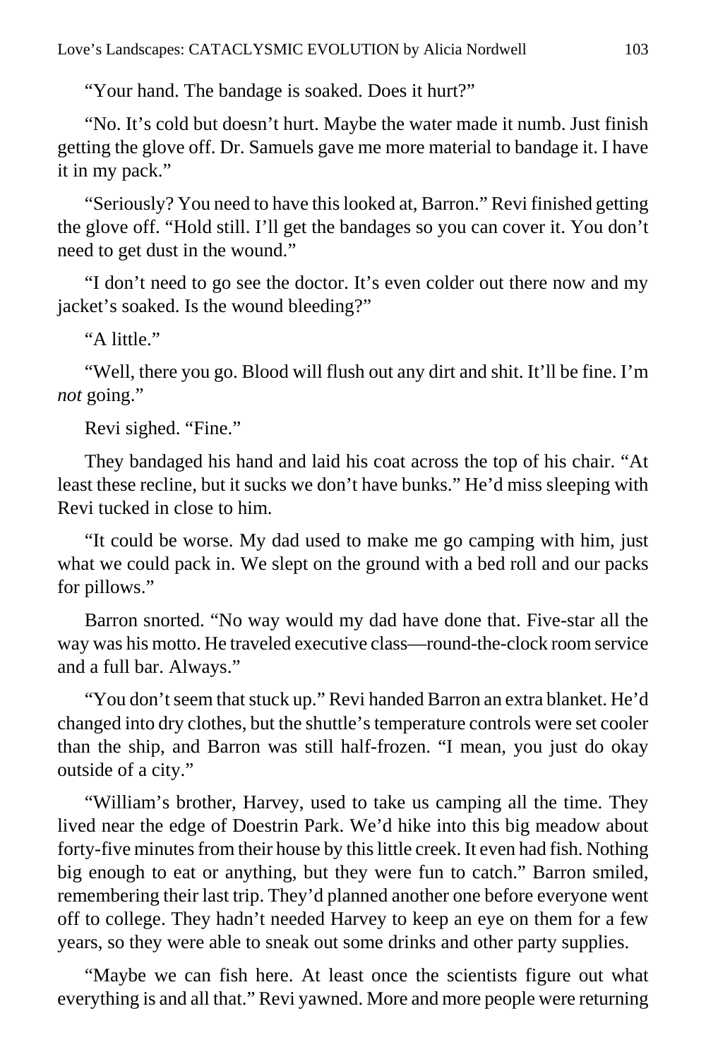"Your hand. The bandage is soaked. Does it hurt?"

"No. It's cold but doesn't hurt. Maybe the water made it numb. Just finish getting the glove off. Dr. Samuels gave me more material to bandage it. I have it in my pack."

"Seriously? You need to have this looked at, Barron." Revi finished getting the glove off. "Hold still. I'll get the bandages so you can cover it. You don't need to get dust in the wound."

"I don't need to go see the doctor. It's even colder out there now and my jacket's soaked. Is the wound bleeding?"

"A little."

"Well, there you go. Blood will flush out any dirt and shit. It'll be fine. I'm *not* going."

Revi sighed. "Fine."

They bandaged his hand and laid his coat across the top of his chair. "At least these recline, but it sucks we don't have bunks." He'd miss sleeping with Revi tucked in close to him.

"It could be worse. My dad used to make me go camping with him, just what we could pack in. We slept on the ground with a bed roll and our packs for pillows."

Barron snorted. "No way would my dad have done that. Five-star all the way was his motto. He traveled executive class—round-the-clock room service and a full bar. Always."

"You don't seem that stuck up." Revi handed Barron an extra blanket. He'd changed into dry clothes, but the shuttle's temperature controls were set cooler than the ship, and Barron was still half-frozen. "I mean, you just do okay outside of a city."

"William's brother, Harvey, used to take us camping all the time. They lived near the edge of Doestrin Park. We'd hike into this big meadow about forty-five minutes from their house by this little creek. It even had fish. Nothing big enough to eat or anything, but they were fun to catch." Barron smiled, remembering their last trip. They'd planned another one before everyone went off to college. They hadn't needed Harvey to keep an eye on them for a few years, so they were able to sneak out some drinks and other party supplies.

"Maybe we can fish here. At least once the scientists figure out what everything is and all that." Revi yawned. More and more people were returning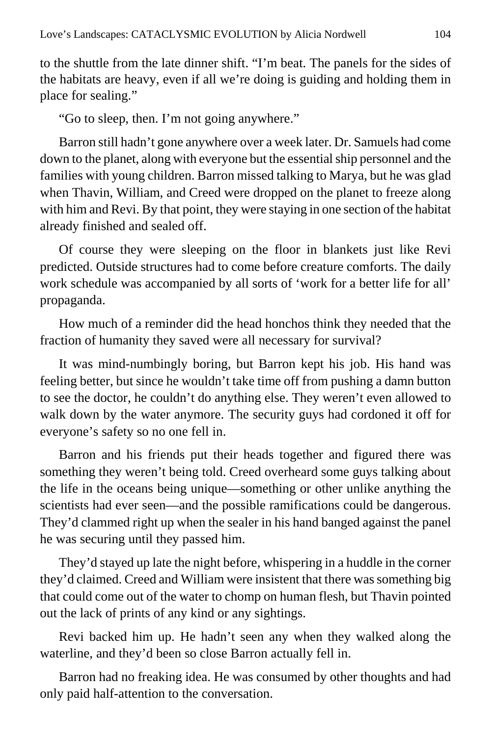to the shuttle from the late dinner shift. “I’m beat. The panels for the sides of the habitats are heavy, even if all we’re doing is guiding and holding them in place for sealing.”

“Go to sleep, then. I’m not going anywhere.”

Barron still hadn’t gone anywhere over a week later. Dr. Samuels had come down to the planet, along with everyone but the essential ship personnel and the families with young children. Barron missed talking to Marya, but he was glad when Thavin, William, and Creed were dropped on the planet to freeze along with him and Revi. By that point, they were staying in one section of the habitat already finished and sealed off.

Of course they were sleeping on the floor in blankets just like Revi predicted. Outside structures had to come before creature comforts. The daily work schedule was accompanied by all sorts of ‘work for a better life for all’ propaganda.

How much of a reminder did the head honchos think they needed that the fraction of humanity they saved were all necessary for survival?

It was mind-numbingly boring, but Barron kept his job. His hand was feeling better, but since he wouldn’t take time off from pushing a damn button to see the doctor, he couldn’t do anything else. They weren’t even allowed to walk down by the water anymore. The security guys had cordoned it off for everyone’s safety so no one fell in.

Barron and his friends put their heads together and figured there was something they weren’t being told. Creed overheard some guys talking about the life in the oceans being unique—something or other unlike anything the scientists had ever seen—and the possible ramifications could be dangerous. They’d clammed right up when the sealer in his hand banged against the panel he was securing until they passed him.

They’d stayed up late the night before, whispering in a huddle in the corner they’d claimed. Creed and William were insistent that there was something big that could come out of the water to chomp on human flesh, but Thavin pointed out the lack of prints of any kind or any sightings.

Revi backed him up. He hadn’t seen any when they walked along the waterline, and they’d been so close Barron actually fell in.

Barron had no freaking idea. He was consumed by other thoughts and had only paid half-attention to the conversation.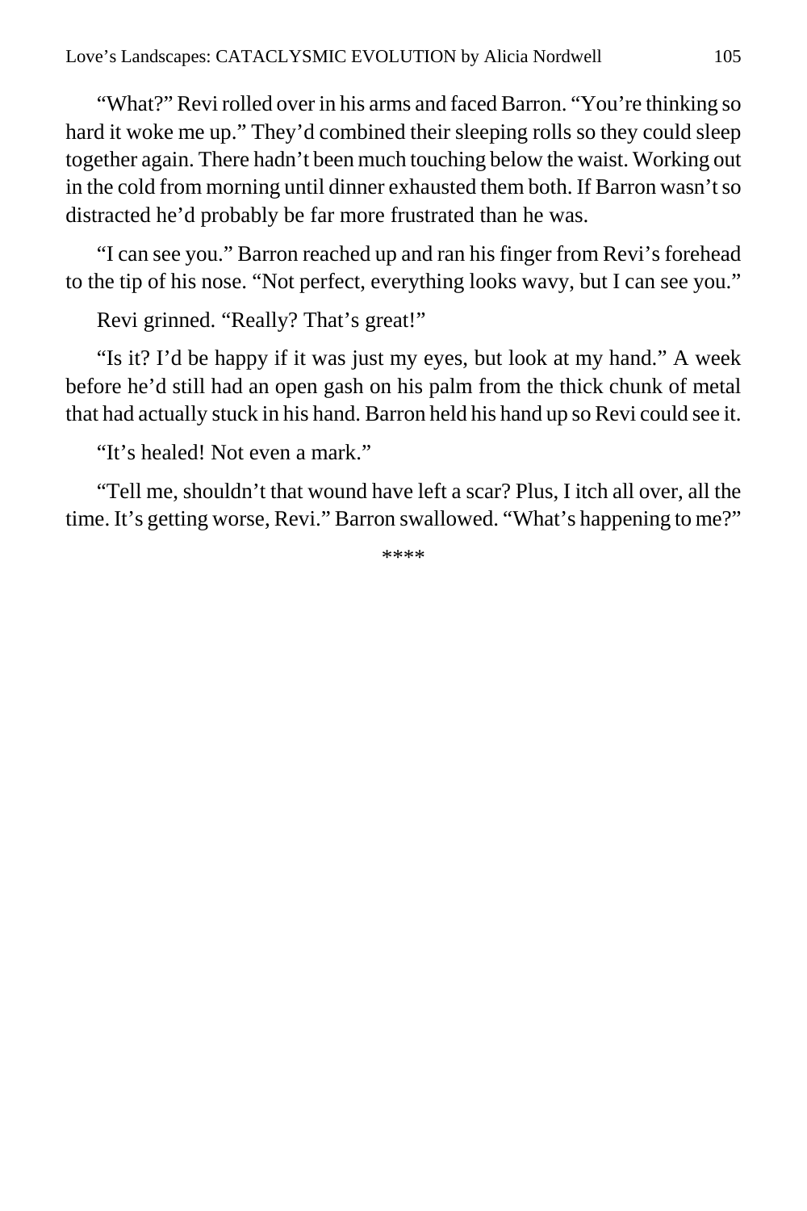"What?" Revi rolled over in his arms and faced Barron. "You're thinking so hard it woke me up." They'd combined their sleeping rolls so they could sleep together again. There hadn't been much touching below the waist. Working out in the cold from morning until dinner exhausted them both. If Barron wasn't so distracted he'd probably be far more frustrated than he was.

"I can see you." Barron reached up and ran his finger from Revi's forehead to the tip of his nose. "Not perfect, everything looks wavy, but I can see you."

Revi grinned. "Really? That's great!"

"Is it? I'd be happy if it was just my eyes, but look at my hand." A week before he'd still had an open gash on his palm from the thick chunk of metal that had actually stuck in his hand. Barron held his hand up so Revi could see it.

"It's healed! Not even a mark."

"Tell me, shouldn't that wound have left a scar? Plus, I itch all over, all the time. It's getting worse, Revi." Barron swallowed. "What's happening to me?"

****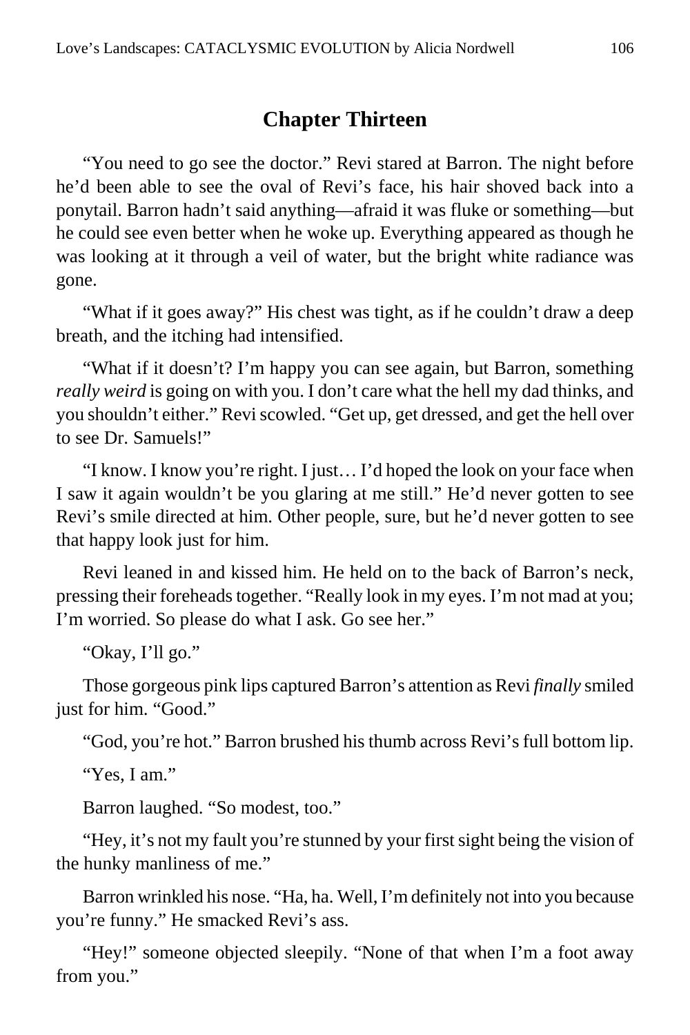## Chapter Thirteen

"You need to go see the doctor." Revi stared at Barron. The night before he'd been able to see the oval of Revi's face, his hair shoved back into a ponytail. Barron hadn't said anything—afraid it was fluke or something—but he could see even better when he woke up. Everything appeared as though he was looking at it through a veil of water, but the bright white radiance was gone.

"What if it goes away?" His chest was tight, as if he couldn't draw a deep breath, and the itching had intensified.

"What if it doesn't? I'm happy you can see again, but Barron, something *really weird* is going on with you. I don't care what the hell my dad thinks, and you shouldn't either." Revi scowled. "Get up, get dressed, and get the hell over to see Dr. Samuels!"

"I know. I know you're right. I just… I'd hoped the look on your face when I saw it again wouldn't be you glaring at me still." He'd never gotten to see Revi's smile directed at him. Other people, sure, but he'd never gotten to see that happy look just for him.

Revi leaned in and kissed him. He held on to the back of Barron's neck, pressing their foreheads together. "Really look in my eyes. I'm not mad at you; I'm worried. So please do what I ask. Go see her."

"Okay, I'll go."

Those gorgeous pink lips captured Barron's attention as Revi *finally* smiled just for him. "Good."

"God, you're hot." Barron brushed his thumb across Revi's full bottom lip.

"Yes, I am."

Barron laughed. "So modest, too."

"Hey, it's not my fault you're stunned by your first sight being the vision of the hunky manliness of me."

Barron wrinkled his nose. "Ha, ha. Well, I'm definitely not into you because you're funny." He smacked Revi's ass.

"Hey!" someone objected sleepily. "None of that when I'm a foot away from you."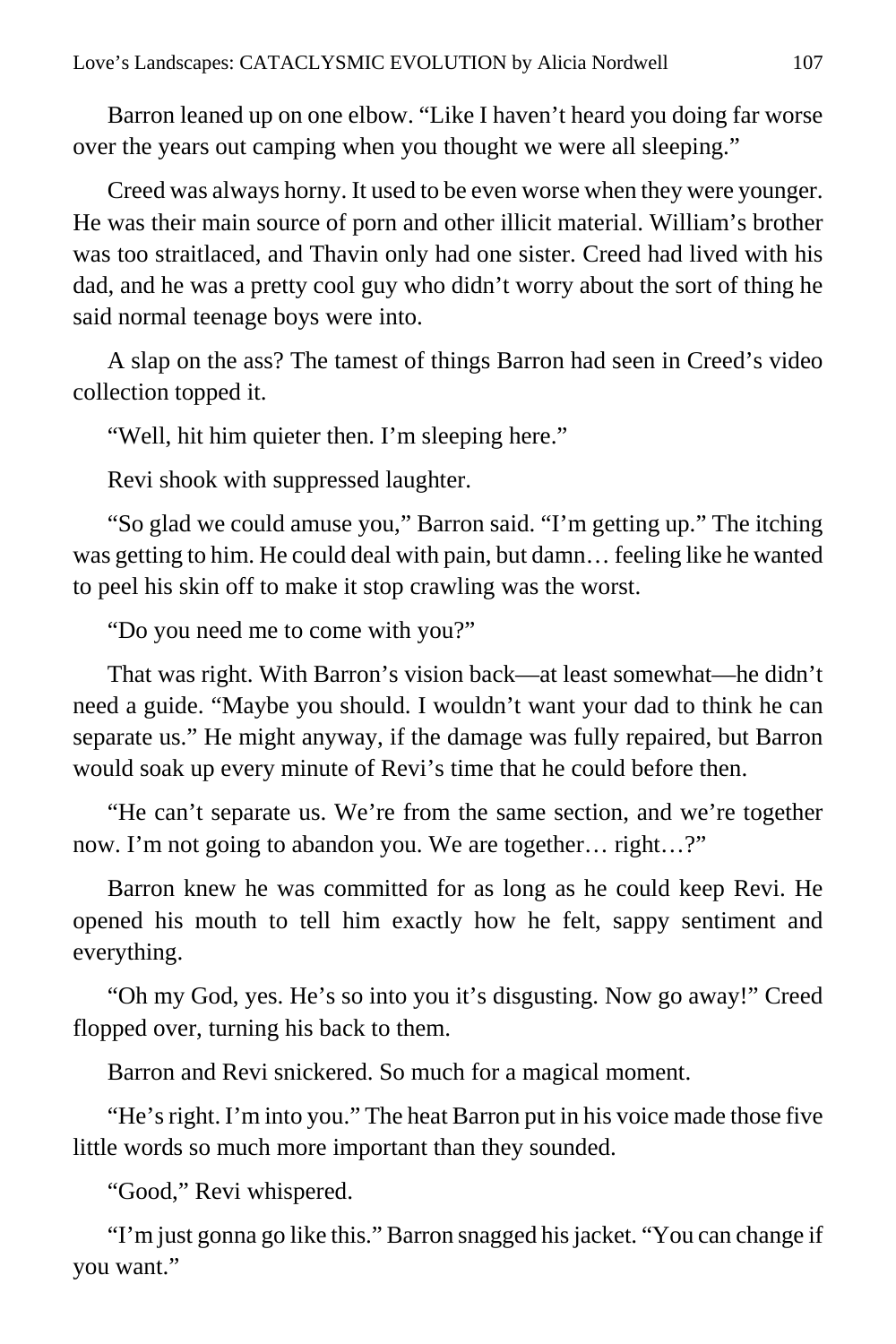Barron leaned up on one elbow. "Like I haven't heard you doing far worse over the years out camping when you thought we were all sleeping."

Creed was always horny. It used to be even worse when they were younger. He was their main source of porn and other illicit material. William's brother was too straitlaced, and Thavin only had one sister. Creed had lived with his dad, and he was a pretty cool guy who didn't worry about the sort of thing he said normal teenage boys were into.

A slap on the ass? The tamest of things Barron had seen in Creed's video collection topped it.

"Well, hit him quieter then. I'm sleeping here."

Revi shook with suppressed laughter.

"So glad we could amuse you," Barron said. "I'm getting up." The itching was getting to him. He could deal with pain, but damn… feeling like he wanted to peel his skin off to make it stop crawling was the worst.

"Do you need me to come with you?"

That was right. With Barron's vision back—at least somewhat—he didn't need a guide. "Maybe you should. I wouldn't want your dad to think he can separate us." He might anyway, if the damage was fully repaired, but Barron would soak up every minute of Revi's time that he could before then.

"He can't separate us. We're from the same section, and we're together now. I'm not going to abandon you. We are together… right…?"

Barron knew he was committed for as long as he could keep Revi. He opened his mouth to tell him exactly how he felt, sappy sentiment and everything.

"Oh my God, yes. He's so into you it's disgusting. Now go away!" Creed flopped over, turning his back to them.

Barron and Revi snickered. So much for a magical moment.

"He's right. I'm into you." The heat Barron put in his voice made those five little words so much more important than they sounded.

"Good," Revi whispered.

"I'm just gonna go like this." Barron snagged his jacket. "You can change if you want."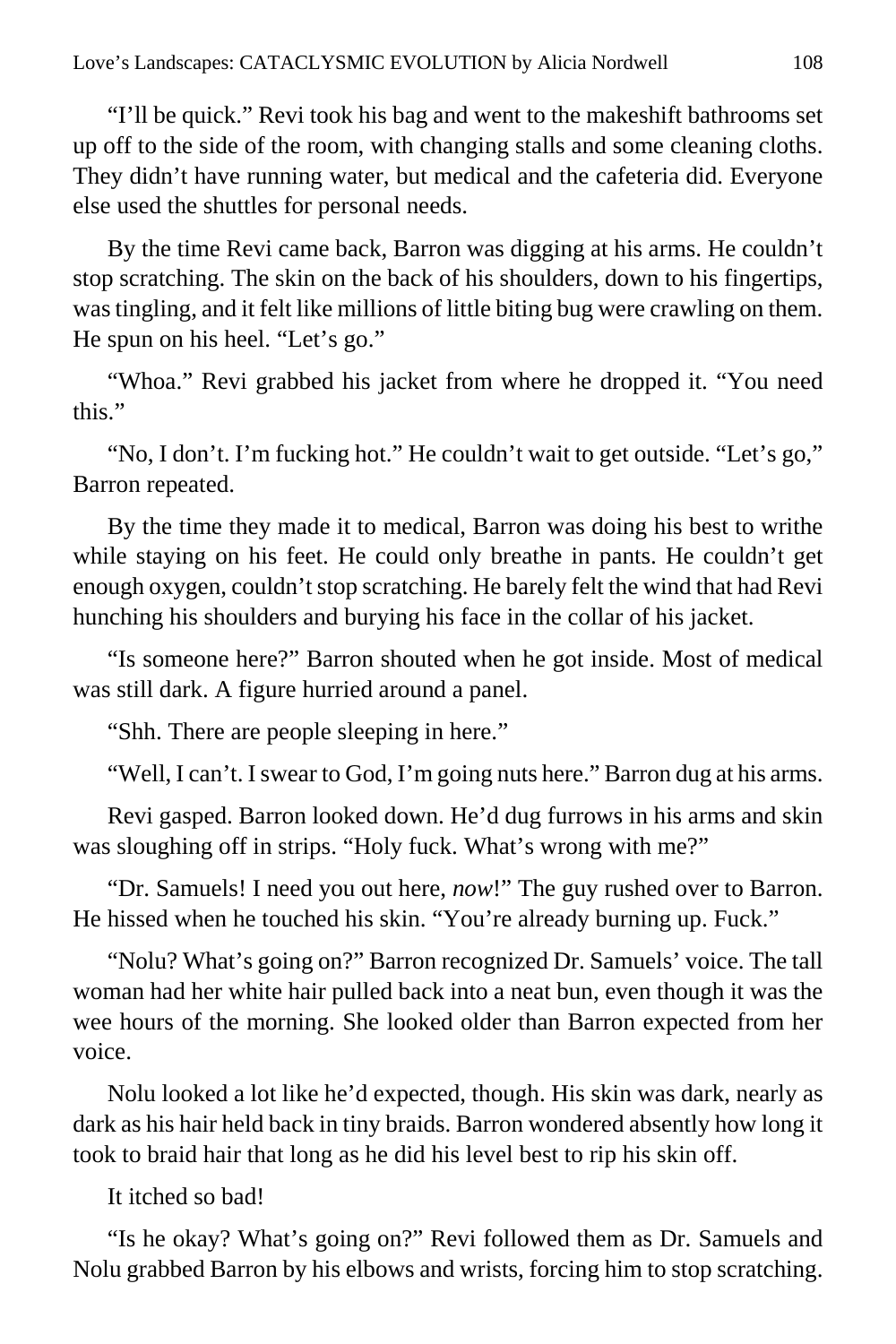"I'll be quick." Revi took his bag and went to the makeshift bathrooms set up off to the side of the room, with changing stalls and some cleaning cloths. They didn't have running water, but medical and the cafeteria did. Everyone else used the shuttles for personal needs.

By the time Revi came back, Barron was digging at his arms. He couldn't stop scratching. The skin on the back of his shoulders, down to his fingertips, was tingling, and it felt like millions of little biting bug were crawling on them. He spun on his heel. "Let's go."

"Whoa." Revi grabbed his jacket from where he dropped it. "You need this."

"No, I don't. I'm fucking hot." He couldn't wait to get outside. "Let's go," Barron repeated.

By the time they made it to medical, Barron was doing his best to writhe while staying on his feet. He could only breathe in pants. He couldn't get enough oxygen, couldn't stop scratching. He barely felt the wind that had Revi hunching his shoulders and burying his face in the collar of his jacket.

"Is someone here?" Barron shouted when he got inside. Most of medical was still dark. A figure hurried around a panel.

"Shh. There are people sleeping in here."

"Well, I can't. I swear to God, I'm going nuts here." Barron dug at his arms.

Revi gasped. Barron looked down. He'd dug furrows in his arms and skin was sloughing off in strips. "Holy fuck. What's wrong with me?"

"Dr. Samuels! I need you out here, *now*!" The guy rushed over to Barron. He hissed when he touched his skin. "You're already burning up. Fuck."

"Nolu? What's going on?" Barron recognized Dr. Samuels' voice. The tall woman had her white hair pulled back into a neat bun, even though it was the wee hours of the morning. She looked older than Barron expected from her voice.

Nolu looked a lot like he'd expected, though. His skin was dark, nearly as dark as his hair held back in tiny braids. Barron wondered absently how long it took to braid hair that long as he did his level best to rip his skin off.

It itched so bad!

"Is he okay? What's going on?" Revi followed them as Dr. Samuels and Nolu grabbed Barron by his elbows and wrists, forcing him to stop scratching.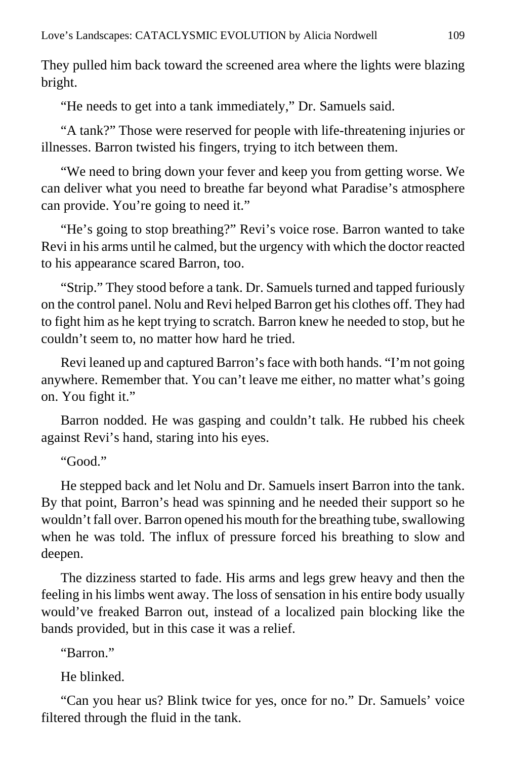They pulled him back toward the screened area where the lights were blazing bright.

"He needs to get into a tank immediately," Dr. Samuels said.

"A tank?" Those were reserved for people with life-threatening injuries or illnesses. Barron twisted his fingers, trying to itch between them.

"We need to bring down your fever and keep you from getting worse. We can deliver what you need to breathe far beyond what Paradise's atmosphere can provide. You're going to need it."

"He's going to stop breathing?" Revi's voice rose. Barron wanted to take Revi in his arms until he calmed, but the urgency with which the doctor reacted to his appearance scared Barron, too.

"Strip." They stood before a tank. Dr. Samuels turned and tapped furiously on the control panel. Nolu and Revi helped Barron get his clothes off. They had to fight him as he kept trying to scratch. Barron knew he needed to stop, but he couldn't seem to, no matter how hard he tried.

Revi leaned up and captured Barron's face with both hands. "I'm not going anywhere. Remember that. You can't leave me either, no matter what's going on. You fight it."

Barron nodded. He was gasping and couldn't talk. He rubbed his cheek against Revi's hand, staring into his eyes.

"Good."

He stepped back and let Nolu and Dr. Samuels insert Barron into the tank. By that point, Barron's head was spinning and he needed their support so he wouldn't fall over. Barron opened his mouth for the breathing tube, swallowing when he was told. The influx of pressure forced his breathing to slow and deepen.

The dizziness started to fade. His arms and legs grew heavy and then the feeling in his limbs went away. The loss of sensation in his entire body usually would've freaked Barron out, instead of a localized pain blocking like the bands provided, but in this case it was a relief.

"Barron."

He blinked.

"Can you hear us? Blink twice for yes, once for no." Dr. Samuels' voice filtered through the fluid in the tank.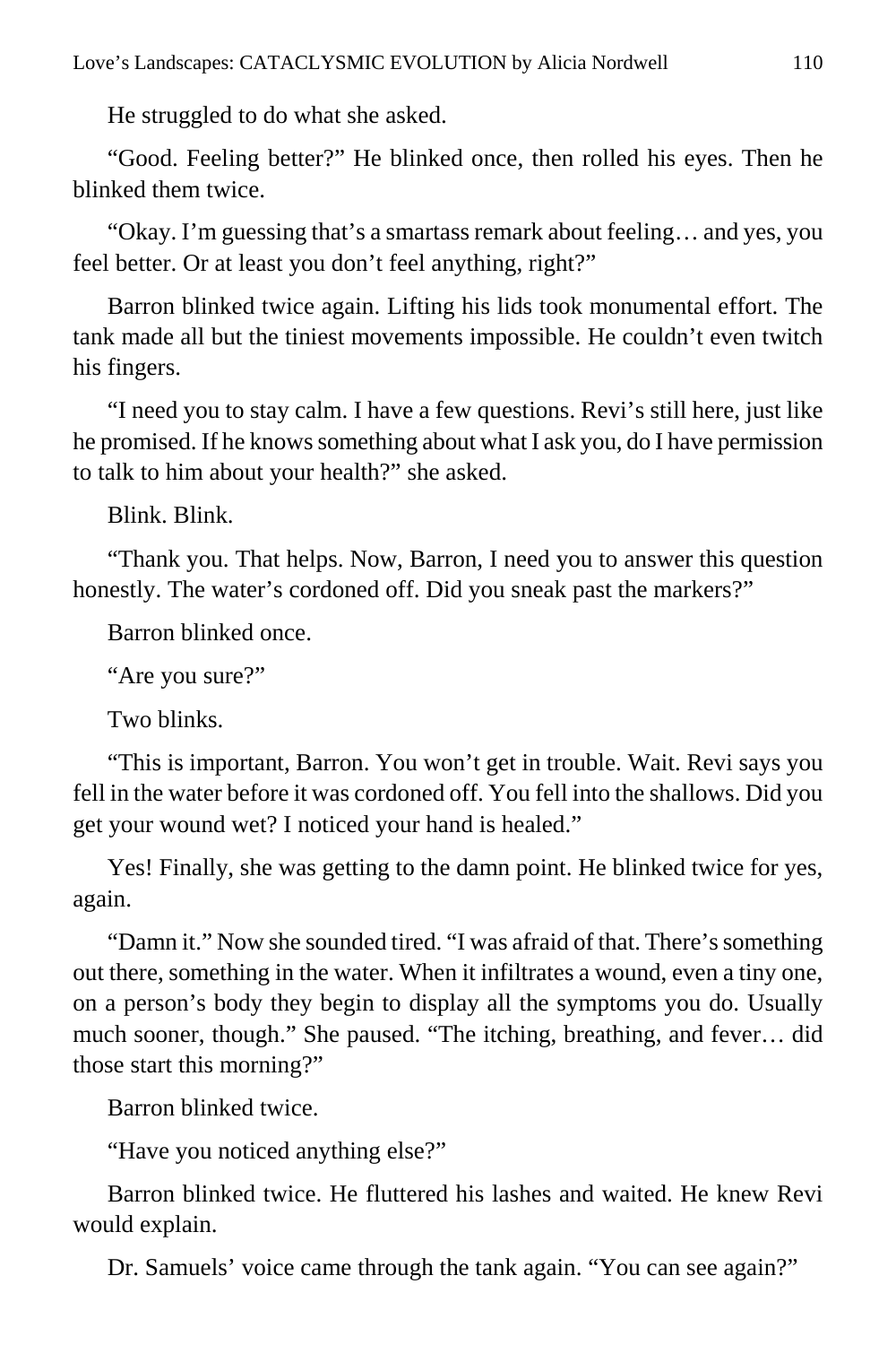He struggled to do what she asked.

"Good. Feeling better?" He blinked once, then rolled his eyes. Then he blinked them twice.

"Okay. I'm guessing that's a smartass remark about feeling… and yes, you feel better. Or at least you don't feel anything, right?"

Barron blinked twice again. Lifting his lids took monumental effort. The tank made all but the tiniest movements impossible. He couldn't even twitch his fingers.

"I need you to stay calm. I have a few questions. Revi's still here, just like he promised. If he knows something about what I ask you, do I have permission to talk to him about your health?" she asked.

Blink. Blink.

"Thank you. That helps. Now, Barron, I need you to answer this question honestly. The water's cordoned off. Did you sneak past the markers?"

Barron blinked once.

"Are you sure?"

Two blinks.

"This is important, Barron. You won't get in trouble. Wait. Revi says you fell in the water before it was cordoned off. You fell into the shallows. Did you get your wound wet? I noticed your hand is healed."

Yes! Finally, she was getting to the damn point. He blinked twice for yes, again.

"Damn it." Now she sounded tired. "I was afraid of that. There's something out there, something in the water. When it infiltrates a wound, even a tiny one, on a person's body they begin to display all the symptoms you do. Usually much sooner, though." She paused. "The itching, breathing, and fever… did those start this morning?"

Barron blinked twice.

"Have you noticed anything else?"

Barron blinked twice. He fluttered his lashes and waited. He knew Revi would explain.

Dr. Samuels' voice came through the tank again. "You can see again?"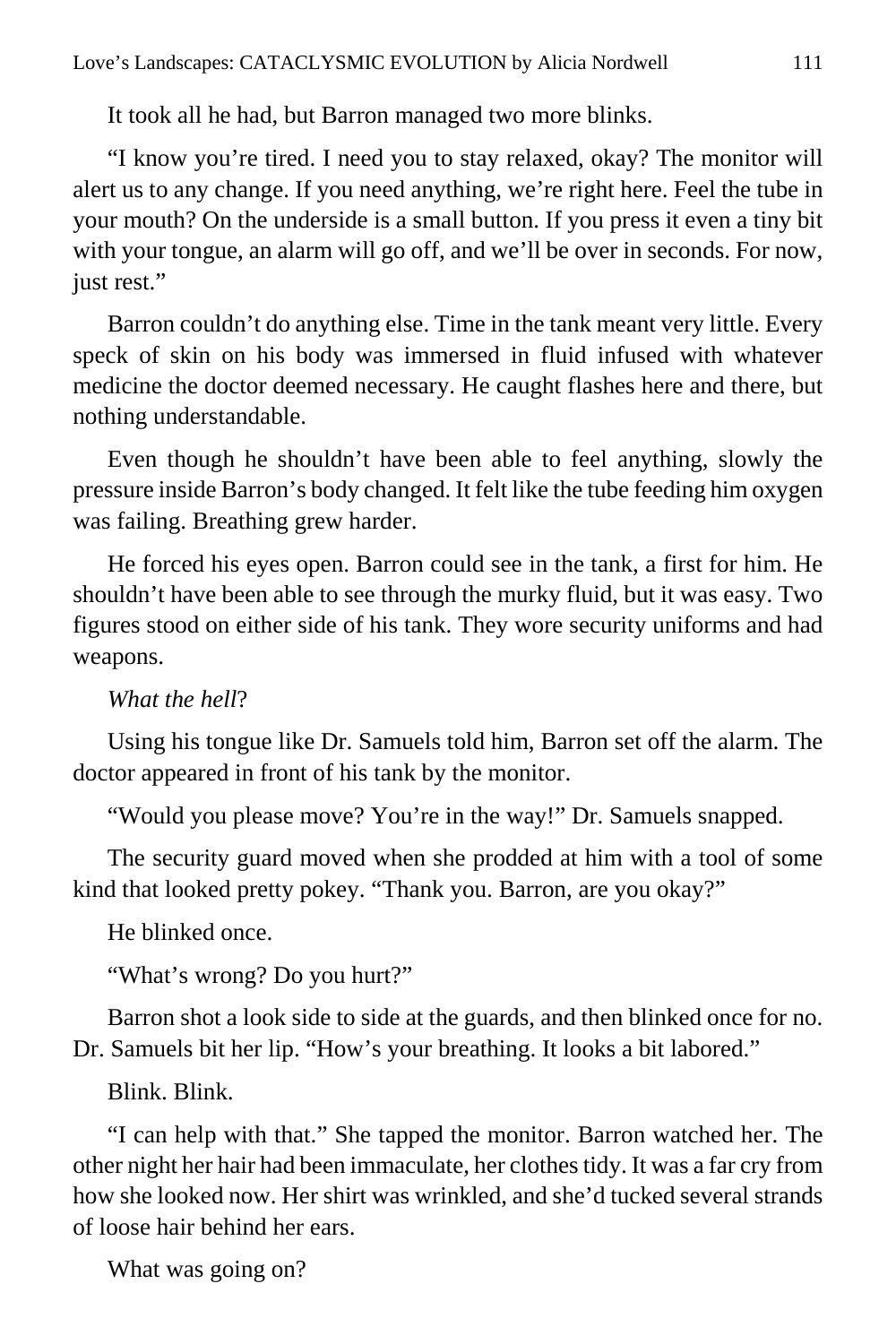It took all he had, but Barron managed two more blinks.

"I know you're tired. I need you to stay relaxed, okay? The monitor will alert us to any change. If you need anything, we're right here. Feel the tube in your mouth? On the underside is a small button. If you press it even a tiny bit with your tongue, an alarm will go off, and we'll be over in seconds. For now, just rest."

Barron couldn't do anything else. Time in the tank meant very little. Every speck of skin on his body was immersed in fluid infused with whatever medicine the doctor deemed necessary. He caught flashes here and there, but nothing understandable.

Even though he shouldn't have been able to feel anything, slowly the pressure inside Barron's body changed. It felt like the tube feeding him oxygen was failing. Breathing grew harder.

He forced his eyes open. Barron could see in the tank, a first for him. He shouldn't have been able to see through the murky fluid, but it was easy. Two figures stood on either side of his tank. They wore security uniforms and had weapons.

*What the hell*?

Using his tongue like Dr. Samuels told him, Barron set off the alarm. The doctor appeared in front of his tank by the monitor.

"Would you please move? You're in the way!" Dr. Samuels snapped.

The security guard moved when she prodded at him with a tool of some kind that looked pretty pokey. "Thank you. Barron, are you okay?"

He blinked once.

"What's wrong? Do you hurt?"

Barron shot a look side to side at the guards, and then blinked once for no. Dr. Samuels bit her lip. "How's your breathing. It looks a bit labored."

Blink. Blink.

"I can help with that." She tapped the monitor. Barron watched her. The other night her hair had been immaculate, her clothes tidy. It was a far cry from how she looked now. Her shirt was wrinkled, and she'd tucked several strands of loose hair behind her ears.

What was going on?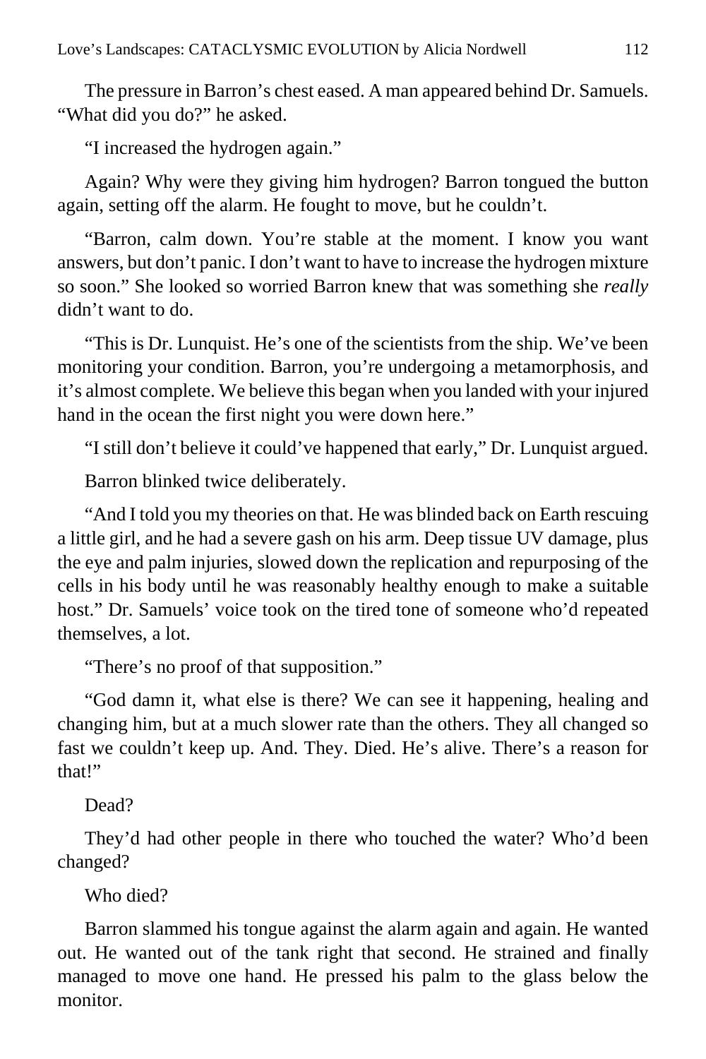The pressure in Barron's chest eased. A man appeared behind Dr. Samuels. "What did you do?" he asked.

"I increased the hydrogen again."

Again? Why were they giving him hydrogen? Barron tongued the button again, setting off the alarm. He fought to move, but he couldn't.

"Barron, calm down. You're stable at the moment. I know you want answers, but don't panic. I don't want to have to increase the hydrogen mixture so soon." She looked so worried Barron knew that was something she *really* didn't want to do.

"This is Dr. Lunquist. He's one of the scientists from the ship. We've been monitoring your condition. Barron, you're undergoing a metamorphosis, and it's almost complete. We believe this began when you landed with your injured hand in the ocean the first night you were down here."

"I still don't believe it could've happened that early," Dr. Lunquist argued.

Barron blinked twice deliberately.

"And I told you my theories on that. He was blinded back on Earth rescuing a little girl, and he had a severe gash on his arm. Deep tissue UV damage, plus the eye and palm injuries, slowed down the replication and repurposing of the cells in his body until he was reasonably healthy enough to make a suitable host." Dr. Samuels' voice took on the tired tone of someone who'd repeated themselves, a lot.

"There's no proof of that supposition."

"God damn it, what else is there? We can see it happening, healing and changing him, but at a much slower rate than the others. They all changed so fast we couldn't keep up. And. They. Died. He's alive. There's a reason for that!"

Dead?

They'd had other people in there who touched the water? Who'd been changed?

Who died?

Barron slammed his tongue against the alarm again and again. He wanted out. He wanted out of the tank right that second. He strained and finally managed to move one hand. He pressed his palm to the glass below the monitor.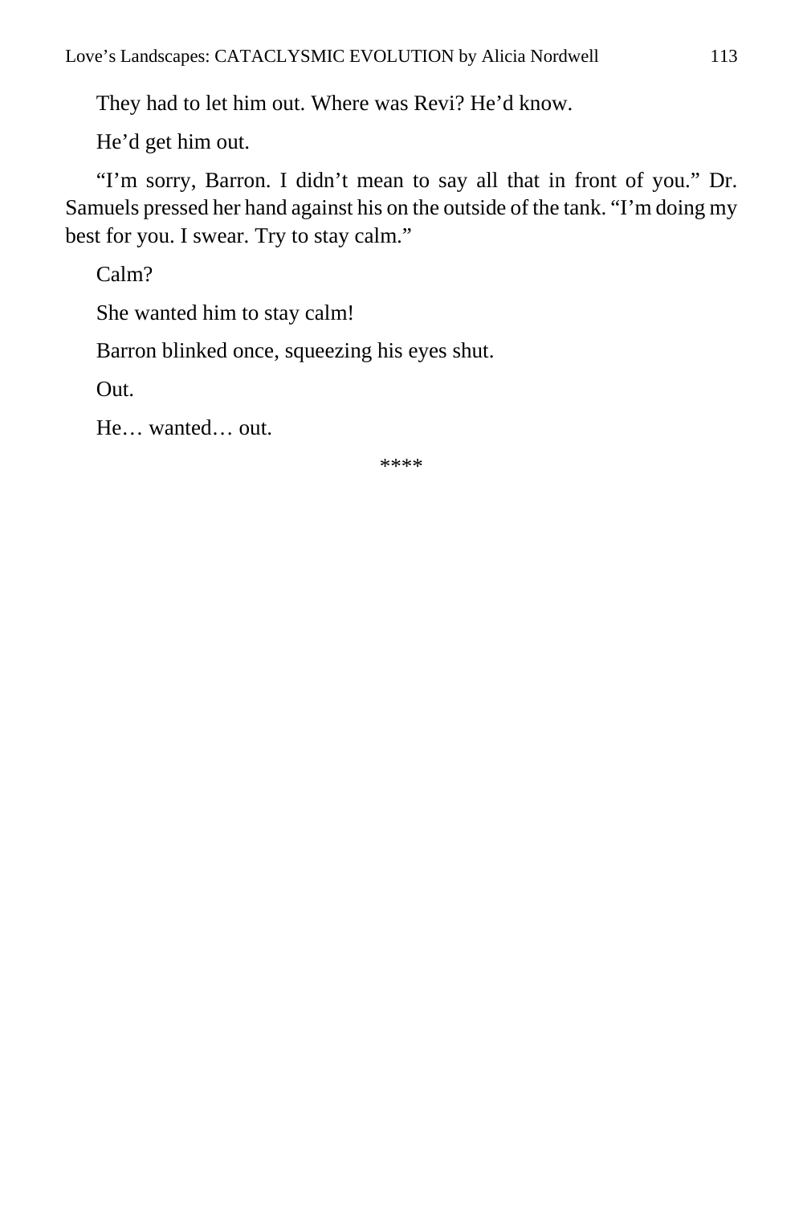They had to let him out. Where was Revi? He'd know.

He'd get him out.

"I'm sorry, Barron. I didn't mean to say all that in front of you." Dr. Samuels pressed her hand against his on the outside of the tank. "I'm doing my best for you. I swear. Try to stay calm."

Calm?

She wanted him to stay calm!

Barron blinked once, squeezing his eyes shut.

Out.

He… wanted… out.

****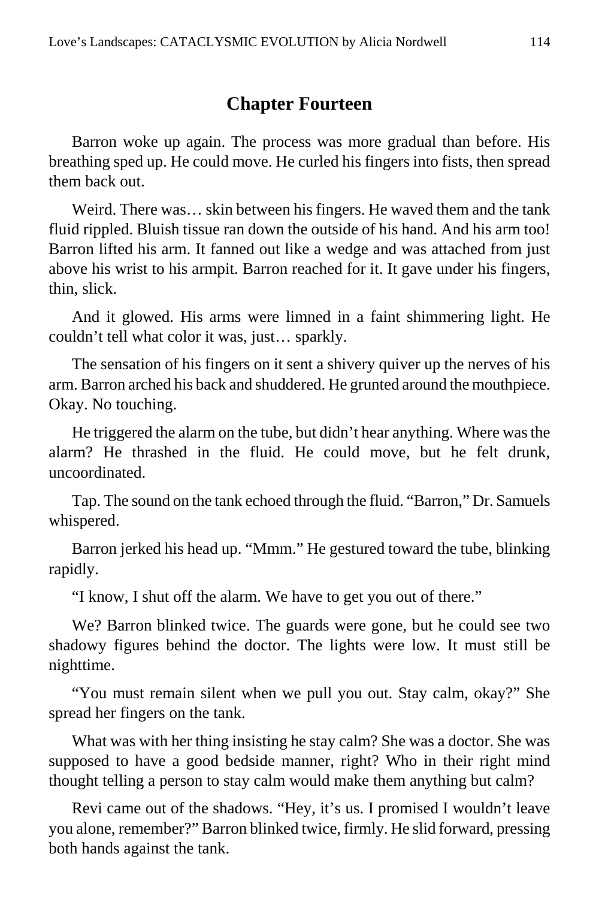## Chapter Fourteen

Barron woke up again. The process was more gradual than before. His breathing sped up. He could move. He curled his fingers into fists, then spread them back out.

Weird. There was… skin between his fingers. He waved them and the tank fluid rippled. Bluish tissue ran down the outside of his hand. And his arm too! Barron lifted his arm. It fanned out like a wedge and was attached from just above his wrist to his armpit. Barron reached for it. It gave under his fingers, thin, slick.

And it glowed. His arms were limned in a faint shimmering light. He couldn't tell what color it was, just… sparkly.

The sensation of his fingers on it sent a shivery quiver up the nerves of his arm. Barron arched his back and shuddered. He grunted around the mouthpiece. Okay. No touching.

He triggered the alarm on the tube, but didn't hear anything. Where was the alarm? He thrashed in the fluid. He could move, but he felt drunk, uncoordinated.

Tap. The sound on the tank echoed through the fluid. "Barron," Dr. Samuels whispered.

Barron jerked his head up. "Mmm." He gestured toward the tube, blinking rapidly.

"I know, I shut off the alarm. We have to get you out of there."

We? Barron blinked twice. The guards were gone, but he could see two shadowy figures behind the doctor. The lights were low. It must still be nighttime.

"You must remain silent when we pull you out. Stay calm, okay?" She spread her fingers on the tank.

What was with her thing insisting he stay calm? She was a doctor. She was supposed to have a good bedside manner, right? Who in their right mind thought telling a person to stay calm would make them anything but calm?

Revi came out of the shadows. "Hey, it's us. I promised I wouldn't leave you alone, remember?" Barron blinked twice, firmly. He slid forward, pressing both hands against the tank.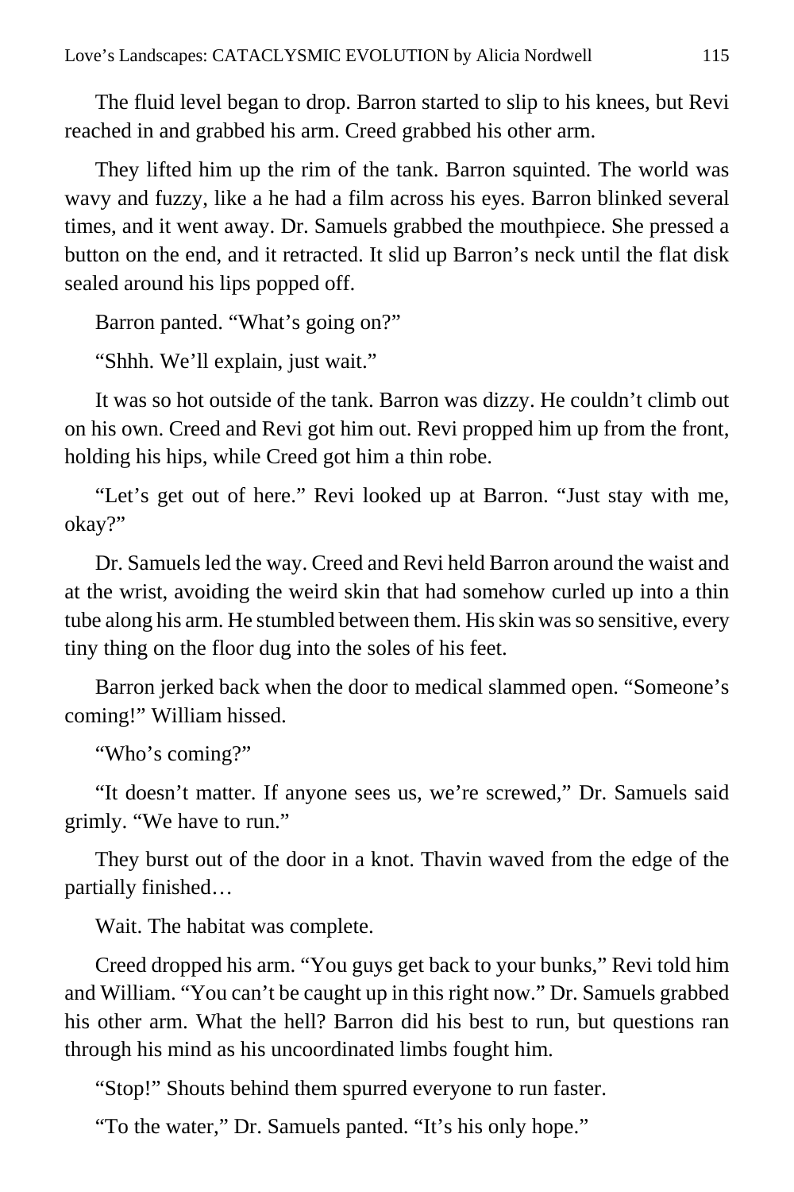The fluid level began to drop. Barron started to slip to his knees, but Revi reached in and grabbed his arm. Creed grabbed his other arm.

They lifted him up the rim of the tank. Barron squinted. The world was wavy and fuzzy, like a he had a film across his eyes. Barron blinked several times, and it went away. Dr. Samuels grabbed the mouthpiece. She pressed a button on the end, and it retracted. It slid up Barron's neck until the flat disk sealed around his lips popped off.

Barron panted. "What's going on?"

"Shhh. We'll explain, just wait."

It was so hot outside of the tank. Barron was dizzy. He couldn't climb out on his own. Creed and Revi got him out. Revi propped him up from the front, holding his hips, while Creed got him a thin robe.

"Let's get out of here." Revi looked up at Barron. "Just stay with me, okay?"

Dr. Samuels led the way. Creed and Revi held Barron around the waist and at the wrist, avoiding the weird skin that had somehow curled up into a thin tube along his arm. He stumbled between them. His skin was so sensitive, every tiny thing on the floor dug into the soles of his feet.

Barron jerked back when the door to medical slammed open. "Someone's coming!" William hissed.

"Who's coming?"

"It doesn't matter. If anyone sees us, we're screwed," Dr. Samuels said grimly. "We have to run."

They burst out of the door in a knot. Thavin waved from the edge of the partially finished…

Wait. The habitat was complete.

Creed dropped his arm. "You guys get back to your bunks," Revi told him and William. "You can't be caught up in this right now." Dr. Samuels grabbed his other arm. What the hell? Barron did his best to run, but questions ran through his mind as his uncoordinated limbs fought him.

"Stop!" Shouts behind them spurred everyone to run faster.

"To the water," Dr. Samuels panted. "It's his only hope."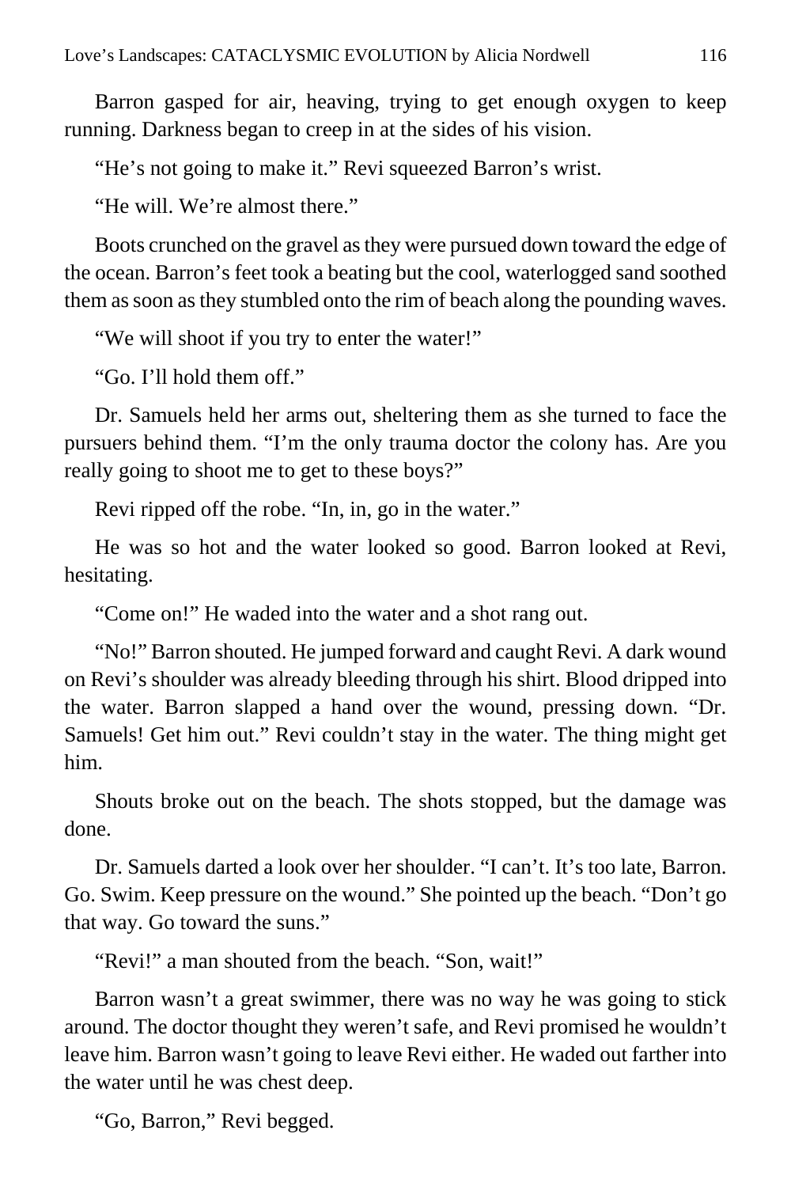Barron gasped for air, heaving, trying to get enough oxygen to keep running. Darkness began to creep in at the sides of his vision.

"He's not going to make it." Revi squeezed Barron's wrist.

"He will. We're almost there."

Boots crunched on the gravel as they were pursued down toward the edge of the ocean. Barron's feet took a beating but the cool, waterlogged sand soothed them as soon as they stumbled onto the rim of beach along the pounding waves.

"We will shoot if you try to enter the water!"

"Go. I'll hold them off."

Dr. Samuels held her arms out, sheltering them as she turned to face the pursuers behind them. "I'm the only trauma doctor the colony has. Are you really going to shoot me to get to these boys?"

Revi ripped off the robe. "In, in, go in the water."

He was so hot and the water looked so good. Barron looked at Revi, hesitating.

"Come on!" He waded into the water and a shot rang out.

"No!" Barron shouted. He jumped forward and caught Revi. A dark wound on Revi's shoulder was already bleeding through his shirt. Blood dripped into the water. Barron slapped a hand over the wound, pressing down. "Dr. Samuels! Get him out." Revi couldn't stay in the water. The thing might get him.

Shouts broke out on the beach. The shots stopped, but the damage was done.

Dr. Samuels darted a look over her shoulder. "I can't. It's too late, Barron. Go. Swim. Keep pressure on the wound." She pointed up the beach. "Don't go that way. Go toward the suns."

"Revi!" a man shouted from the beach. "Son, wait!"

Barron wasn't a great swimmer, there was no way he was going to stick around. The doctor thought they weren't safe, and Revi promised he wouldn't leave him. Barron wasn't going to leave Revi either. He waded out farther into the water until he was chest deep.

"Go, Barron," Revi begged.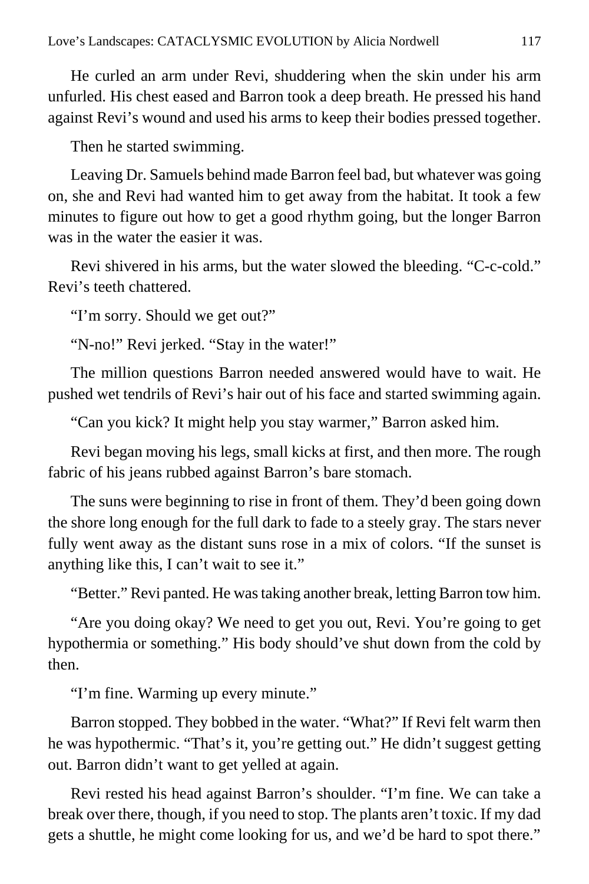He curled an arm under Revi, shuddering when the skin under his arm unfurled. His chest eased and Barron took a deep breath. He pressed his hand against Revi's wound and used his arms to keep their bodies pressed together.

Then he started swimming.

Leaving Dr. Samuels behind made Barron feel bad, but whatever was going on, she and Revi had wanted him to get away from the habitat. It took a few minutes to figure out how to get a good rhythm going, but the longer Barron was in the water the easier it was.

Revi shivered in his arms, but the water slowed the bleeding. "C-c-cold." Revi's teeth chattered.

"I'm sorry. Should we get out?"

"N-no!" Revi jerked. "Stay in the water!"

The million questions Barron needed answered would have to wait. He pushed wet tendrils of Revi's hair out of his face and started swimming again.

"Can you kick? It might help you stay warmer," Barron asked him.

Revi began moving his legs, small kicks at first, and then more. The rough fabric of his jeans rubbed against Barron's bare stomach.

The suns were beginning to rise in front of them. They'd been going down the shore long enough for the full dark to fade to a steely gray. The stars never fully went away as the distant suns rose in a mix of colors. "If the sunset is anything like this, I can't wait to see it."

"Better." Revi panted. He was taking another break, letting Barron tow him.

"Are you doing okay? We need to get you out, Revi. You're going to get hypothermia or something." His body should've shut down from the cold by then.

"I'm fine. Warming up every minute."

Barron stopped. They bobbed in the water. "What?" If Revi felt warm then he was hypothermic. "That's it, you're getting out." He didn't suggest getting out. Barron didn't want to get yelled at again.

Revi rested his head against Barron's shoulder. "I'm fine. We can take a break over there, though, if you need to stop. The plants aren't toxic. If my dad gets a shuttle, he might come looking for us, and we'd be hard to spot there."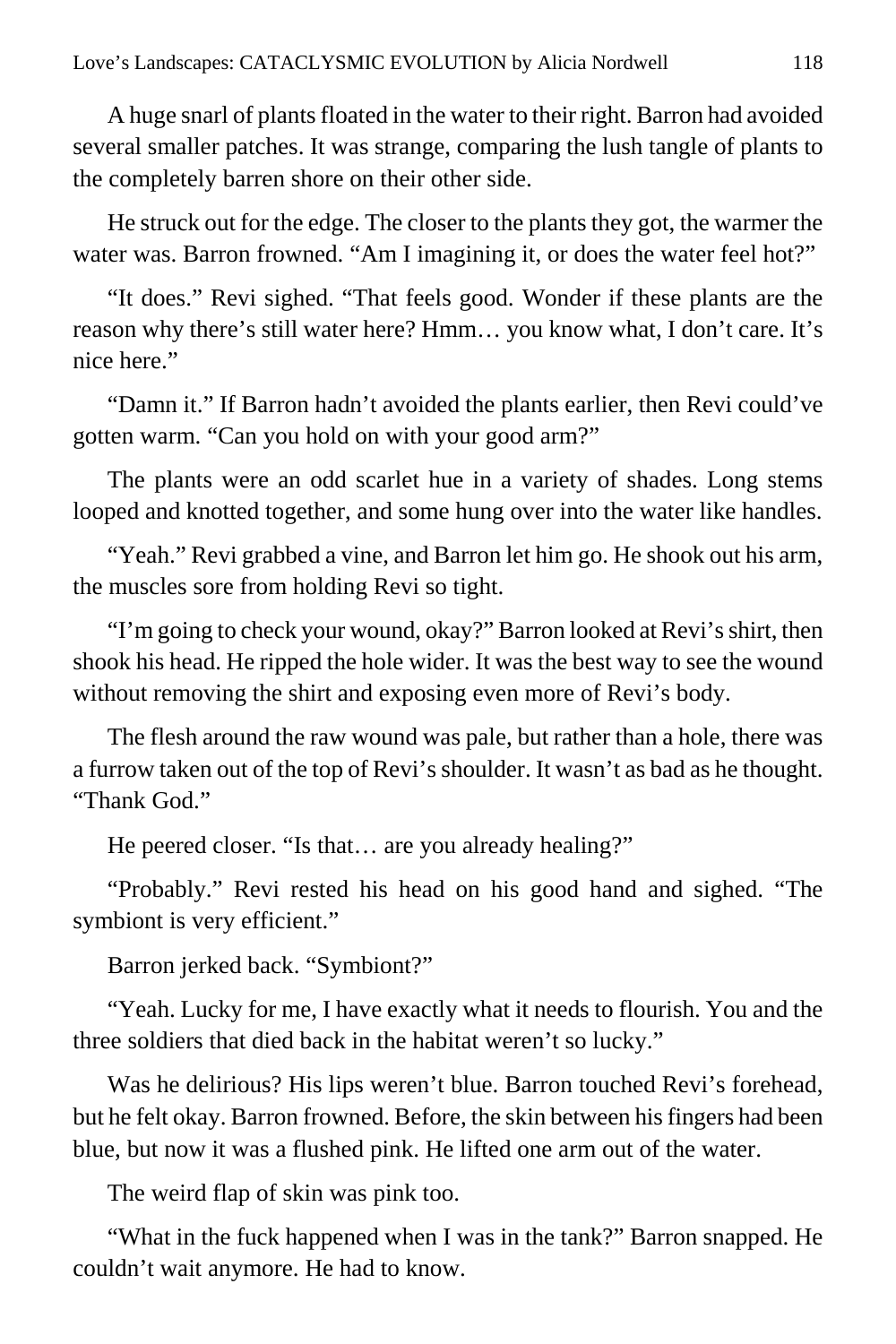A huge snarl of plants floated in the water to their right. Barron had avoided several smaller patches. It was strange, comparing the lush tangle of plants to the completely barren shore on their other side.

He struck out for the edge. The closer to the plants they got, the warmer the water was. Barron frowned. "Am I imagining it, or does the water feel hot?"

"It does." Revi sighed. "That feels good. Wonder if these plants are the reason why there's still water here? Hmm… you know what, I don't care. It's nice here."

"Damn it." If Barron hadn't avoided the plants earlier, then Revi could've gotten warm. "Can you hold on with your good arm?"

The plants were an odd scarlet hue in a variety of shades. Long stems looped and knotted together, and some hung over into the water like handles.

"Yeah." Revi grabbed a vine, and Barron let him go. He shook out his arm, the muscles sore from holding Revi so tight.

"I'm going to check your wound, okay?" Barron looked at Revi's shirt, then shook his head. He ripped the hole wider. It was the best way to see the wound without removing the shirt and exposing even more of Revi's body.

The flesh around the raw wound was pale, but rather than a hole, there was a furrow taken out of the top of Revi's shoulder. It wasn't as bad as he thought. "Thank God."

He peered closer. "Is that… are you already healing?"

"Probably." Revi rested his head on his good hand and sighed. "The symbiont is very efficient."

Barron jerked back. "Symbiont?"

"Yeah. Lucky for me, I have exactly what it needs to flourish. You and the three soldiers that died back in the habitat weren't so lucky."

Was he delirious? His lips weren't blue. Barron touched Revi's forehead, but he felt okay. Barron frowned. Before, the skin between his fingers had been blue, but now it was a flushed pink. He lifted one arm out of the water.

The weird flap of skin was pink too.

"What in the fuck happened when I was in the tank?" Barron snapped. He couldn't wait anymore. He had to know.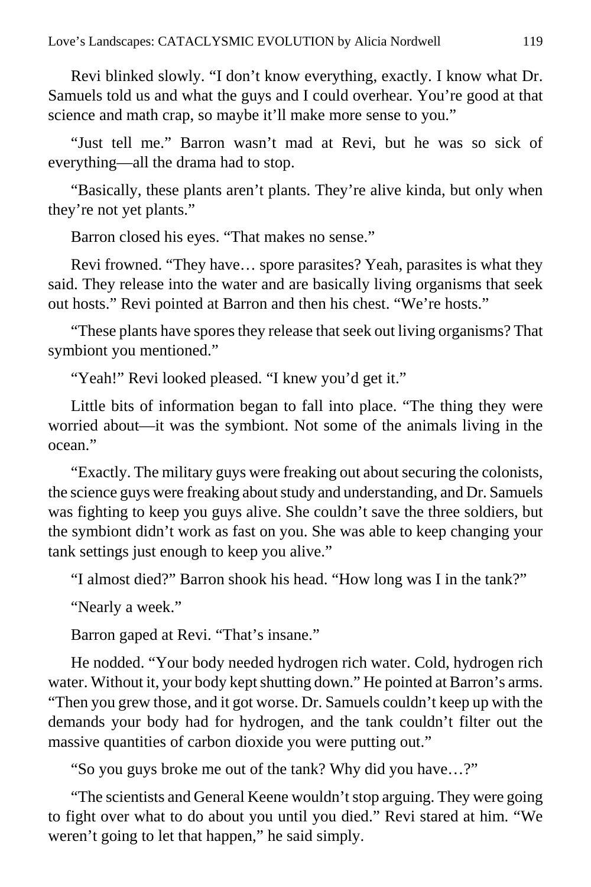Revi blinked slowly. "I don't know everything, exactly. I know what Dr. Samuels told us and what the guys and I could overhear. You're good at that science and math crap, so maybe it'll make more sense to you."

"Just tell me." Barron wasn't mad at Revi, but he was so sick of everything—all the drama had to stop.

"Basically, these plants aren't plants. They're alive kinda, but only when they're not yet plants."

Barron closed his eyes. "That makes no sense."

Revi frowned. "They have… spore parasites? Yeah, parasites is what they said. They release into the water and are basically living organisms that seek out hosts." Revi pointed at Barron and then his chest. "We're hosts."

"These plants have spores they release that seek out living organisms? That symbiont you mentioned."

"Yeah!" Revi looked pleased. "I knew you'd get it."

Little bits of information began to fall into place. "The thing they were worried about—it was the symbiont. Not some of the animals living in the ocean."

"Exactly. The military guys were freaking out about securing the colonists, the science guys were freaking about study and understanding, and Dr. Samuels was fighting to keep you guys alive. She couldn't save the three soldiers, but the symbiont didn't work as fast on you. She was able to keep changing your tank settings just enough to keep you alive."

"I almost died?" Barron shook his head. "How long was I in the tank?"

"Nearly a week."

Barron gaped at Revi. "That's insane."

He nodded. "Your body needed hydrogen rich water. Cold, hydrogen rich water. Without it, your body kept shutting down." He pointed at Barron's arms. "Then you grew those, and it got worse. Dr. Samuels couldn't keep up with the demands your body had for hydrogen, and the tank couldn't filter out the massive quantities of carbon dioxide you were putting out."

"So you guys broke me out of the tank? Why did you have…?"

"The scientists and General Keene wouldn't stop arguing. They were going to fight over what to do about you until you died." Revi stared at him. "We weren't going to let that happen," he said simply.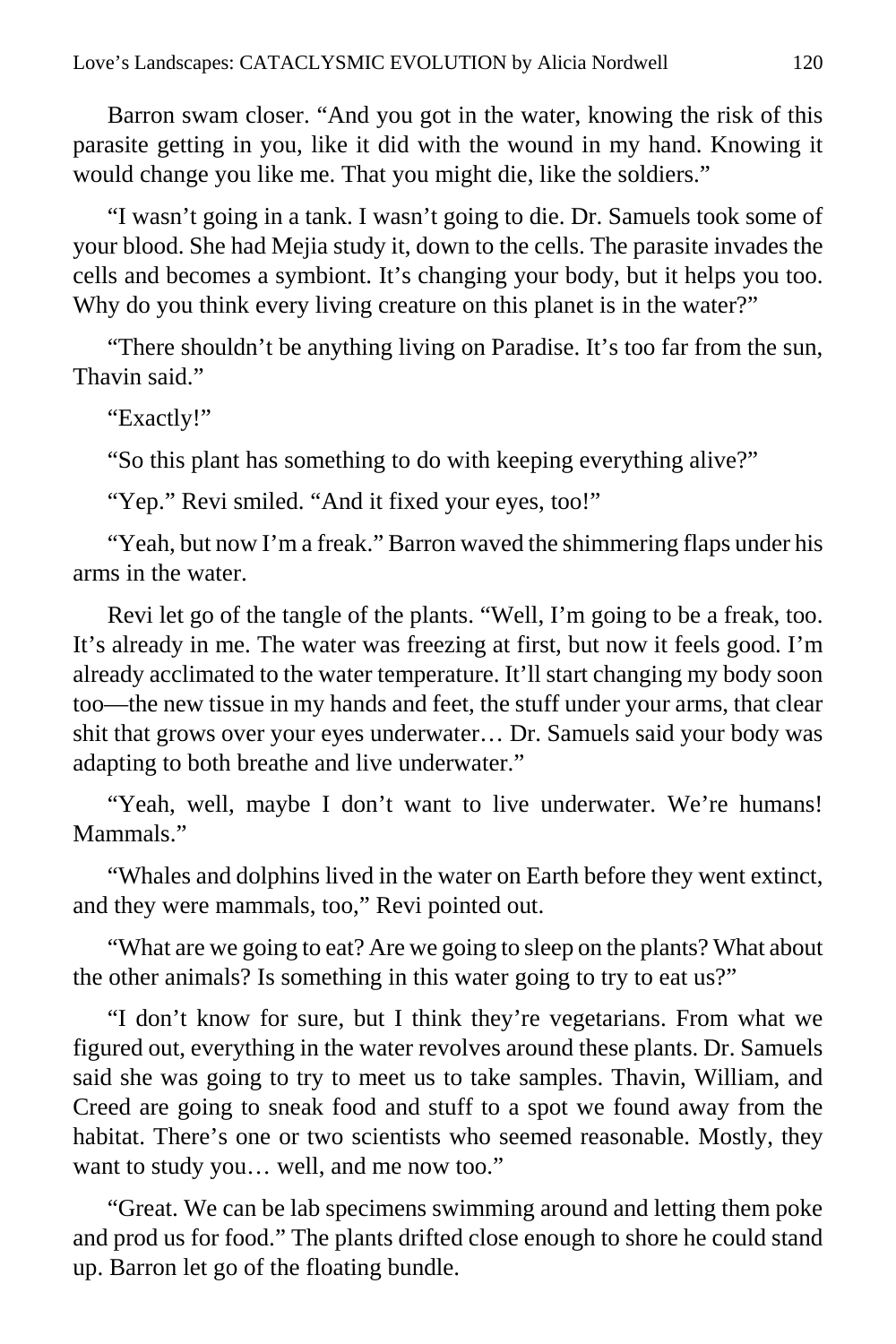Barron swam closer. "And you got in the water, knowing the risk of this parasite getting in you, like it did with the wound in my hand. Knowing it would change you like me. That you might die, like the soldiers."

"I wasn't going in a tank. I wasn't going to die. Dr. Samuels took some of your blood. She had Mejia study it, down to the cells. The parasite invades the cells and becomes a symbiont. It's changing your body, but it helps you too. Why do you think every living creature on this planet is in the water?"

"There shouldn't be anything living on Paradise. It's too far from the sun, Thavin said."

"Exactly!"

"So this plant has something to do with keeping everything alive?"

"Yep." Revi smiled. "And it fixed your eyes, too!"

"Yeah, but now I'm a freak." Barron waved the shimmering flaps under his arms in the water.

Revi let go of the tangle of the plants. "Well, I'm going to be a freak, too. It's already in me. The water was freezing at first, but now it feels good. I'm already acclimated to the water temperature. It'll start changing my body soon too—the new tissue in my hands and feet, the stuff under your arms, that clear shit that grows over your eyes underwater… Dr. Samuels said your body was adapting to both breathe and live underwater."

"Yeah, well, maybe I don't want to live underwater. We're humans! Mammals."

"Whales and dolphins lived in the water on Earth before they went extinct, and they were mammals, too," Revi pointed out.

"What are we going to eat? Are we going to sleep on the plants? What about the other animals? Is something in this water going to try to eat us?"

"I don't know for sure, but I think they're vegetarians. From what we figured out, everything in the water revolves around these plants. Dr. Samuels said she was going to try to meet us to take samples. Thavin, William, and Creed are going to sneak food and stuff to a spot we found away from the habitat. There's one or two scientists who seemed reasonable. Mostly, they want to study you… well, and me now too."

"Great. We can be lab specimens swimming around and letting them poke and prod us for food." The plants drifted close enough to shore he could stand up. Barron let go of the floating bundle.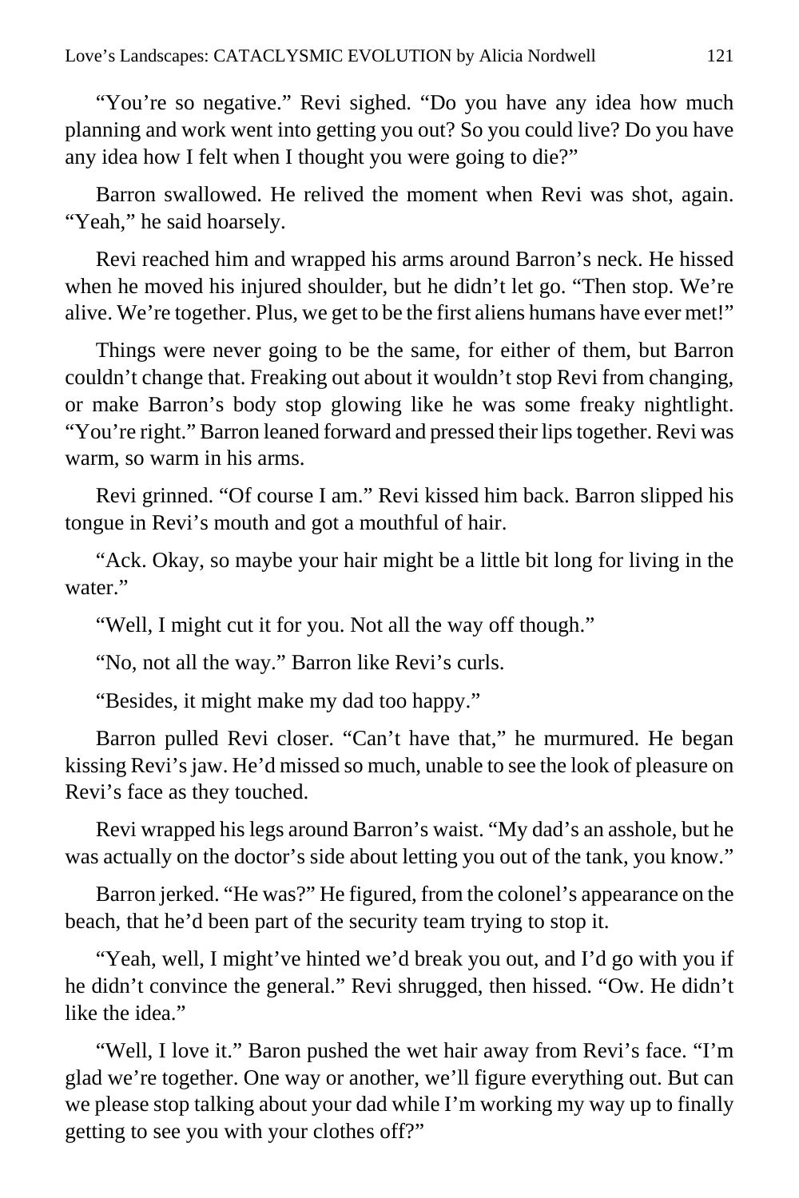"You're so negative." Revi sighed. "Do you have any idea how much planning and work went into getting you out? So you could live? Do you have any idea how I felt when I thought you were going to die?"

Barron swallowed. He relived the moment when Revi was shot, again. "Yeah," he said hoarsely.

Revi reached him and wrapped his arms around Barron's neck. He hissed when he moved his injured shoulder, but he didn't let go. "Then stop. We're alive. We're together. Plus, we get to be the first aliens humans have ever met!"

Things were never going to be the same, for either of them, but Barron couldn't change that. Freaking out about it wouldn't stop Revi from changing, or make Barron's body stop glowing like he was some freaky nightlight. "You're right." Barron leaned forward and pressed their lips together. Revi was warm, so warm in his arms.

Revi grinned. "Of course I am." Revi kissed him back. Barron slipped his tongue in Revi's mouth and got a mouthful of hair.

"Ack. Okay, so maybe your hair might be a little bit long for living in the water."

"Well, I might cut it for you. Not all the way off though."

"No, not all the way." Barron like Revi's curls.

"Besides, it might make my dad too happy."

Barron pulled Revi closer. "Can't have that," he murmured. He began kissing Revi's jaw. He'd missed so much, unable to see the look of pleasure on Revi's face as they touched.

Revi wrapped his legs around Barron's waist. "My dad's an asshole, but he was actually on the doctor's side about letting you out of the tank, you know."

Barron jerked. "He was?" He figured, from the colonel's appearance on the beach, that he'd been part of the security team trying to stop it.

"Yeah, well, I might've hinted we'd break you out, and I'd go with you if he didn't convince the general." Revi shrugged, then hissed. "Ow. He didn't like the idea."

"Well, I love it." Baron pushed the wet hair away from Revi's face. "I'm glad we're together. One way or another, we'll figure everything out. But can we please stop talking about your dad while I'm working my way up to finally getting to see you with your clothes off?"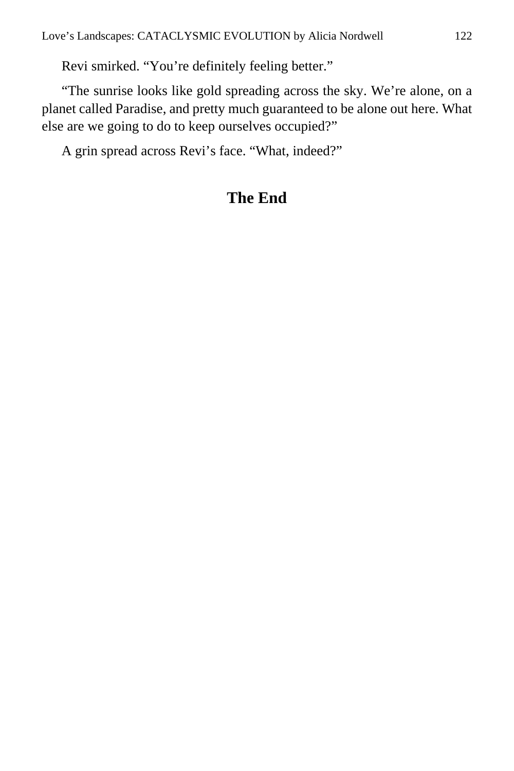Revi smirked. “You’re definitely feeling better.”

“The sunrise looks like gold spreading across the sky. We’re alone, on a planet called Paradise, and pretty much guaranteed to be alone out here. What else are we going to do to keep ourselves occupied?”

A grin spread across Revi’s face. “What, indeed?”

## The End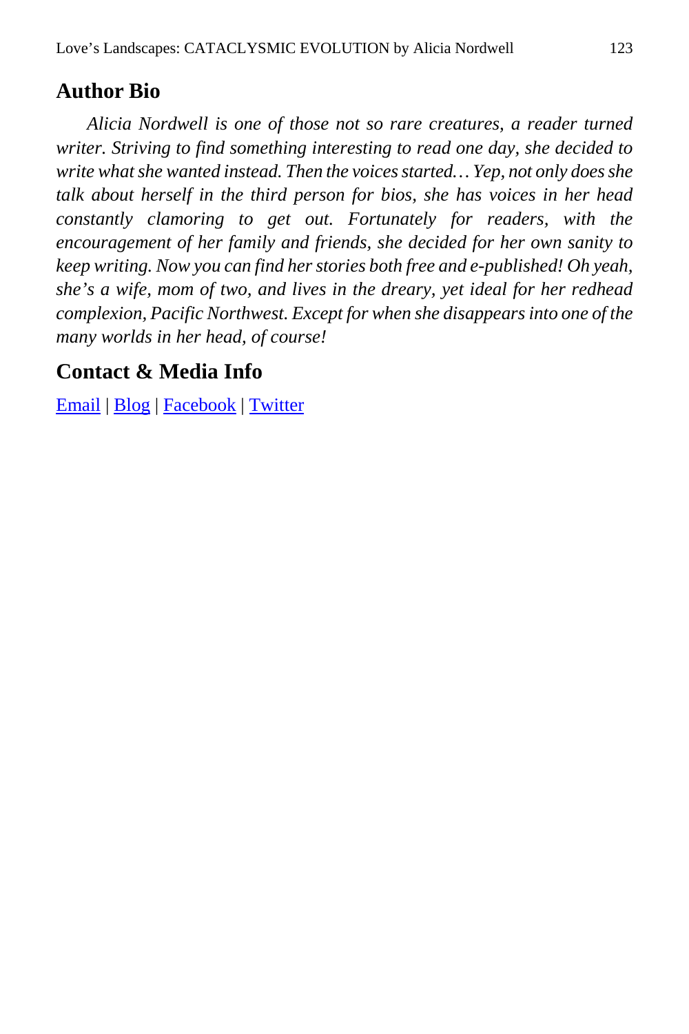## Author Bio

*Alicia Nordwell is one of those not so rare creatures, a reader turned writer. Striving to find something interesting to read one day, she decided to write what she wanted instead. Then the voices started… Yep, not only does she talk about herself in the third person for bios, she has voices in her head constantly clamoring to get out. Fortunately for readers, with the encouragement of her family and friends, she decided for her own sanity to keep writing. Now you can find her stories both free and e-published! Oh yeah, she's a wife, mom of two, and lives in the dreary, yet ideal for her redhead complexion, Pacific Northwest. Except for when she disappears into one of the many worlds in her head, of course!*

## Contact & Media Info

Email | Blog | Facebook | Twitter